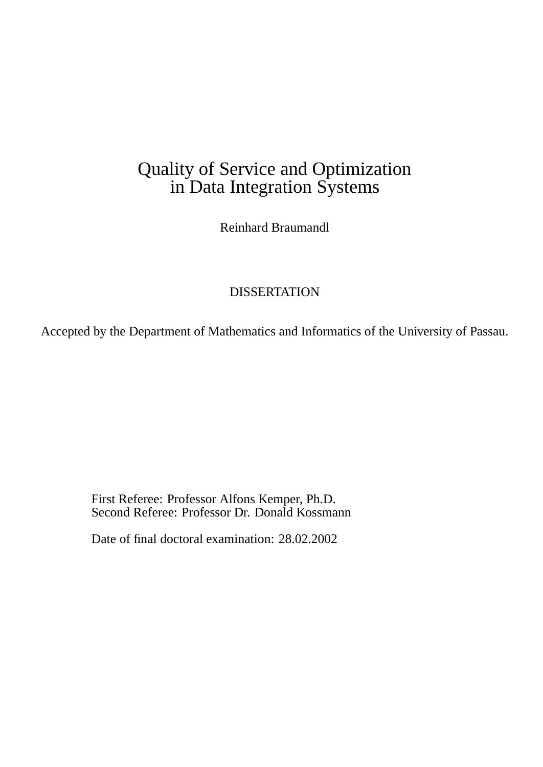# Quality of Service and Optimization in Data Integration Systems

Reinhard Braumandl

DISSERTATION

Accepted by the Department of Mathematics and Informatics of the University of Passau.

First Referee: Professor Alfons Kemper, Ph.D.
Second Referee: Professor Dr. Donald Kossmann

Date of final doctoral examination: 28.02.2002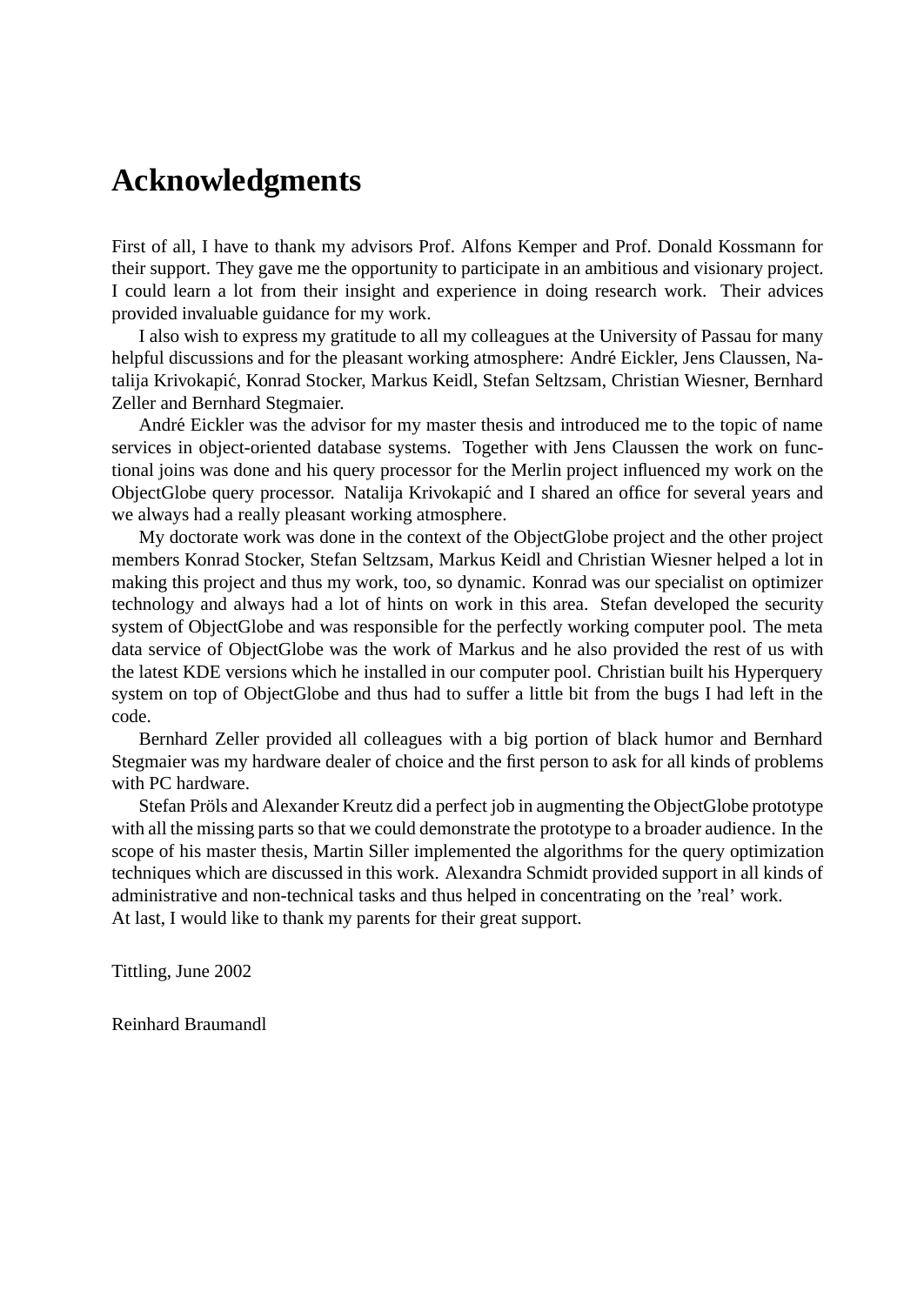# Acknowledgments

First of all, I have to thank my advisors Prof. Alfons Kemper and Prof. Donald Kossmann for their support. They gave me the opportunity to participate in an ambitious and visionary project. I could learn a lot from their insight and experience in doing research work. Their advices provided invaluable guidance for my work.

I also wish to express my gratitude to all my colleagues at the University of Passau for many helpful discussions and for the pleasant working atmosphere: André Eickler, Jens Claussen, Natalija Krivokapić, Konrad Stocker, Markus Keidl, Stefan Seltzsam, Christian Wiesner, Bernhard Zeller and Bernhard Stegmaier.

André Eickler was the advisor for my master thesis and introduced me to the topic of name services in object-oriented database systems. Together with Jens Claussen the work on functional joins was done and his query processor for the Merlin project influenced my work on the ObjectGlobe query processor. Natalija Krivokapić and I shared an office for several years and we always had a really pleasant working atmosphere.

My doctorate work was done in the context of the ObjectGlobe project and the other project members Konrad Stocker, Stefan Seltzsam, Markus Keidl and Christian Wiesner helped a lot in making this project and thus my work, too, so dynamic. Konrad was our specialist on optimizer technology and always had a lot of hints on work in this area. Stefan developed the security system of ObjectGlobe and was responsible for the perfectly working computer pool. The meta data service of ObjectGlobe was the work of Markus and he also provided the rest of us with the latest KDE versions which he installed in our computer pool. Christian built his Hyperquery system on top of ObjectGlobe and thus had to suffer a little bit from the bugs I had left in the code.

Bernhard Zeller provided all colleagues with a big portion of black humor and Bernhard Stegmaier was my hardware dealer of choice and the first person to ask for all kinds of problems with PC hardware.

Stefan Pröls and Alexander Kreutz did a perfect job in augmenting the ObjectGlobe prototype with all the missing parts so that we could demonstrate the prototype to a broader audience. In the scope of his master thesis, Martin Siller implemented the algorithms for the query optimization techniques which are discussed in this work. Alexandra Schmidt provided support in all kinds of administrative and non-technical tasks and thus helped in concentrating on the 'real' work.
At last, I would like to thank my parents for their great support.

Tittling, June 2002

Reinhard Braumandl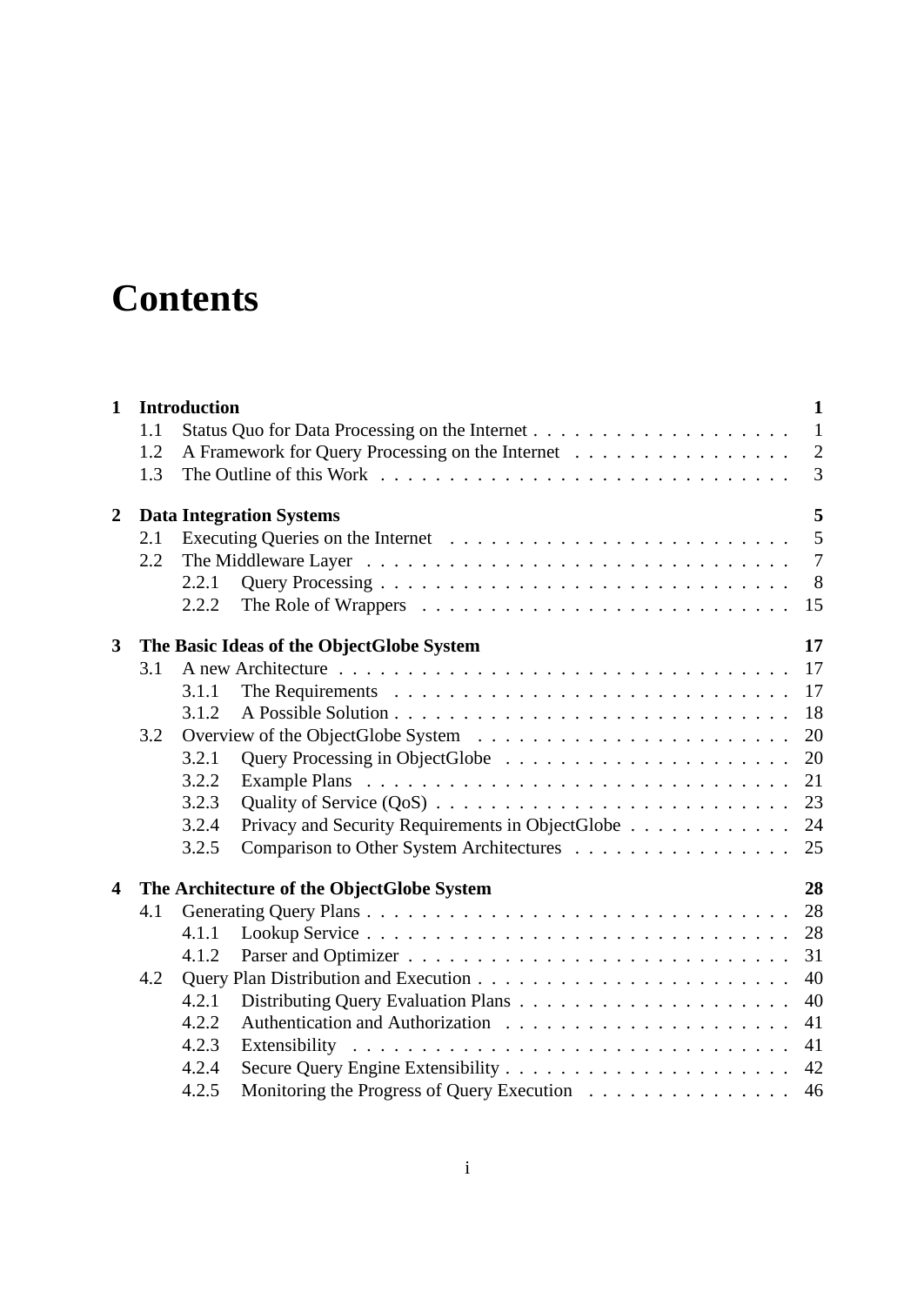# Contents

| | | | |
|---|---|---|---|
| **1** | **Introduction** | | **1** |
| | 1.1 | Status Quo for Data Processing on the Internet | 1 |
| | 1.2 | A Framework for Query Processing on the Internet | 2 |
| | 1.3 | The Outline of this Work | 3 |
| **2** | **Data Integration Systems** | | **5** |
| | 2.1 | Executing Queries on the Internet | 5 |
| | 2.2 | The Middleware Layer | 7 |
| | 2.2.1 | Query Processing | 8 |
| | 2.2.2 | The Role of Wrappers | 15 |
| **3** | **The Basic Ideas of the ObjectGlobe System** | | **17** |
| | 3.1 | A new Architecture | 17 |
| | 3.1.1 | The Requirements | 17 |
| | 3.1.2 | A Possible Solution | 18 |
| | 3.2 | Overview of the ObjectGlobe System | 20 |
| | 3.2.1 | Query Processing in ObjectGlobe | 20 |
| | 3.2.2 | Example Plans | 21 |
| | 3.2.3 | Quality of Service (QoS) | 23 |
| | 3.2.4 | Privacy and Security Requirements in ObjectGlobe | 24 |
| | 3.2.5 | Comparison to Other System Architectures | 25 |
| **4** | **The Architecture of the ObjectGlobe System** | | **28** |
| | 4.1 | Generating Query Plans | 28 |
| | 4.1.1 | Lookup Service | 28 |
| | 4.1.2 | Parser and Optimizer | 31 |
| | 4.2 | Query Plan Distribution and Execution | 40 |
| | 4.2.1 | Distributing Query Evaluation Plans | 40 |
| | 4.2.2 | Authentication and Authorization | 41 |
| | 4.2.3 | Extensibility | 41 |
| | 4.2.4 | Secure Query Engine Extensibility | 42 |
| | 4.2.5 | Monitoring the Progress of Query Execution | 46 |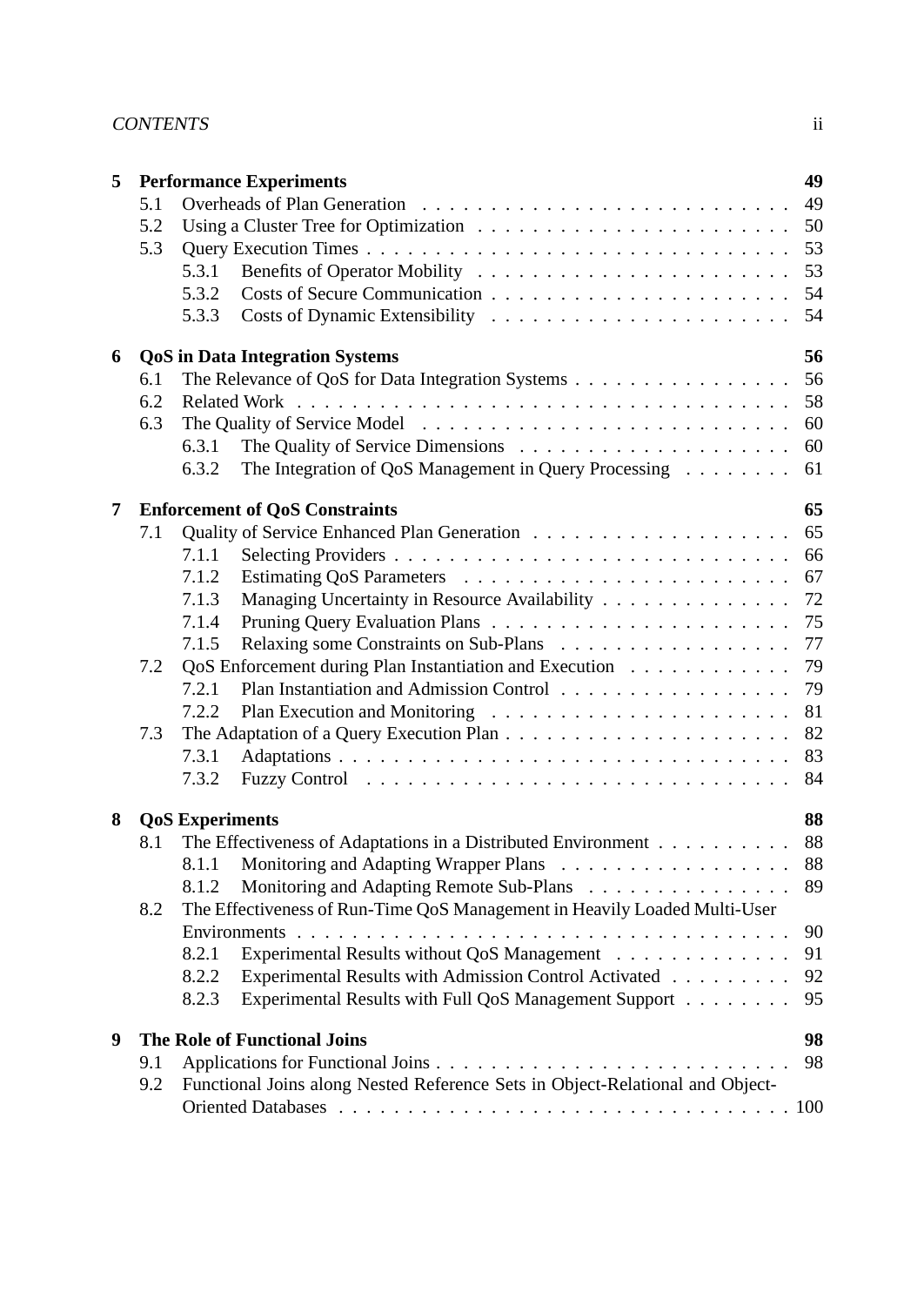**5 Performance Experiments** 49

- 5.1 Overheads of Plan Generation . . . . . . . . . . 49
- 5.2 Using a Cluster Tree for Optimization . . . . . . . . . . 50
- 5.3 Query Execution Times . . . . . . . . . . 53
  - 5.3.1 Benefits of Operator Mobility . . . . . . . . . . 53
  - 5.3.2 Costs of Secure Communication . . . . . . . . . . 54
  - 5.3.3 Costs of Dynamic Extensibility . . . . . . . . . . 54

**6 QoS in Data Integration Systems** 56

- 6.1 The Relevance of QoS for Data Integration Systems . . . . . . . . . . 56
- 6.2 Related Work . . . . . . . . . . 58
- 6.3 The Quality of Service Model . . . . . . . . . . 60
  - 6.3.1 The Quality of Service Dimensions . . . . . . . . . . 60
  - 6.3.2 The Integration of QoS Management in Query Processing . . . . . . . . . . 61

**7 Enforcement of QoS Constraints** 65

- 7.1 Quality of Service Enhanced Plan Generation . . . . . . . . . . 65
  - 7.1.1 Selecting Providers . . . . . . . . . . 66
  - 7.1.2 Estimating QoS Parameters . . . . . . . . . . 67
  - 7.1.3 Managing Uncertainty in Resource Availability . . . . . . . . . . 72
  - 7.1.4 Pruning Query Evaluation Plans . . . . . . . . . . 75
  - 7.1.5 Relaxing some Constraints on Sub-Plans . . . . . . . . . . 77
- 7.2 QoS Enforcement during Plan Instantiation and Execution . . . . . . . . . . 79
  - 7.2.1 Plan Instantiation and Admission Control . . . . . . . . . . 79
  - 7.2.2 Plan Execution and Monitoring . . . . . . . . . . 81
- 7.3 The Adaptation of a Query Execution Plan . . . . . . . . . . 82
  - 7.3.1 Adaptations . . . . . . . . . . 83
  - 7.3.2 Fuzzy Control . . . . . . . . . . 84

**8 QoS Experiments** 88

- 8.1 The Effectiveness of Adaptations in a Distributed Environment . . . . . . . . . . 88
  - 8.1.1 Monitoring and Adapting Wrapper Plans . . . . . . . . . . 88
  - 8.1.2 Monitoring and Adapting Remote Sub-Plans . . . . . . . . . . 89
- 8.2 The Effectiveness of Run-Time QoS Management in Heavily Loaded Multi-User Environments . . . . . . . . . . 90
  - 8.2.1 Experimental Results without QoS Management . . . . . . . . . . 91
  - 8.2.2 Experimental Results with Admission Control Activated . . . . . . . . . . 92
  - 8.2.3 Experimental Results with Full QoS Management Support . . . . . . . . . . 95

**9 The Role of Functional Joins** 98

- 9.1 Applications for Functional Joins . . . . . . . . . . 98
- 9.2 Functional Joins along Nested Reference Sets in Object-Relational and Object-Oriented Databases . . . . . . . . . . 100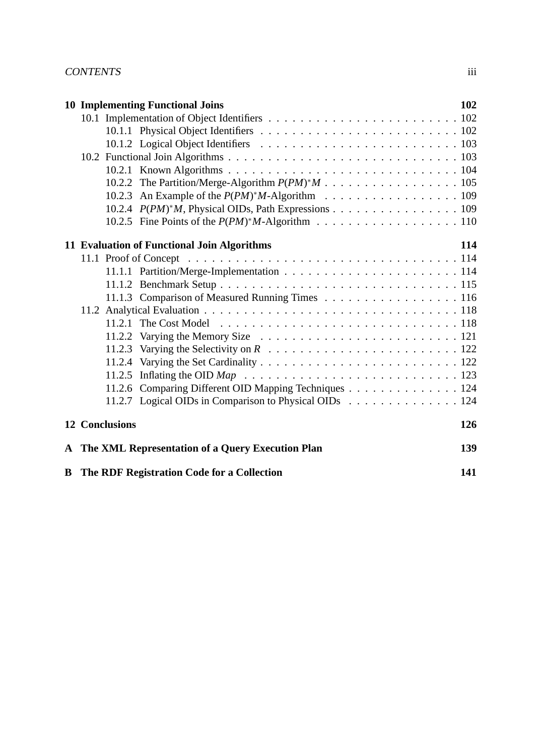**10 Implementing Functional Joins** **102**

- 10.1 Implementation of Object Identifiers . . . . . . . . . . . . . . . . . . . . . . . . 102
  - 10.1.1 Physical Object Identifiers . . . . . . . . . . . . . . . . . . . . . . . . . 102
  - 10.1.2 Logical Object Identifiers . . . . . . . . . . . . . . . . . . . . . . . . . 103
- 10.2 Functional Join Algorithms . . . . . . . . . . . . . . . . . . . . . . . . . . . . 103
  - 10.2.1 Known Algorithms . . . . . . . . . . . . . . . . . . . . . . . . . . . . 104
  - 10.2.2 The Partition/Merge-Algorithm $P(PM)^*M$ . . . . . . . . . . . . . . . . . 105
  - 10.2.3 An Example of the $P(PM)^*M$-Algorithm . . . . . . . . . . . . . . . . . 109
  - 10.2.4 $P(PM)^*M$, Physical OIDs, Path Expressions . . . . . . . . . . . . . . . . 109
  - 10.2.5 Fine Points of the $P(PM)^*M$-Algorithm . . . . . . . . . . . . . . . . . . 110

**11 Evaluation of Functional Join Algorithms** **114**

- 11.1 Proof of Concept . . . . . . . . . . . . . . . . . . . . . . . . . . . . . . . . . 114
  - 11.1.1 Partition/Merge-Implementation . . . . . . . . . . . . . . . . . . . . . . 114
  - 11.1.2 Benchmark Setup . . . . . . . . . . . . . . . . . . . . . . . . . . . . . 115
  - 11.1.3 Comparison of Measured Running Times . . . . . . . . . . . . . . . . . . 116
- 11.2 Analytical Evaluation . . . . . . . . . . . . . . . . . . . . . . . . . . . . . . . 118
  - 11.2.1 The Cost Model . . . . . . . . . . . . . . . . . . . . . . . . . . . . . . 118
  - 11.2.2 Varying the Memory Size . . . . . . . . . . . . . . . . . . . . . . . . . 121
  - 11.2.3 Varying the Selectivity on $R$ . . . . . . . . . . . . . . . . . . . . . . . 122
  - 11.2.4 Varying the Set Cardinality . . . . . . . . . . . . . . . . . . . . . . . . . 122
  - 11.2.5 Inflating the OID *Map* . . . . . . . . . . . . . . . . . . . . . . . . . . 123
  - 11.2.6 Comparing Different OID Mapping Techniques . . . . . . . . . . . . . . . 124
  - 11.2.7 Logical OIDs in Comparison to Physical OIDs . . . . . . . . . . . . . . . 124

**12 Conclusions** **126**

**A The XML Representation of a Query Execution Plan** **139**

**B The RDF Registration Code for a Collection** **141**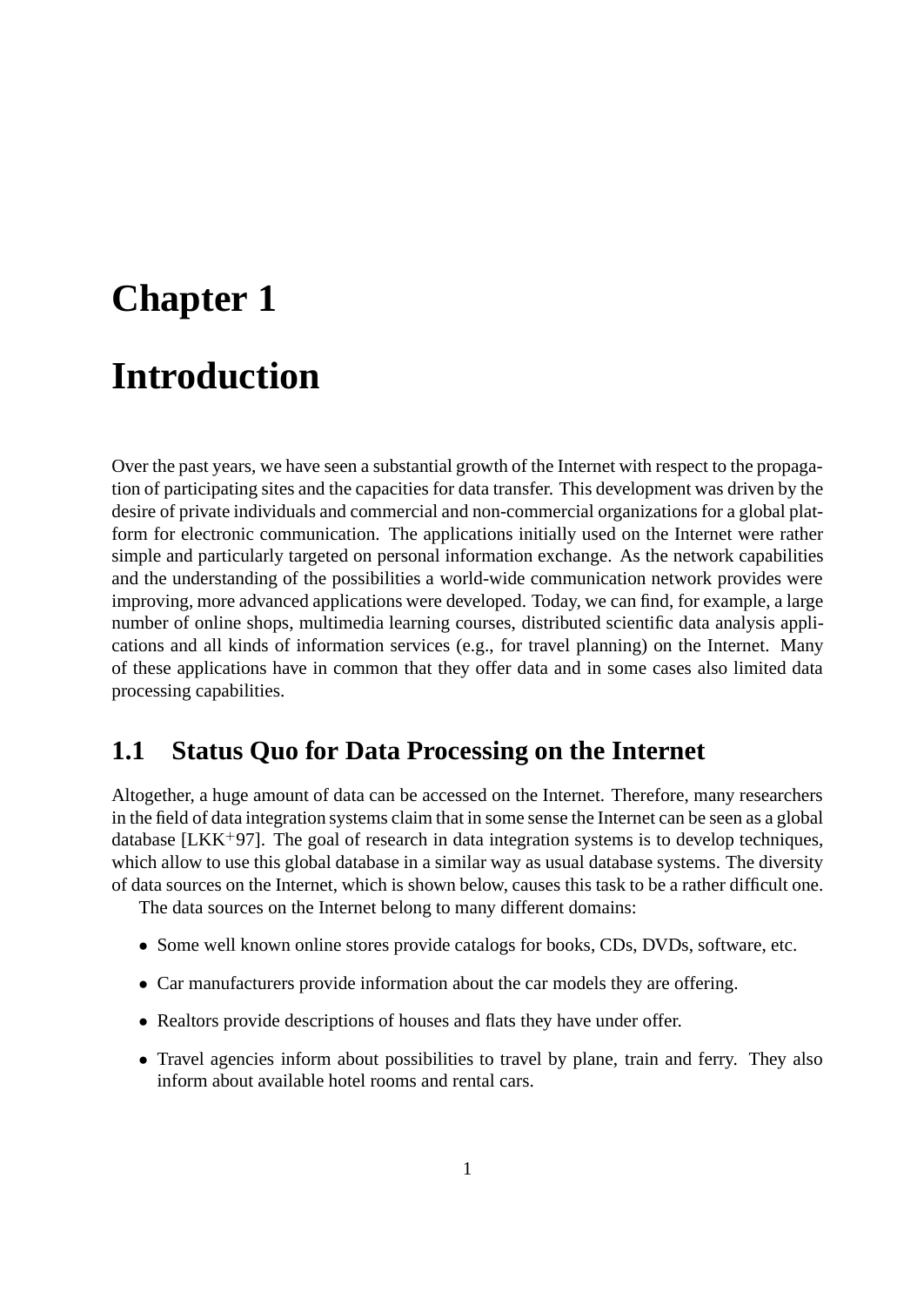# Chapter 1

# Introduction

Over the past years, we have seen a substantial growth of the Internet with respect to the propagation of participating sites and the capacities for data transfer. This development was driven by the desire of private individuals and commercial and non-commercial organizations for a global platform for electronic communication. The applications initially used on the Internet were rather simple and particularly targeted on personal information exchange. As the network capabilities and the understanding of the possibilities a world-wide communication network provides were improving, more advanced applications were developed. Today, we can find, for example, a large number of online shops, multimedia learning courses, distributed scientific data analysis applications and all kinds of information services (e.g., for travel planning) on the Internet. Many of these applications have in common that they offer data and in some cases also limited data processing capabilities.

## 1.1 Status Quo for Data Processing on the Internet

Altogether, a huge amount of data can be accessed on the Internet. Therefore, many researchers in the field of data integration systems claim that in some sense the Internet can be seen as a global database [LKK+97]. The goal of research in data integration systems is to develop techniques, which allow to use this global database in a similar way as usual database systems. The diversity of data sources on the Internet, which is shown below, causes this task to be a rather difficult one.

The data sources on the Internet belong to many different domains:

- Some well known online stores provide catalogs for books, CDs, DVDs, software, etc.
- Car manufacturers provide information about the car models they are offering.
- Realtors provide descriptions of houses and flats they have under offer.
- Travel agencies inform about possibilities to travel by plane, train and ferry. They also inform about available hotel rooms and rental cars.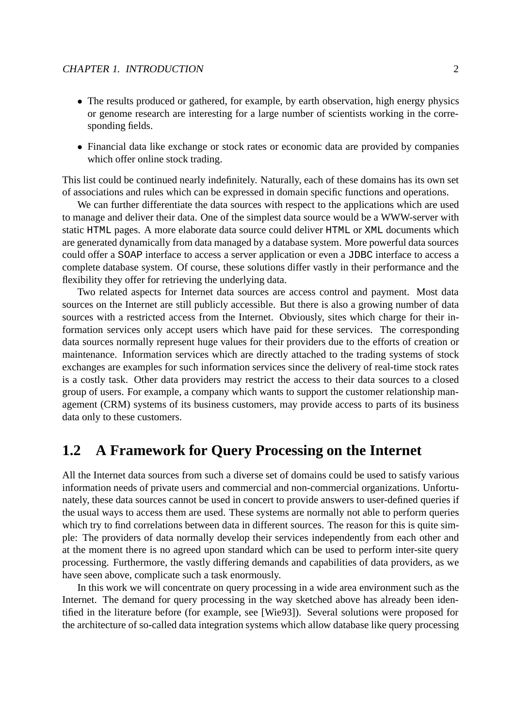- The results produced or gathered, for example, by earth observation, high energy physics or genome research are interesting for a large number of scientists working in the corresponding fields.
- Financial data like exchange or stock rates or economic data are provided by companies which offer online stock trading.

This list could be continued nearly indefinitely. Naturally, each of these domains has its own set of associations and rules which can be expressed in domain specific functions and operations.

We can further differentiate the data sources with respect to the applications which are used to manage and deliver their data. One of the simplest data source would be a WWW-server with static `HTML` pages. A more elaborate data source could deliver `HTML` or `XML` documents which are generated dynamically from data managed by a database system. More powerful data sources could offer a `SOAP` interface to access a server application or even a `JDBC` interface to access a complete database system. Of course, these solutions differ vastly in their performance and the flexibility they offer for retrieving the underlying data.

Two related aspects for Internet data sources are access control and payment. Most data sources on the Internet are still publicly accessible. But there is also a growing number of data sources with a restricted access from the Internet. Obviously, sites which charge for their information services only accept users which have paid for these services. The corresponding data sources normally represent huge values for their providers due to the efforts of creation or maintenance. Information services which are directly attached to the trading systems of stock exchanges are examples for such information services since the delivery of real-time stock rates is a costly task. Other data providers may restrict the access to their data sources to a closed group of users. For example, a company which wants to support the customer relationship management (CRM) systems of its business customers, may provide access to parts of its business data only to these customers.

## 1.2 A Framework for Query Processing on the Internet

All the Internet data sources from such a diverse set of domains could be used to satisfy various information needs of private users and commercial and non-commercial organizations. Unfortunately, these data sources cannot be used in concert to provide answers to user-defined queries if the usual ways to access them are used. These systems are normally not able to perform queries which try to find correlations between data in different sources. The reason for this is quite simple: The providers of data normally develop their services independently from each other and at the moment there is no agreed upon standard which can be used to perform inter-site query processing. Furthermore, the vastly differing demands and capabilities of data providers, as we have seen above, complicate such a task enormously.

In this work we will concentrate on query processing in a wide area environment such as the Internet. The demand for query processing in the way sketched above has already been identified in the literature before (for example, see [Wie93]). Several solutions were proposed for the architecture of so-called data integration systems which allow database like query processing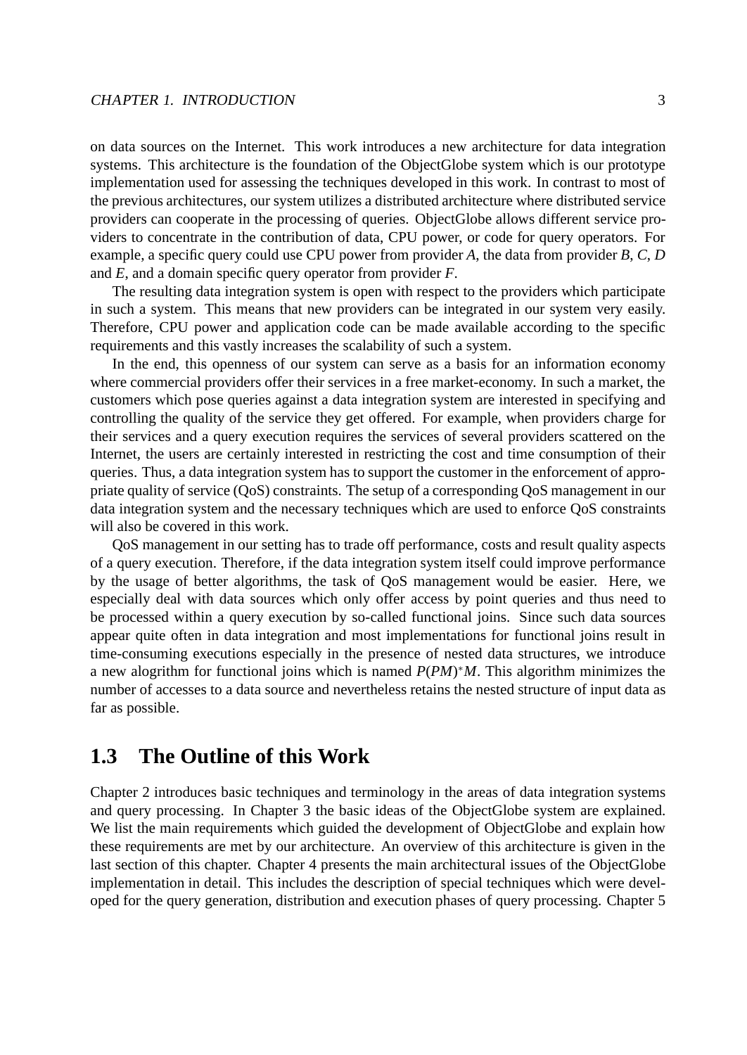on data sources on the Internet. This work introduces a new architecture for data integration systems. This architecture is the foundation of the ObjectGlobe system which is our prototype implementation used for assessing the techniques developed in this work. In contrast to most of the previous architectures, our system utilizes a distributed architecture where distributed service providers can cooperate in the processing of queries. ObjectGlobe allows different service providers to concentrate in the contribution of data, CPU power, or code for query operators. For example, a specific query could use CPU power from provider *A*, the data from provider *B*, *C*, *D* and *E*, and a domain specific query operator from provider *F*.

The resulting data integration system is open with respect to the providers which participate in such a system. This means that new providers can be integrated in our system very easily. Therefore, CPU power and application code can be made available according to the specific requirements and this vastly increases the scalability of such a system.

In the end, this openness of our system can serve as a basis for an information economy where commercial providers offer their services in a free market-economy. In such a market, the customers which pose queries against a data integration system are interested in specifying and controlling the quality of the service they get offered. For example, when providers charge for their services and a query execution requires the services of several providers scattered on the Internet, the users are certainly interested in restricting the cost and time consumption of their queries. Thus, a data integration system has to support the customer in the enforcement of appropriate quality of service (QoS) constraints. The setup of a corresponding QoS management in our data integration system and the necessary techniques which are used to enforce QoS constraints will also be covered in this work.

QoS management in our setting has to trade off performance, costs and result quality aspects of a query execution. Therefore, if the data integration system itself could improve performance by the usage of better algorithms, the task of QoS management would be easier. Here, we especially deal with data sources which only offer access by point queries and thus need to be processed within a query execution by so-called functional joins. Since such data sources appear quite often in data integration and most implementations for functional joins result in time-consuming executions especially in the presence of nested data structures, we introduce a new alogrithm for functional joins which is named $P(PM)^{*}M$. This algorithm minimizes the number of accesses to a data source and nevertheless retains the nested structure of input data as far as possible.

## 1.3 The Outline of this Work

Chapter 2 introduces basic techniques and terminology in the areas of data integration systems and query processing. In Chapter 3 the basic ideas of the ObjectGlobe system are explained. We list the main requirements which guided the development of ObjectGlobe and explain how these requirements are met by our architecture. An overview of this architecture is given in the last section of this chapter. Chapter 4 presents the main architectural issues of the ObjectGlobe implementation in detail. This includes the description of special techniques which were developed for the query generation, distribution and execution phases of query processing. Chapter 5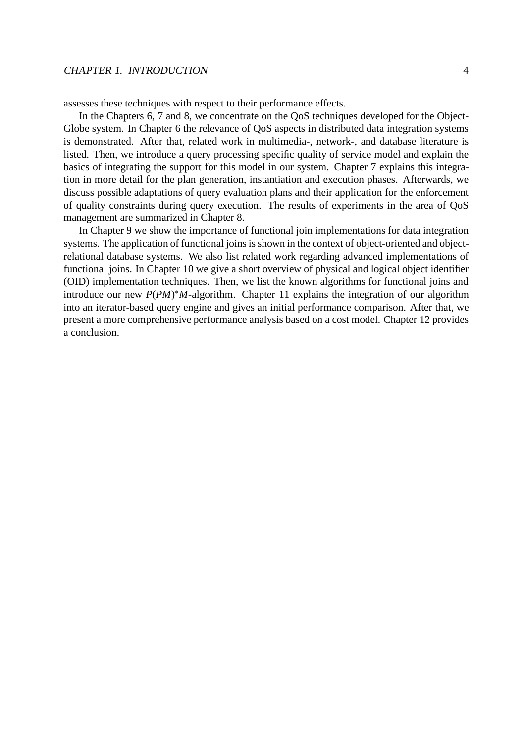assesses these techniques with respect to their performance effects.

In the Chapters 6, 7 and 8, we concentrate on the QoS techniques developed for the ObjectGlobe system. In Chapter 6 the relevance of QoS aspects in distributed data integration systems is demonstrated. After that, related work in multimedia-, network-, and database literature is listed. Then, we introduce a query processing specific quality of service model and explain the basics of integrating the support for this model in our system. Chapter 7 explains this integration in more detail for the plan generation, instantiation and execution phases. Afterwards, we discuss possible adaptations of query evaluation plans and their application for the enforcement of quality constraints during query execution. The results of experiments in the area of QoS management are summarized in Chapter 8.

In Chapter 9 we show the importance of functional join implementations for data integration systems. The application of functional joins is shown in the context of object-oriented and object-relational database systems. We also list related work regarding advanced implementations of functional joins. In Chapter 10 we give a short overview of physical and logical object identifier (OID) implementation techniques. Then, we list the known algorithms for functional joins and introduce our new $P(PM)^{*}M$-algorithm. Chapter 11 explains the integration of our algorithm into an iterator-based query engine and gives an initial performance comparison. After that, we present a more comprehensive performance analysis based on a cost model. Chapter 12 provides a conclusion.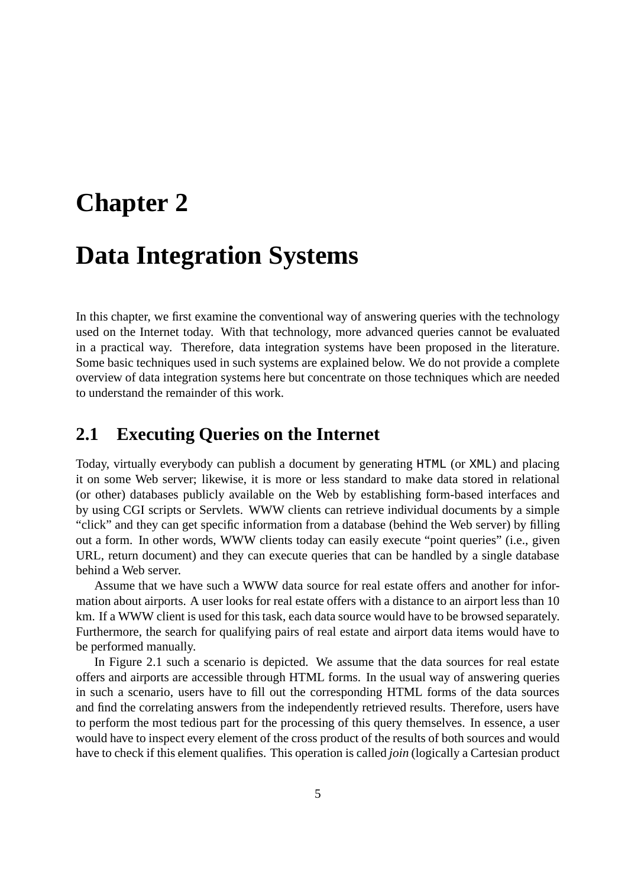# Chapter 2

# Data Integration Systems

In this chapter, we first examine the conventional way of answering queries with the technology used on the Internet today. With that technology, more advanced queries cannot be evaluated in a practical way. Therefore, data integration systems have been proposed in the literature. Some basic techniques used in such systems are explained below. We do not provide a complete overview of data integration systems here but concentrate on those techniques which are needed to understand the remainder of this work.

## 2.1 Executing Queries on the Internet

Today, virtually everybody can publish a document by generating `HTML` (or `XML`) and placing it on some Web server; likewise, it is more or less standard to make data stored in relational (or other) databases publicly available on the Web by establishing form-based interfaces and by using CGI scripts or Servlets. WWW clients can retrieve individual documents by a simple "click" and they can get specific information from a database (behind the Web server) by filling out a form. In other words, WWW clients today can easily execute "point queries" (i.e., given URL, return document) and they can execute queries that can be handled by a single database behind a Web server.

Assume that we have such a WWW data source for real estate offers and another for information about airports. A user looks for real estate offers with a distance to an airport less than 10 km. If a WWW client is used for this task, each data source would have to be browsed separately. Furthermore, the search for qualifying pairs of real estate and airport data items would have to be performed manually.

In Figure 2.1 such a scenario is depicted. We assume that the data sources for real estate offers and airports are accessible through HTML forms. In the usual way of answering queries in such a scenario, users have to fill out the corresponding HTML forms of the data sources and find the correlating answers from the independently retrieved results. Therefore, users have to perform the most tedious part for the processing of this query themselves. In essence, a user would have to inspect every element of the cross product of the results of both sources and would have to check if this element qualifies. This operation is called *join* (logically a Cartesian product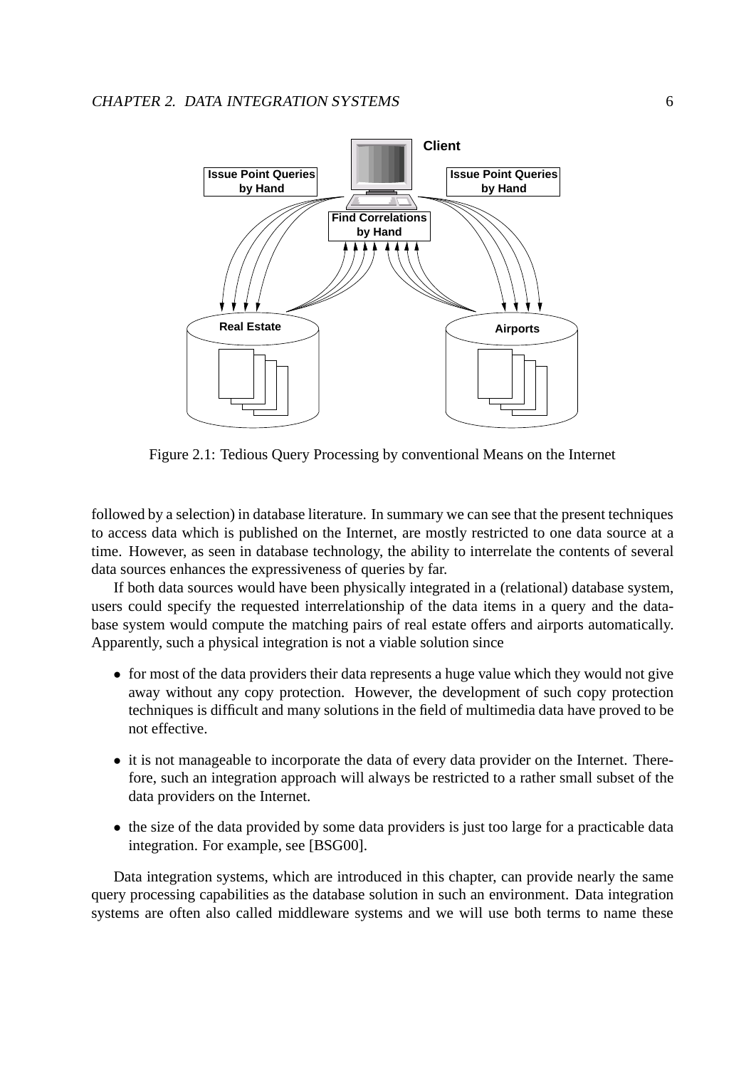Figure 2.1: Tedious Query Processing by conventional Means on the Internet

followed by a selection) in database literature. In summary we can see that the present techniques to access data which is published on the Internet, are mostly restricted to one data source at a time. However, as seen in database technology, the ability to interrelate the contents of several data sources enhances the expressiveness of queries by far.

If both data sources would have been physically integrated in a (relational) database system, users could specify the requested interrelationship of the data items in a query and the database system would compute the matching pairs of real estate offers and airports automatically. Apparently, such a physical integration is not a viable solution since

- for most of the data providers their data represents a huge value which they would not give away without any copy protection. However, the development of such copy protection techniques is difficult and many solutions in the field of multimedia data have proved to be not effective.
- it is not manageable to incorporate the data of every data provider on the Internet. Therefore, such an integration approach will always be restricted to a rather small subset of the data providers on the Internet.
- the size of the data provided by some data providers is just too large for a practicable data integration. For example, see [BSG00].

Data integration systems, which are introduced in this chapter, can provide nearly the same query processing capabilities as the database solution in such an environment. Data integration systems are often also called middleware systems and we will use both terms to name these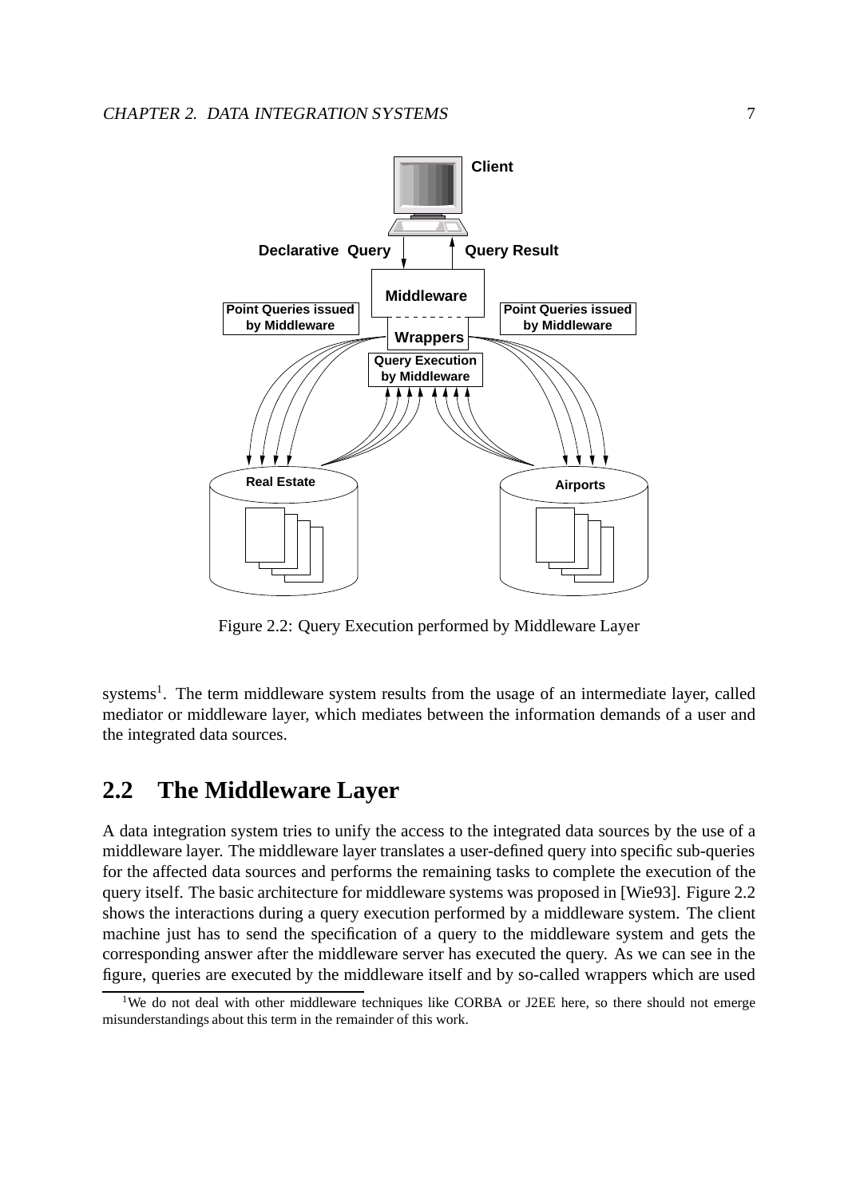Figure 2.2: Query Execution performed by Middleware Layer

systems[1]. The term middleware system results from the usage of an intermediate layer, called mediator or middleware layer, which mediates between the information demands of a user and the integrated data sources.

## 2.2 The Middleware Layer

A data integration system tries to unify the access to the integrated data sources by the use of a middleware layer. The middleware layer translates a user-defined query into specific sub-queries for the affected data sources and performs the remaining tasks to complete the execution of the query itself. The basic architecture for middleware systems was proposed in [Wie93]. Figure 2.2 shows the interactions during a query execution performed by a middleware system. The client machine just has to send the specification of a query to the middleware system and gets the corresponding answer after the middleware server has executed the query. As we can see in the figure, queries are executed by the middleware itself and by so-called wrappers which are used

[1] We do not deal with other middleware techniques like CORBA or J2EE here, so there should not emerge misunderstandings about this term in the remainder of this work.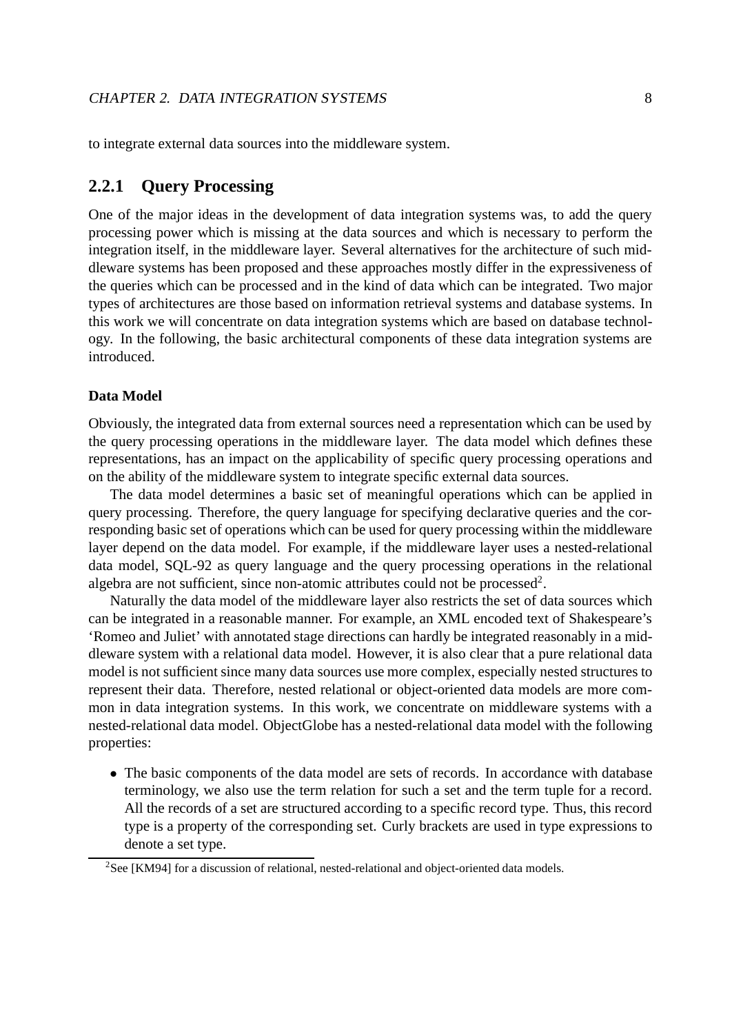to integrate external data sources into the middleware system.

### 2.2.1 Query Processing

One of the major ideas in the development of data integration systems was, to add the query processing power which is missing at the data sources and which is necessary to perform the integration itself, in the middleware layer. Several alternatives for the architecture of such middleware systems has been proposed and these approaches mostly differ in the expressiveness of the queries which can be processed and in the kind of data which can be integrated. Two major types of architectures are those based on information retrieval systems and database systems. In this work we will concentrate on data integration systems which are based on database technology. In the following, the basic architectural components of these data integration systems are introduced.

#### Data Model

Obviously, the integrated data from external sources need a representation which can be used by the query processing operations in the middleware layer. The data model which defines these representations, has an impact on the applicability of specific query processing operations and on the ability of the middleware system to integrate specific external data sources.

The data model determines a basic set of meaningful operations which can be applied in query processing. Therefore, the query language for specifying declarative queries and the corresponding basic set of operations which can be used for query processing within the middleware layer depend on the data model. For example, if the middleware layer uses a nested-relational data model, SQL-92 as query language and the query processing operations in the relational algebra are not sufficient, since non-atomic attributes could not be processed[2].

Naturally the data model of the middleware layer also restricts the set of data sources which can be integrated in a reasonable manner. For example, an XML encoded text of Shakespeare's 'Romeo and Juliet' with annotated stage directions can hardly be integrated reasonably in a middleware system with a relational data model. However, it is also clear that a pure relational data model is not sufficient since many data sources use more complex, especially nested structures to represent their data. Therefore, nested relational or object-oriented data models are more common in data integration systems. In this work, we concentrate on middleware systems with a nested-relational data model. ObjectGlobe has a nested-relational data model with the following properties:

- The basic components of the data model are sets of records. In accordance with database terminology, we also use the term relation for such a set and the term tuple for a record. All the records of a set are structured according to a specific record type. Thus, this record type is a property of the corresponding set. Curly brackets are used in type expressions to denote a set type.

[2] See [KM94] for a discussion of relational, nested-relational and object-oriented data models.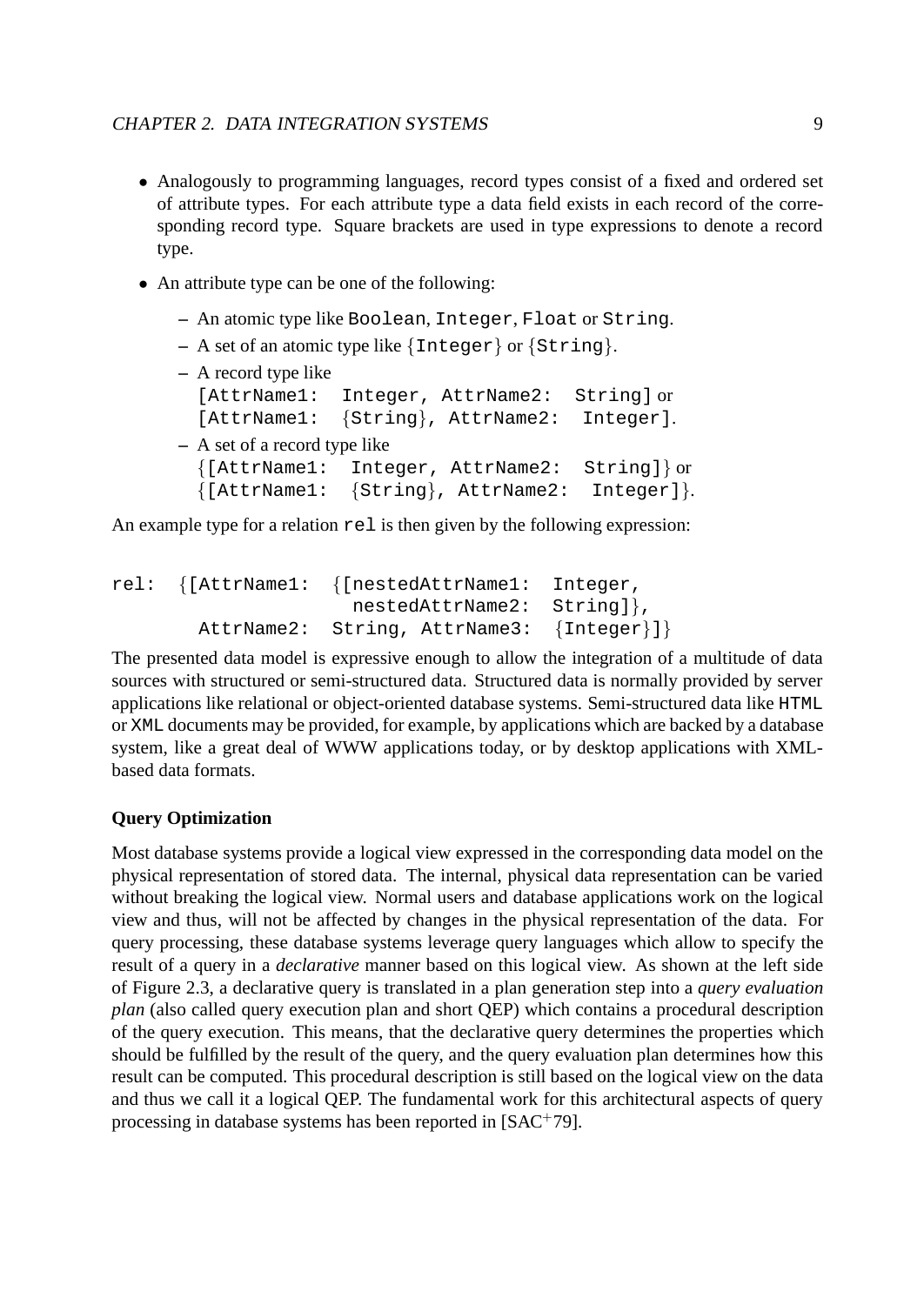- Analogously to programming languages, record types consist of a fixed and ordered set of attribute types. For each attribute type a data field exists in each record of the corresponding record type. Square brackets are used in type expressions to denote a record type.
- An attribute type can be one of the following:
  - An atomic type like `Boolean`, `Integer`, `Float` or `String`.
  - A set of an atomic type like `{Integer}` or `{String}`.
  - A record type like `[AttrName1: Integer, AttrName2: String]` or `[AttrName1: {String}, AttrName2: Integer]`.
  - A set of a record type like `{[AttrName1: Integer, AttrName2: String]}` or `{[AttrName1: {String}, AttrName2: Integer]}`.

An example type for a relation `rel` is then given by the following expression:

```
rel: {[AttrName1: {[nestedAttrName1: Integer,
                     nestedAttrName2: String]},
       AttrName2: String, AttrName3: {Integer}]}
```

The presented data model is expressive enough to allow the integration of a multitude of data sources with structured or semi-structured data. Structured data is normally provided by server applications like relational or object-oriented database systems. Semi-structured data like `HTML` or `XML` documents may be provided, for example, by applications which are backed by a database system, like a great deal of WWW applications today, or by desktop applications with XML-based data formats.

**Query Optimization**

Most database systems provide a logical view expressed in the corresponding data model on the physical representation of stored data. The internal, physical data representation can be varied without breaking the logical view. Normal users and database applications work on the logical view and thus, will not be affected by changes in the physical representation of the data. For query processing, these database systems leverage query languages which allow to specify the result of a query in a *declarative* manner based on this logical view. As shown at the left side of Figure 2.3, a declarative query is translated in a plan generation step into a *query evaluation plan* (also called query execution plan and short QEP) which contains a procedural description of the query execution. This means, that the declarative query determines the properties which should be fulfilled by the result of the query, and the query evaluation plan determines how this result can be computed. This procedural description is still based on the logical view on the data and thus we call it a logical QEP. The fundamental work for this architectural aspects of query processing in database systems has been reported in [SAC+79].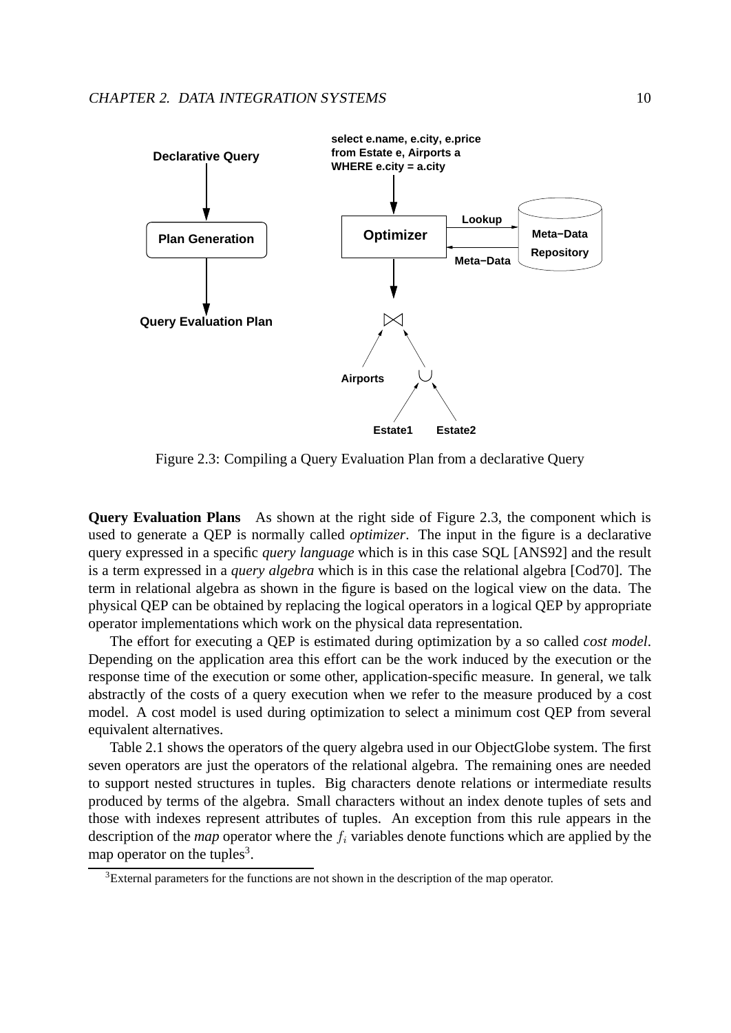Figure 2.3: Compiling a Query Evaluation Plan from a declarative Query

**Query Evaluation Plans** As shown at the right side of Figure 2.3, the component which is used to generate a QEP is normally called *optimizer*. The input in the figure is a declarative query expressed in a specific *query language* which is in this case SQL [ANS92] and the result is a term expressed in a *query algebra* which is in this case the relational algebra [Cod70]. The term in relational algebra as shown in the figure is based on the logical view on the data. The physical QEP can be obtained by replacing the logical operators in a logical QEP by appropriate operator implementations which work on the physical data representation.

The effort for executing a QEP is estimated during optimization by a so called *cost model*. Depending on the application area this effort can be the work induced by the execution or the response time of the execution or some other, application-specific measure. In general, we talk abstractly of the costs of a query execution when we refer to the measure produced by a cost model. A cost model is used during optimization to select a minimum cost QEP from several equivalent alternatives.

Table 2.1 shows the operators of the query algebra used in our ObjectGlobe system. The first seven operators are just the operators of the relational algebra. The remaining ones are needed to support nested structures in tuples. Big characters denote relations or intermediate results produced by terms of the algebra. Small characters without an index denote tuples of sets and those with indexes represent attributes of tuples. An exception from this rule appears in the description of the *map* operator where the $f_i$ variables denote functions which are applied by the map operator on the tuples[3].

[3] External parameters for the functions are not shown in the description of the map operator.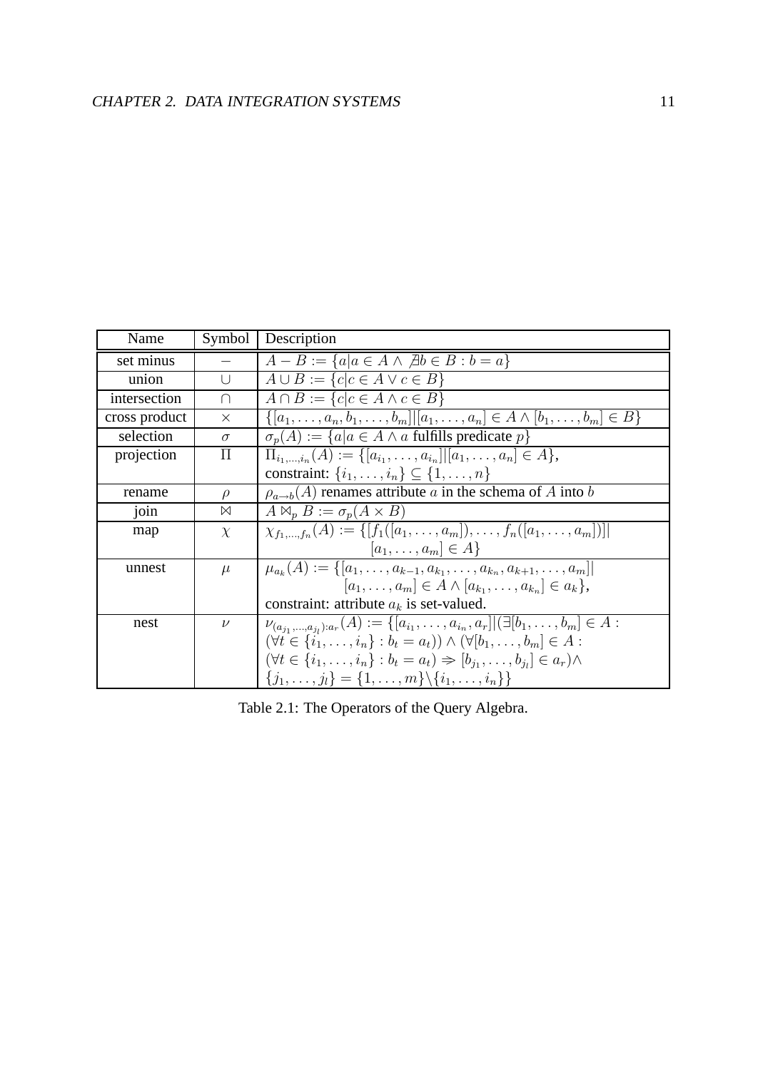| Name | Symbol | Description |
|---|---|---|
| set minus | $-$ | $A - B := \{a \mid a \in A \wedge \nexists b \in B : b = a\}$ |
| union | $\cup$ | $A \cup B := \{c \mid c \in A \vee c \in B\}$ |
| intersection | $\cap$ | $A \cap B := \{c \mid c \in A \wedge c \in B\}$ |
| cross product | $\times$ | $\{[a_1, \ldots, a_n, b_1, \ldots, b_m] \mid [a_1, \ldots, a_n] \in A \wedge [b_1, \ldots, b_m] \in B\}$ |
| selection | $\sigma$ | $\sigma_p(A) := \{a \mid a \in A \wedge a$ fulfills predicate $p\}$ |
| projection | $\Pi$ | $\Pi_{i_1,\ldots,i_n}(A) := \{[a_{i_1}, \ldots, a_{i_n}] \mid [a_1, \ldots, a_n] \in A\}$, constraint: $\{i_1, \ldots, i_n\} \subseteq \{1, \ldots, n\}$ |
| rename | $\rho$ | $\rho_{a \rightarrow b}(A)$ renames attribute $a$ in the schema of $A$ into $b$ |
| join | $\bowtie$ | $A \bowtie_p B := \sigma_p(A \times B)$ |
| map | $\chi$ | $\chi_{f_1,\ldots,f_n}(A) := \{[f_1([a_1, \ldots, a_m]), \ldots, f_n([a_1, \ldots, a_m])] \mid [a_1, \ldots, a_m] \in A\}$ |
| unnest | $\mu$ | $\mu_{a_k}(A) := \{[a_1, \ldots, a_{k-1}, a_{k_1}, \ldots, a_{k_n}, a_{k+1}, \ldots, a_m] \mid [a_1, \ldots, a_m] \in A \wedge [a_{k_1}, \ldots, a_{k_n}] \in a_k\}$, constraint: attribute $a_k$ is set-valued. |
| nest | $\nu$ | $\nu_{(a_{j_1},\ldots,a_{j_l}):a_r}(A) := \{[a_{i_1}, \ldots, a_{i_n}, a_r] \mid (\exists [b_1, \ldots, b_m] \in A : (\forall t \in \{i_1, \ldots, i_n\} : b_t = a_t)) \wedge (\forall [b_1, \ldots, b_m] \in A : (\forall t \in \{i_1, \ldots, i_n\} : b_t = a_t) \Rightarrow [b_{j_1}, \ldots, b_{j_l}] \in a_r) \wedge \{j_1, \ldots, j_l\} = \{1, \ldots, m\} \setminus \{i_1, \ldots, i_n\}\}$ |

Table 2.1: The Operators of the Query Algebra.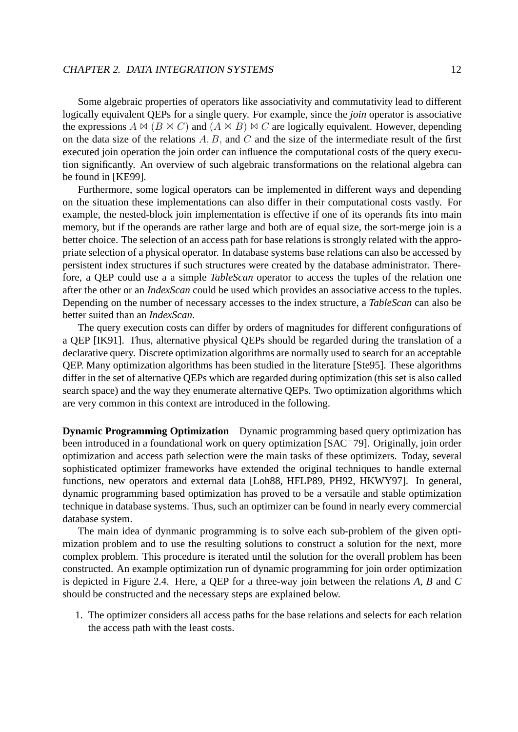Some algebraic properties of operators like associativity and commutativity lead to different logically equivalent QEPs for a single query. For example, since the *join* operator is associative the expressions $A \bowtie (B \bowtie C)$ and $(A \bowtie B) \bowtie C$ are logically equivalent. However, depending on the data size of the relations $A, B,$ and $C$ and the size of the intermediate result of the first executed join operation the join order can influence the computational costs of the query execution significantly. An overview of such algebraic transformations on the relational algebra can be found in [KE99].

Furthermore, some logical operators can be implemented in different ways and depending on the situation these implementations can also differ in their computational costs vastly. For example, the nested-block join implementation is effective if one of its operands fits into main memory, but if the operands are rather large and both are of equal size, the sort-merge join is a better choice. The selection of an access path for base relations is strongly related with the appropriate selection of a physical operator. In database systems base relations can also be accessed by persistent index structures if such structures were created by the database administrator. Therefore, a QEP could use a a simple *TableScan* operator to access the tuples of the relation one after the other or an *IndexScan* could be used which provides an associative access to the tuples. Depending on the number of necessary accesses to the index structure, a *TableScan* can also be better suited than an *IndexScan*.

The query execution costs can differ by orders of magnitudes for different configurations of a QEP [IK91]. Thus, alternative physical QEPs should be regarded during the translation of a declarative query. Discrete optimization algorithms are normally used to search for an acceptable QEP. Many optimization algorithms has been studied in the literature [Ste95]. These algorithms differ in the set of alternative QEPs which are regarded during optimization (this set is also called search space) and the way they enumerate alternative QEPs. Two optimization algorithms which are very common in this context are introduced in the following.

**Dynamic Programming Optimization** Dynamic programming based query optimization has been introduced in a foundational work on query optimization [SAC$^+$79]. Originally, join order optimization and access path selection were the main tasks of these optimizers. Today, several sophisticated optimizer frameworks have extended the original techniques to handle external functions, new operators and external data [Loh88, HFLP89, PH92, HKWY97]. In general, dynamic programming based optimization has proved to be a versatile and stable optimization technique in database systems. Thus, such an optimizer can be found in nearly every commercial database system.

The main idea of dynmanic programming is to solve each sub-problem of the given optimization problem and to use the resulting solutions to construct a solution for the next, more complex problem. This procedure is iterated until the solution for the overall problem has been constructed. An example optimization run of dynamic programming for join order optimization is depicted in Figure 2.4. Here, a QEP for a three-way join between the relations *A*, *B* and *C* should be constructed and the necessary steps are explained below.

1. The optimizer considers all access paths for the base relations and selects for each relation the access path with the least costs.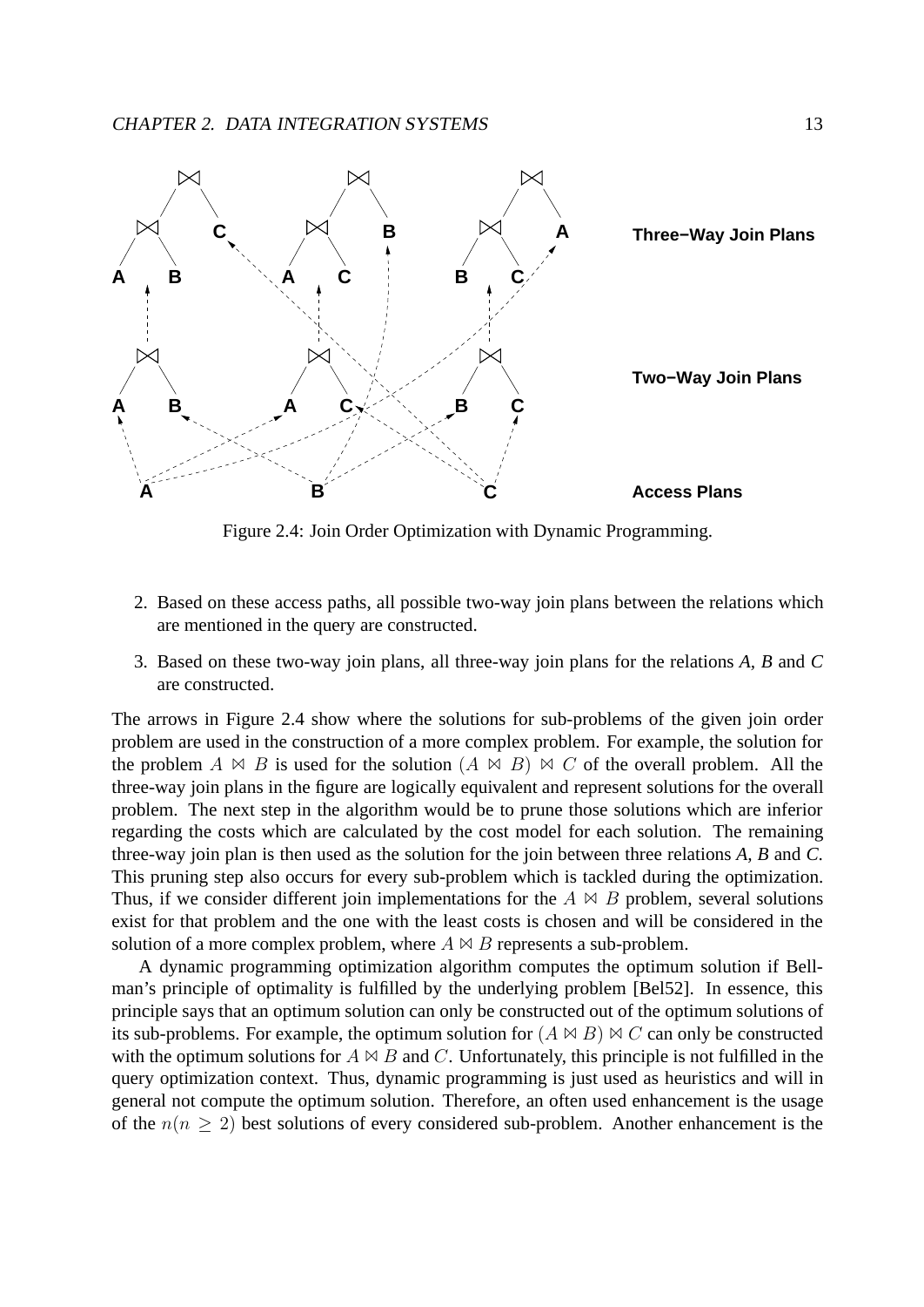Figure 2.4: Join Order Optimization with Dynamic Programming.

2. Based on these access paths, all possible two-way join plans between the relations which are mentioned in the query are constructed.

3. Based on these two-way join plans, all three-way join plans for the relations *A*, *B* and *C* are constructed.

The arrows in Figure 2.4 show where the solutions for sub-problems of the given join order problem are used in the construction of a more complex problem. For example, the solution for the problem $A \bowtie B$ is used for the solution $(A \bowtie B) \bowtie C$ of the overall problem. All the three-way join plans in the figure are logically equivalent and represent solutions for the overall problem. The next step in the algorithm would be to prune those solutions which are inferior regarding the costs which are calculated by the cost model for each solution. The remaining three-way join plan is then used as the solution for the join between three relations *A*, *B* and *C*. This pruning step also occurs for every sub-problem which is tackled during the optimization. Thus, if we consider different join implementations for the $A \bowtie B$ problem, several solutions exist for that problem and the one with the least costs is chosen and will be considered in the solution of a more complex problem, where $A \bowtie B$ represents a sub-problem.

A dynamic programming optimization algorithm computes the optimum solution if Bellman's principle of optimality is fulfilled by the underlying problem [Bel52]. In essence, this principle says that an optimum solution can only be constructed out of the optimum solutions of its sub-problems. For example, the optimum solution for $(A \bowtie B) \bowtie C$ can only be constructed with the optimum solutions for $A \bowtie B$ and $C$. Unfortunately, this principle is not fulfilled in the query optimization context. Thus, dynamic programming is just used as heuristics and will in general not compute the optimum solution. Therefore, an often used enhancement is the usage of the $n(n \geq 2)$ best solutions of every considered sub-problem. Another enhancement is the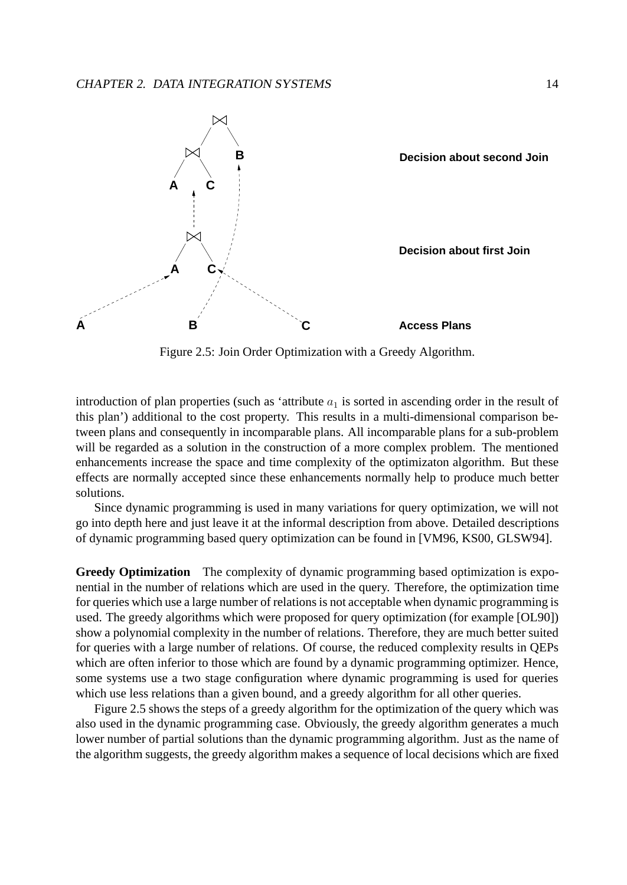Figure 2.5: Join Order Optimization with a Greedy Algorithm.

introduction of plan properties (such as 'attribute $a_1$ is sorted in ascending order in the result of this plan') additional to the cost property. This results in a multi-dimensional comparison between plans and consequently in incomparable plans. All incomparable plans for a sub-problem will be regarded as a solution in the construction of a more complex problem. The mentioned enhancements increase the space and time complexity of the optimizaton algorithm. But these effects are normally accepted since these enhancements normally help to produce much better solutions.

Since dynamic programming is used in many variations for query optimization, we will not go into depth here and just leave it at the informal description from above. Detailed descriptions of dynamic programming based query optimization can be found in [VM96, KS00, GLSW94].

**Greedy Optimization** The complexity of dynamic programming based optimization is exponential in the number of relations which are used in the query. Therefore, the optimization time for queries which use a large number of relations is not acceptable when dynamic programming is used. The greedy algorithms which were proposed for query optimization (for example [OL90]) show a polynomial complexity in the number of relations. Therefore, they are much better suited for queries with a large number of relations. Of course, the reduced complexity results in QEPs which are often inferior to those which are found by a dynamic programming optimizer. Hence, some systems use a two stage configuration where dynamic programming is used for queries which use less relations than a given bound, and a greedy algorithm for all other queries.

Figure 2.5 shows the steps of a greedy algorithm for the optimization of the query which was also used in the dynamic programming case. Obviously, the greedy algorithm generates a much lower number of partial solutions than the dynamic programming algorithm. Just as the name of the algorithm suggests, the greedy algorithm makes a sequence of local decisions which are fixed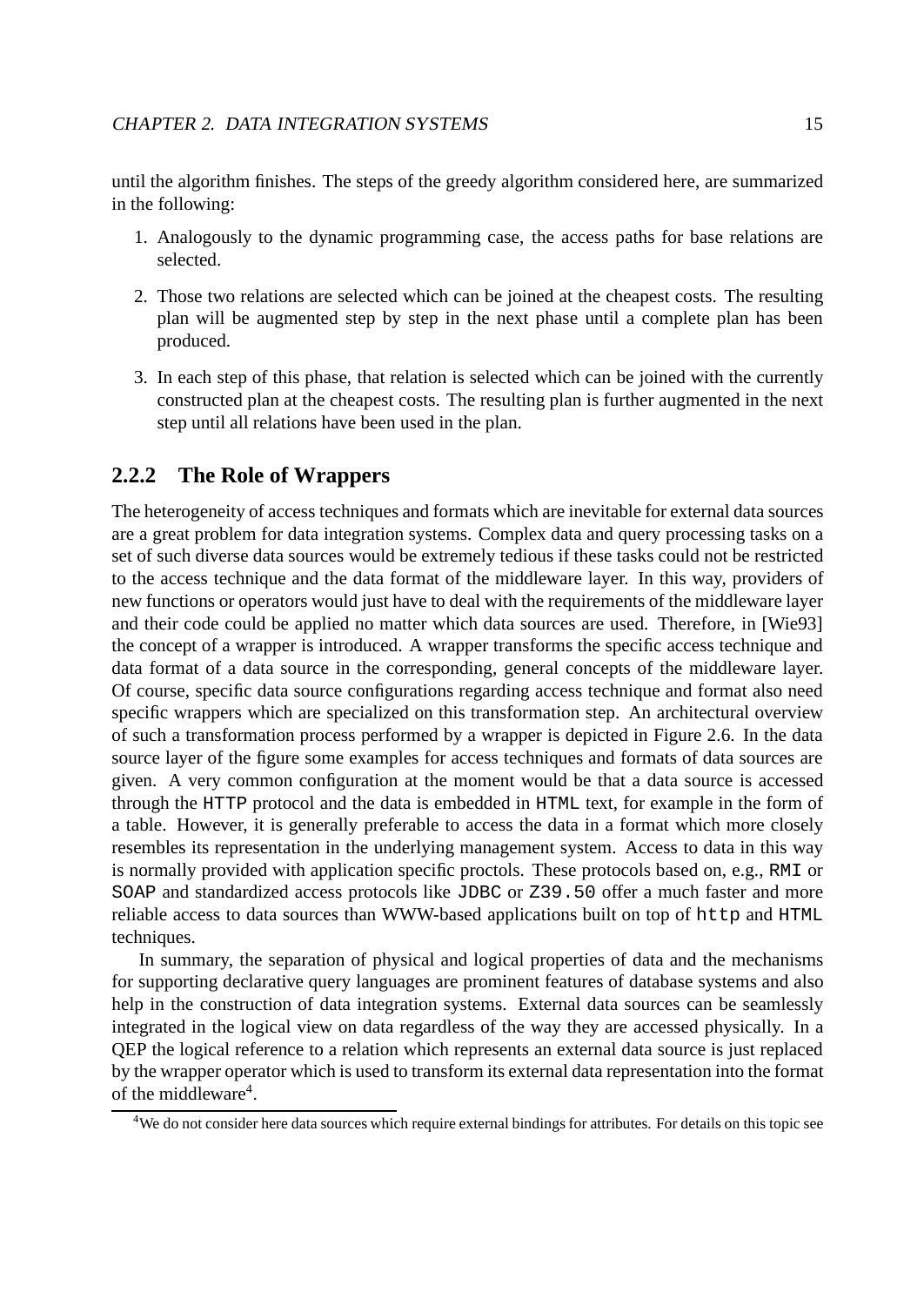until the algorithm finishes. The steps of the greedy algorithm considered here, are summarized in the following:

1. Analogously to the dynamic programming case, the access paths for base relations are selected.
2. Those two relations are selected which can be joined at the cheapest costs. The resulting plan will be augmented step by step in the next phase until a complete plan has been produced.
3. In each step of this phase, that relation is selected which can be joined with the currently constructed plan at the cheapest costs. The resulting plan is further augmented in the next step until all relations have been used in the plan.

### 2.2.2 The Role of Wrappers

The heterogeneity of access techniques and formats which are inevitable for external data sources are a great problem for data integration systems. Complex data and query processing tasks on a set of such diverse data sources would be extremely tedious if these tasks could not be restricted to the access technique and the data format of the middleware layer. In this way, providers of new functions or operators would just have to deal with the requirements of the middleware layer and their code could be applied no matter which data sources are used. Therefore, in [Wie93] the concept of a wrapper is introduced. A wrapper transforms the specific access technique and data format of a data source in the corresponding, general concepts of the middleware layer. Of course, specific data source configurations regarding access technique and format also need specific wrappers which are specialized on this transformation step. An architectural overview of such a transformation process performed by a wrapper is depicted in Figure 2.6. In the data source layer of the figure some examples for access techniques and formats of data sources are given. A very common configuration at the moment would be that a data source is accessed through the `HTTP` protocol and the data is embedded in `HTML` text, for example in the form of a table. However, it is generally preferable to access the data in a format which more closely resembles its representation in the underlying management system. Access to data in this way is normally provided with application specific proctols. These protocols based on, e.g., `RMI` or `SOAP` and standardized access protocols like `JDBC` or `Z39.50` offer a much faster and more reliable access to data sources than WWW-based applications built on top of `http` and `HTML` techniques.

In summary, the separation of physical and logical properties of data and the mechanisms for supporting declarative query languages are prominent features of database systems and also help in the construction of data integration systems. External data sources can be seamlessly integrated in the logical view on data regardless of the way they are accessed physically. In a QEP the logical reference to a relation which represents an external data source is just replaced by the wrapper operator which is used to transform its external data representation into the format of the middleware[4].

[4] We do not consider here data sources which require external bindings for attributes. For details on this topic see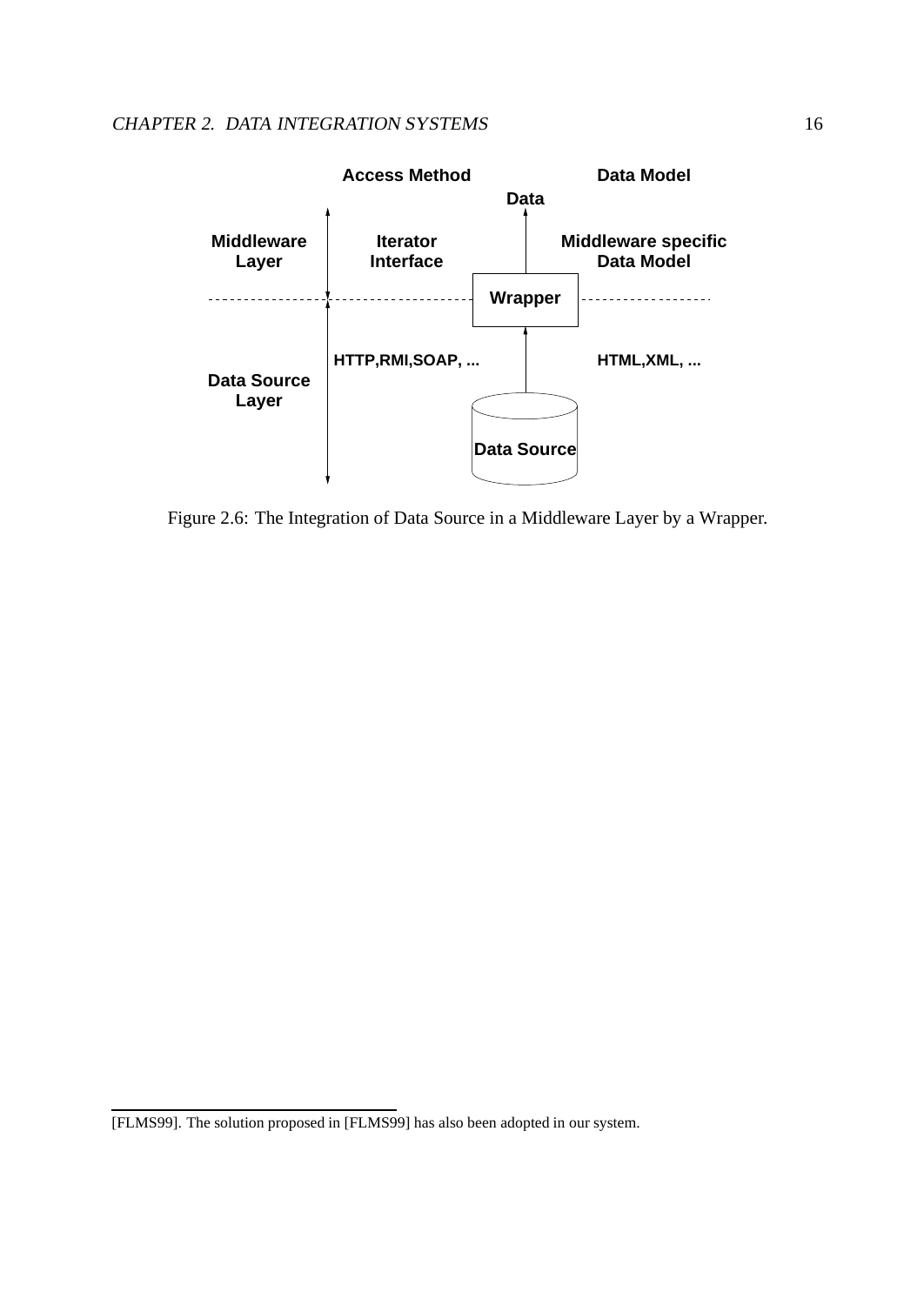Access Method | Data Model

Data

Middleware Layer | Iterator Interface | Middleware specific Data Model

Wrapper

Data Source Layer | HTTP,RMI,SOAP, ... | HTML,XML, ...

Data Source

Figure 2.6: The Integration of Data Source in a Middleware Layer by a Wrapper.

---

[FLMS99]. The solution proposed in [FLMS99] has also been adopted in our system.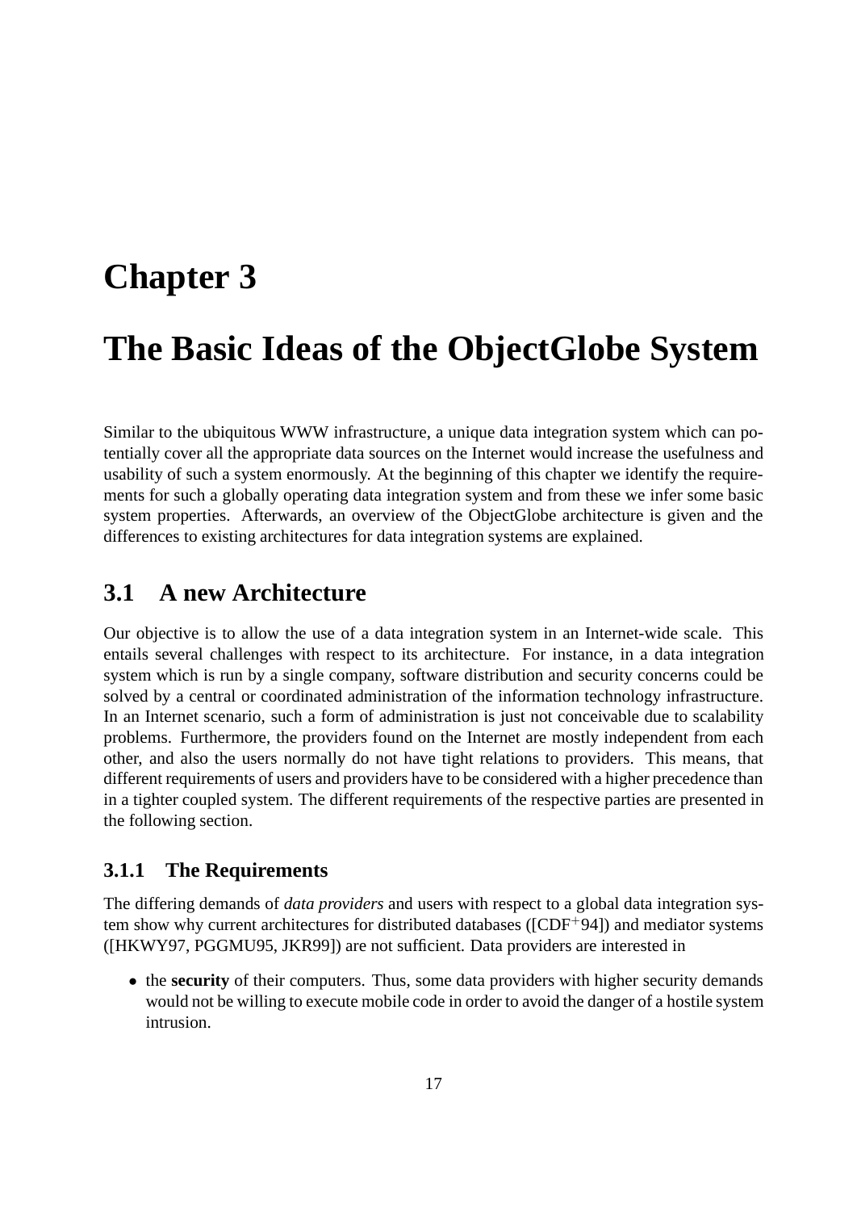# Chapter 3

# The Basic Ideas of the ObjectGlobe System

Similar to the ubiquitous WWW infrastructure, a unique data integration system which can potentially cover all the appropriate data sources on the Internet would increase the usefulness and usability of such a system enormously. At the beginning of this chapter we identify the requirements for such a globally operating data integration system and from these we infer some basic system properties. Afterwards, an overview of the ObjectGlobe architecture is given and the differences to existing architectures for data integration systems are explained.

## 3.1 A new Architecture

Our objective is to allow the use of a data integration system in an Internet-wide scale. This entails several challenges with respect to its architecture. For instance, in a data integration system which is run by a single company, software distribution and security concerns could be solved by a central or coordinated administration of the information technology infrastructure. In an Internet scenario, such a form of administration is just not conceivable due to scalability problems. Furthermore, the providers found on the Internet are mostly independent from each other, and also the users normally do not have tight relations to providers. This means, that different requirements of users and providers have to be considered with a higher precedence than in a tighter coupled system. The different requirements of the respective parties are presented in the following section.

### 3.1.1 The Requirements

The differing demands of *data providers* and users with respect to a global data integration system show why current architectures for distributed databases ([CDF$^{+}$94]) and mediator systems ([HKWY97, PGGMU95, JKR99]) are not sufficient. Data providers are interested in

- the **security** of their computers. Thus, some data providers with higher security demands would not be willing to execute mobile code in order to avoid the danger of a hostile system intrusion.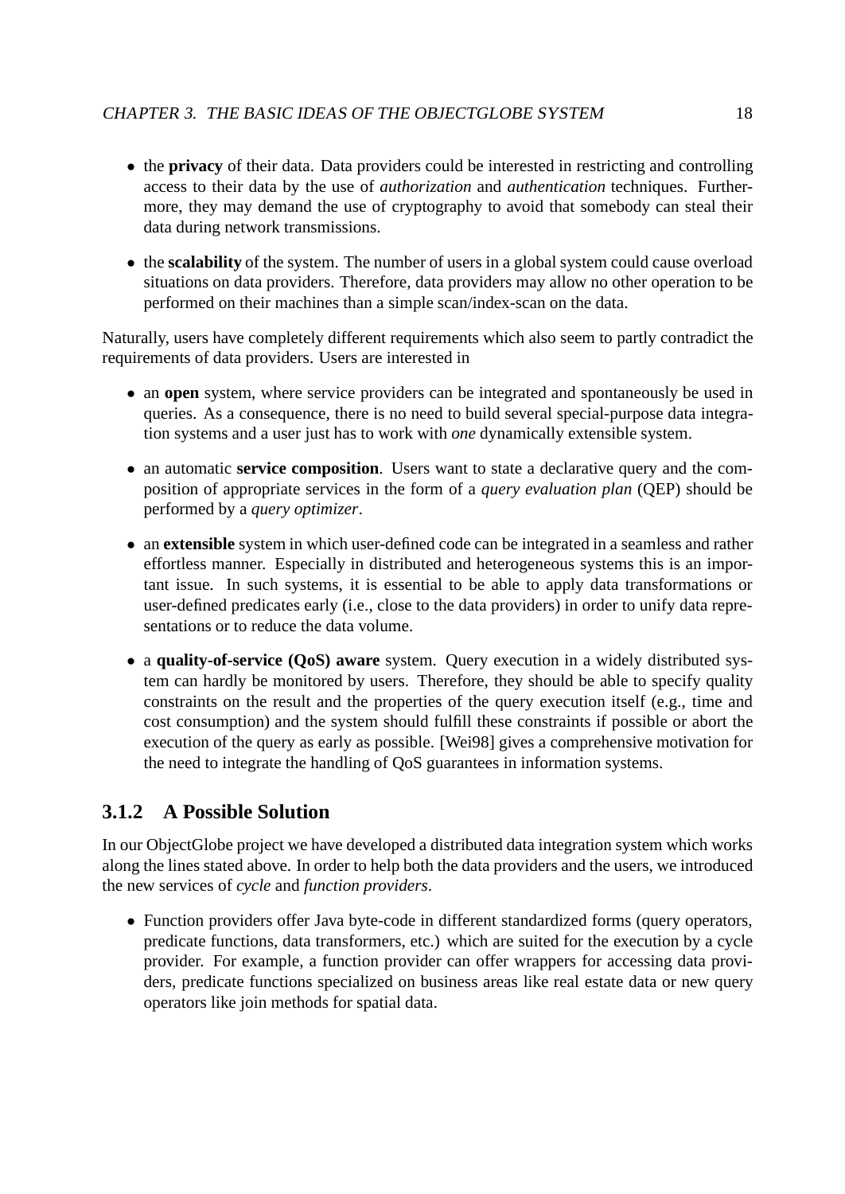- the **privacy** of their data. Data providers could be interested in restricting and controlling access to their data by the use of *authorization* and *authentication* techniques. Furthermore, they may demand the use of cryptography to avoid that somebody can steal their data during network transmissions.
- the **scalability** of the system. The number of users in a global system could cause overload situations on data providers. Therefore, data providers may allow no other operation to be performed on their machines than a simple scan/index-scan on the data.

Naturally, users have completely different requirements which also seem to partly contradict the requirements of data providers. Users are interested in

- an **open** system, where service providers can be integrated and spontaneously be used in queries. As a consequence, there is no need to build several special-purpose data integration systems and a user just has to work with *one* dynamically extensible system.
- an automatic **service composition**. Users want to state a declarative query and the composition of appropriate services in the form of a *query evaluation plan* (QEP) should be performed by a *query optimizer*.
- an **extensible** system in which user-defined code can be integrated in a seamless and rather effortless manner. Especially in distributed and heterogeneous systems this is an important issue. In such systems, it is essential to be able to apply data transformations or user-defined predicates early (i.e., close to the data providers) in order to unify data representations or to reduce the data volume.
- a **quality-of-service (QoS) aware** system. Query execution in a widely distributed system can hardly be monitored by users. Therefore, they should be able to specify quality constraints on the result and the properties of the query execution itself (e.g., time and cost consumption) and the system should fulfill these constraints if possible or abort the execution of the query as early as possible. [Wei98] gives a comprehensive motivation for the need to integrate the handling of QoS guarantees in information systems.

### 3.1.2 A Possible Solution

In our ObjectGlobe project we have developed a distributed data integration system which works along the lines stated above. In order to help both the data providers and the users, we introduced the new services of *cycle* and *function providers*.

- Function providers offer Java byte-code in different standardized forms (query operators, predicate functions, data transformers, etc.) which are suited for the execution by a cycle provider. For example, a function provider can offer wrappers for accessing data providers, predicate functions specialized on business areas like real estate data or new query operators like join methods for spatial data.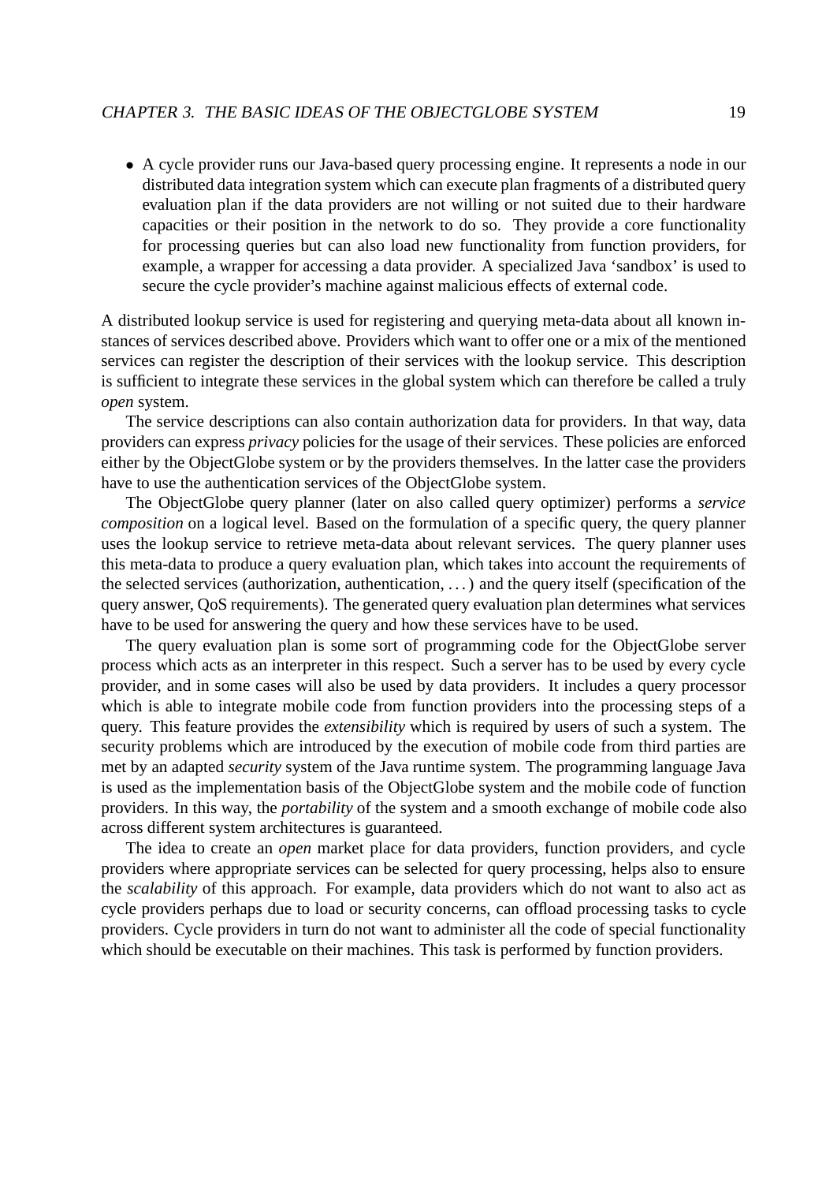- A cycle provider runs our Java-based query processing engine. It represents a node in our distributed data integration system which can execute plan fragments of a distributed query evaluation plan if the data providers are not willing or not suited due to their hardware capacities or their position in the network to do so. They provide a core functionality for processing queries but can also load new functionality from function providers, for example, a wrapper for accessing a data provider. A specialized Java 'sandbox' is used to secure the cycle provider's machine against malicious effects of external code.

A distributed lookup service is used for registering and querying meta-data about all known instances of services described above. Providers which want to offer one or a mix of the mentioned services can register the description of their services with the lookup service. This description is sufficient to integrate these services in the global system which can therefore be called a truly *open* system.

The service descriptions can also contain authorization data for providers. In that way, data providers can express *privacy* policies for the usage of their services. These policies are enforced either by the ObjectGlobe system or by the providers themselves. In the latter case the providers have to use the authentication services of the ObjectGlobe system.

The ObjectGlobe query planner (later on also called query optimizer) performs a *service composition* on a logical level. Based on the formulation of a specific query, the query planner uses the lookup service to retrieve meta-data about relevant services. The query planner uses this meta-data to produce a query evaluation plan, which takes into account the requirements of the selected services (authorization, authentication, ...) and the query itself (specification of the query answer, QoS requirements). The generated query evaluation plan determines what services have to be used for answering the query and how these services have to be used.

The query evaluation plan is some sort of programming code for the ObjectGlobe server process which acts as an interpreter in this respect. Such a server has to be used by every cycle provider, and in some cases will also be used by data providers. It includes a query processor which is able to integrate mobile code from function providers into the processing steps of a query. This feature provides the *extensibility* which is required by users of such a system. The security problems which are introduced by the execution of mobile code from third parties are met by an adapted *security* system of the Java runtime system. The programming language Java is used as the implementation basis of the ObjectGlobe system and the mobile code of function providers. In this way, the *portability* of the system and a smooth exchange of mobile code also across different system architectures is guaranteed.

The idea to create an *open* market place for data providers, function providers, and cycle providers where appropriate services can be selected for query processing, helps also to ensure the *scalability* of this approach. For example, data providers which do not want to also act as cycle providers perhaps due to load or security concerns, can offload processing tasks to cycle providers. Cycle providers in turn do not want to administer all the code of special functionality which should be executable on their machines. This task is performed by function providers.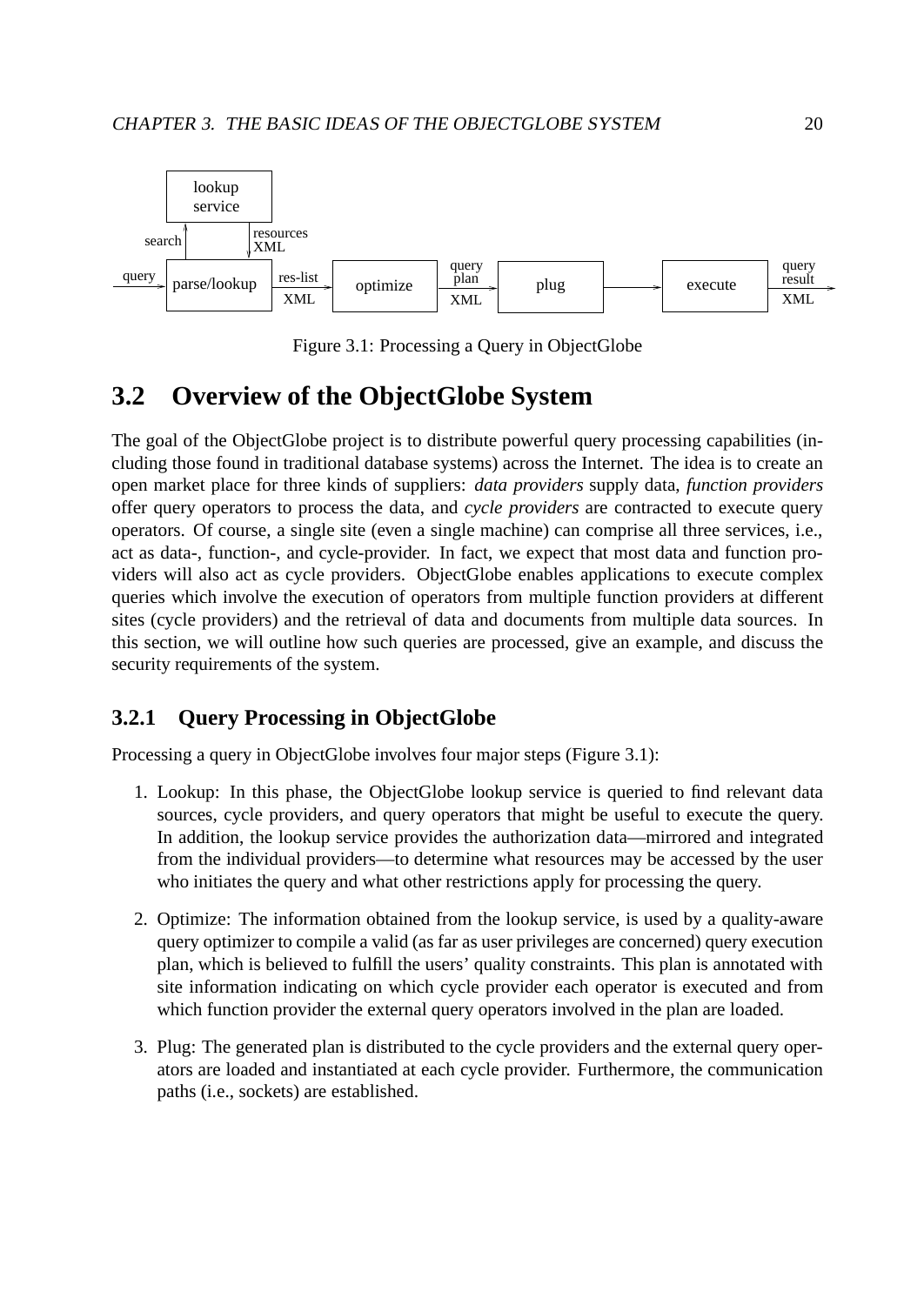lookup
service

search

resources
XML

query

parse/lookup

res-list
XML

optimize

query
plan
XML

plug

execute

query
result
XML

Figure 3.1: Processing a Query in ObjectGlobe

## 3.2 Overview of the ObjectGlobe System

The goal of the ObjectGlobe project is to distribute powerful query processing capabilities (including those found in traditional database systems) across the Internet. The idea is to create an open market place for three kinds of suppliers: *data providers* supply data, *function providers* offer query operators to process the data, and *cycle providers* are contracted to execute query operators. Of course, a single site (even a single machine) can comprise all three services, i.e., act as data-, function-, and cycle-provider. In fact, we expect that most data and function providers will also act as cycle providers. ObjectGlobe enables applications to execute complex queries which involve the execution of operators from multiple function providers at different sites (cycle providers) and the retrieval of data and documents from multiple data sources. In this section, we will outline how such queries are processed, give an example, and discuss the security requirements of the system.

### 3.2.1 Query Processing in ObjectGlobe

Processing a query in ObjectGlobe involves four major steps (Figure 3.1):

1. Lookup: In this phase, the ObjectGlobe lookup service is queried to find relevant data sources, cycle providers, and query operators that might be useful to execute the query. In addition, the lookup service provides the authorization data—mirrored and integrated from the individual providers—to determine what resources may be accessed by the user who initiates the query and what other restrictions apply for processing the query.

2. Optimize: The information obtained from the lookup service, is used by a quality-aware query optimizer to compile a valid (as far as user privileges are concerned) query execution plan, which is believed to fulfill the users' quality constraints. This plan is annotated with site information indicating on which cycle provider each operator is executed and from which function provider the external query operators involved in the plan are loaded.

3. Plug: The generated plan is distributed to the cycle providers and the external query operators are loaded and instantiated at each cycle provider. Furthermore, the communication paths (i.e., sockets) are established.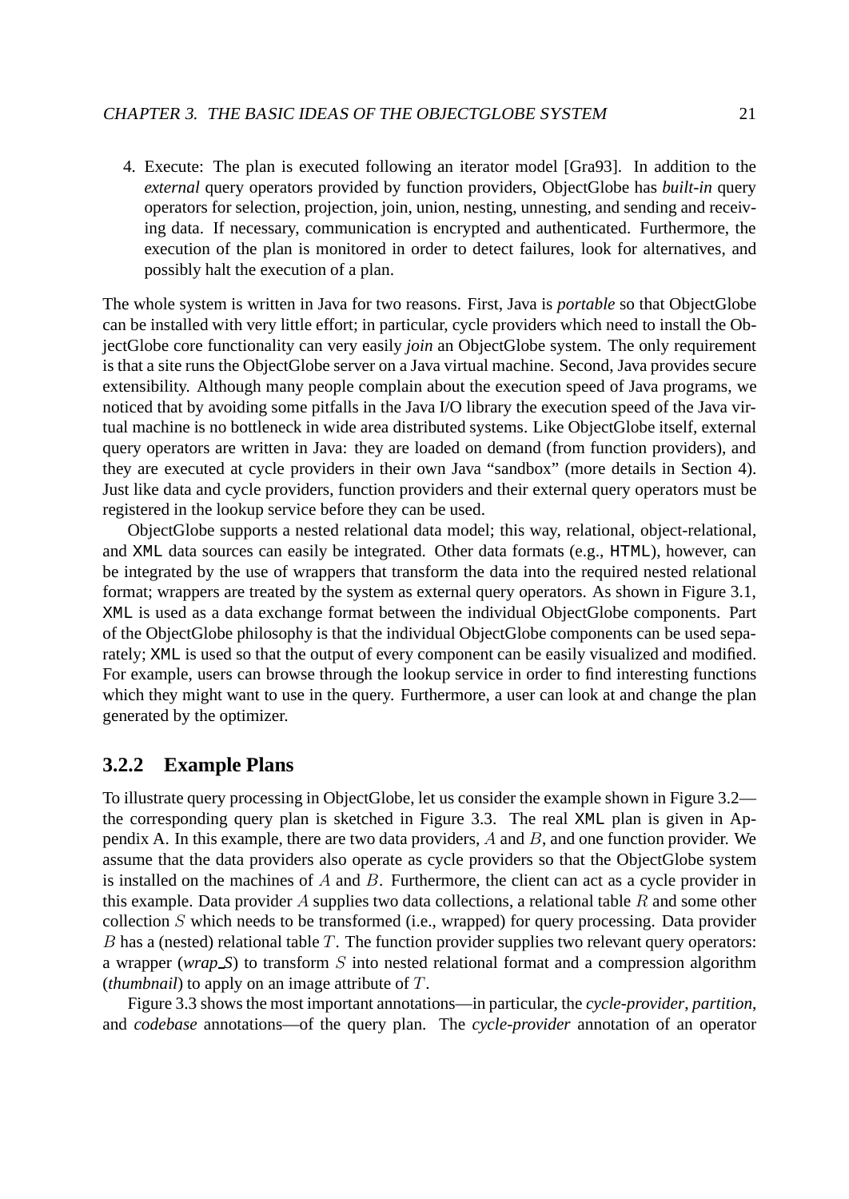4. Execute: The plan is executed following an iterator model [Gra93]. In addition to the *external* query operators provided by function providers, ObjectGlobe has *built-in* query operators for selection, projection, join, union, nesting, unnesting, and sending and receiving data. If necessary, communication is encrypted and authenticated. Furthermore, the execution of the plan is monitored in order to detect failures, look for alternatives, and possibly halt the execution of a plan.

The whole system is written in Java for two reasons. First, Java is *portable* so that ObjectGlobe can be installed with very little effort; in particular, cycle providers which need to install the ObjectGlobe core functionality can very easily *join* an ObjectGlobe system. The only requirement is that a site runs the ObjectGlobe server on a Java virtual machine. Second, Java provides secure extensibility. Although many people complain about the execution speed of Java programs, we noticed that by avoiding some pitfalls in the Java I/O library the execution speed of the Java virtual machine is no bottleneck in wide area distributed systems. Like ObjectGlobe itself, external query operators are written in Java: they are loaded on demand (from function providers), and they are executed at cycle providers in their own Java "sandbox" (more details in Section 4). Just like data and cycle providers, function providers and their external query operators must be registered in the lookup service before they can be used.

ObjectGlobe supports a nested relational data model; this way, relational, object-relational, and XML data sources can easily be integrated. Other data formats (e.g., HTML), however, can be integrated by the use of wrappers that transform the data into the required nested relational format; wrappers are treated by the system as external query operators. As shown in Figure 3.1, XML is used as a data exchange format between the individual ObjectGlobe components. Part of the ObjectGlobe philosophy is that the individual ObjectGlobe components can be used separately; XML is used so that the output of every component can be easily visualized and modified. For example, users can browse through the lookup service in order to find interesting functions which they might want to use in the query. Furthermore, a user can look at and change the plan generated by the optimizer.

### 3.2.2 Example Plans

To illustrate query processing in ObjectGlobe, let us consider the example shown in Figure 3.2—the corresponding query plan is sketched in Figure 3.3. The real XML plan is given in Appendix A. In this example, there are two data providers, $A$ and $B$, and one function provider. We assume that the data providers also operate as cycle providers so that the ObjectGlobe system is installed on the machines of $A$ and $B$. Furthermore, the client can act as a cycle provider in this example. Data provider $A$ supplies two data collections, a relational table $R$ and some other collection $S$ which needs to be transformed (i.e., wrapped) for query processing. Data provider $B$ has a (nested) relational table $T$. The function provider supplies two relevant query operators: a wrapper (*wrap_S*) to transform $S$ into nested relational format and a compression algorithm (*thumbnail*) to apply on an image attribute of $T$.

Figure 3.3 shows the most important annotations—in particular, the *cycle-provider*, *partition*, and *codebase* annotations—of the query plan. The *cycle-provider* annotation of an operator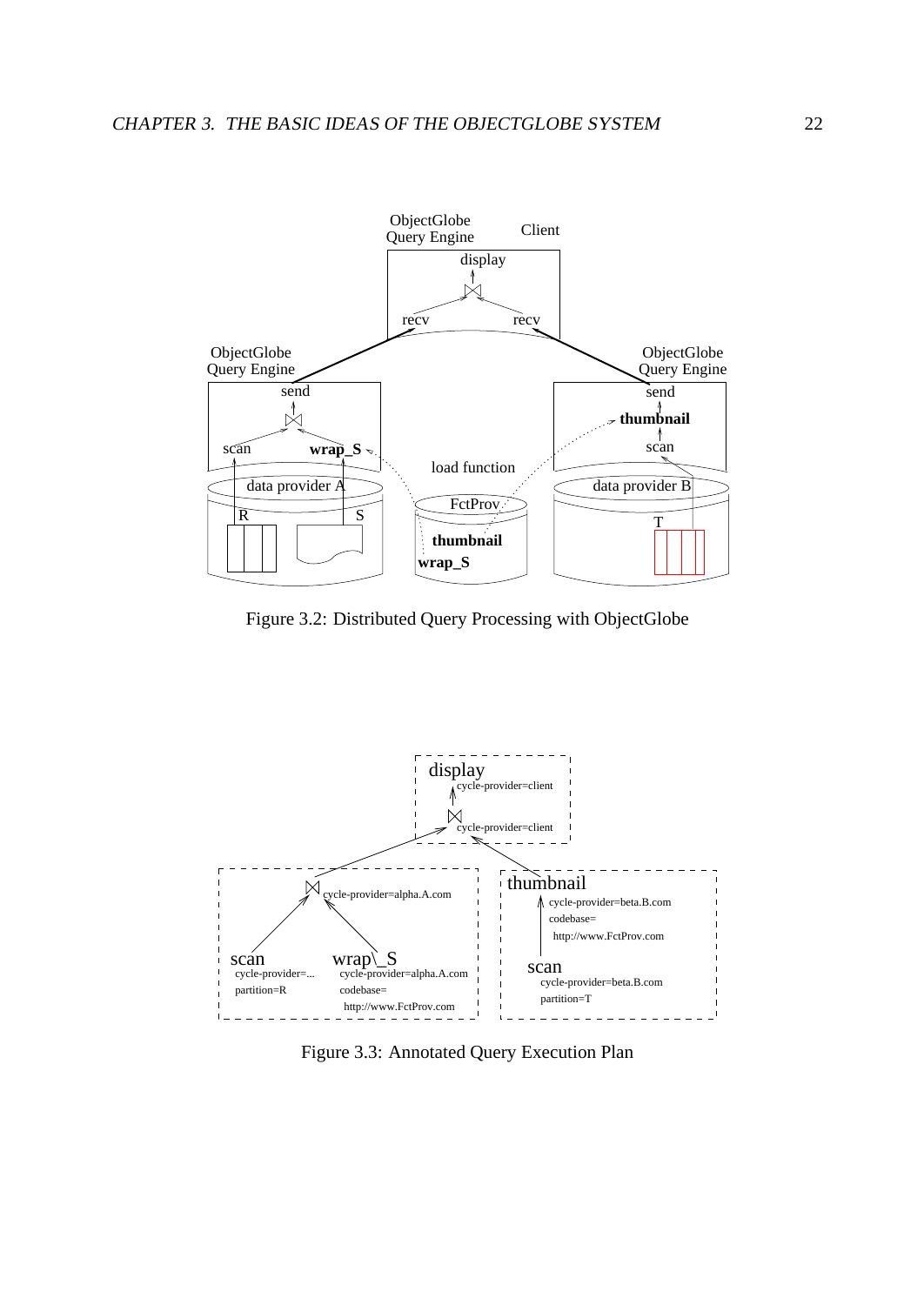Figure 3.2: Distributed Query Processing with ObjectGlobe

Figure 3.3: Annotated Query Execution Plan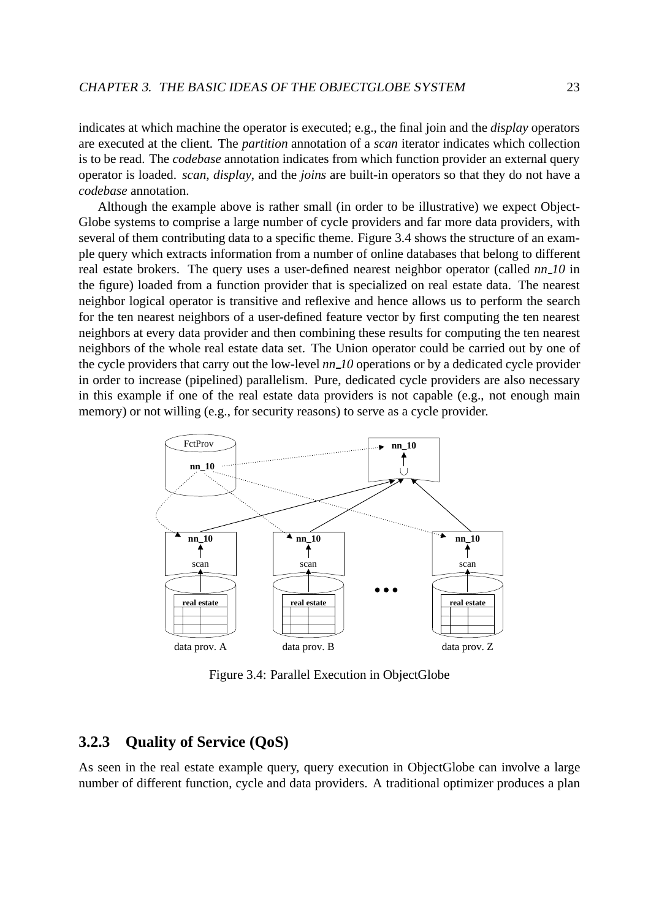indicates at which machine the operator is executed; e.g., the final join and the *display* operators are executed at the client. The *partition* annotation of a *scan* iterator indicates which collection is to be read. The *codebase* annotation indicates from which function provider an external query operator is loaded. *scan*, *display*, and the *joins* are built-in operators so that they do not have a *codebase* annotation.

Although the example above is rather small (in order to be illustrative) we expect ObjectGlobe systems to comprise a large number of cycle providers and far more data providers, with several of them contributing data to a specific theme. Figure 3.4 shows the structure of an example query which extracts information from a number of online databases that belong to different real estate brokers. The query uses a user-defined nearest neighbor operator (called *nn_10* in the figure) loaded from a function provider that is specialized on real estate data. The nearest neighbor logical operator is transitive and reflexive and hence allows us to perform the search for the ten nearest neighbors of a user-defined feature vector by first computing the ten nearest neighbors at every data provider and then combining these results for computing the ten nearest neighbors of the whole real estate data set. The Union operator could be carried out by one of the cycle providers that carry out the low-level *nn_10* operations or by a dedicated cycle provider in order to increase (pipelined) parallelism. Pure, dedicated cycle providers are also necessary in this example if one of the real estate data providers is not capable (e.g., not enough main memory) or not willing (e.g., for security reasons) to serve as a cycle provider.

Figure 3.4: Parallel Execution in ObjectGlobe

### 3.2.3 Quality of Service (QoS)

As seen in the real estate example query, query execution in ObjectGlobe can involve a large number of different function, cycle and data providers. A traditional optimizer produces a plan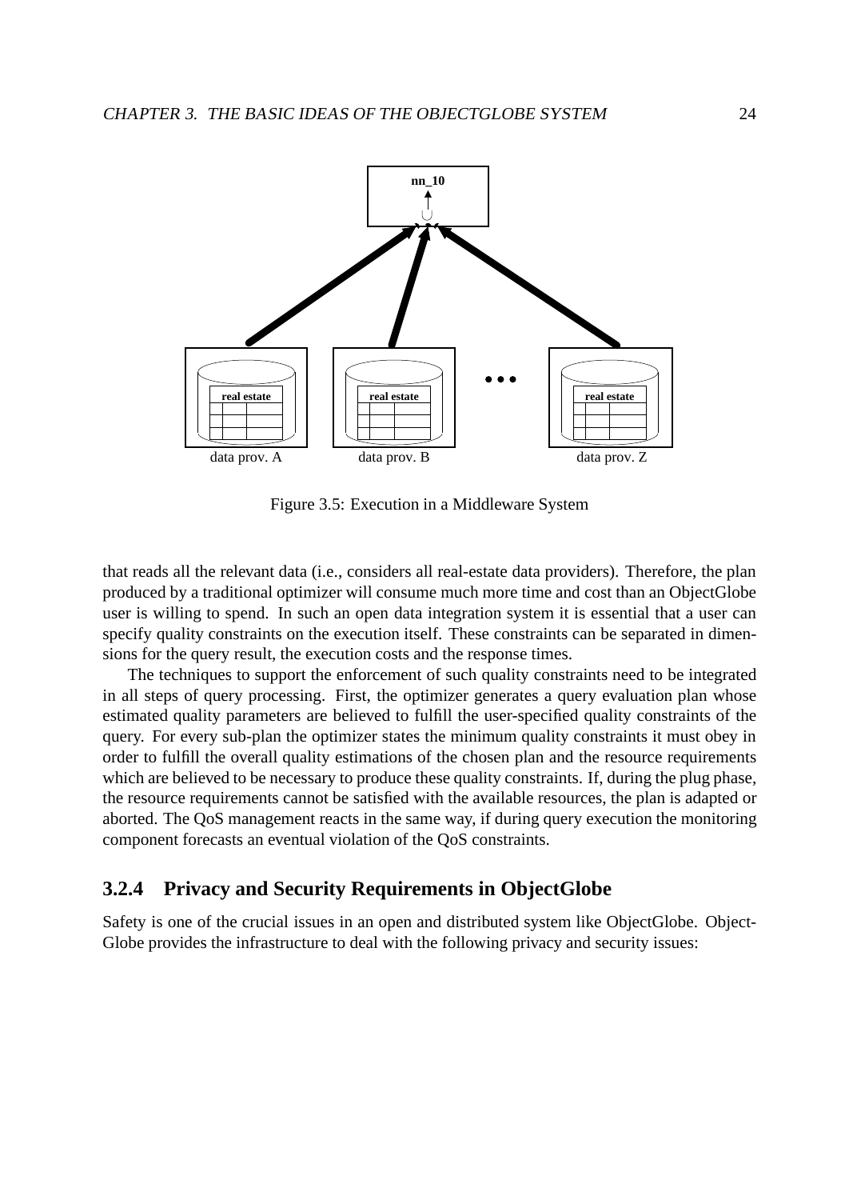Figure 3.5: Execution in a Middleware System

that reads all the relevant data (i.e., considers all real-estate data providers). Therefore, the plan produced by a traditional optimizer will consume much more time and cost than an ObjectGlobe user is willing to spend. In such an open data integration system it is essential that a user can specify quality constraints on the execution itself. These constraints can be separated in dimensions for the query result, the execution costs and the response times.

The techniques to support the enforcement of such quality constraints need to be integrated in all steps of query processing. First, the optimizer generates a query evaluation plan whose estimated quality parameters are believed to fulfill the user-specified quality constraints of the query. For every sub-plan the optimizer states the minimum quality constraints it must obey in order to fulfill the overall quality estimations of the chosen plan and the resource requirements which are believed to be necessary to produce these quality constraints. If, during the plug phase, the resource requirements cannot be satisfied with the available resources, the plan is adapted or aborted. The QoS management reacts in the same way, if during query execution the monitoring component forecasts an eventual violation of the QoS constraints.

### 3.2.4 Privacy and Security Requirements in ObjectGlobe

Safety is one of the crucial issues in an open and distributed system like ObjectGlobe. ObjectGlobe provides the infrastructure to deal with the following privacy and security issues: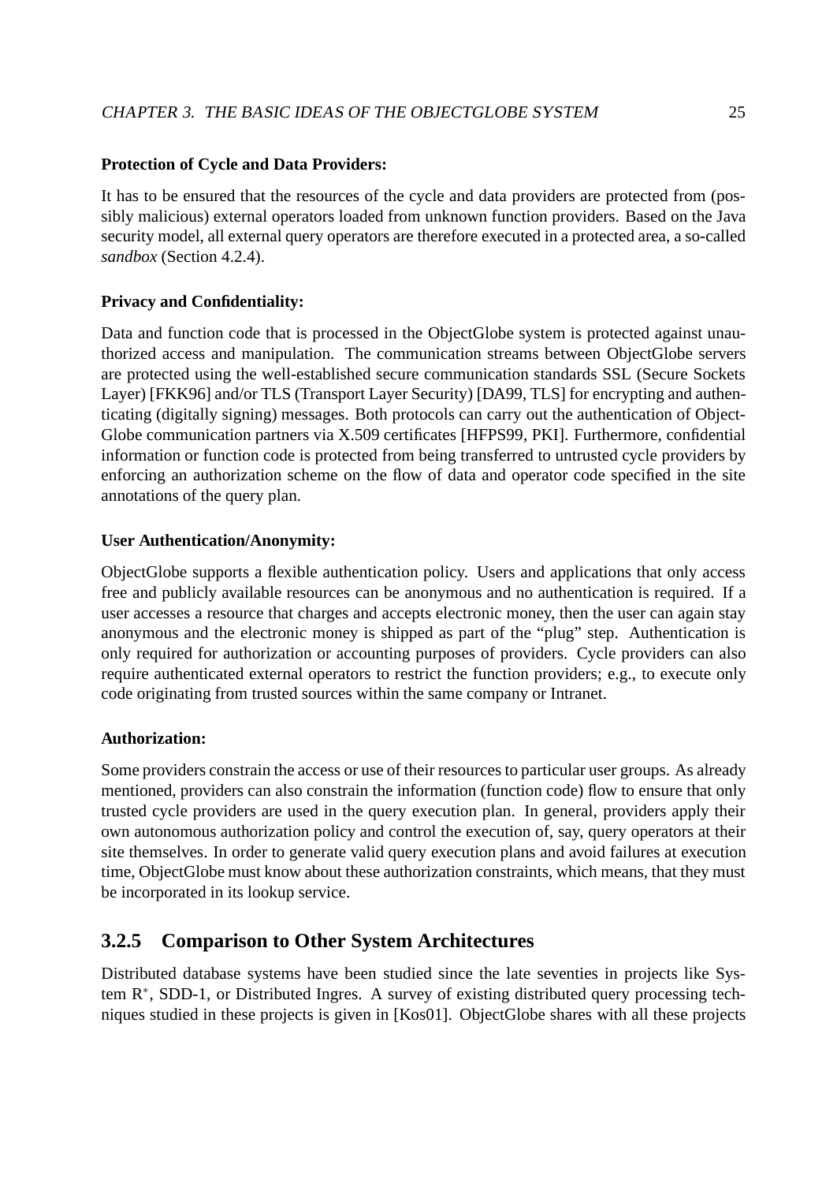**Protection of Cycle and Data Providers:**

It has to be ensured that the resources of the cycle and data providers are protected from (possibly malicious) external operators loaded from unknown function providers. Based on the Java security model, all external query operators are therefore executed in a protected area, a so-called *sandbox* (Section 4.2.4).

**Privacy and Confidentiality:**

Data and function code that is processed in the ObjectGlobe system is protected against unauthorized access and manipulation. The communication streams between ObjectGlobe servers are protected using the well-established secure communication standards SSL (Secure Sockets Layer) [FKK96] and/or TLS (Transport Layer Security) [DA99, TLS] for encrypting and authenticating (digitally signing) messages. Both protocols can carry out the authentication of ObjectGlobe communication partners via X.509 certificates [HFPS99, PKI]. Furthermore, confidential information or function code is protected from being transferred to untrusted cycle providers by enforcing an authorization scheme on the flow of data and operator code specified in the site annotations of the query plan.

**User Authentication/Anonymity:**

ObjectGlobe supports a flexible authentication policy. Users and applications that only access free and publicly available resources can be anonymous and no authentication is required. If a user accesses a resource that charges and accepts electronic money, then the user can again stay anonymous and the electronic money is shipped as part of the "plug" step. Authentication is only required for authorization or accounting purposes of providers. Cycle providers can also require authenticated external operators to restrict the function providers; e.g., to execute only code originating from trusted sources within the same company or Intranet.

**Authorization:**

Some providers constrain the access or use of their resources to particular user groups. As already mentioned, providers can also constrain the information (function code) flow to ensure that only trusted cycle providers are used in the query execution plan. In general, providers apply their own autonomous authorization policy and control the execution of, say, query operators at their site themselves. In order to generate valid query execution plans and avoid failures at execution time, ObjectGlobe must know about these authorization constraints, which means, that they must be incorporated in its lookup service.

### 3.2.5 Comparison to Other System Architectures

Distributed database systems have been studied since the late seventies in projects like System R*, SDD-1, or Distributed Ingres. A survey of existing distributed query processing techniques studied in these projects is given in [Kos01]. ObjectGlobe shares with all these projects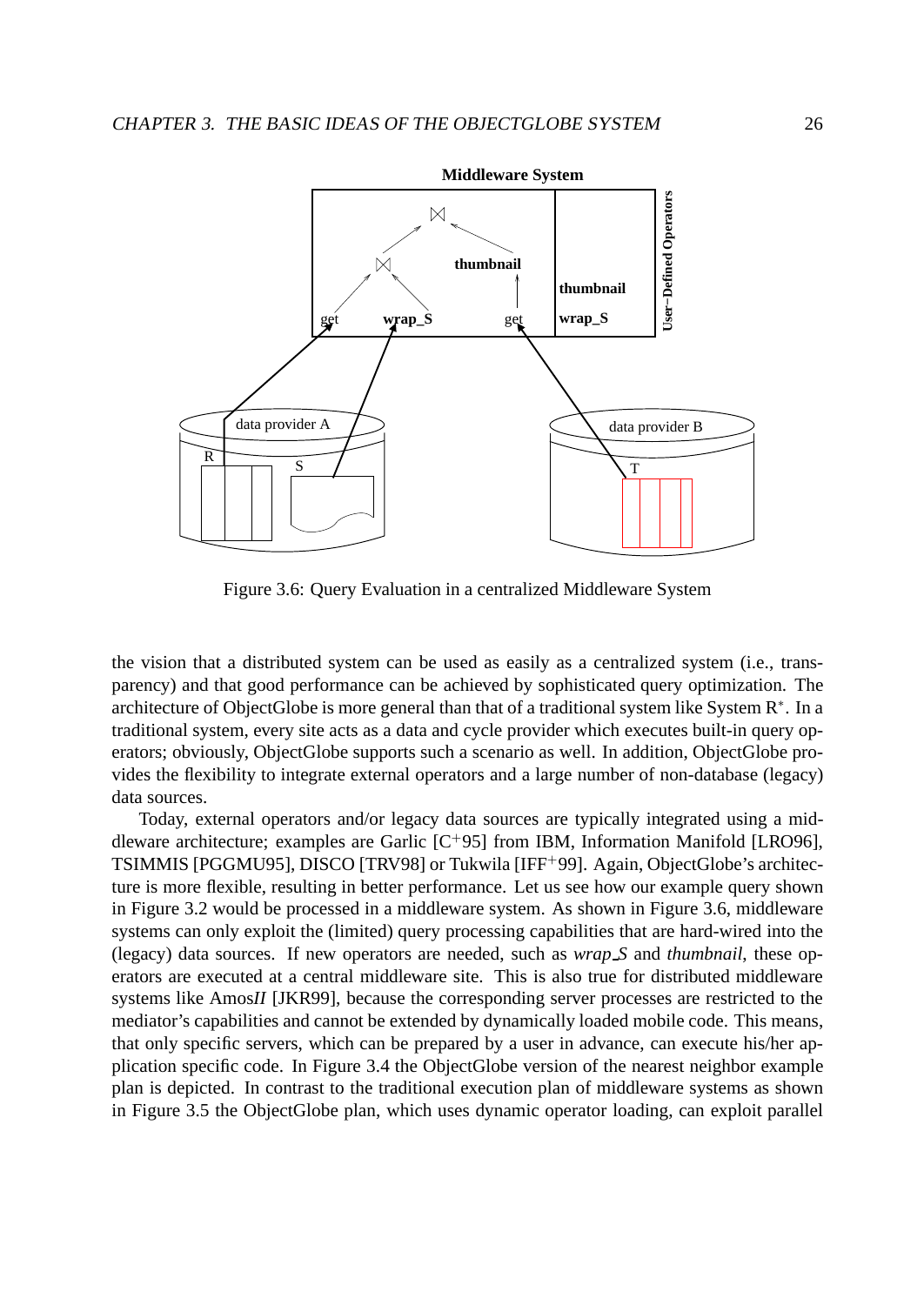Figure 3.6: Query Evaluation in a centralized Middleware System

the vision that a distributed system can be used as easily as a centralized system (i.e., transparency) and that good performance can be achieved by sophisticated query optimization. The architecture of ObjectGlobe is more general than that of a traditional system like System R*. In a traditional system, every site acts as a data and cycle provider which executes built-in query operators; obviously, ObjectGlobe supports such a scenario as well. In addition, ObjectGlobe provides the flexibility to integrate external operators and a large number of non-database (legacy) data sources.

Today, external operators and/or legacy data sources are typically integrated using a middleware architecture; examples are Garlic [C+95] from IBM, Information Manifold [LRO96], TSIMMIS [PGGMU95], DISCO [TRV98] or Tukwila [IFF+99]. Again, ObjectGlobe's architecture is more flexible, resulting in better performance. Let us see how our example query shown in Figure 3.2 would be processed in a middleware system. As shown in Figure 3.6, middleware systems can only exploit the (limited) query processing capabilities that are hard-wired into the (legacy) data sources. If new operators are needed, such as *wrap_S* and *thumbnail*, these operators are executed at a central middleware site. This is also true for distributed middleware systems like Amos*II* [JKR99], because the corresponding server processes are restricted to the mediator's capabilities and cannot be extended by dynamically loaded mobile code. This means, that only specific servers, which can be prepared by a user in advance, can execute his/her application specific code. In Figure 3.4 the ObjectGlobe version of the nearest neighbor example plan is depicted. In contrast to the traditional execution plan of middleware systems as shown in Figure 3.5 the ObjectGlobe plan, which uses dynamic operator loading, can exploit parallel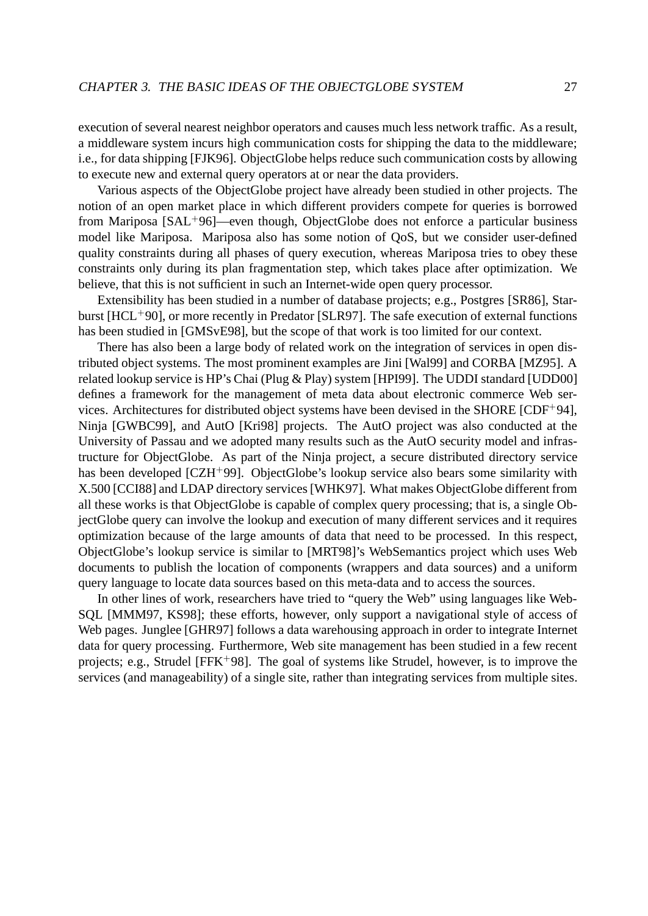execution of several nearest neighbor operators and causes much less network traffic. As a result, a middleware system incurs high communication costs for shipping the data to the middleware; i.e., for data shipping [FJK96]. ObjectGlobe helps reduce such communication costs by allowing to execute new and external query operators at or near the data providers.

Various aspects of the ObjectGlobe project have already been studied in other projects. The notion of an open market place in which different providers compete for queries is borrowed from Mariposa [SAL+96]—even though, ObjectGlobe does not enforce a particular business model like Mariposa. Mariposa also has some notion of QoS, but we consider user-defined quality constraints during all phases of query execution, whereas Mariposa tries to obey these constraints only during its plan fragmentation step, which takes place after optimization. We believe, that this is not sufficient in such an Internet-wide open query processor.

Extensibility has been studied in a number of database projects; e.g., Postgres [SR86], Starburst [HCL+90], or more recently in Predator [SLR97]. The safe execution of external functions has been studied in [GMSvE98], but the scope of that work is too limited for our context.

There has also been a large body of related work on the integration of services in open distributed object systems. The most prominent examples are Jini [Wal99] and CORBA [MZ95]. A related lookup service is HP's Chai (Plug & Play) system [HPI99]. The UDDI standard [UDD00] defines a framework for the management of meta data about electronic commerce Web services. Architectures for distributed object systems have been devised in the SHORE [CDF+94], Ninja [GWBC99], and AutO [Kri98] projects. The AutO project was also conducted at the University of Passau and we adopted many results such as the AutO security model and infrastructure for ObjectGlobe. As part of the Ninja project, a secure distributed directory service has been developed [CZH+99]. ObjectGlobe's lookup service also bears some similarity with X.500 [CCI88] and LDAP directory services [WHK97]. What makes ObjectGlobe different from all these works is that ObjectGlobe is capable of complex query processing; that is, a single ObjectGlobe query can involve the lookup and execution of many different services and it requires optimization because of the large amounts of data that need to be processed. In this respect, ObjectGlobe's lookup service is similar to [MRT98]'s WebSemantics project which uses Web documents to publish the location of components (wrappers and data sources) and a uniform query language to locate data sources based on this meta-data and to access the sources.

In other lines of work, researchers have tried to "query the Web" using languages like WebSQL [MMM97, KS98]; these efforts, however, only support a navigational style of access of Web pages. Junglee [GHR97] follows a data warehousing approach in order to integrate Internet data for query processing. Furthermore, Web site management has been studied in a few recent projects; e.g., Strudel [FFK+98]. The goal of systems like Strudel, however, is to improve the services (and manageability) of a single site, rather than integrating services from multiple sites.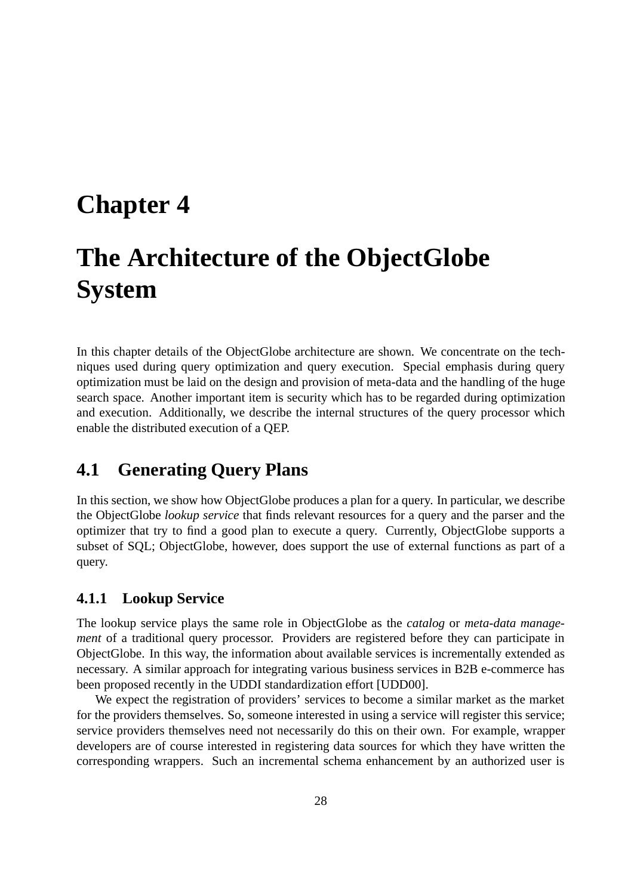# Chapter 4

# The Architecture of the ObjectGlobe System

In this chapter details of the ObjectGlobe architecture are shown. We concentrate on the techniques used during query optimization and query execution. Special emphasis during query optimization must be laid on the design and provision of meta-data and the handling of the huge search space. Another important item is security which has to be regarded during optimization and execution. Additionally, we describe the internal structures of the query processor which enable the distributed execution of a QEP.

## 4.1 Generating Query Plans

In this section, we show how ObjectGlobe produces a plan for a query. In particular, we describe the ObjectGlobe *lookup service* that finds relevant resources for a query and the parser and the optimizer that try to find a good plan to execute a query. Currently, ObjectGlobe supports a subset of SQL; ObjectGlobe, however, does support the use of external functions as part of a query.

### 4.1.1 Lookup Service

The lookup service plays the same role in ObjectGlobe as the *catalog* or *meta-data management* of a traditional query processor. Providers are registered before they can participate in ObjectGlobe. In this way, the information about available services is incrementally extended as necessary. A similar approach for integrating various business services in B2B e-commerce has been proposed recently in the UDDI standardization effort [UDD00].

We expect the registration of providers' services to become a similar market as the market for the providers themselves. So, someone interested in using a service will register this service; service providers themselves need not necessarily do this on their own. For example, wrapper developers are of course interested in registering data sources for which they have written the corresponding wrappers. Such an incremental schema enhancement by an authorized user is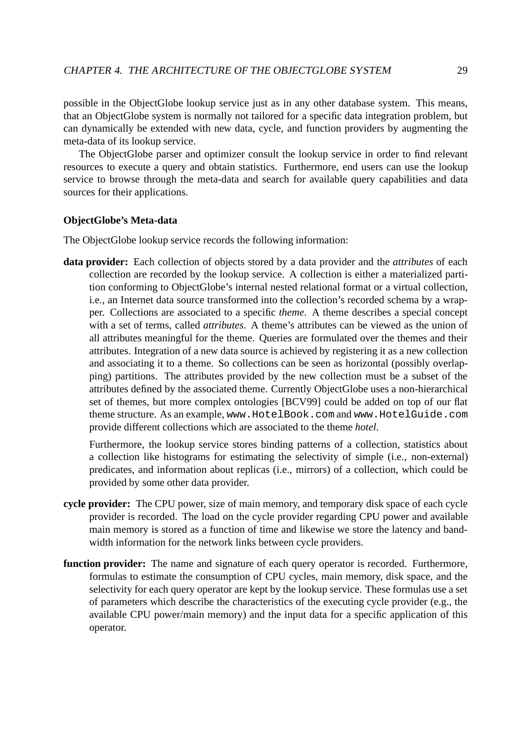possible in the ObjectGlobe lookup service just as in any other database system. This means, that an ObjectGlobe system is normally not tailored for a specific data integration problem, but can dynamically be extended with new data, cycle, and function providers by augmenting the meta-data of its lookup service.

The ObjectGlobe parser and optimizer consult the lookup service in order to find relevant resources to execute a query and obtain statistics. Furthermore, end users can use the lookup service to browse through the meta-data and search for available query capabilities and data sources for their applications.

#### ObjectGlobe's Meta-data

The ObjectGlobe lookup service records the following information:

**data provider:** Each collection of objects stored by a data provider and the *attributes* of each collection are recorded by the lookup service. A collection is either a materialized partition conforming to ObjectGlobe's internal nested relational format or a virtual collection, i.e., an Internet data source transformed into the collection's recorded schema by a wrapper. Collections are associated to a specific *theme*. A theme describes a special concept with a set of terms, called *attributes*. A theme's attributes can be viewed as the union of all attributes meaningful for the theme. Queries are formulated over the themes and their attributes. Integration of a new data source is achieved by registering it as a new collection and associating it to a theme. So collections can be seen as horizontal (possibly overlapping) partitions. The attributes provided by the new collection must be a subset of the attributes defined by the associated theme. Currently ObjectGlobe uses a non-hierarchical set of themes, but more complex ontologies [BCV99] could be added on top of our flat theme structure. As an example, `www.HotelBook.com` and `www.HotelGuide.com` provide different collections which are associated to the theme *hotel*.

Furthermore, the lookup service stores binding patterns of a collection, statistics about a collection like histograms for estimating the selectivity of simple (i.e., non-external) predicates, and information about replicas (i.e., mirrors) of a collection, which could be provided by some other data provider.

**cycle provider:** The CPU power, size of main memory, and temporary disk space of each cycle provider is recorded. The load on the cycle provider regarding CPU power and available main memory is stored as a function of time and likewise we store the latency and bandwidth information for the network links between cycle providers.

**function provider:** The name and signature of each query operator is recorded. Furthermore, formulas to estimate the consumption of CPU cycles, main memory, disk space, and the selectivity for each query operator are kept by the lookup service. These formulas use a set of parameters which describe the characteristics of the executing cycle provider (e.g., the available CPU power/main memory) and the input data for a specific application of this operator.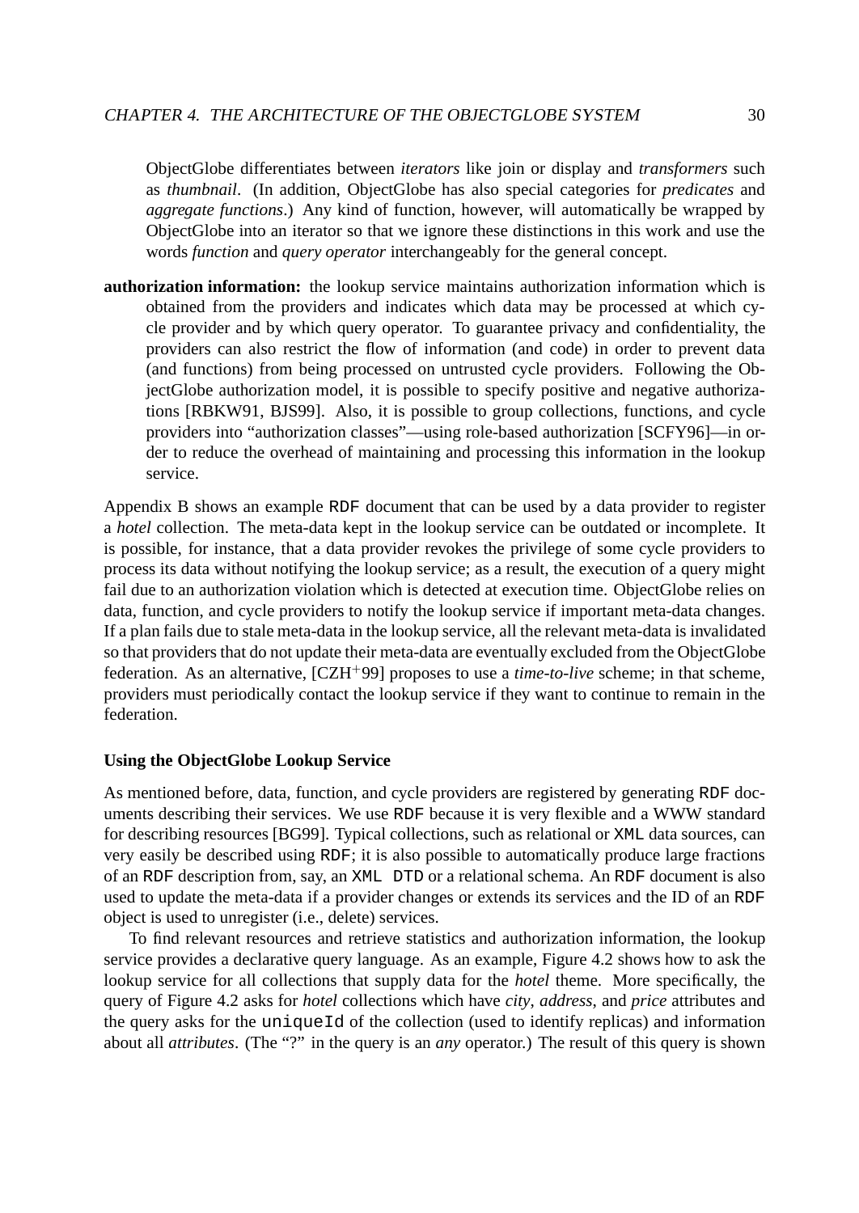ObjectGlobe differentiates between *iterators* like join or display and *transformers* such as *thumbnail*. (In addition, ObjectGlobe has also special categories for *predicates* and *aggregate functions*.) Any kind of function, however, will automatically be wrapped by ObjectGlobe into an iterator so that we ignore these distinctions in this work and use the words *function* and *query operator* interchangeably for the general concept.

**authorization information:** the lookup service maintains authorization information which is obtained from the providers and indicates which data may be processed at which cycle provider and by which query operator. To guarantee privacy and confidentiality, the providers can also restrict the flow of information (and code) in order to prevent data (and functions) from being processed on untrusted cycle providers. Following the ObjectGlobe authorization model, it is possible to specify positive and negative authorizations [RBKW91, BJS99]. Also, it is possible to group collections, functions, and cycle providers into "authorization classes"—using role-based authorization [SCFY96]—in order to reduce the overhead of maintaining and processing this information in the lookup service.

Appendix B shows an example `RDF` document that can be used by a data provider to register a *hotel* collection. The meta-data kept in the lookup service can be outdated or incomplete. It is possible, for instance, that a data provider revokes the privilege of some cycle providers to process its data without notifying the lookup service; as a result, the execution of a query might fail due to an authorization violation which is detected at execution time. ObjectGlobe relies on data, function, and cycle providers to notify the lookup service if important meta-data changes. If a plan fails due to stale meta-data in the lookup service, all the relevant meta-data is invalidated so that providers that do not update their meta-data are eventually excluded from the ObjectGlobe federation. As an alternative, [CZH+99] proposes to use a *time-to-live* scheme; in that scheme, providers must periodically contact the lookup service if they want to continue to remain in the federation.

### Using the ObjectGlobe Lookup Service

As mentioned before, data, function, and cycle providers are registered by generating `RDF` documents describing their services. We use `RDF` because it is very flexible and a WWW standard for describing resources [BG99]. Typical collections, such as relational or `XML` data sources, can very easily be described using `RDF`; it is also possible to automatically produce large fractions of an `RDF` description from, say, an `XML DTD` or a relational schema. An `RDF` document is also used to update the meta-data if a provider changes or extends its services and the ID of an `RDF` object is used to unregister (i.e., delete) services.

To find relevant resources and retrieve statistics and authorization information, the lookup service provides a declarative query language. As an example, Figure 4.2 shows how to ask the lookup service for all collections that supply data for the *hotel* theme. More specifically, the query of Figure 4.2 asks for *hotel* collections which have *city*, *address*, and *price* attributes and the query asks for the `uniqueId` of the collection (used to identify replicas) and information about all *attributes*. (The "?" in the query is an *any* operator.) The result of this query is shown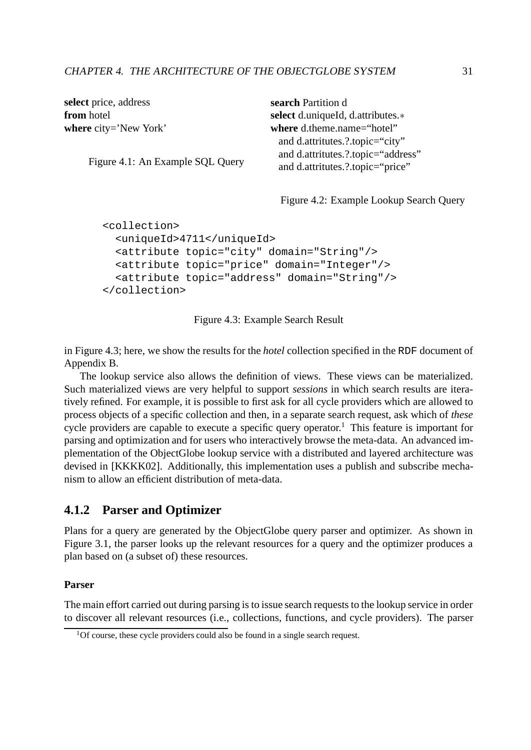**select** price, address
**from** hotel
**where** city='New York'

Figure 4.1: An Example SQL Query

**search** Partition d
**select** d.uniqueId, d.attributes.∗
**where** d.theme.name="hotel"
  and d.attritutes.?.topic="city"
  and d.attritutes.?.topic="address"
  and d.attritutes.?.topic="price"

Figure 4.2: Example Lookup Search Query

```
<collection>
  <uniqueId>4711</uniqueId>
  <attribute topic="city" domain="String"/>
  <attribute topic="price" domain="Integer"/>
  <attribute topic="address" domain="String"/>
</collection>
```

Figure 4.3: Example Search Result

in Figure 4.3; here, we show the results for the *hotel* collection specified in the RDF document of Appendix B.

The lookup service also allows the definition of views. These views can be materialized. Such materialized views are very helpful to support *sessions* in which search results are iteratively refined. For example, it is possible to first ask for all cycle providers which are allowed to process objects of a specific collection and then, in a separate search request, ask which of *these* cycle providers are capable to execute a specific query operator.[1] This feature is important for parsing and optimization and for users who interactively browse the meta-data. An advanced implementation of the ObjectGlobe lookup service with a distributed and layered architecture was devised in [KKKK02]. Additionally, this implementation uses a publish and subscribe mechanism to allow an efficient distribution of meta-data.

### 4.1.2 Parser and Optimizer

Plans for a query are generated by the ObjectGlobe query parser and optimizer. As shown in Figure 3.1, the parser looks up the relevant resources for a query and the optimizer produces a plan based on (a subset of) these resources.

#### Parser

The main effort carried out during parsing is to issue search requests to the lookup service in order to discover all relevant resources (i.e., collections, functions, and cycle providers). The parser

[1] Of course, these cycle providers could also be found in a single search request.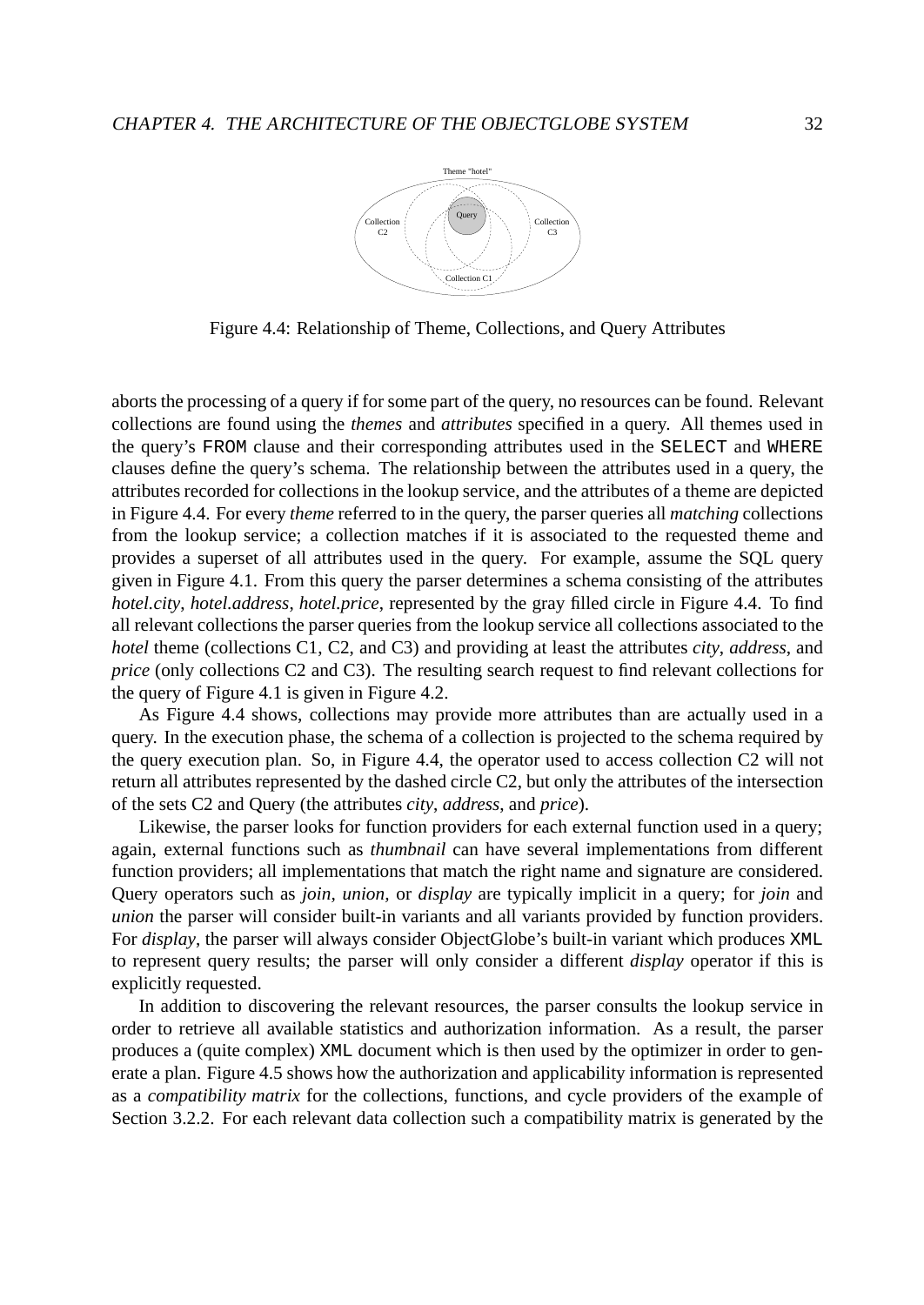Figure 4.4: Relationship of Theme, Collections, and Query Attributes

aborts the processing of a query if for some part of the query, no resources can be found. Relevant collections are found using the *themes* and *attributes* specified in a query. All themes used in the query's `FROM` clause and their corresponding attributes used in the `SELECT` and `WHERE` clauses define the query's schema. The relationship between the attributes used in a query, the attributes recorded for collections in the lookup service, and the attributes of a theme are depicted in Figure 4.4. For every *theme* referred to in the query, the parser queries all *matching* collections from the lookup service; a collection matches if it is associated to the requested theme and provides a superset of all attributes used in the query. For example, assume the SQL query given in Figure 4.1. From this query the parser determines a schema consisting of the attributes *hotel.city*, *hotel.address*, *hotel.price*, represented by the gray filled circle in Figure 4.4. To find all relevant collections the parser queries from the lookup service all collections associated to the *hotel* theme (collections C1, C2, and C3) and providing at least the attributes *city*, *address*, and *price* (only collections C2 and C3). The resulting search request to find relevant collections for the query of Figure 4.1 is given in Figure 4.2.

As Figure 4.4 shows, collections may provide more attributes than are actually used in a query. In the execution phase, the schema of a collection is projected to the schema required by the query execution plan. So, in Figure 4.4, the operator used to access collection C2 will not return all attributes represented by the dashed circle C2, but only the attributes of the intersection of the sets C2 and Query (the attributes *city*, *address*, and *price*).

Likewise, the parser looks for function providers for each external function used in a query; again, external functions such as *thumbnail* can have several implementations from different function providers; all implementations that match the right name and signature are considered. Query operators such as *join*, *union*, or *display* are typically implicit in a query; for *join* and *union* the parser will consider built-in variants and all variants provided by function providers. For *display*, the parser will always consider ObjectGlobe's built-in variant which produces `XML` to represent query results; the parser will only consider a different *display* operator if this is explicitly requested.

In addition to discovering the relevant resources, the parser consults the lookup service in order to retrieve all available statistics and authorization information. As a result, the parser produces a (quite complex) `XML` document which is then used by the optimizer in order to generate a plan. Figure 4.5 shows how the authorization and applicability information is represented as a *compatibility matrix* for the collections, functions, and cycle providers of the example of Section 3.2.2. For each relevant data collection such a compatibility matrix is generated by the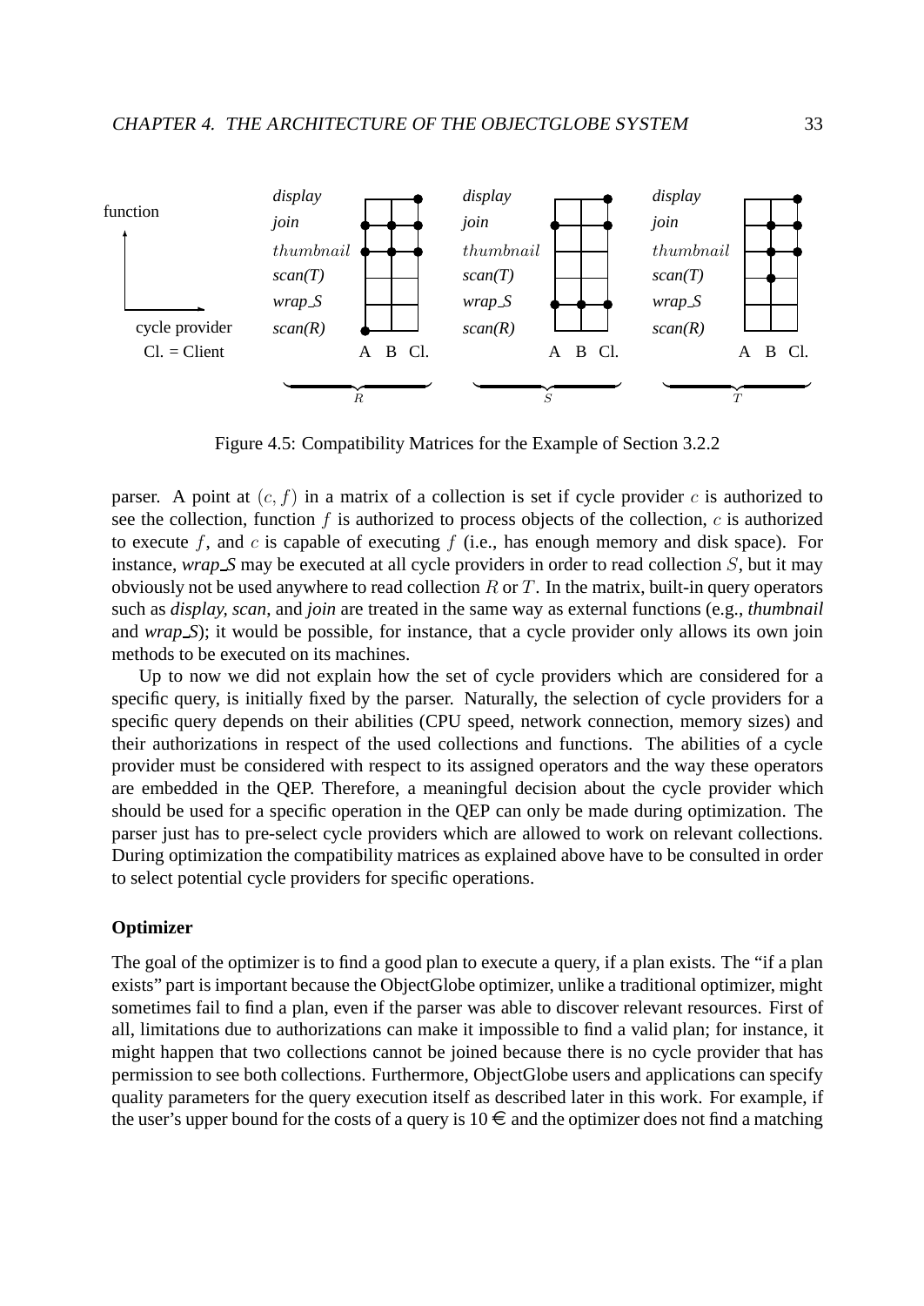Figure 4.5: Compatibility Matrices for the Example of Section 3.2.2

parser. A point at $(c, f)$ in a matrix of a collection is set if cycle provider $c$ is authorized to see the collection, function $f$ is authorized to process objects of the collection, $c$ is authorized to execute $f$, and $c$ is capable of executing $f$ (i.e., has enough memory and disk space). For instance, *wrap_S* may be executed at all cycle providers in order to read collection $S$, but it may obviously not be used anywhere to read collection $R$ or $T$. In the matrix, built-in query operators such as *display*, *scan*, and *join* are treated in the same way as external functions (e.g., *thumbnail* and *wrap_S*); it would be possible, for instance, that a cycle provider only allows its own join methods to be executed on its machines.

Up to now we did not explain how the set of cycle providers which are considered for a specific query, is initially fixed by the parser. Naturally, the selection of cycle providers for a specific query depends on their abilities (CPU speed, network connection, memory sizes) and their authorizations in respect of the used collections and functions. The abilities of a cycle provider must be considered with respect to its assigned operators and the way these operators are embedded in the QEP. Therefore, a meaningful decision about the cycle provider which should be used for a specific operation in the QEP can only be made during optimization. The parser just has to pre-select cycle providers which are allowed to work on relevant collections. During optimization the compatibility matrices as explained above have to be consulted in order to select potential cycle providers for specific operations.

**Optimizer**

The goal of the optimizer is to find a good plan to execute a query, if a plan exists. The "if a plan exists" part is important because the ObjectGlobe optimizer, unlike a traditional optimizer, might sometimes fail to find a plan, even if the parser was able to discover relevant resources. First of all, limitations due to authorizations can make it impossible to find a valid plan; for instance, it might happen that two collections cannot be joined because there is no cycle provider that has permission to see both collections. Furthermore, ObjectGlobe users and applications can specify quality parameters for the query execution itself as described later in this work. For example, if the user's upper bound for the costs of a query is 10 € and the optimizer does not find a matching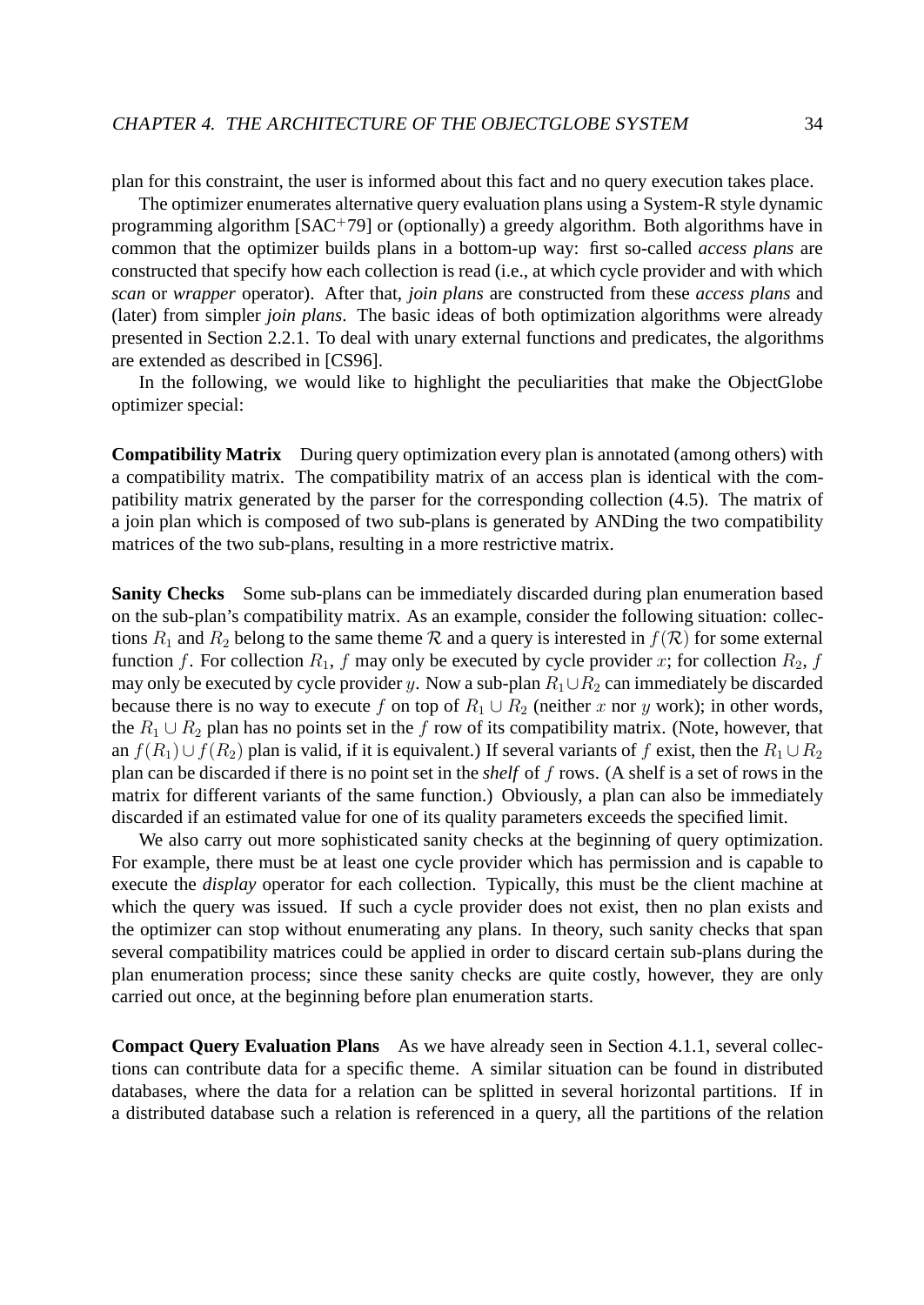plan for this constraint, the user is informed about this fact and no query execution takes place.

The optimizer enumerates alternative query evaluation plans using a System-R style dynamic programming algorithm [SAC[+]79] or (optionally) a greedy algorithm. Both algorithms have in common that the optimizer builds plans in a bottom-up way: first so-called *access plans* are constructed that specify how each collection is read (i.e., at which cycle provider and with which *scan* or *wrapper* operator). After that, *join plans* are constructed from these *access plans* and (later) from simpler *join plans*. The basic ideas of both optimization algorithms were already presented in Section 2.2.1. To deal with unary external functions and predicates, the algorithms are extended as described in [CS96].

In the following, we would like to highlight the peculiarities that make the ObjectGlobe optimizer special:

**Compatibility Matrix** During query optimization every plan is annotated (among others) with a compatibility matrix. The compatibility matrix of an access plan is identical with the compatibility matrix generated by the parser for the corresponding collection (4.5). The matrix of a join plan which is composed of two sub-plans is generated by ANDing the two compatibility matrices of the two sub-plans, resulting in a more restrictive matrix.

**Sanity Checks** Some sub-plans can be immediately discarded during plan enumeration based on the sub-plan's compatibility matrix. As an example, consider the following situation: collections $R_1$ and $R_2$ belong to the same theme $\mathcal{R}$ and a query is interested in $f(\mathcal{R})$ for some external function $f$. For collection $R_1$, $f$ may only be executed by cycle provider $x$; for collection $R_2$, $f$ may only be executed by cycle provider $y$. Now a sub-plan $R_1 \cup R_2$ can immediately be discarded because there is no way to execute $f$ on top of $R_1 \cup R_2$ (neither $x$ nor $y$ work); in other words, the $R_1 \cup R_2$ plan has no points set in the $f$ row of its compatibility matrix. (Note, however, that an $f(R_1) \cup f(R_2)$ plan is valid, if it is equivalent.) If several variants of $f$ exist, then the $R_1 \cup R_2$ plan can be discarded if there is no point set in the *shelf* of $f$ rows. (A shelf is a set of rows in the matrix for different variants of the same function.) Obviously, a plan can also be immediately discarded if an estimated value for one of its quality parameters exceeds the specified limit.

We also carry out more sophisticated sanity checks at the beginning of query optimization. For example, there must be at least one cycle provider which has permission and is capable to execute the *display* operator for each collection. Typically, this must be the client machine at which the query was issued. If such a cycle provider does not exist, then no plan exists and the optimizer can stop without enumerating any plans. In theory, such sanity checks that span several compatibility matrices could be applied in order to discard certain sub-plans during the plan enumeration process; since these sanity checks are quite costly, however, they are only carried out once, at the beginning before plan enumeration starts.

**Compact Query Evaluation Plans** As we have already seen in Section 4.1.1, several collections can contribute data for a specific theme. A similar situation can be found in distributed databases, where the data for a relation can be splitted in several horizontal partitions. If in a distributed database such a relation is referenced in a query, all the partitions of the relation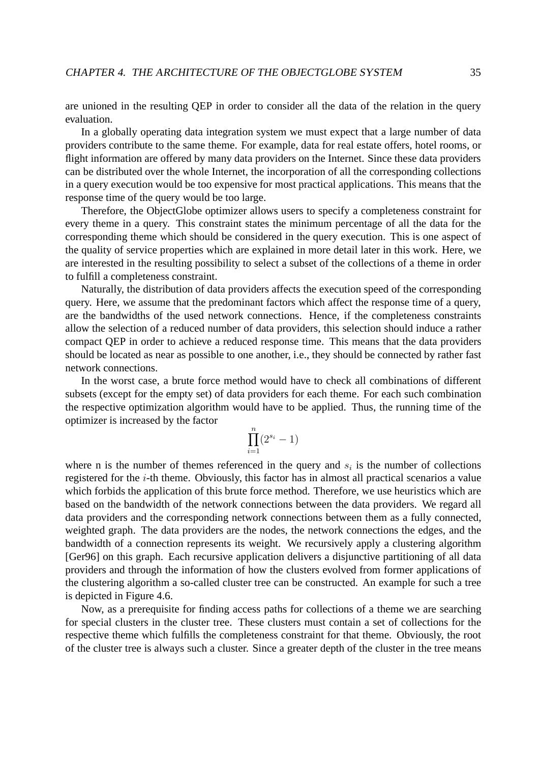are unioned in the resulting QEP in order to consider all the data of the relation in the query evaluation.

In a globally operating data integration system we must expect that a large number of data providers contribute to the same theme. For example, data for real estate offers, hotel rooms, or flight information are offered by many data providers on the Internet. Since these data providers can be distributed over the whole Internet, the incorporation of all the corresponding collections in a query execution would be too expensive for most practical applications. This means that the response time of the query would be too large.

Therefore, the ObjectGlobe optimizer allows users to specify a completeness constraint for every theme in a query. This constraint states the minimum percentage of all the data for the corresponding theme which should be considered in the query execution. This is one aspect of the quality of service properties which are explained in more detail later in this work. Here, we are interested in the resulting possibility to select a subset of the collections of a theme in order to fulfill a completeness constraint.

Naturally, the distribution of data providers affects the execution speed of the corresponding query. Here, we assume that the predominant factors which affect the response time of a query, are the bandwidths of the used network connections. Hence, if the completeness constraints allow the selection of a reduced number of data providers, this selection should induce a rather compact QEP in order to achieve a reduced response time. This means that the data providers should be located as near as possible to one another, i.e., they should be connected by rather fast network connections.

In the worst case, a brute force method would have to check all combinations of different subsets (except for the empty set) of data providers for each theme. For each such combination the respective optimization algorithm would have to be applied. Thus, the running time of the optimizer is increased by the factor

$$\prod_{i=1}^{n}(2^{s_i} - 1)$$

where n is the number of themes referenced in the query and $s_i$ is the number of collections registered for the $i$-th theme. Obviously, this factor has in almost all practical scenarios a value which forbids the application of this brute force method. Therefore, we use heuristics which are based on the bandwidth of the network connections between the data providers. We regard all data providers and the corresponding network connections between them as a fully connected, weighted graph. The data providers are the nodes, the network connections the edges, and the bandwidth of a connection represents its weight. We recursively apply a clustering algorithm [Ger96] on this graph. Each recursive application delivers a disjunctive partitioning of all data providers and through the information of how the clusters evolved from former applications of the clustering algorithm a so-called cluster tree can be constructed. An example for such a tree is depicted in Figure 4.6.

Now, as a prerequisite for finding access paths for collections of a theme we are searching for special clusters in the cluster tree. These clusters must contain a set of collections for the respective theme which fulfills the completeness constraint for that theme. Obviously, the root of the cluster tree is always such a cluster. Since a greater depth of the cluster in the tree means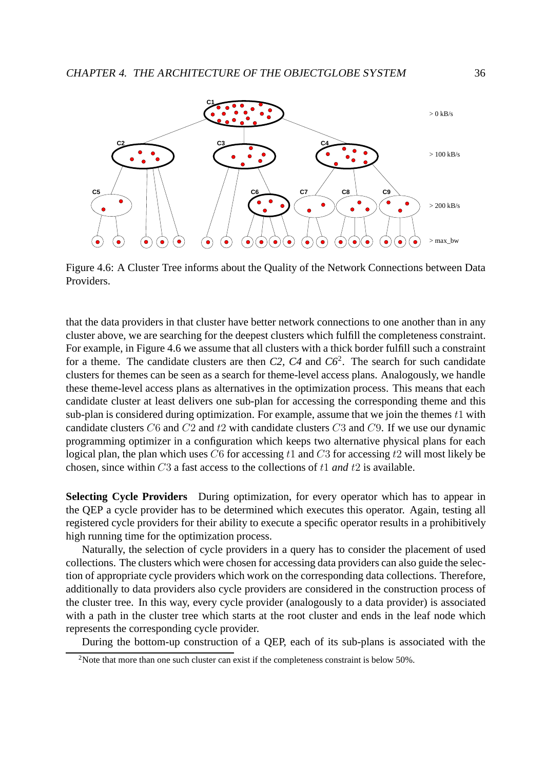Figure 4.6: A Cluster Tree informs about the Quality of the Network Connections between Data Providers.

that the data providers in that cluster have better network connections to one another than in any cluster above, we are searching for the deepest clusters which fulfill the completeness constraint. For example, in Figure 4.6 we assume that all clusters with a thick border fulfill such a constraint for a theme. The candidate clusters are then *C2*, *C4* and *C6*[2]. The search for such candidate clusters for themes can be seen as a search for theme-level access plans. Analogously, we handle these theme-level access plans as alternatives in the optimization process. This means that each candidate cluster at least delivers one sub-plan for accessing the corresponding theme and this sub-plan is considered during optimization. For example, assume that we join the themes $t1$ with candidate clusters $C6$ and $C2$ and $t2$ with candidate clusters $C3$ and $C9$. If we use our dynamic programming optimizer in a configuration which keeps two alternative physical plans for each logical plan, the plan which uses $C6$ for accessing $t1$ and $C3$ for accessing $t2$ will most likely be chosen, since within $C3$ a fast access to the collections of $t1$ *and* $t2$ is available.

**Selecting Cycle Providers** During optimization, for every operator which has to appear in the QEP a cycle provider has to be determined which executes this operator. Again, testing all registered cycle providers for their ability to execute a specific operator results in a prohibitively high running time for the optimization process.

Naturally, the selection of cycle providers in a query has to consider the placement of used collections. The clusters which were chosen for accessing data providers can also guide the selection of appropriate cycle providers which work on the corresponding data collections. Therefore, additionally to data providers also cycle providers are considered in the construction process of the cluster tree. In this way, every cycle provider (analogously to a data provider) is associated with a path in the cluster tree which starts at the root cluster and ends in the leaf node which represents the corresponding cycle provider.

During the bottom-up construction of a QEP, each of its sub-plans is associated with the

[2] Note that more than one such cluster can exist if the completeness constraint is below 50%.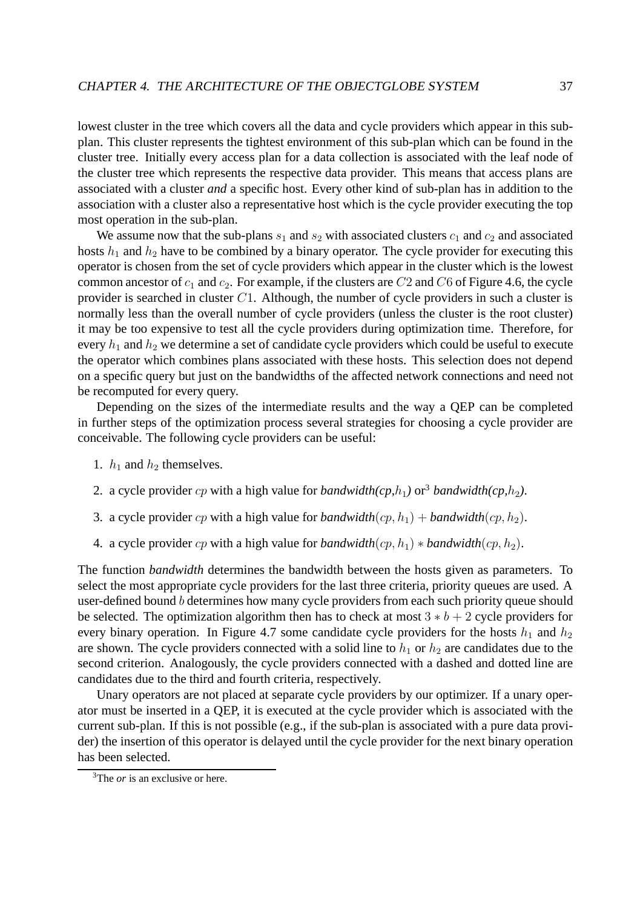lowest cluster in the tree which covers all the data and cycle providers which appear in this sub-plan. This cluster represents the tightest environment of this sub-plan which can be found in the cluster tree. Initially every access plan for a data collection is associated with the leaf node of the cluster tree which represents the respective data provider. This means that access plans are associated with a cluster ***and*** a specific host. Every other kind of sub-plan has in addition to the association with a cluster also a representative host which is the cycle provider executing the top most operation in the sub-plan.

We assume now that the sub-plans $s_1$ and $s_2$ with associated clusters $c_1$ and $c_2$ and associated hosts $h_1$ and $h_2$ have to be combined by a binary operator. The cycle provider for executing this operator is chosen from the set of cycle providers which appear in the cluster which is the lowest common ancestor of $c_1$ and $c_2$. For example, if the clusters are $C2$ and $C6$ of Figure 4.6, the cycle provider is searched in cluster $C1$. Although, the number of cycle providers in such a cluster is normally less than the overall number of cycle providers (unless the cluster is the root cluster) it may be too expensive to test all the cycle providers during optimization time. Therefore, for every $h_1$ and $h_2$ we determine a set of candidate cycle providers which could be useful to execute the operator which combines plans associated with these hosts. This selection does not depend on a specific query but just on the bandwidths of the affected network connections and need not be recomputed for every query.

Depending on the sizes of the intermediate results and the way a QEP can be completed in further steps of the optimization process several strategies for choosing a cycle provider are conceivable. The following cycle providers can be useful:

1. $h_1$ and $h_2$ themselves.
2. a cycle provider $cp$ with a high value for *bandwidth(cp,$h_1$)* or[3] *bandwidth(cp,$h_2$)*.
3. a cycle provider $cp$ with a high value for *bandwidth*$(cp, h_1)$ + *bandwidth*$(cp, h_2)$.
4. a cycle provider $cp$ with a high value for *bandwidth*$(cp, h_1)$ $*$ *bandwidth*$(cp, h_2)$.

The function *bandwidth* determines the bandwidth between the hosts given as parameters. To select the most appropriate cycle providers for the last three criteria, priority queues are used. A user-defined bound $b$ determines how many cycle providers from each such priority queue should be selected. The optimization algorithm then has to check at most $3 * b + 2$ cycle providers for every binary operation. In Figure 4.7 some candidate cycle providers for the hosts $h_1$ and $h_2$ are shown. The cycle providers connected with a solid line to $h_1$ or $h_2$ are candidates due to the second criterion. Analogously, the cycle providers connected with a dashed and dotted line are candidates due to the third and fourth criteria, respectively.

Unary operators are not placed at separate cycle providers by our optimizer. If a unary operator must be inserted in a QEP, it is executed at the cycle provider which is associated with the current sub-plan. If this is not possible (e.g., if the sub-plan is associated with a pure data provider) the insertion of this operator is delayed until the cycle provider for the next binary operation has been selected.

[3]The *or* is an exclusive or here.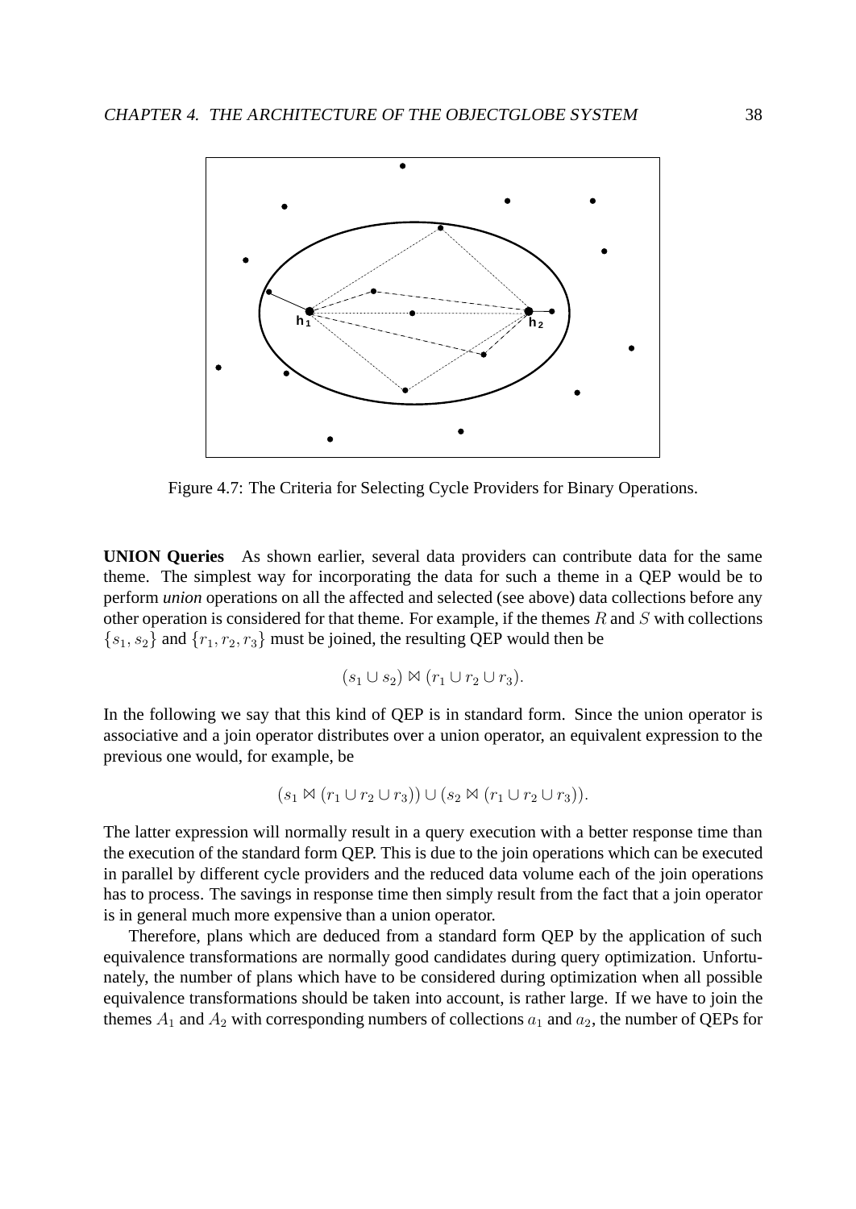Figure 4.7: The Criteria for Selecting Cycle Providers for Binary Operations.

**UNION Queries** As shown earlier, several data providers can contribute data for the same theme. The simplest way for incorporating the data for such a theme in a QEP would be to perform *union* operations on all the affected and selected (see above) data collections before any other operation is considered for that theme. For example, if the themes $R$ and $S$ with collections $\{s_1, s_2\}$ and $\{r_1, r_2, r_3\}$ must be joined, the resulting QEP would then be

$$(s_1 \cup s_2) \bowtie (r_1 \cup r_2 \cup r_3).$$

In the following we say that this kind of QEP is in standard form. Since the union operator is associative and a join operator distributes over a union operator, an equivalent expression to the previous one would, for example, be

$$(s_1 \bowtie (r_1 \cup r_2 \cup r_3)) \cup (s_2 \bowtie (r_1 \cup r_2 \cup r_3)).$$

The latter expression will normally result in a query execution with a better response time than the execution of the standard form QEP. This is due to the join operations which can be executed in parallel by different cycle providers and the reduced data volume each of the join operations has to process. The savings in response time then simply result from the fact that a join operator is in general much more expensive than a union operator.

Therefore, plans which are deduced from a standard form QEP by the application of such equivalence transformations are normally good candidates during query optimization. Unfortunately, the number of plans which have to be considered during optimization when all possible equivalence transformations should be taken into account, is rather large. If we have to join the themes $A_1$ and $A_2$ with corresponding numbers of collections $a_1$ and $a_2$, the number of QEPs for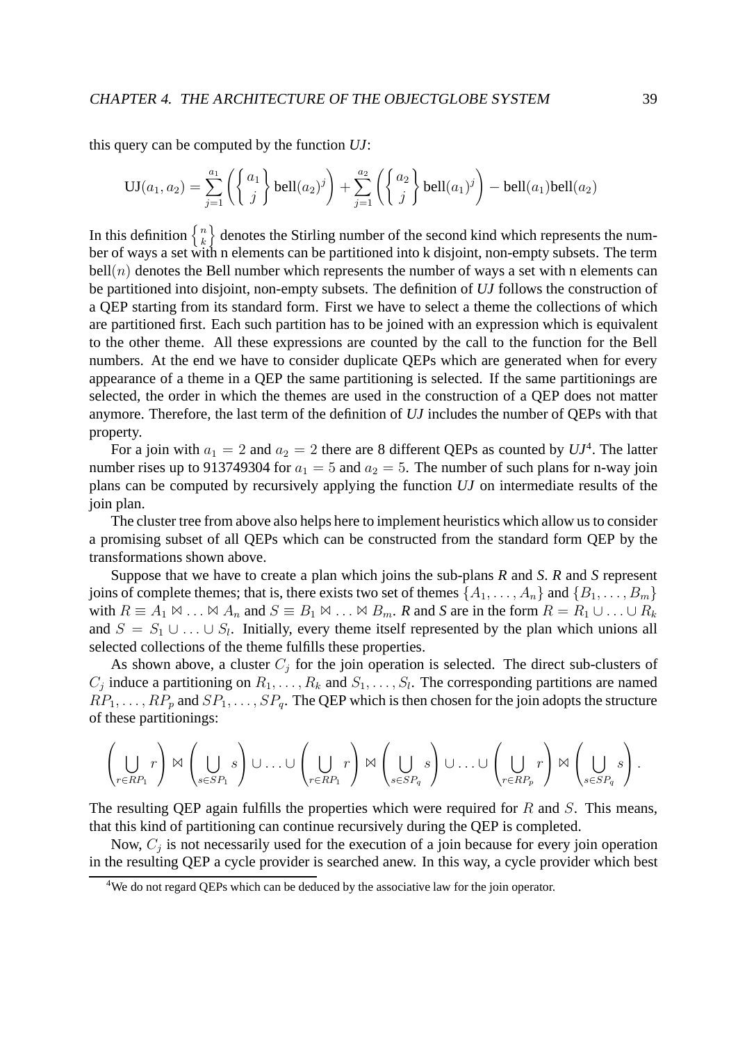this query can be computed by the function *UJ*:

$$\text{UJ}(a_1, a_2) = \sum_{j=1}^{a_1} \left( \left\{ {a_1 \atop j} \right\} \text{bell}(a_2)^j \right) + \sum_{j=1}^{a_2} \left( \left\{ {a_2 \atop j} \right\} \text{bell}(a_1)^j \right) - \text{bell}(a_1)\text{bell}(a_2)$$

In this definition $\left\{ {n \atop k} \right\}$ denotes the Stirling number of the second kind which represents the number of ways a set with n elements can be partitioned into k disjoint, non-empty subsets. The term $\text{bell}(n)$ denotes the Bell number which represents the number of ways a set with n elements can be partitioned into disjoint, non-empty subsets. The definition of *UJ* follows the construction of a QEP starting from its standard form. First we have to select a theme the collections of which are partitioned first. Each such partition has to be joined with an expression which is equivalent to the other theme. All these expressions are counted by the call to the function for the Bell numbers. At the end we have to consider duplicate QEPs which are generated when for every appearance of a theme in a QEP the same partitioning is selected. If the same partitionings are selected, the order in which the themes are used in the construction of a QEP does not matter anymore. Therefore, the last term of the definition of *UJ* includes the number of QEPs with that property.

For a join with $a_1 = 2$ and $a_2 = 2$ there are 8 different QEPs as counted by *UJ*[4]. The latter number rises up to 913749304 for $a_1 = 5$ and $a_2 = 5$. The number of such plans for n-way join plans can be computed by recursively applying the function *UJ* on intermediate results of the join plan.

The cluster tree from above also helps here to implement heuristics which allow us to consider a promising subset of all QEPs which can be constructed from the standard form QEP by the transformations shown above.

Suppose that we have to create a plan which joins the sub-plans *R* and *S*. *R* and *S* represent joins of complete themes; that is, there exists two set of themes $\{A_1, \ldots, A_n\}$ and $\{B_1, \ldots, B_m\}$ with $R \equiv A_1 \bowtie \ldots \bowtie A_n$ and $S \equiv B_1 \bowtie \ldots \bowtie B_m$. *R* and *S* are in the form $R = R_1 \cup \ldots \cup R_k$ and $S = S_1 \cup \ldots \cup S_l$. Initially, every theme itself represented by the plan which unions all selected collections of the theme fulfills these properties.

As shown above, a cluster $C_j$ for the join operation is selected. The direct sub-clusters of $C_j$ induce a partitioning on $R_1, \ldots, R_k$ and $S_1, \ldots, S_l$. The corresponding partitions are named $RP_1, \ldots, RP_p$ and $SP_1, \ldots, SP_q$. The QEP which is then chosen for the join adopts the structure of these partitionings:

$$\left(\bigcup_{r \in RP_1} r\right) \bowtie \left(\bigcup_{s \in SP_1} s\right) \cup \ldots \cup \left(\bigcup_{r \in RP_1} r\right) \bowtie \left(\bigcup_{s \in SP_q} s\right) \cup \ldots \cup \left(\bigcup_{r \in RP_p} r\right) \bowtie \left(\bigcup_{s \in SP_q} s\right).$$

The resulting QEP again fulfills the properties which were required for $R$ and $S$. This means, that this kind of partitioning can continue recursively during the QEP is completed.

Now, $C_j$ is not necessarily used for the execution of a join because for every join operation in the resulting QEP a cycle provider is searched anew. In this way, a cycle provider which best

[4] We do not regard QEPs which can be deduced by the associative law for the join operator.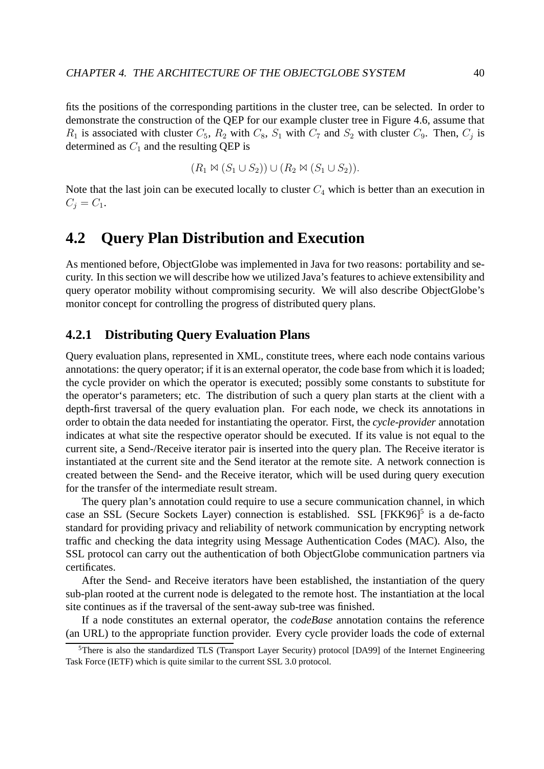fits the positions of the corresponding partitions in the cluster tree, can be selected. In order to demonstrate the construction of the QEP for our example cluster tree in Figure 4.6, assume that $R_1$ is associated with cluster $C_5$, $R_2$ with $C_8$, $S_1$ with $C_7$ and $S_2$ with cluster $C_9$. Then, $C_j$ is determined as $C_1$ and the resulting QEP is

$$(R_1 \bowtie (S_1 \cup S_2)) \cup (R_2 \bowtie (S_1 \cup S_2)).$$

Note that the last join can be executed locally to cluster $C_4$ which is better than an execution in $C_j = C_1$.

## 4.2 Query Plan Distribution and Execution

As mentioned before, ObjectGlobe was implemented in Java for two reasons: portability and security. In this section we will describe how we utilized Java's features to achieve extensibility and query operator mobility without compromising security. We will also describe ObjectGlobe's monitor concept for controlling the progress of distributed query plans.

### 4.2.1 Distributing Query Evaluation Plans

Query evaluation plans, represented in XML, constitute trees, where each node contains various annotations: the query operator; if it is an external operator, the code base from which it is loaded; the cycle provider on which the operator is executed; possibly some constants to substitute for the operator‘s parameters; etc. The distribution of such a query plan starts at the client with a depth-first traversal of the query evaluation plan. For each node, we check its annotations in order to obtain the data needed for instantiating the operator. First, the *cycle-provider* annotation indicates at what site the respective operator should be executed. If its value is not equal to the current site, a Send-/Receive iterator pair is inserted into the query plan. The Receive iterator is instantiated at the current site and the Send iterator at the remote site. A network connection is created between the Send- and the Receive iterator, which will be used during query execution for the transfer of the intermediate result stream.

The query plan's annotation could require to use a secure communication channel, in which case an SSL (Secure Sockets Layer) connection is established. SSL [FKK96][5] is a de-facto standard for providing privacy and reliability of network communication by encrypting network traffic and checking the data integrity using Message Authentication Codes (MAC). Also, the SSL protocol can carry out the authentication of both ObjectGlobe communication partners via certificates.

After the Send- and Receive iterators have been established, the instantiation of the query sub-plan rooted at the current node is delegated to the remote host. The instantiation at the local site continues as if the traversal of the sent-away sub-tree was finished.

If a node constitutes an external operator, the *codeBase* annotation contains the reference (an URL) to the appropriate function provider. Every cycle provider loads the code of external

[5] There is also the standardized TLS (Transport Layer Security) protocol [DA99] of the Internet Engineering Task Force (IETF) which is quite similar to the current SSL 3.0 protocol.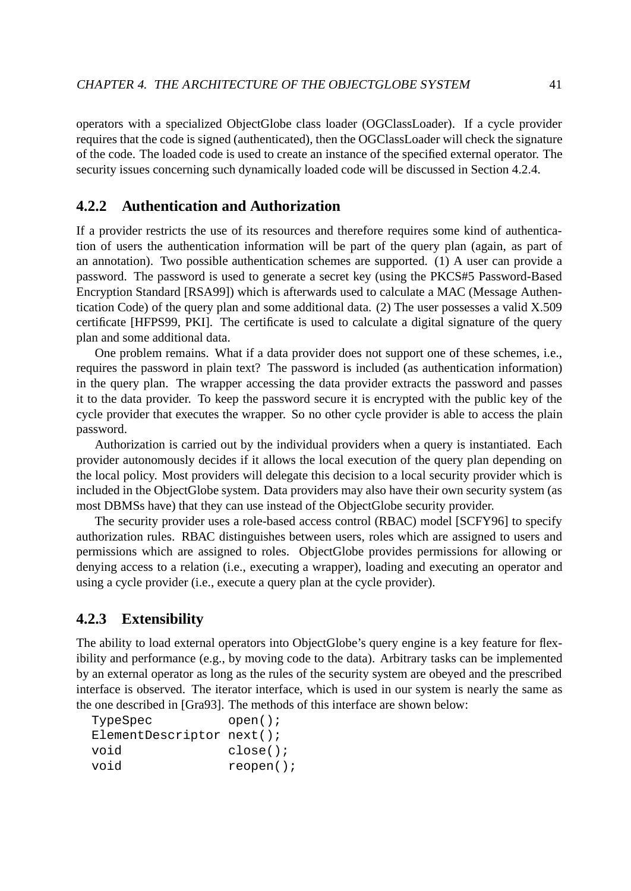operators with a specialized ObjectGlobe class loader (OGClassLoader). If a cycle provider requires that the code is signed (authenticated), then the OGClassLoader will check the signature of the code. The loaded code is used to create an instance of the specified external operator. The security issues concerning such dynamically loaded code will be discussed in Section 4.2.4.

### 4.2.2 Authentication and Authorization

If a provider restricts the use of its resources and therefore requires some kind of authentication of users the authentication information will be part of the query plan (again, as part of an annotation). Two possible authentication schemes are supported. (1) A user can provide a password. The password is used to generate a secret key (using the PKCS#5 Password-Based Encryption Standard [RSA99]) which is afterwards used to calculate a MAC (Message Authentication Code) of the query plan and some additional data. (2) The user possesses a valid X.509 certificate [HFPS99, PKI]. The certificate is used to calculate a digital signature of the query plan and some additional data.

One problem remains. What if a data provider does not support one of these schemes, i.e., requires the password in plain text? The password is included (as authentication information) in the query plan. The wrapper accessing the data provider extracts the password and passes it to the data provider. To keep the password secure it is encrypted with the public key of the cycle provider that executes the wrapper. So no other cycle provider is able to access the plain password.

Authorization is carried out by the individual providers when a query is instantiated. Each provider autonomously decides if it allows the local execution of the query plan depending on the local policy. Most providers will delegate this decision to a local security provider which is included in the ObjectGlobe system. Data providers may also have their own security system (as most DBMSs have) that they can use instead of the ObjectGlobe security provider.

The security provider uses a role-based access control (RBAC) model [SCFY96] to specify authorization rules. RBAC distinguishes between users, roles which are assigned to users and permissions which are assigned to roles. ObjectGlobe provides permissions for allowing or denying access to a relation (i.e., executing a wrapper), loading and executing an operator and using a cycle provider (i.e., execute a query plan at the cycle provider).

### 4.2.3 Extensibility

The ability to load external operators into ObjectGlobe's query engine is a key feature for flexibility and performance (e.g., by moving code to the data). Arbitrary tasks can be implemented by an external operator as long as the rules of the security system are obeyed and the prescribed interface is observed. The iterator interface, which is used in our system is nearly the same as the one described in [Gra93]. The methods of this interface are shown below:

```
TypeSpec          open();
ElementDescriptor next();
void              close();
void              reopen();
```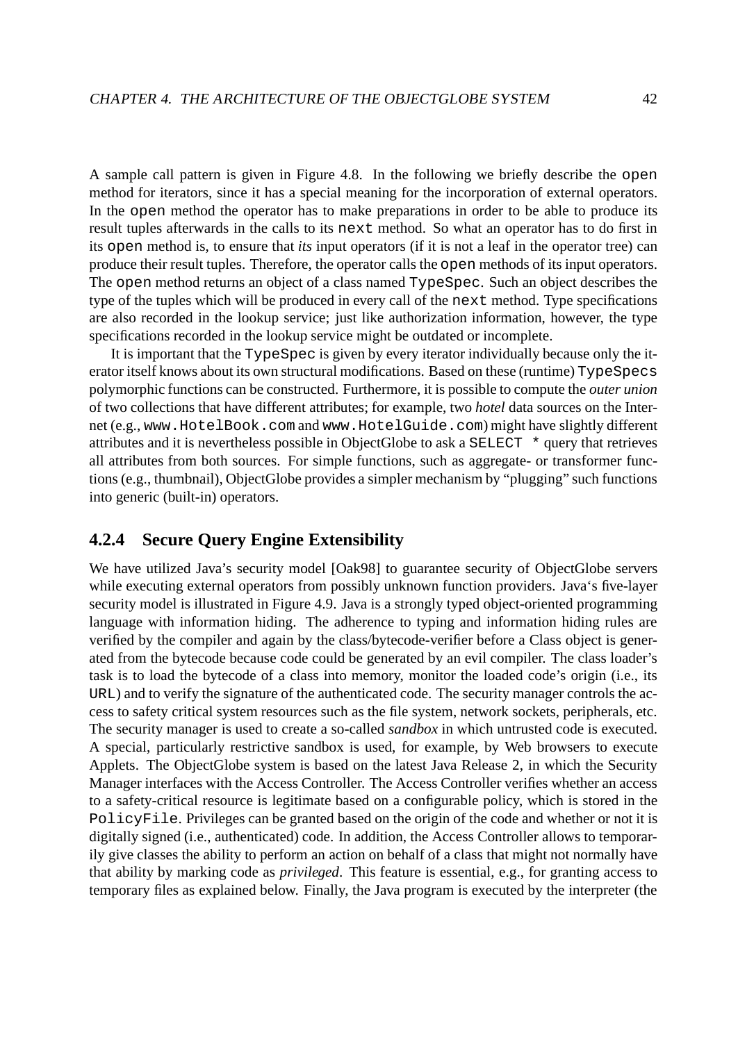A sample call pattern is given in Figure 4.8. In the following we briefly describe the `open` method for iterators, since it has a special meaning for the incorporation of external operators. In the `open` method the operator has to make preparations in order to be able to produce its result tuples afterwards in the calls to its `next` method. So what an operator has to do first in its `open` method is, to ensure that *its* input operators (if it is not a leaf in the operator tree) can produce their result tuples. Therefore, the operator calls the `open` methods of its input operators. The `open` method returns an object of a class named `TypeSpec`. Such an object describes the type of the tuples which will be produced in every call of the `next` method. Type specifications are also recorded in the lookup service; just like authorization information, however, the type specifications recorded in the lookup service might be outdated or incomplete.

It is important that the `TypeSpec` is given by every iterator individually because only the iterator itself knows about its own structural modifications. Based on these (runtime) `TypeSpecs` polymorphic functions can be constructed. Furthermore, it is possible to compute the *outer union* of two collections that have different attributes; for example, two *hotel* data sources on the Internet (e.g., `www.HotelBook.com` and `www.HotelGuide.com`) might have slightly different attributes and it is nevertheless possible in ObjectGlobe to ask a `SELECT *` query that retrieves all attributes from both sources. For simple functions, such as aggregate- or transformer functions (e.g., thumbnail), ObjectGlobe provides a simpler mechanism by "plugging" such functions into generic (built-in) operators.

### 4.2.4 Secure Query Engine Extensibility

We have utilized Java's security model [Oak98] to guarantee security of ObjectGlobe servers while executing external operators from possibly unknown function providers. Java's five-layer security model is illustrated in Figure 4.9. Java is a strongly typed object-oriented programming language with information hiding. The adherence to typing and information hiding rules are verified by the compiler and again by the class/bytecode-verifier before a Class object is generated from the bytecode because code could be generated by an evil compiler. The class loader's task is to load the bytecode of a class into memory, monitor the loaded code's origin (i.e., its `URL`) and to verify the signature of the authenticated code. The security manager controls the access to safety critical system resources such as the file system, network sockets, peripherals, etc. The security manager is used to create a so-called *sandbox* in which untrusted code is executed. A special, particularly restrictive sandbox is used, for example, by Web browsers to execute Applets. The ObjectGlobe system is based on the latest Java Release 2, in which the Security Manager interfaces with the Access Controller. The Access Controller verifies whether an access to a safety-critical resource is legitimate based on a configurable policy, which is stored in the `PolicyFile`. Privileges can be granted based on the origin of the code and whether or not it is digitally signed (i.e., authenticated) code. In addition, the Access Controller allows to temporarily give classes the ability to perform an action on behalf of a class that might not normally have that ability by marking code as *privileged*. This feature is essential, e.g., for granting access to temporary files as explained below. Finally, the Java program is executed by the interpreter (the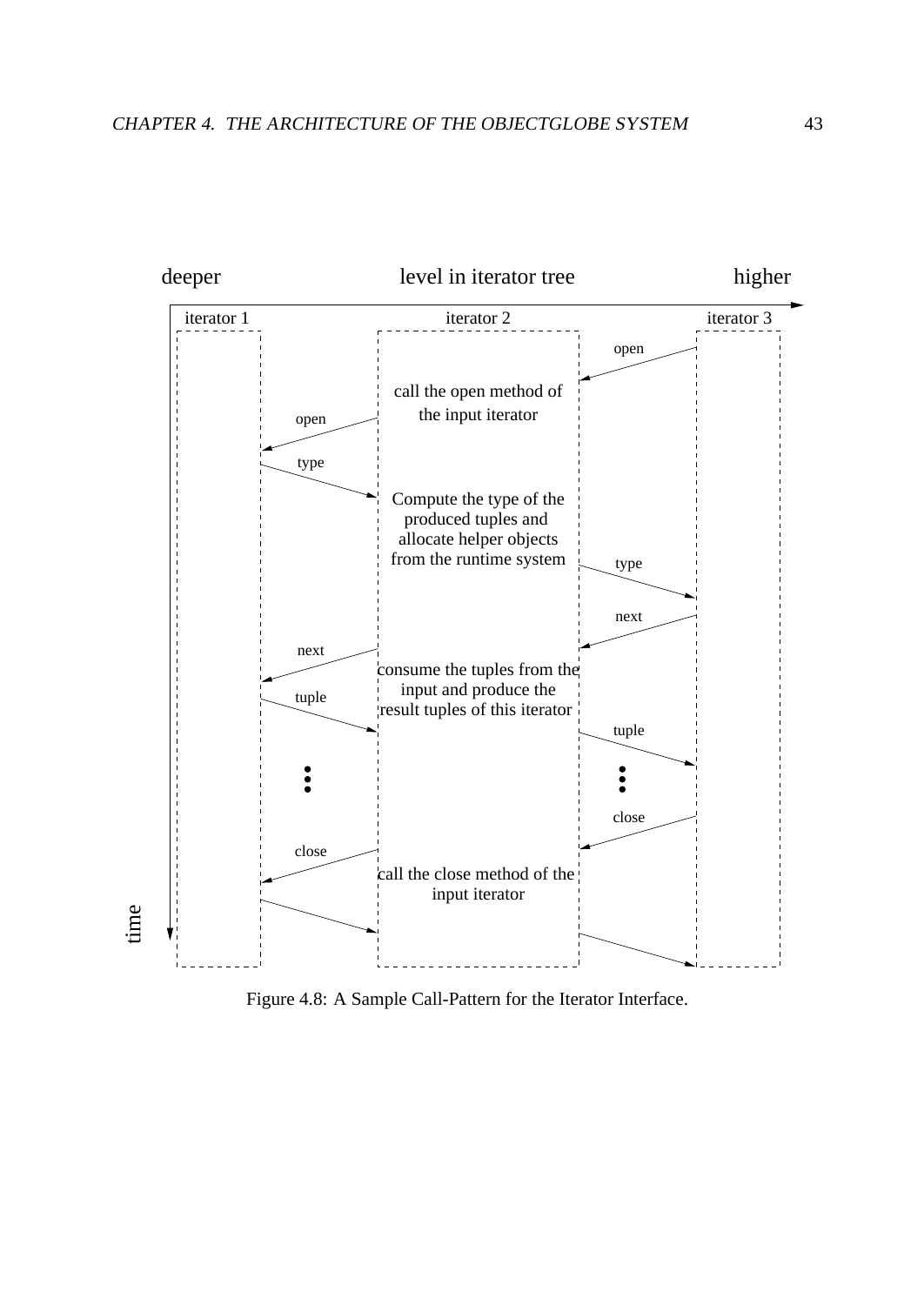Figure 4.8: A Sample Call-Pattern for the Iterator Interface.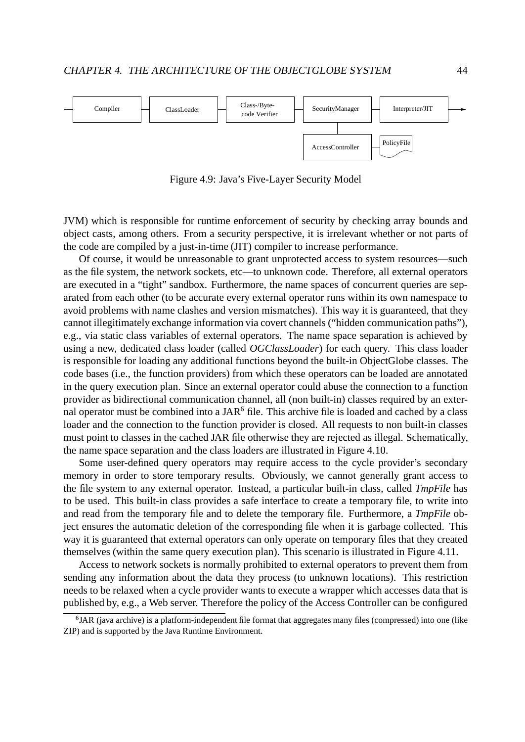Compiler

ClassLoader

Class-/Byte-code Verifier

SecurityManager

Interpreter/JIT

AccessController

PolicyFile

Figure 4.9: Java's Five-Layer Security Model

JVM) which is responsible for runtime enforcement of security by checking array bounds and object casts, among others. From a security perspective, it is irrelevant whether or not parts of the code are compiled by a just-in-time (JIT) compiler to increase performance.

Of course, it would be unreasonable to grant unprotected access to system resources—such as the file system, the network sockets, etc—to unknown code. Therefore, all external operators are executed in a "tight" sandbox. Furthermore, the name spaces of concurrent queries are separated from each other (to be accurate every external operator runs within its own namespace to avoid problems with name clashes and version mismatches). This way it is guaranteed, that they cannot illegitimately exchange information via covert channels ("hidden communication paths"), e.g., via static class variables of external operators. The name space separation is achieved by using a new, dedicated class loader (called *OGClassLoader*) for each query. This class loader is responsible for loading any additional functions beyond the built-in ObjectGlobe classes. The code bases (i.e., the function providers) from which these operators can be loaded are annotated in the query execution plan. Since an external operator could abuse the connection to a function provider as bidirectional communication channel, all (non built-in) classes required by an external operator must be combined into a JAR[6] file. This archive file is loaded and cached by a class loader and the connection to the function provider is closed. All requests to non built-in classes must point to classes in the cached JAR file otherwise they are rejected as illegal. Schematically, the name space separation and the class loaders are illustrated in Figure 4.10.

Some user-defined query operators may require access to the cycle provider's secondary memory in order to store temporary results. Obviously, we cannot generally grant access to the file system to any external operator. Instead, a particular built-in class, called *TmpFile* has to be used. This built-in class provides a safe interface to create a temporary file, to write into and read from the temporary file and to delete the temporary file. Furthermore, a *TmpFile* object ensures the automatic deletion of the corresponding file when it is garbage collected. This way it is guaranteed that external operators can only operate on temporary files that they created themselves (within the same query execution plan). This scenario is illustrated in Figure 4.11.

Access to network sockets is normally prohibited to external operators to prevent them from sending any information about the data they process (to unknown locations). This restriction needs to be relaxed when a cycle provider wants to execute a wrapper which accesses data that is published by, e.g., a Web server. Therefore the policy of the Access Controller can be configured

[6] JAR (java archive) is a platform-independent file format that aggregates many files (compressed) into one (like ZIP) and is supported by the Java Runtime Environment.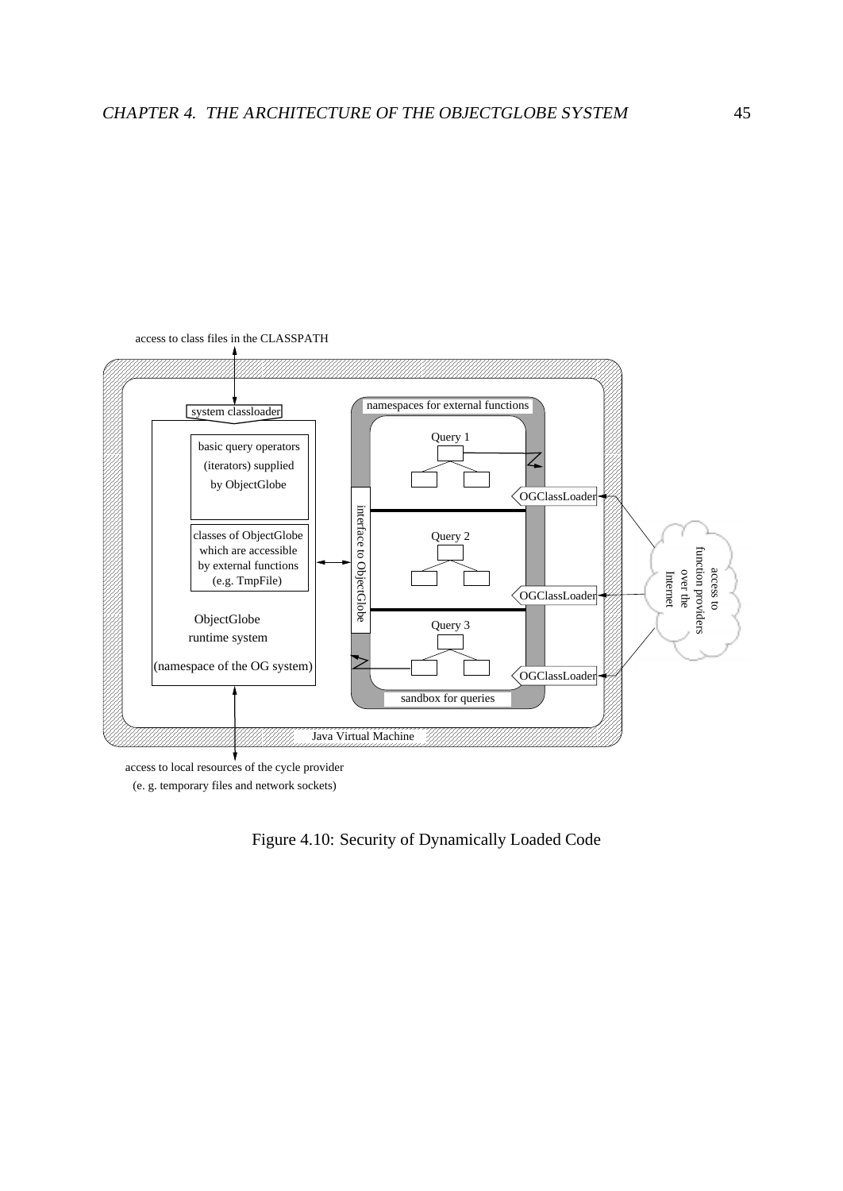access to class files in the CLASSPATH

system classloader

basic query operators (iterators) supplied by ObjectGlobe

classes of ObjectGlobe which are accessible by external functions (e.g. TmpFile)

ObjectGlobe runtime system

(namespace of the OG system)

namespaces for external functions

Query 1

Query 2

Query 3

interface to ObjectGlobe

OGClassLoader

OGClassLoader

OGClassLoader

sandbox for queries

access to function providers over the Internet

Java Virtual Machine

access to local resources of the cycle provider (e. g. temporary files and network sockets)

Figure 4.10: Security of Dynamically Loaded Code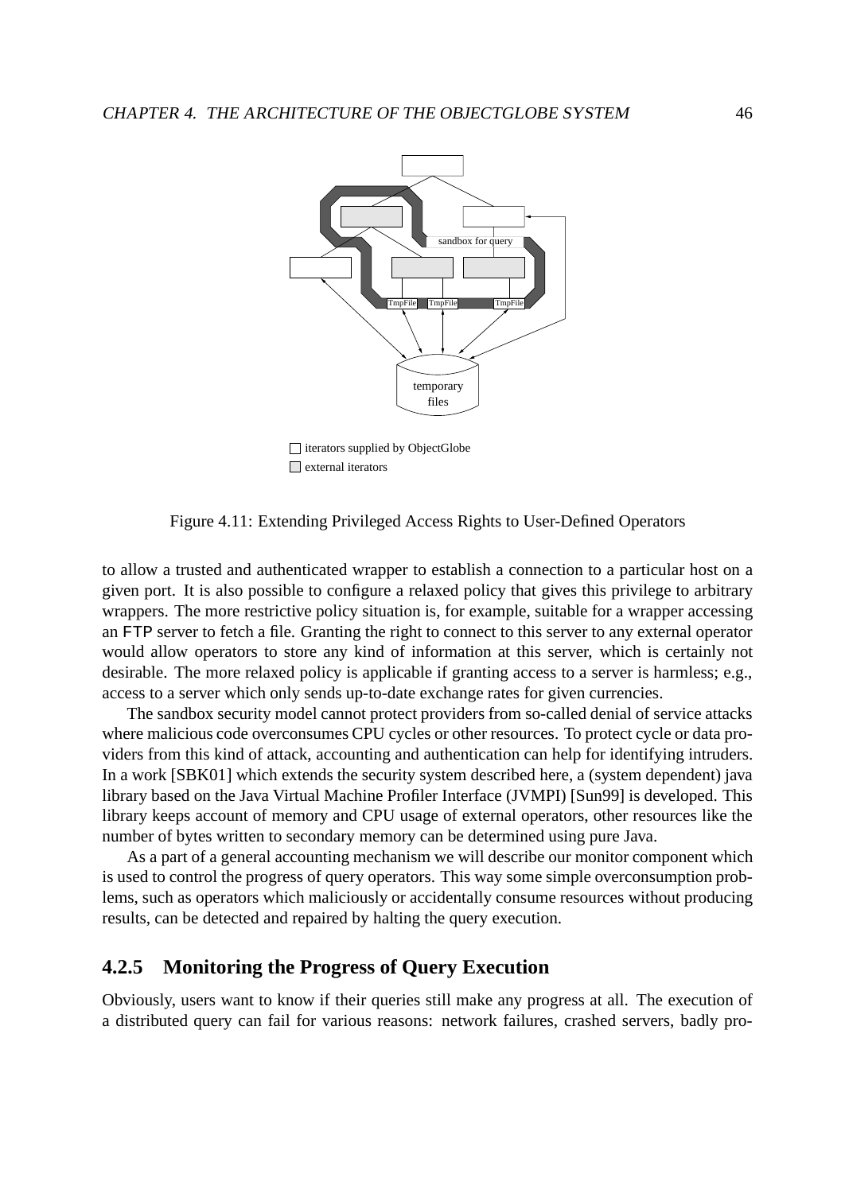Figure 4.11: Extending Privileged Access Rights to User-Defined Operators

to allow a trusted and authenticated wrapper to establish a connection to a particular host on a given port. It is also possible to configure a relaxed policy that gives this privilege to arbitrary wrappers. The more restrictive policy situation is, for example, suitable for a wrapper accessing an FTP server to fetch a file. Granting the right to connect to this server to any external operator would allow operators to store any kind of information at this server, which is certainly not desirable. The more relaxed policy is applicable if granting access to a server is harmless; e.g., access to a server which only sends up-to-date exchange rates for given currencies.

The sandbox security model cannot protect providers from so-called denial of service attacks where malicious code overconsumes CPU cycles or other resources. To protect cycle or data providers from this kind of attack, accounting and authentication can help for identifying intruders. In a work [SBK01] which extends the security system described here, a (system dependent) java library based on the Java Virtual Machine Profiler Interface (JVMPI) [Sun99] is developed. This library keeps account of memory and CPU usage of external operators, other resources like the number of bytes written to secondary memory can be determined using pure Java.

As a part of a general accounting mechanism we will describe our monitor component which is used to control the progress of query operators. This way some simple overconsumption problems, such as operators which maliciously or accidentally consume resources without producing results, can be detected and repaired by halting the query execution.

### 4.2.5 Monitoring the Progress of Query Execution

Obviously, users want to know if their queries still make any progress at all. The execution of a distributed query can fail for various reasons: network failures, crashed servers, badly pro-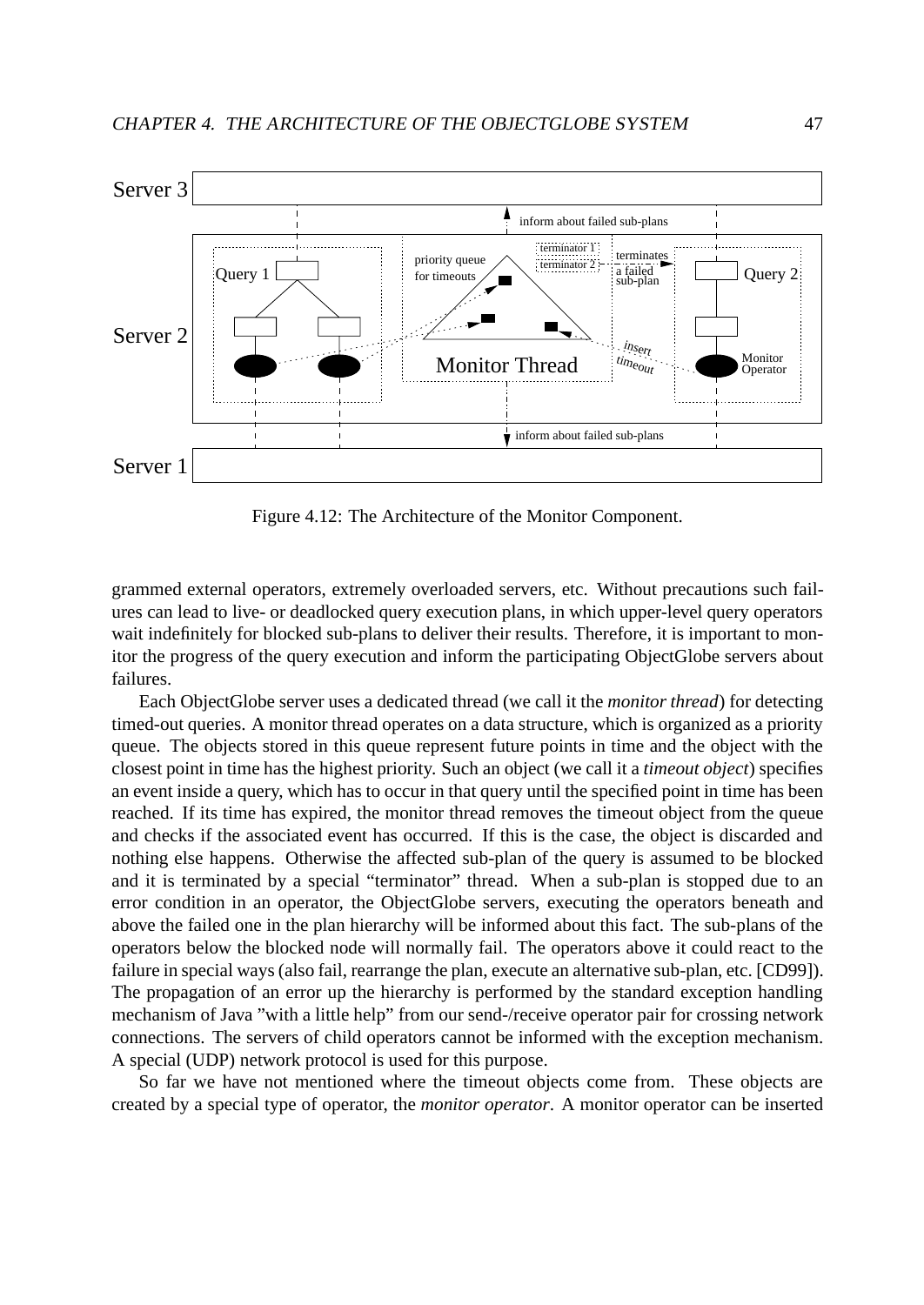Server 3

inform about failed sub-plans

Query 1

priority queue for timeouts

terminator 1

terminator 2

terminates a failed sub-plan

Query 2

Server 2

insert timeout

Monitor Thread

Monitor Operator

inform about failed sub-plans

Server 1

Figure 4.12: The Architecture of the Monitor Component.

grammed external operators, extremely overloaded servers, etc. Without precautions such failures can lead to live- or deadlocked query execution plans, in which upper-level query operators wait indefinitely for blocked sub-plans to deliver their results. Therefore, it is important to monitor the progress of the query execution and inform the participating ObjectGlobe servers about failures.

Each ObjectGlobe server uses a dedicated thread (we call it the *monitor thread*) for detecting timed-out queries. A monitor thread operates on a data structure, which is organized as a priority queue. The objects stored in this queue represent future points in time and the object with the closest point in time has the highest priority. Such an object (we call it a *timeout object*) specifies an event inside a query, which has to occur in that query until the specified point in time has been reached. If its time has expired, the monitor thread removes the timeout object from the queue and checks if the associated event has occurred. If this is the case, the object is discarded and nothing else happens. Otherwise the affected sub-plan of the query is assumed to be blocked and it is terminated by a special "terminator" thread. When a sub-plan is stopped due to an error condition in an operator, the ObjectGlobe servers, executing the operators beneath and above the failed one in the plan hierarchy will be informed about this fact. The sub-plans of the operators below the blocked node will normally fail. The operators above it could react to the failure in special ways (also fail, rearrange the plan, execute an alternative sub-plan, etc. [CD99]). The propagation of an error up the hierarchy is performed by the standard exception handling mechanism of Java "with a little help" from our send-/receive operator pair for crossing network connections. The servers of child operators cannot be informed with the exception mechanism. A special (UDP) network protocol is used for this purpose.

So far we have not mentioned where the timeout objects come from. These objects are created by a special type of operator, the *monitor operator*. A monitor operator can be inserted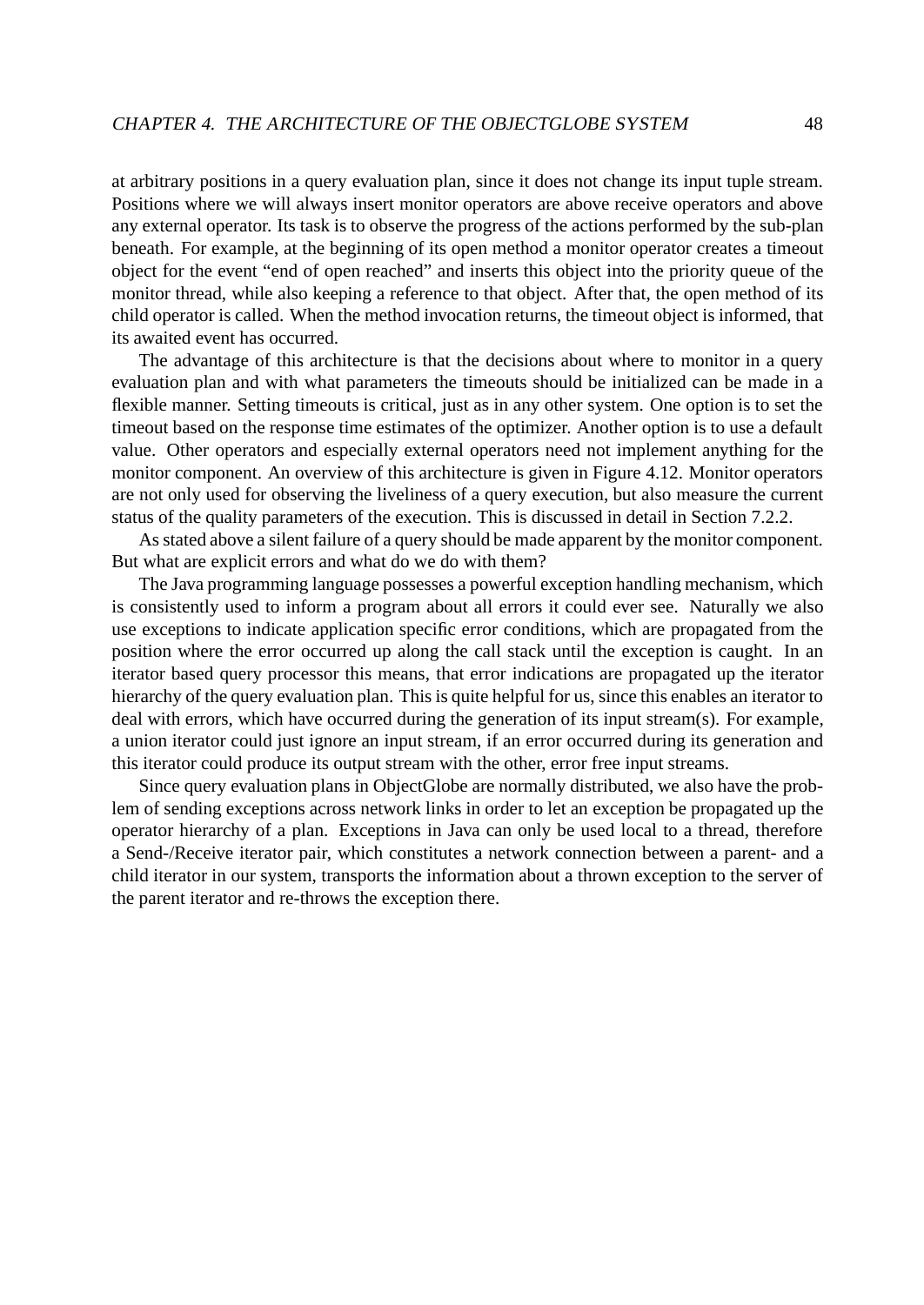at arbitrary positions in a query evaluation plan, since it does not change its input tuple stream. Positions where we will always insert monitor operators are above receive operators and above any external operator. Its task is to observe the progress of the actions performed by the sub-plan beneath. For example, at the beginning of its open method a monitor operator creates a timeout object for the event “end of open reached” and inserts this object into the priority queue of the monitor thread, while also keeping a reference to that object. After that, the open method of its child operator is called. When the method invocation returns, the timeout object is informed, that its awaited event has occurred.

The advantage of this architecture is that the decisions about where to monitor in a query evaluation plan and with what parameters the timeouts should be initialized can be made in a flexible manner. Setting timeouts is critical, just as in any other system. One option is to set the timeout based on the response time estimates of the optimizer. Another option is to use a default value. Other operators and especially external operators need not implement anything for the monitor component. An overview of this architecture is given in Figure 4.12. Monitor operators are not only used for observing the liveliness of a query execution, but also measure the current status of the quality parameters of the execution. This is discussed in detail in Section 7.2.2.

As stated above a silent failure of a query should be made apparent by the monitor component. But what are explicit errors and what do we do with them?

The Java programming language possesses a powerful exception handling mechanism, which is consistently used to inform a program about all errors it could ever see. Naturally we also use exceptions to indicate application specific error conditions, which are propagated from the position where the error occurred up along the call stack until the exception is caught. In an iterator based query processor this means, that error indications are propagated up the iterator hierarchy of the query evaluation plan. This is quite helpful for us, since this enables an iterator to deal with errors, which have occurred during the generation of its input stream(s). For example, a union iterator could just ignore an input stream, if an error occurred during its generation and this iterator could produce its output stream with the other, error free input streams.

Since query evaluation plans in ObjectGlobe are normally distributed, we also have the problem of sending exceptions across network links in order to let an exception be propagated up the operator hierarchy of a plan. Exceptions in Java can only be used local to a thread, therefore a Send-/Receive iterator pair, which constitutes a network connection between a parent- and a child iterator in our system, transports the information about a thrown exception to the server of the parent iterator and re-throws the exception there.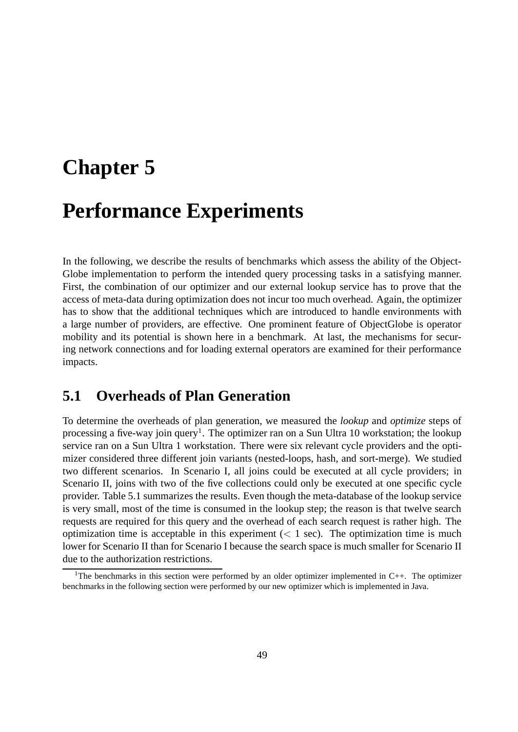# Chapter 5

# Performance Experiments

In the following, we describe the results of benchmarks which assess the ability of the ObjectGlobe implementation to perform the intended query processing tasks in a satisfying manner. First, the combination of our optimizer and our external lookup service has to prove that the access of meta-data during optimization does not incur too much overhead. Again, the optimizer has to show that the additional techniques which are introduced to handle environments with a large number of providers, are effective. One prominent feature of ObjectGlobe is operator mobility and its potential is shown here in a benchmark. At last, the mechanisms for securing network connections and for loading external operators are examined for their performance impacts.

## 5.1 Overheads of Plan Generation

To determine the overheads of plan generation, we measured the *lookup* and *optimize* steps of processing a five-way join query[1]. The optimizer ran on a Sun Ultra 10 workstation; the lookup service ran on a Sun Ultra 1 workstation. There were six relevant cycle providers and the optimizer considered three different join variants (nested-loops, hash, and sort-merge). We studied two different scenarios. In Scenario I, all joins could be executed at all cycle providers; in Scenario II, joins with two of the five collections could only be executed at one specific cycle provider. Table 5.1 summarizes the results. Even though the meta-database of the lookup service is very small, most of the time is consumed in the lookup step; the reason is that twelve search requests are required for this query and the overhead of each search request is rather high. The optimization time is acceptable in this experiment ($<$ 1 sec). The optimization time is much lower for Scenario II than for Scenario I because the search space is much smaller for Scenario II due to the authorization restrictions.

[1] The benchmarks in this section were performed by an older optimizer implemented in C++. The optimizer benchmarks in the following section were performed by our new optimizer which is implemented in Java.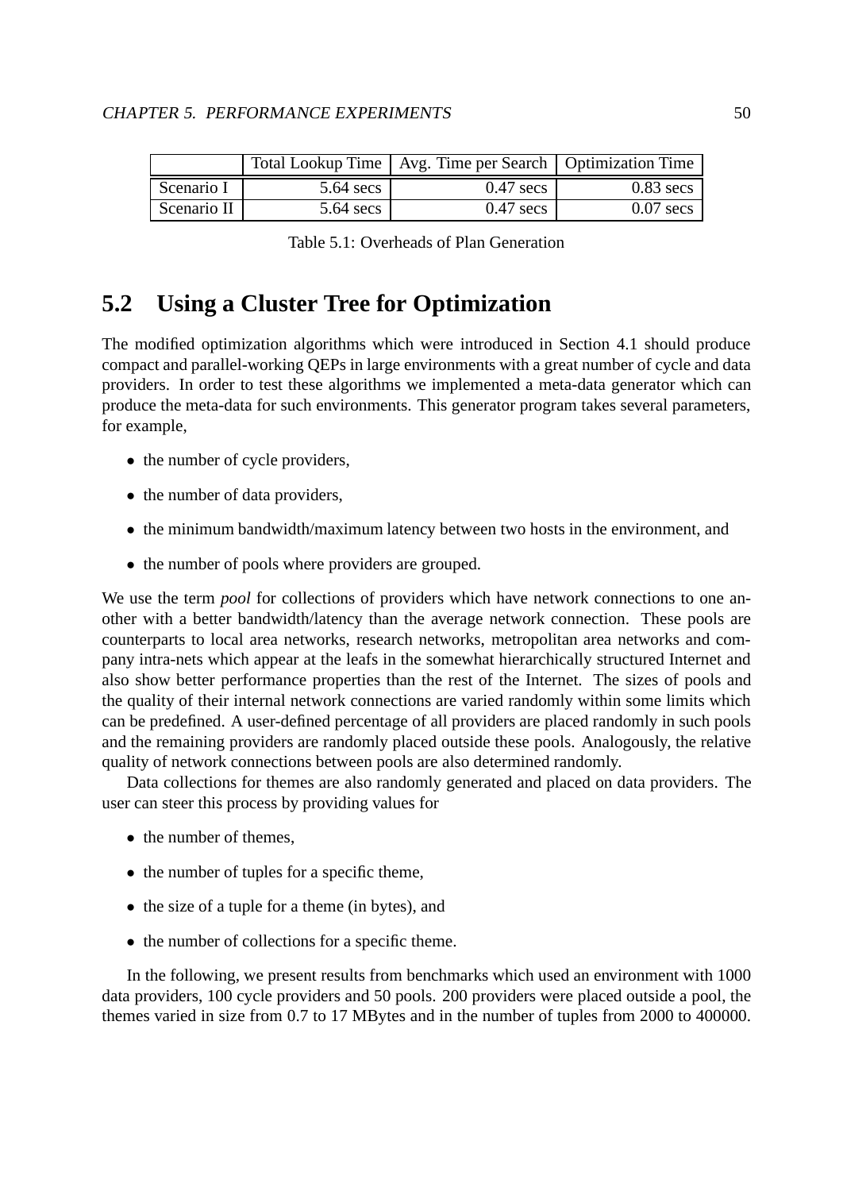| | Total Lookup Time | Avg. Time per Search | Optimization Time |
|---|---|---|---|
| Scenario I | 5.64 secs | 0.47 secs | 0.83 secs |
| Scenario II | 5.64 secs | 0.47 secs | 0.07 secs |

Table 5.1: Overheads of Plan Generation

## 5.2 Using a Cluster Tree for Optimization

The modified optimization algorithms which were introduced in Section 4.1 should produce compact and parallel-working QEPs in large environments with a great number of cycle and data providers. In order to test these algorithms we implemented a meta-data generator which can produce the meta-data for such environments. This generator program takes several parameters, for example,

- the number of cycle providers,
- the number of data providers,
- the minimum bandwidth/maximum latency between two hosts in the environment, and
- the number of pools where providers are grouped.

We use the term *pool* for collections of providers which have network connections to one another with a better bandwidth/latency than the average network connection. These pools are counterparts to local area networks, research networks, metropolitan area networks and company intra-nets which appear at the leafs in the somewhat hierarchically structured Internet and also show better performance properties than the rest of the Internet. The sizes of pools and the quality of their internal network connections are varied randomly within some limits which can be predefined. A user-defined percentage of all providers are placed randomly in such pools and the remaining providers are randomly placed outside these pools. Analogously, the relative quality of network connections between pools are also determined randomly.

Data collections for themes are also randomly generated and placed on data providers. The user can steer this process by providing values for

- the number of themes,
- the number of tuples for a specific theme,
- the size of a tuple for a theme (in bytes), and
- the number of collections for a specific theme.

In the following, we present results from benchmarks which used an environment with 1000 data providers, 100 cycle providers and 50 pools. 200 providers were placed outside a pool, the themes varied in size from 0.7 to 17 MBytes and in the number of tuples from 2000 to 400000.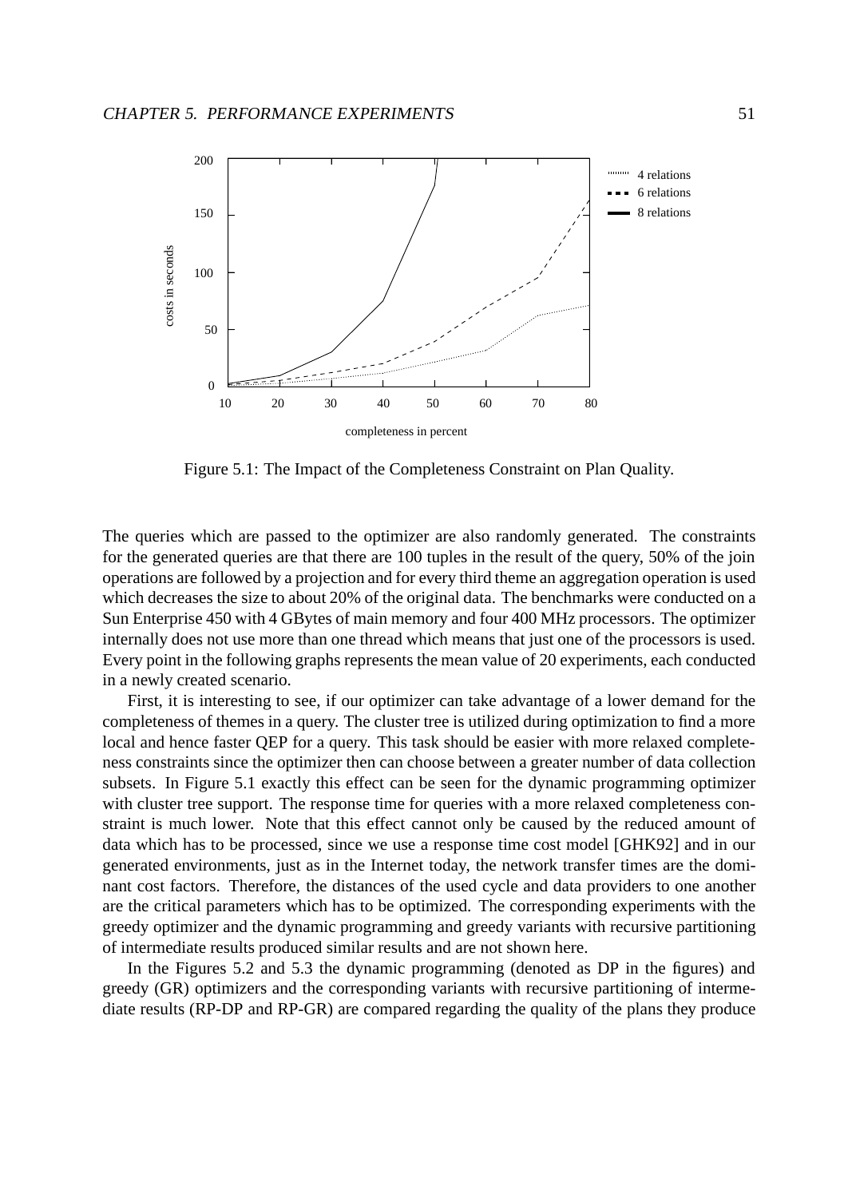Figure 5.1: The Impact of the Completeness Constraint on Plan Quality.

The queries which are passed to the optimizer are also randomly generated. The constraints for the generated queries are that there are 100 tuples in the result of the query, 50% of the join operations are followed by a projection and for every third theme an aggregation operation is used which decreases the size to about 20% of the original data. The benchmarks were conducted on a Sun Enterprise 450 with 4 GBytes of main memory and four 400 MHz processors. The optimizer internally does not use more than one thread which means that just one of the processors is used. Every point in the following graphs represents the mean value of 20 experiments, each conducted in a newly created scenario.

First, it is interesting to see, if our optimizer can take advantage of a lower demand for the completeness of themes in a query. The cluster tree is utilized during optimization to find a more local and hence faster QEP for a query. This task should be easier with more relaxed completeness constraints since the optimizer then can choose between a greater number of data collection subsets. In Figure 5.1 exactly this effect can be seen for the dynamic programming optimizer with cluster tree support. The response time for queries with a more relaxed completeness constraint is much lower. Note that this effect cannot only be caused by the reduced amount of data which has to be processed, since we use a response time cost model [GHK92] and in our generated environments, just as in the Internet today, the network transfer times are the dominant cost factors. Therefore, the distances of the used cycle and data providers to one another are the critical parameters which has to be optimized. The corresponding experiments with the greedy optimizer and the dynamic programming and greedy variants with recursive partitioning of intermediate results produced similar results and are not shown here.

In the Figures 5.2 and 5.3 the dynamic programming (denoted as DP in the figures) and greedy (GR) optimizers and the corresponding variants with recursive partitioning of intermediate results (RP-DP and RP-GR) are compared regarding the quality of the plans they produce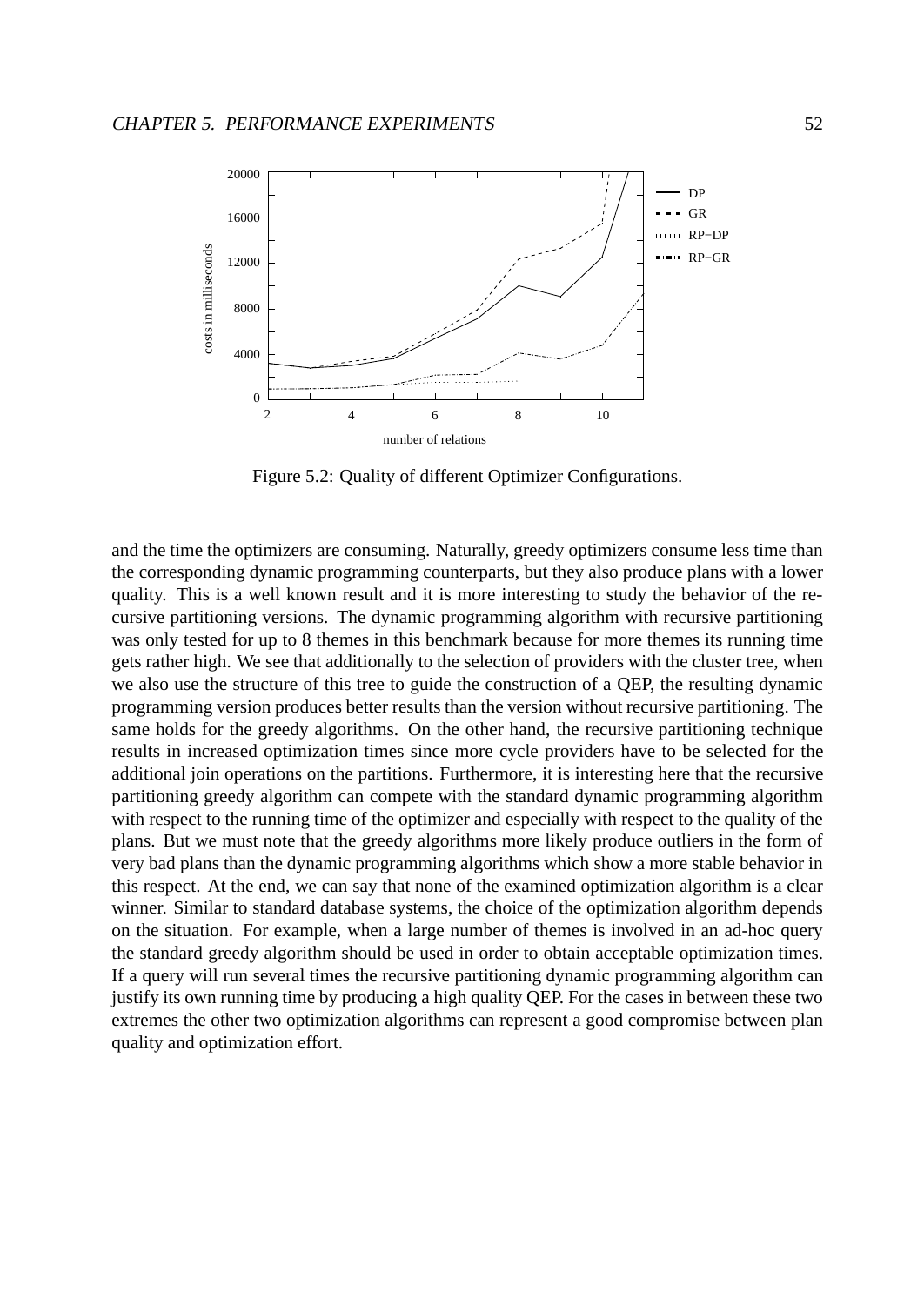Figure 5.2: Quality of different Optimizer Configurations.

and the time the optimizers are consuming. Naturally, greedy optimizers consume less time than the corresponding dynamic programming counterparts, but they also produce plans with a lower quality. This is a well known result and it is more interesting to study the behavior of the recursive partitioning versions. The dynamic programming algorithm with recursive partitioning was only tested for up to 8 themes in this benchmark because for more themes its running time gets rather high. We see that additionally to the selection of providers with the cluster tree, when we also use the structure of this tree to guide the construction of a QEP, the resulting dynamic programming version produces better results than the version without recursive partitioning. The same holds for the greedy algorithms. On the other hand, the recursive partitioning technique results in increased optimization times since more cycle providers have to be selected for the additional join operations on the partitions. Furthermore, it is interesting here that the recursive partitioning greedy algorithm can compete with the standard dynamic programming algorithm with respect to the running time of the optimizer and especially with respect to the quality of the plans. But we must note that the greedy algorithms more likely produce outliers in the form of very bad plans than the dynamic programming algorithms which show a more stable behavior in this respect. At the end, we can say that none of the examined optimization algorithm is a clear winner. Similar to standard database systems, the choice of the optimization algorithm depends on the situation. For example, when a large number of themes is involved in an ad-hoc query the standard greedy algorithm should be used in order to obtain acceptable optimization times. If a query will run several times the recursive partitioning dynamic programming algorithm can justify its own running time by producing a high quality QEP. For the cases in between these two extremes the other two optimization algorithms can represent a good compromise between plan quality and optimization effort.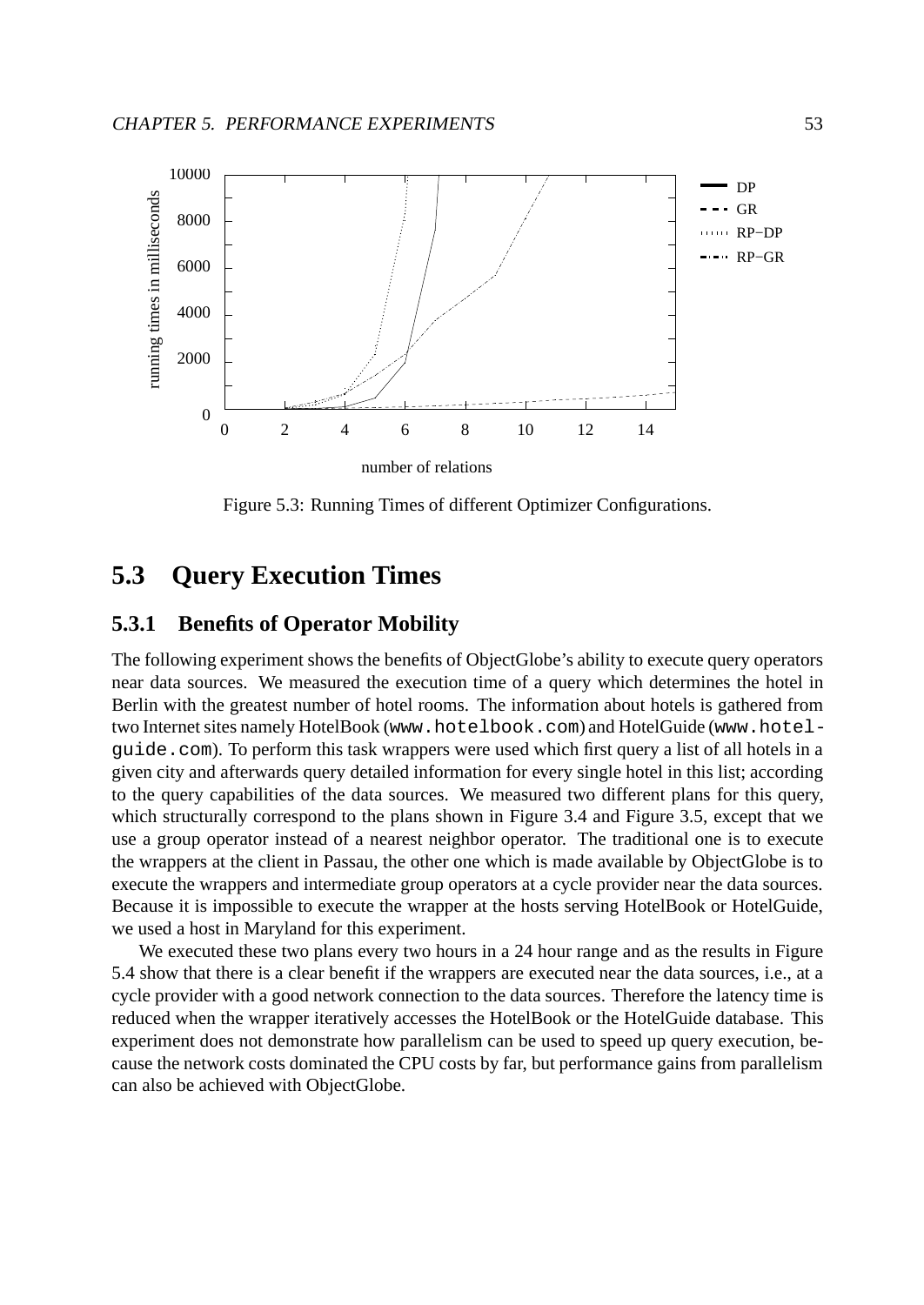Figure 5.3: Running Times of different Optimizer Configurations.

## 5.3 Query Execution Times

### 5.3.1 Benefits of Operator Mobility

The following experiment shows the benefits of ObjectGlobe's ability to execute query operators near data sources. We measured the execution time of a query which determines the hotel in Berlin with the greatest number of hotel rooms. The information about hotels is gathered from two Internet sites namely HotelBook (`www.hotelbook.com`) and HotelGuide (`www.hotelguide.com`). To perform this task wrappers were used which first query a list of all hotels in a given city and afterwards query detailed information for every single hotel in this list; according to the query capabilities of the data sources. We measured two different plans for this query, which structurally correspond to the plans shown in Figure 3.4 and Figure 3.5, except that we use a group operator instead of a nearest neighbor operator. The traditional one is to execute the wrappers at the client in Passau, the other one which is made available by ObjectGlobe is to execute the wrappers and intermediate group operators at a cycle provider near the data sources. Because it is impossible to execute the wrapper at the hosts serving HotelBook or HotelGuide, we used a host in Maryland for this experiment.

We executed these two plans every two hours in a 24 hour range and as the results in Figure 5.4 show that there is a clear benefit if the wrappers are executed near the data sources, i.e., at a cycle provider with a good network connection to the data sources. Therefore the latency time is reduced when the wrapper iteratively accesses the HotelBook or the HotelGuide database. This experiment does not demonstrate how parallelism can be used to speed up query execution, because the network costs dominated the CPU costs by far, but performance gains from parallelism can also be achieved with ObjectGlobe.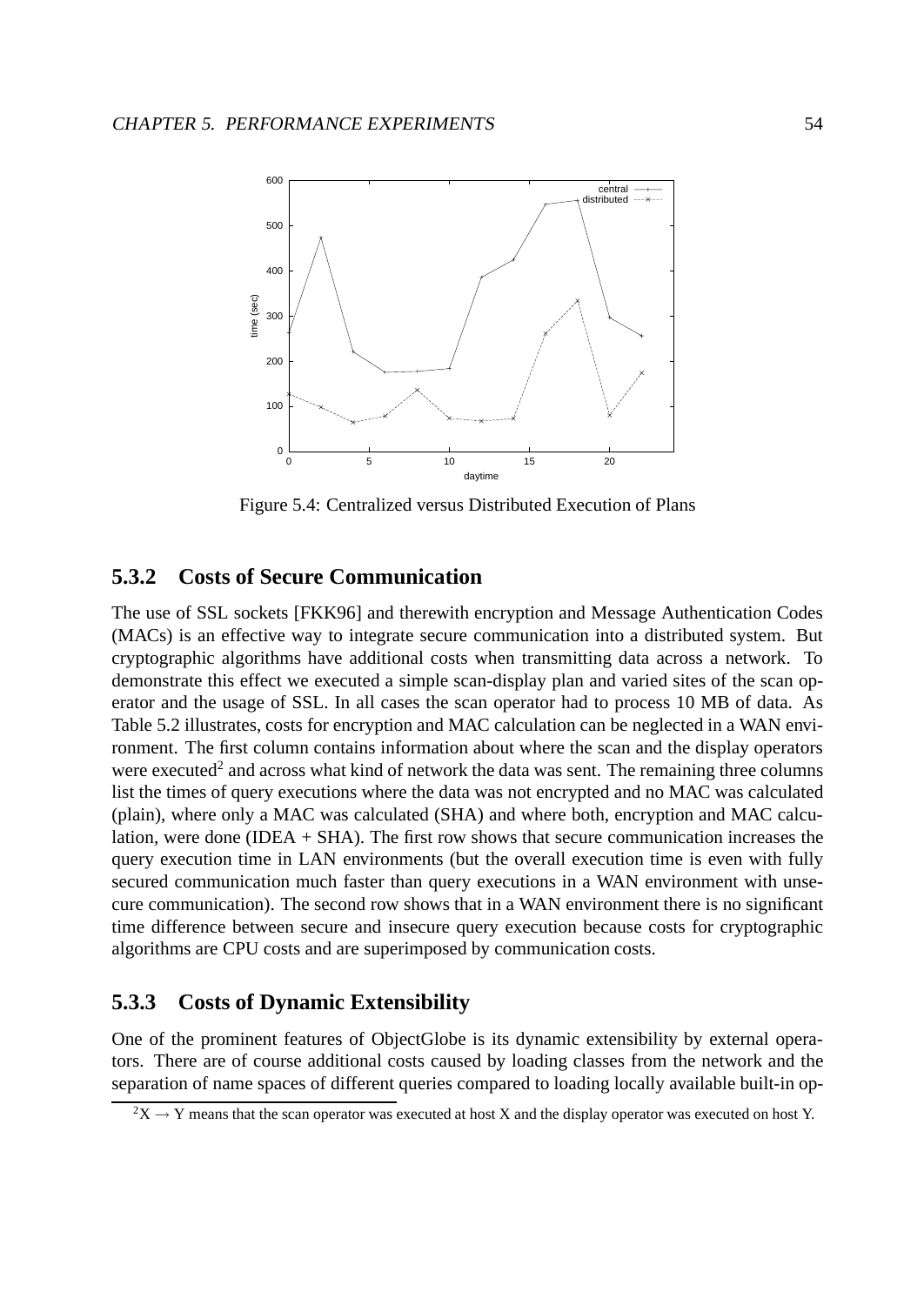Figure 5.4: Centralized versus Distributed Execution of Plans

### 5.3.2 Costs of Secure Communication

The use of SSL sockets [FKK96] and therewith encryption and Message Authentication Codes (MACs) is an effective way to integrate secure communication into a distributed system. But cryptographic algorithms have additional costs when transmitting data across a network. To demonstrate this effect we executed a simple scan-display plan and varied sites of the scan operator and the usage of SSL. In all cases the scan operator had to process 10 MB of data. As Table 5.2 illustrates, costs for encryption and MAC calculation can be neglected in a WAN environment. The first column contains information about where the scan and the display operators were executed[2] and across what kind of network the data was sent. The remaining three columns list the times of query executions where the data was not encrypted and no MAC was calculated (plain), where only a MAC was calculated (SHA) and where both, encryption and MAC calculation, were done (IDEA + SHA). The first row shows that secure communication increases the query execution time in LAN environments (but the overall execution time is even with fully secured communication much faster than query executions in a WAN environment with unsecure communication). The second row shows that in a WAN environment there is no significant time difference between secure and insecure query execution because costs for cryptographic algorithms are CPU costs and are superimposed by communication costs.

### 5.3.3 Costs of Dynamic Extensibility

One of the prominent features of ObjectGlobe is its dynamic extensibility by external operators. There are of course additional costs caused by loading classes from the network and the separation of name spaces of different queries compared to loading locally available built-in op-

[2] X → Y means that the scan operator was executed at host X and the display operator was executed on host Y.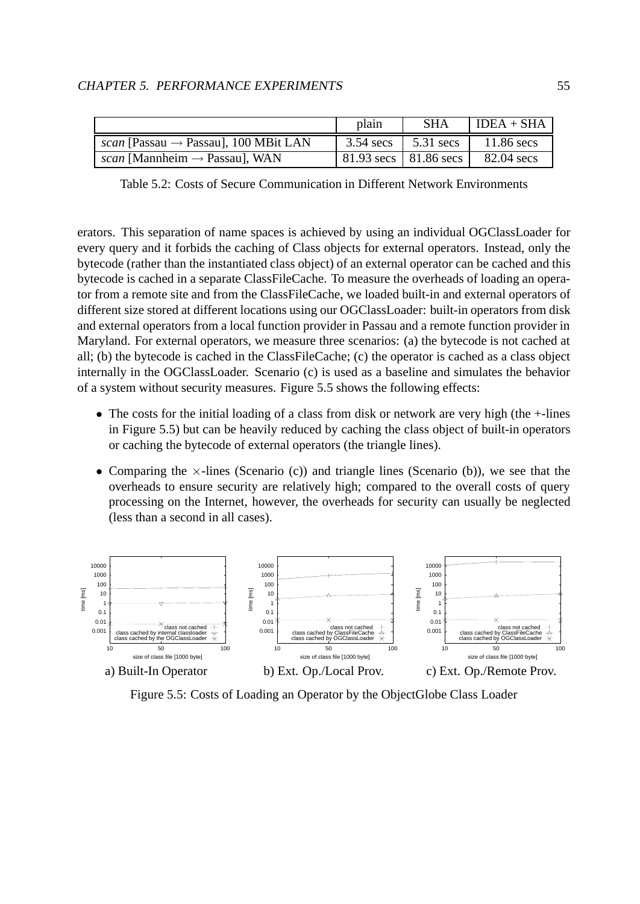|  | plain | SHA | IDEA + SHA |
|---|---|---|---|
| *scan* [Passau → Passau], 100 MBit LAN | 3.54 secs | 5.31 secs | 11.86 secs |
| *scan* [Mannheim → Passau], WAN | 81.93 secs | 81.86 secs | 82.04 secs |

Table 5.2: Costs of Secure Communication in Different Network Environments

erators. This separation of name spaces is achieved by using an individual OGClassLoader for every query and it forbids the caching of Class objects for external operators. Instead, only the bytecode (rather than the instantiated class object) of an external operator can be cached and this bytecode is cached in a separate ClassFileCache. To measure the overheads of loading an operator from a remote site and from the ClassFileCache, we loaded built-in and external operators of different size stored at different locations using our OGClassLoader: built-in operators from disk and external operators from a local function provider in Passau and a remote function provider in Maryland. For external operators, we measure three scenarios: (a) the bytecode is not cached at all; (b) the bytecode is cached in the ClassFileCache; (c) the operator is cached as a class object internally in the OGClassLoader. Scenario (c) is used as a baseline and simulates the behavior of a system without security measures. Figure 5.5 shows the following effects:

- The costs for the initial loading of a class from disk or network are very high (the +-lines in Figure 5.5) but can be heavily reduced by caching the class object of built-in operators or caching the bytecode of external operators (the triangle lines).
- Comparing the $\times$-lines (Scenario (c)) and triangle lines (Scenario (b)), we see that the overheads to ensure security are relatively high; compared to the overall costs of query processing on the Internet, however, the overheads for security can usually be neglected (less than a second in all cases).

a) Built-In Operator  b) Ext. Op./Local Prov.  c) Ext. Op./Remote Prov.

Figure 5.5: Costs of Loading an Operator by the ObjectGlobe Class Loader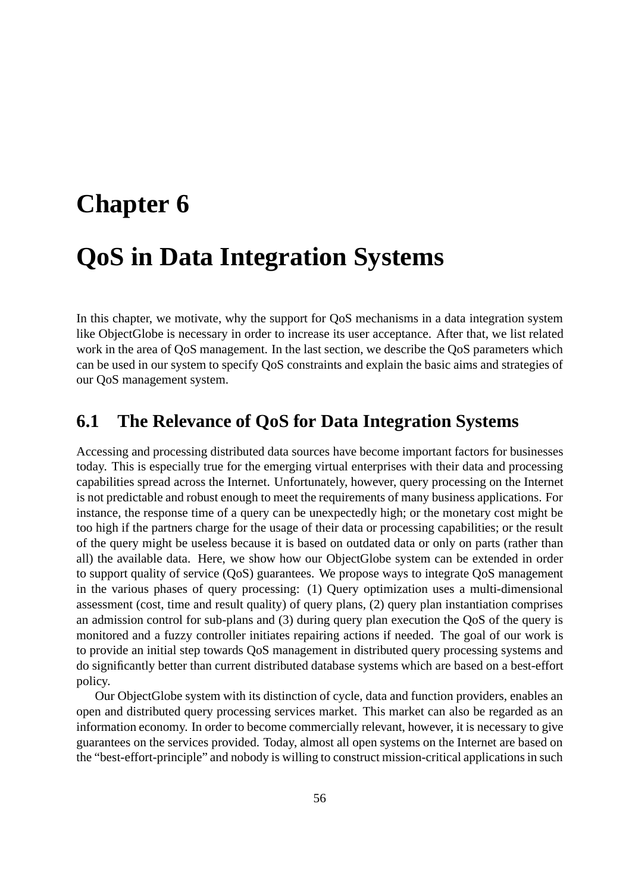# Chapter 6

# QoS in Data Integration Systems

In this chapter, we motivate, why the support for QoS mechanisms in a data integration system like ObjectGlobe is necessary in order to increase its user acceptance. After that, we list related work in the area of QoS management. In the last section, we describe the QoS parameters which can be used in our system to specify QoS constraints and explain the basic aims and strategies of our QoS management system.

## 6.1 The Relevance of QoS for Data Integration Systems

Accessing and processing distributed data sources have become important factors for businesses today. This is especially true for the emerging virtual enterprises with their data and processing capabilities spread across the Internet. Unfortunately, however, query processing on the Internet is not predictable and robust enough to meet the requirements of many business applications. For instance, the response time of a query can be unexpectedly high; or the monetary cost might be too high if the partners charge for the usage of their data or processing capabilities; or the result of the query might be useless because it is based on outdated data or only on parts (rather than all) the available data. Here, we show how our ObjectGlobe system can be extended in order to support quality of service (QoS) guarantees. We propose ways to integrate QoS management in the various phases of query processing: (1) Query optimization uses a multi-dimensional assessment (cost, time and result quality) of query plans, (2) query plan instantiation comprises an admission control for sub-plans and (3) during query plan execution the QoS of the query is monitored and a fuzzy controller initiates repairing actions if needed. The goal of our work is to provide an initial step towards QoS management in distributed query processing systems and do significantly better than current distributed database systems which are based on a best-effort policy.

Our ObjectGlobe system with its distinction of cycle, data and function providers, enables an open and distributed query processing services market. This market can also be regarded as an information economy. In order to become commercially relevant, however, it is necessary to give guarantees on the services provided. Today, almost all open systems on the Internet are based on the "best-effort-principle" and nobody is willing to construct mission-critical applications in such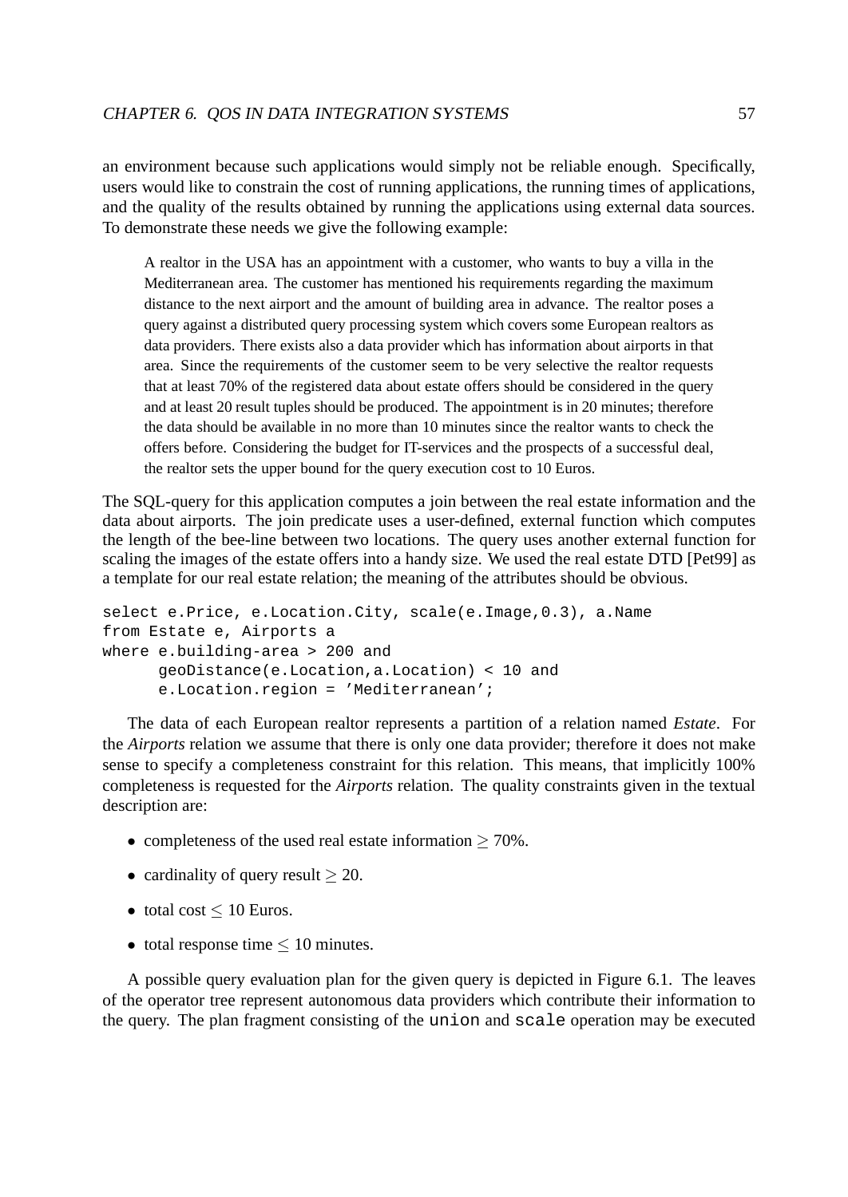an environment because such applications would simply not be reliable enough. Specifically, users would like to constrain the cost of running applications, the running times of applications, and the quality of the results obtained by running the applications using external data sources. To demonstrate these needs we give the following example:

> A realtor in the USA has an appointment with a customer, who wants to buy a villa in the Mediterranean area. The customer has mentioned his requirements regarding the maximum distance to the next airport and the amount of building area in advance. The realtor poses a query against a distributed query processing system which covers some European realtors as data providers. There exists also a data provider which has information about airports in that area. Since the requirements of the customer seem to be very selective the realtor requests that at least 70% of the registered data about estate offers should be considered in the query and at least 20 result tuples should be produced. The appointment is in 20 minutes; therefore the data should be available in no more than 10 minutes since the realtor wants to check the offers before. Considering the budget for IT-services and the prospects of a successful deal, the realtor sets the upper bound for the query execution cost to 10 Euros.

The SQL-query for this application computes a join between the real estate information and the data about airports. The join predicate uses a user-defined, external function which computes the length of the bee-line between two locations. The query uses another external function for scaling the images of the estate offers into a handy size. We used the real estate DTD [Pet99] as a template for our real estate relation; the meaning of the attributes should be obvious.

```
select e.Price, e.Location.City, scale(e.Image,0.3), a.Name
from Estate e, Airports a
where e.building-area > 200 and
      geoDistance(e.Location,a.Location) < 10 and
      e.Location.region = 'Mediterranean';
```

The data of each European realtor represents a partition of a relation named *Estate*. For the *Airports* relation we assume that there is only one data provider; therefore it does not make sense to specify a completeness constraint for this relation. This means, that implicitly 100% completeness is requested for the *Airports* relation. The quality constraints given in the textual description are:

- completeness of the used real estate information $\geq$ 70%.
- cardinality of query result $\geq$ 20.
- total cost $\leq$ 10 Euros.
- total response time $\leq$ 10 minutes.

A possible query evaluation plan for the given query is depicted in Figure 6.1. The leaves of the operator tree represent autonomous data providers which contribute their information to the query. The plan fragment consisting of the `union` and `scale` operation may be executed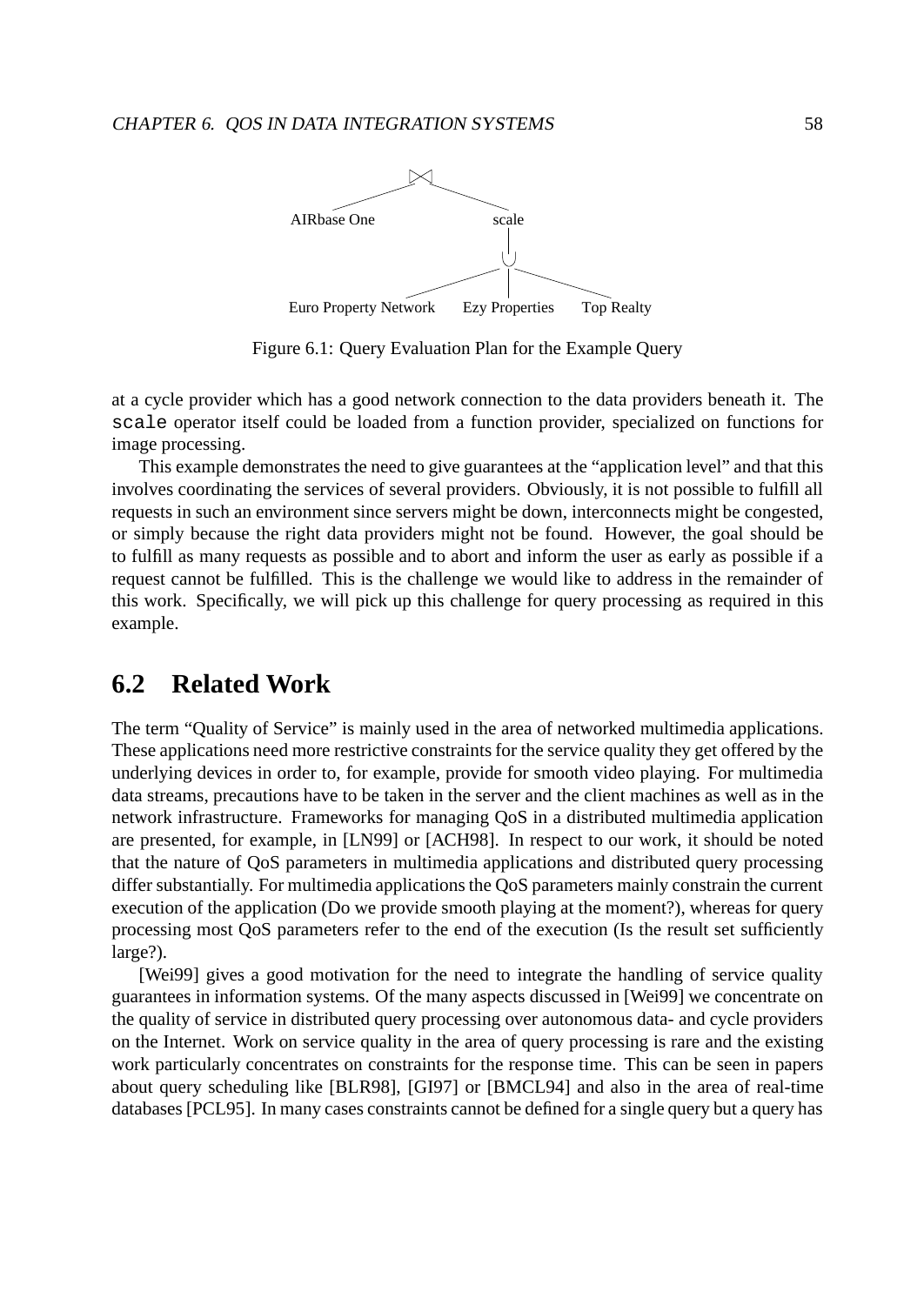Figure 6.1: Query Evaluation Plan for the Example Query

at a cycle provider which has a good network connection to the data providers beneath it. The `scale` operator itself could be loaded from a function provider, specialized on functions for image processing.

This example demonstrates the need to give guarantees at the "application level" and that this involves coordinating the services of several providers. Obviously, it is not possible to fulfill all requests in such an environment since servers might be down, interconnects might be congested, or simply because the right data providers might not be found. However, the goal should be to fulfill as many requests as possible and to abort and inform the user as early as possible if a request cannot be fulfilled. This is the challenge we would like to address in the remainder of this work. Specifically, we will pick up this challenge for query processing as required in this example.

## 6.2 Related Work

The term "Quality of Service" is mainly used in the area of networked multimedia applications. These applications need more restrictive constraints for the service quality they get offered by the underlying devices in order to, for example, provide for smooth video playing. For multimedia data streams, precautions have to be taken in the server and the client machines as well as in the network infrastructure. Frameworks for managing QoS in a distributed multimedia application are presented, for example, in [LN99] or [ACH98]. In respect to our work, it should be noted that the nature of QoS parameters in multimedia applications and distributed query processing differ substantially. For multimedia applications the QoS parameters mainly constrain the current execution of the application (Do we provide smooth playing at the moment?), whereas for query processing most QoS parameters refer to the end of the execution (Is the result set sufficiently large?).

[Wei99] gives a good motivation for the need to integrate the handling of service quality guarantees in information systems. Of the many aspects discussed in [Wei99] we concentrate on the quality of service in distributed query processing over autonomous data- and cycle providers on the Internet. Work on service quality in the area of query processing is rare and the existing work particularly concentrates on constraints for the response time. This can be seen in papers about query scheduling like [BLR98], [GI97] or [BMCL94] and also in the area of real-time databases [PCL95]. In many cases constraints cannot be defined for a single query but a query has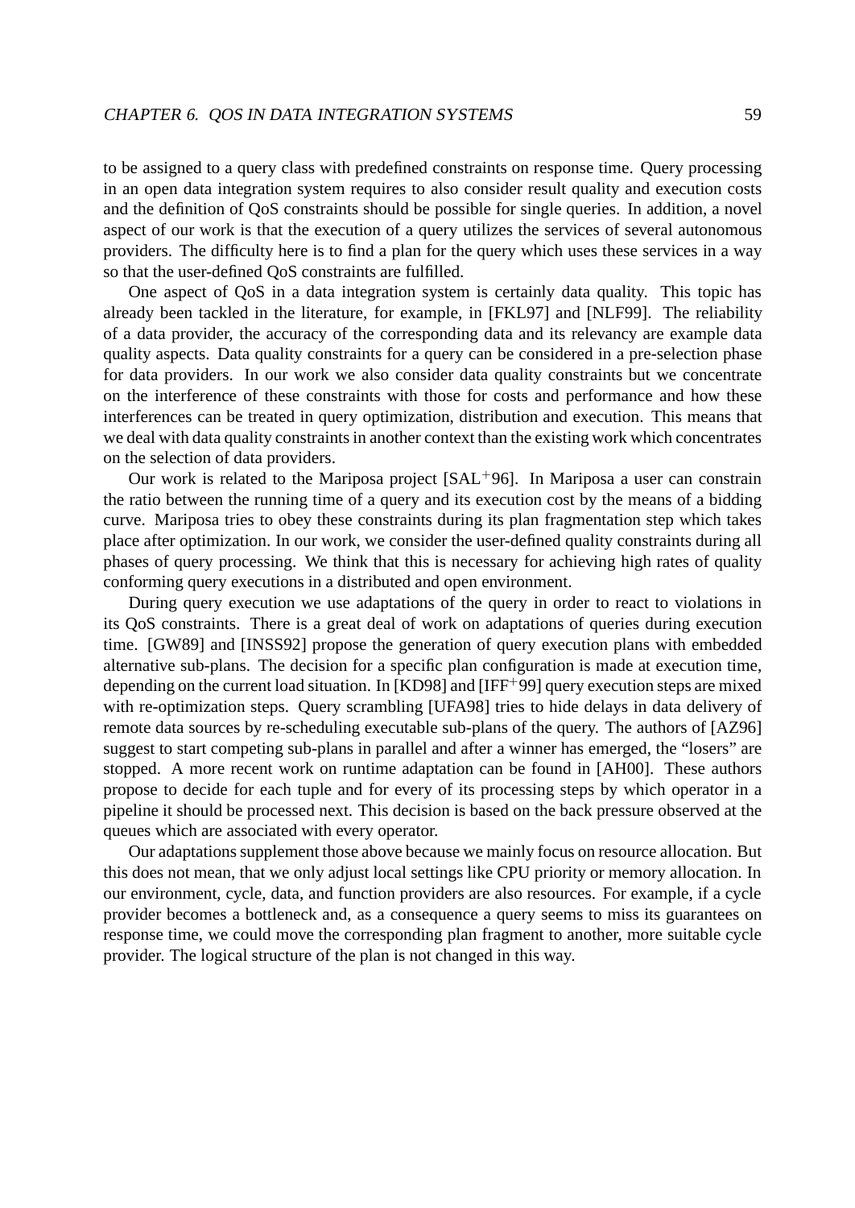to be assigned to a query class with predefined constraints on response time. Query processing in an open data integration system requires to also consider result quality and execution costs and the definition of QoS constraints should be possible for single queries. In addition, a novel aspect of our work is that the execution of a query utilizes the services of several autonomous providers. The difficulty here is to find a plan for the query which uses these services in a way so that the user-defined QoS constraints are fulfilled.

One aspect of QoS in a data integration system is certainly data quality. This topic has already been tackled in the literature, for example, in [FKL97] and [NLF99]. The reliability of a data provider, the accuracy of the corresponding data and its relevancy are example data quality aspects. Data quality constraints for a query can be considered in a pre-selection phase for data providers. In our work we also consider data quality constraints but we concentrate on the interference of these constraints with those for costs and performance and how these interferences can be treated in query optimization, distribution and execution. This means that we deal with data quality constraints in another context than the existing work which concentrates on the selection of data providers.

Our work is related to the Mariposa project [SAL$^+$96]. In Mariposa a user can constrain the ratio between the running time of a query and its execution cost by the means of a bidding curve. Mariposa tries to obey these constraints during its plan fragmentation step which takes place after optimization. In our work, we consider the user-defined quality constraints during all phases of query processing. We think that this is necessary for achieving high rates of quality conforming query executions in a distributed and open environment.

During query execution we use adaptations of the query in order to react to violations in its QoS constraints. There is a great deal of work on adaptations of queries during execution time. [GW89] and [INSS92] propose the generation of query execution plans with embedded alternative sub-plans. The decision for a specific plan configuration is made at execution time, depending on the current load situation. In [KD98] and [IFF$^+$99] query execution steps are mixed with re-optimization steps. Query scrambling [UFA98] tries to hide delays in data delivery of remote data sources by re-scheduling executable sub-plans of the query. The authors of [AZ96] suggest to start competing sub-plans in parallel and after a winner has emerged, the "losers" are stopped. A more recent work on runtime adaptation can be found in [AH00]. These authors propose to decide for each tuple and for every of its processing steps by which operator in a pipeline it should be processed next. This decision is based on the back pressure observed at the queues which are associated with every operator.

Our adaptations supplement those above because we mainly focus on resource allocation. But this does not mean, that we only adjust local settings like CPU priority or memory allocation. In our environment, cycle, data, and function providers are also resources. For example, if a cycle provider becomes a bottleneck and, as a consequence a query seems to miss its guarantees on response time, we could move the corresponding plan fragment to another, more suitable cycle provider. The logical structure of the plan is not changed in this way.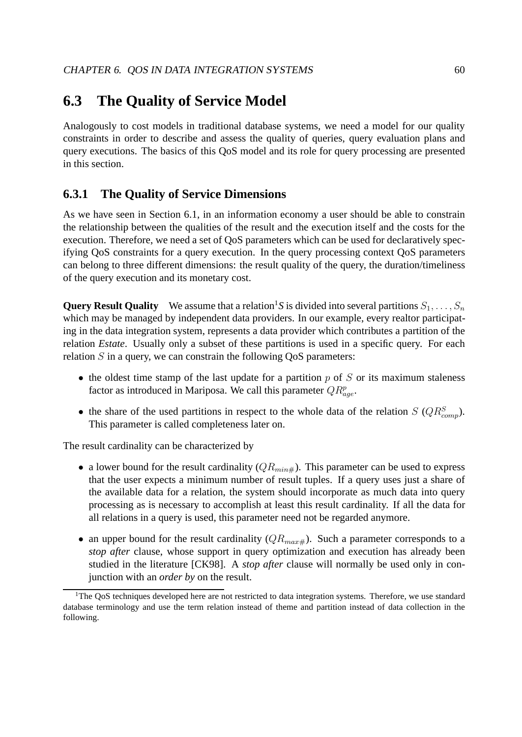## 6.3 The Quality of Service Model

Analogously to cost models in traditional database systems, we need a model for our quality constraints in order to describe and assess the quality of queries, query evaluation plans and query executions. The basics of this QoS model and its role for query processing are presented in this section.

### 6.3.1 The Quality of Service Dimensions

As we have seen in Section 6.1, in an information economy a user should be able to constrain the relationship between the qualities of the result and the execution itself and the costs for the execution. Therefore, we need a set of QoS parameters which can be used for declaratively specifying QoS constraints for a query execution. In the query processing context QoS parameters can belong to three different dimensions: the result quality of the query, the duration/timeliness of the query execution and its monetary cost.

**Query Result Quality** We assume that a relation[1] *S* is divided into several partitions $S_1, \ldots, S_n$ which may be managed by independent data providers. In our example, every realtor participating in the data integration system, represents a data provider which contributes a partition of the relation *Estate*. Usually only a subset of these partitions is used in a specific query. For each relation $S$ in a query, we can constrain the following QoS parameters:

- the oldest time stamp of the last update for a partition $p$ of $S$ or its maximum staleness factor as introduced in Mariposa. We call this parameter $QR^p_{age}$.
- the share of the used partitions in respect to the whole data of the relation $S$ ($QR^S_{comp}$). This parameter is called completeness later on.

The result cardinality can be characterized by

- a lower bound for the result cardinality ($QR_{min\#}$). This parameter can be used to express that the user expects a minimum number of result tuples. If a query uses just a share of the available data for a relation, the system should incorporate as much data into query processing as is necessary to accomplish at least this result cardinality. If all the data for all relations in a query is used, this parameter need not be regarded anymore.
- an upper bound for the result cardinality ($QR_{max\#}$). Such a parameter corresponds to a *stop after* clause, whose support in query optimization and execution has already been studied in the literature [CK98]. A *stop after* clause will normally be used only in conjunction with an *order by* on the result.

[1] The QoS techniques developed here are not restricted to data integration systems. Therefore, we use standard database terminology and use the term relation instead of theme and partition instead of data collection in the following.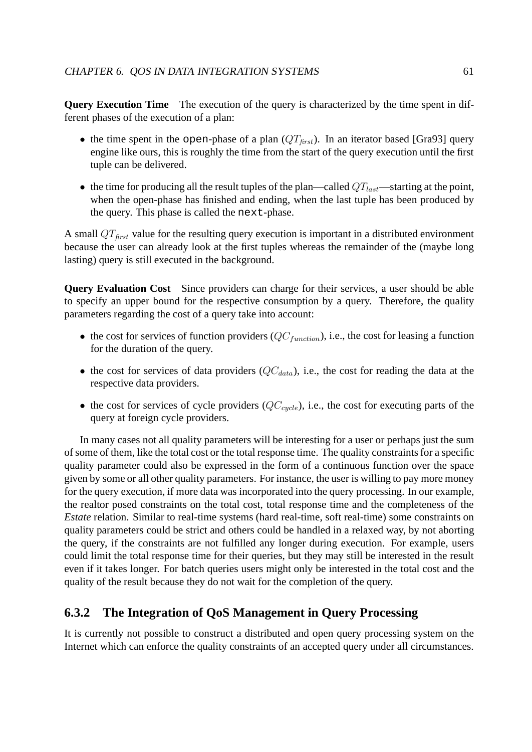**Query Execution Time** The execution of the query is characterized by the time spent in different phases of the execution of a plan:

- the time spent in the `open`-phase of a plan ($QT_{first}$). In an iterator based [Gra93] query engine like ours, this is roughly the time from the start of the query execution until the first tuple can be delivered.
- the time for producing all the result tuples of the plan—called $QT_{last}$—starting at the point, when the open-phase has finished and ending, when the last tuple has been produced by the query. This phase is called the `next`-phase.

A small $QT_{first}$ value for the resulting query execution is important in a distributed environment because the user can already look at the first tuples whereas the remainder of the (maybe long lasting) query is still executed in the background.

**Query Evaluation Cost** Since providers can charge for their services, a user should be able to specify an upper bound for the respective consumption by a query. Therefore, the quality parameters regarding the cost of a query take into account:

- the cost for services of function providers ($QC_{function}$), i.e., the cost for leasing a function for the duration of the query.
- the cost for services of data providers ($QC_{data}$), i.e., the cost for reading the data at the respective data providers.
- the cost for services of cycle providers ($QC_{cycle}$), i.e., the cost for executing parts of the query at foreign cycle providers.

In many cases not all quality parameters will be interesting for a user or perhaps just the sum of some of them, like the total cost or the total response time. The quality constraints for a specific quality parameter could also be expressed in the form of a continuous function over the space given by some or all other quality parameters. For instance, the user is willing to pay more money for the query execution, if more data was incorporated into the query processing. In our example, the realtor posed constraints on the total cost, total response time and the completeness of the *Estate* relation. Similar to real-time systems (hard real-time, soft real-time) some constraints on quality parameters could be strict and others could be handled in a relaxed way, by not aborting the query, if the constraints are not fulfilled any longer during execution. For example, users could limit the total response time for their queries, but they may still be interested in the result even if it takes longer. For batch queries users might only be interested in the total cost and the quality of the result because they do not wait for the completion of the query.

### 6.3.2 The Integration of QoS Management in Query Processing

It is currently not possible to construct a distributed and open query processing system on the Internet which can enforce the quality constraints of an accepted query under all circumstances.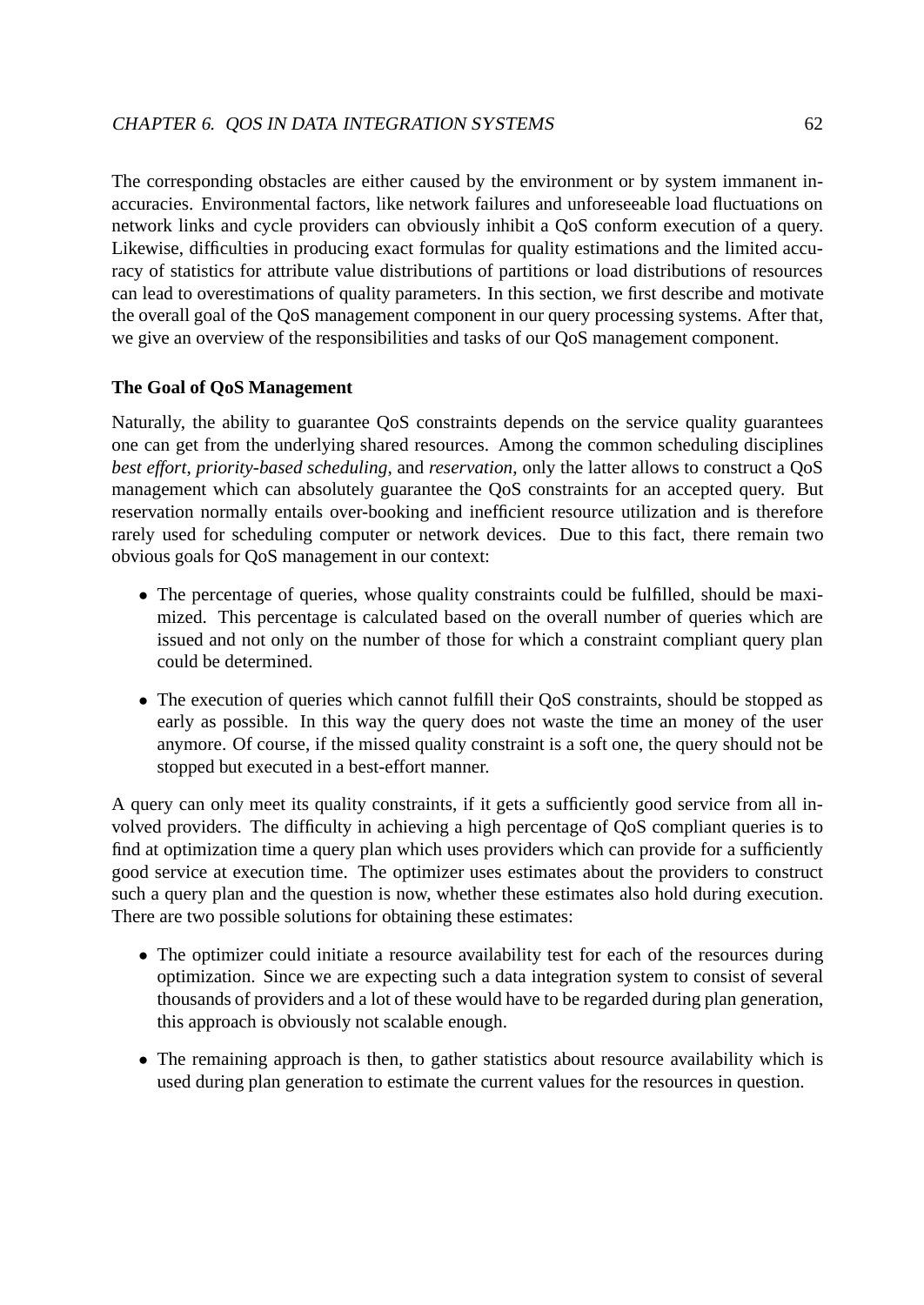The corresponding obstacles are either caused by the environment or by system immanent inaccuracies. Environmental factors, like network failures and unforeseeable load fluctuations on network links and cycle providers can obviously inhibit a QoS conform execution of a query. Likewise, difficulties in producing exact formulas for quality estimations and the limited accuracy of statistics for attribute value distributions of partitions or load distributions of resources can lead to overestimations of quality parameters. In this section, we first describe and motivate the overall goal of the QoS management component in our query processing systems. After that, we give an overview of the responsibilities and tasks of our QoS management component.

**The Goal of QoS Management**

Naturally, the ability to guarantee QoS constraints depends on the service quality guarantees one can get from the underlying shared resources. Among the common scheduling disciplines *best effort*, *priority-based scheduling*, and *reservation*, only the latter allows to construct a QoS management which can absolutely guarantee the QoS constraints for an accepted query. But reservation normally entails over-booking and inefficient resource utilization and is therefore rarely used for scheduling computer or network devices. Due to this fact, there remain two obvious goals for QoS management in our context:

- The percentage of queries, whose quality constraints could be fulfilled, should be maximized. This percentage is calculated based on the overall number of queries which are issued and not only on the number of those for which a constraint compliant query plan could be determined.
- The execution of queries which cannot fulfill their QoS constraints, should be stopped as early as possible. In this way the query does not waste the time an money of the user anymore. Of course, if the missed quality constraint is a soft one, the query should not be stopped but executed in a best-effort manner.

A query can only meet its quality constraints, if it gets a sufficiently good service from all involved providers. The difficulty in achieving a high percentage of QoS compliant queries is to find at optimization time a query plan which uses providers which can provide for a sufficiently good service at execution time. The optimizer uses estimates about the providers to construct such a query plan and the question is now, whether these estimates also hold during execution. There are two possible solutions for obtaining these estimates:

- The optimizer could initiate a resource availability test for each of the resources during optimization. Since we are expecting such a data integration system to consist of several thousands of providers and a lot of these would have to be regarded during plan generation, this approach is obviously not scalable enough.
- The remaining approach is then, to gather statistics about resource availability which is used during plan generation to estimate the current values for the resources in question.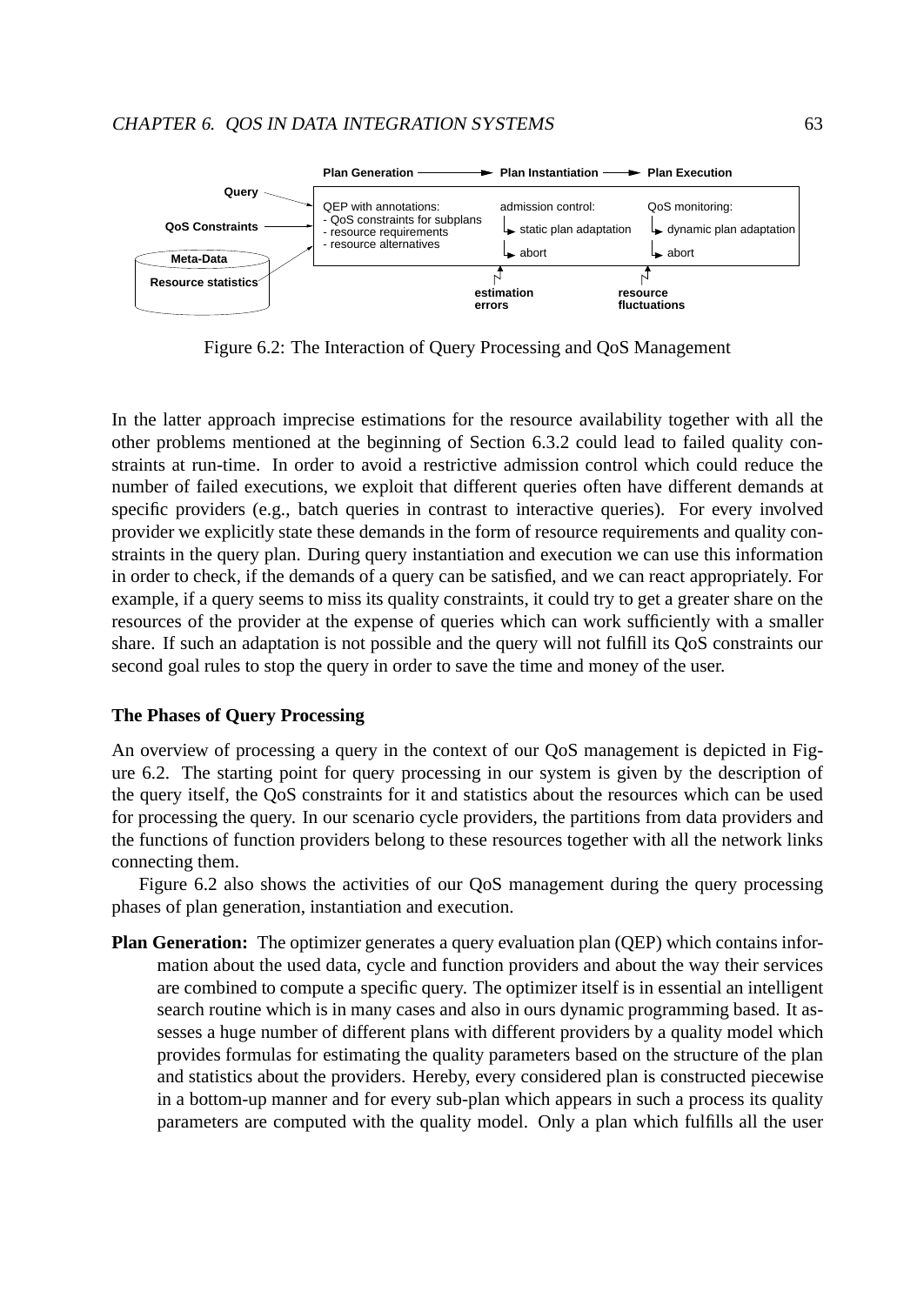Figure 6.2: The Interaction of Query Processing and QoS Management

In the latter approach imprecise estimations for the resource availability together with all the other problems mentioned at the beginning of Section 6.3.2 could lead to failed quality constraints at run-time. In order to avoid a restrictive admission control which could reduce the number of failed executions, we exploit that different queries often have different demands at specific providers (e.g., batch queries in contrast to interactive queries). For every involved provider we explicitly state these demands in the form of resource requirements and quality constraints in the query plan. During query instantiation and execution we can use this information in order to check, if the demands of a query can be satisfied, and we can react appropriately. For example, if a query seems to miss its quality constraints, it could try to get a greater share on the resources of the provider at the expense of queries which can work sufficiently with a smaller share. If such an adaptation is not possible and the query will not fulfill its QoS constraints our second goal rules to stop the query in order to save the time and money of the user.

### The Phases of Query Processing

An overview of processing a query in the context of our QoS management is depicted in Figure 6.2. The starting point for query processing in our system is given by the description of the query itself, the QoS constraints for it and statistics about the resources which can be used for processing the query. In our scenario cycle providers, the partitions from data providers and the functions of function providers belong to these resources together with all the network links connecting them.

Figure 6.2 also shows the activities of our QoS management during the query processing phases of plan generation, instantiation and execution.

**Plan Generation:** The optimizer generates a query evaluation plan (QEP) which contains information about the used data, cycle and function providers and about the way their services are combined to compute a specific query. The optimizer itself is in essential an intelligent search routine which is in many cases and also in ours dynamic programming based. It assesses a huge number of different plans with different providers by a quality model which provides formulas for estimating the quality parameters based on the structure of the plan and statistics about the providers. Hereby, every considered plan is constructed piecewise in a bottom-up manner and for every sub-plan which appears in such a process its quality parameters are computed with the quality model. Only a plan which fulfills all the user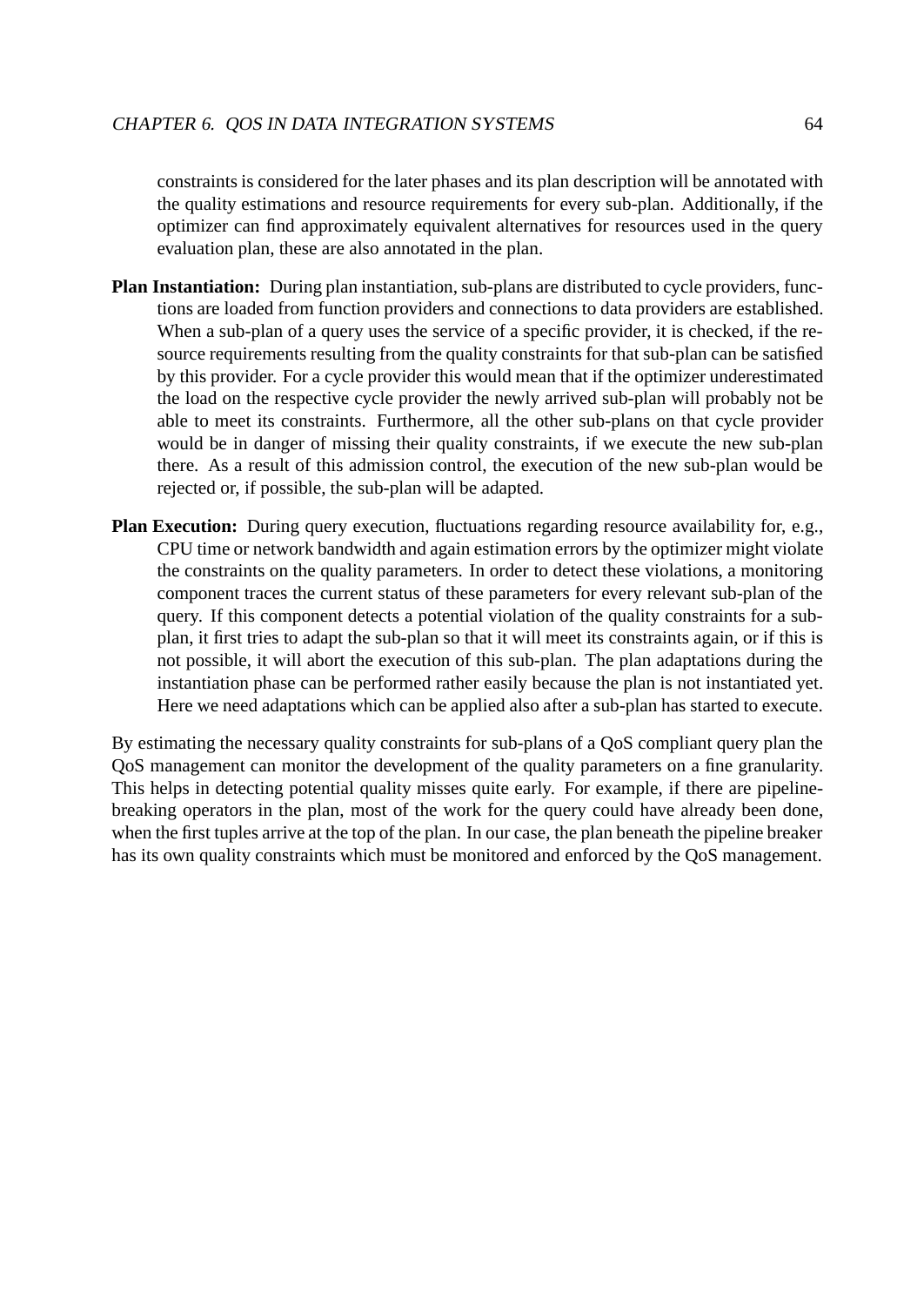constraints is considered for the later phases and its plan description will be annotated with the quality estimations and resource requirements for every sub-plan. Additionally, if the optimizer can find approximately equivalent alternatives for resources used in the query evaluation plan, these are also annotated in the plan.

**Plan Instantiation:** During plan instantiation, sub-plans are distributed to cycle providers, functions are loaded from function providers and connections to data providers are established. When a sub-plan of a query uses the service of a specific provider, it is checked, if the resource requirements resulting from the quality constraints for that sub-plan can be satisfied by this provider. For a cycle provider this would mean that if the optimizer underestimated the load on the respective cycle provider the newly arrived sub-plan will probably not be able to meet its constraints. Furthermore, all the other sub-plans on that cycle provider would be in danger of missing their quality constraints, if we execute the new sub-plan there. As a result of this admission control, the execution of the new sub-plan would be rejected or, if possible, the sub-plan will be adapted.

**Plan Execution:** During query execution, fluctuations regarding resource availability for, e.g., CPU time or network bandwidth and again estimation errors by the optimizer might violate the constraints on the quality parameters. In order to detect these violations, a monitoring component traces the current status of these parameters for every relevant sub-plan of the query. If this component detects a potential violation of the quality constraints for a sub-plan, it first tries to adapt the sub-plan so that it will meet its constraints again, or if this is not possible, it will abort the execution of this sub-plan. The plan adaptations during the instantiation phase can be performed rather easily because the plan is not instantiated yet. Here we need adaptations which can be applied also after a sub-plan has started to execute.

By estimating the necessary quality constraints for sub-plans of a QoS compliant query plan the QoS management can monitor the development of the quality parameters on a fine granularity. This helps in detecting potential quality misses quite early. For example, if there are pipeline-breaking operators in the plan, most of the work for the query could have already been done, when the first tuples arrive at the top of the plan. In our case, the plan beneath the pipeline breaker has its own quality constraints which must be monitored and enforced by the QoS management.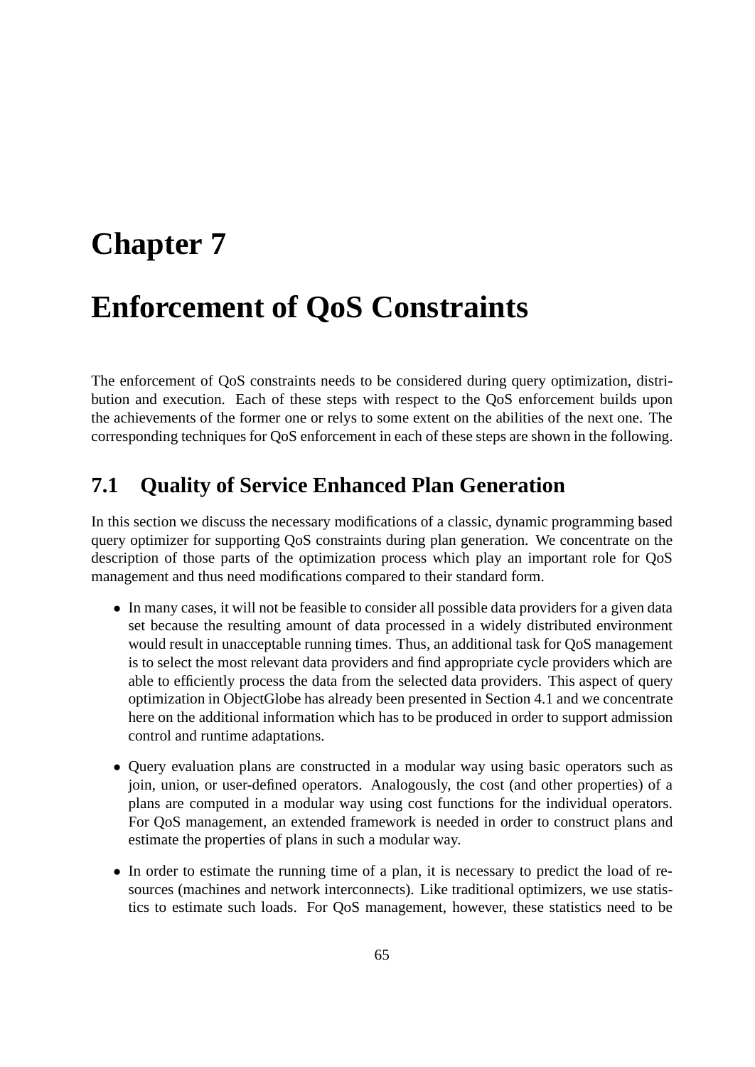# Chapter 7

# Enforcement of QoS Constraints

The enforcement of QoS constraints needs to be considered during query optimization, distribution and execution. Each of these steps with respect to the QoS enforcement builds upon the achievements of the former one or relys to some extent on the abilities of the next one. The corresponding techniques for QoS enforcement in each of these steps are shown in the following.

## 7.1 Quality of Service Enhanced Plan Generation

In this section we discuss the necessary modifications of a classic, dynamic programming based query optimizer for supporting QoS constraints during plan generation. We concentrate on the description of those parts of the optimization process which play an important role for QoS management and thus need modifications compared to their standard form.

- In many cases, it will not be feasible to consider all possible data providers for a given data set because the resulting amount of data processed in a widely distributed environment would result in unacceptable running times. Thus, an additional task for QoS management is to select the most relevant data providers and find appropriate cycle providers which are able to efficiently process the data from the selected data providers. This aspect of query optimization in ObjectGlobe has already been presented in Section 4.1 and we concentrate here on the additional information which has to be produced in order to support admission control and runtime adaptations.
- Query evaluation plans are constructed in a modular way using basic operators such as join, union, or user-defined operators. Analogously, the cost (and other properties) of a plans are computed in a modular way using cost functions for the individual operators. For QoS management, an extended framework is needed in order to construct plans and estimate the properties of plans in such a modular way.
- In order to estimate the running time of a plan, it is necessary to predict the load of resources (machines and network interconnects). Like traditional optimizers, we use statistics to estimate such loads. For QoS management, however, these statistics need to be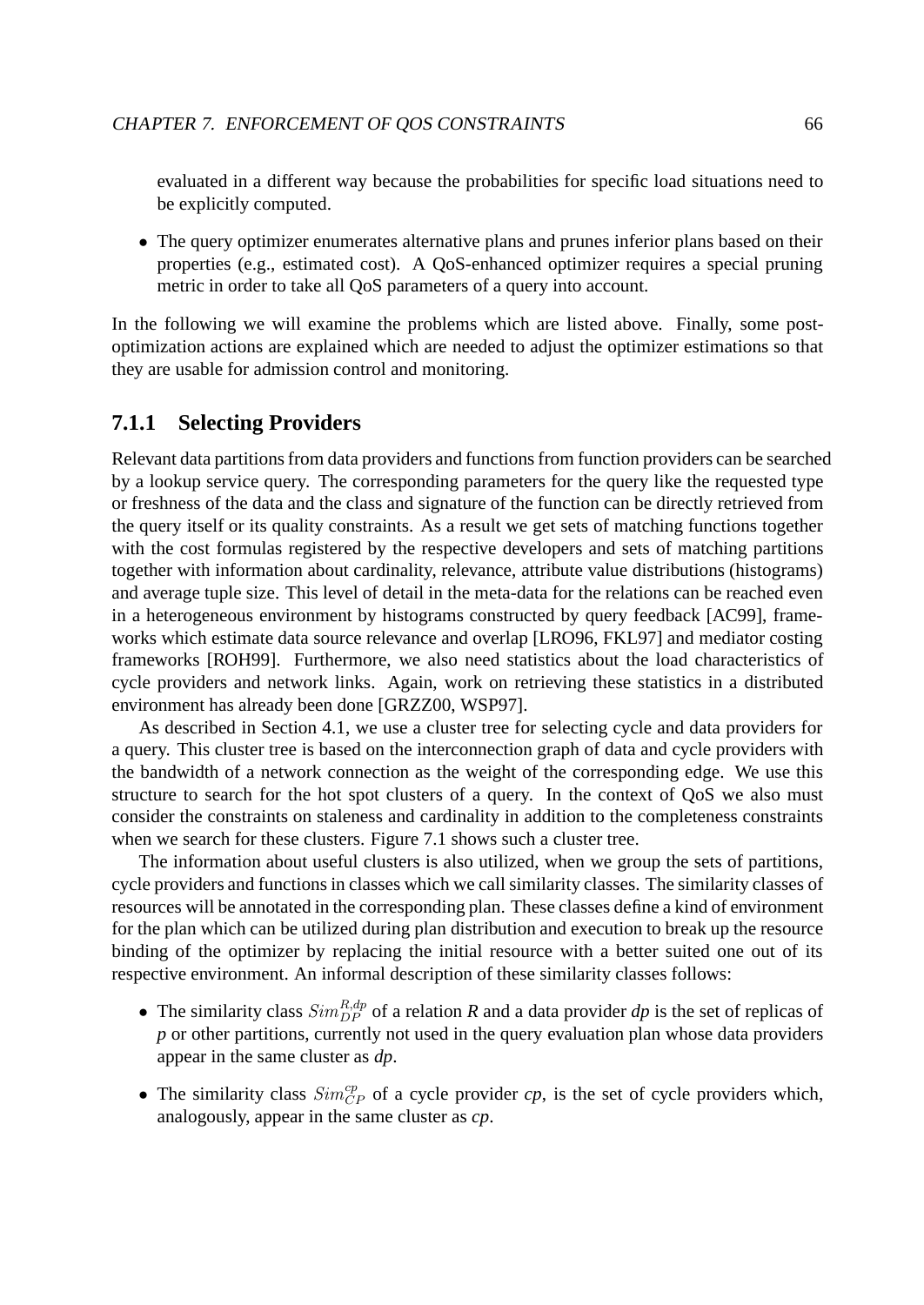evaluated in a different way because the probabilities for specific load situations need to be explicitly computed.

- The query optimizer enumerates alternative plans and prunes inferior plans based on their properties (e.g., estimated cost). A QoS-enhanced optimizer requires a special pruning metric in order to take all QoS parameters of a query into account.

In the following we will examine the problems which are listed above. Finally, some post-optimization actions are explained which are needed to adjust the optimizer estimations so that they are usable for admission control and monitoring.

### 7.1.1 Selecting Providers

Relevant data partitions from data providers and functions from function providers can be searched by a lookup service query. The corresponding parameters for the query like the requested type or freshness of the data and the class and signature of the function can be directly retrieved from the query itself or its quality constraints. As a result we get sets of matching functions together with the cost formulas registered by the respective developers and sets of matching partitions together with information about cardinality, relevance, attribute value distributions (histograms) and average tuple size. This level of detail in the meta-data for the relations can be reached even in a heterogeneous environment by histograms constructed by query feedback [AC99], frameworks which estimate data source relevance and overlap [LRO96, FKL97] and mediator costing frameworks [ROH99]. Furthermore, we also need statistics about the load characteristics of cycle providers and network links. Again, work on retrieving these statistics in a distributed environment has already been done [GRZZ00, WSP97].

As described in Section 4.1, we use a cluster tree for selecting cycle and data providers for a query. This cluster tree is based on the interconnection graph of data and cycle providers with the bandwidth of a network connection as the weight of the corresponding edge. We use this structure to search for the hot spot clusters of a query. In the context of QoS we also must consider the constraints on staleness and cardinality in addition to the completeness constraints when we search for these clusters. Figure 7.1 shows such a cluster tree.

The information about useful clusters is also utilized, when we group the sets of partitions, cycle providers and functions in classes which we call similarity classes. The similarity classes of resources will be annotated in the corresponding plan. These classes define a kind of environment for the plan which can be utilized during plan distribution and execution to break up the resource binding of the optimizer by replacing the initial resource with a better suited one out of its respective environment. An informal description of these similarity classes follows:

- The similarity class $Sim_{DP}^{R,dp}$ of a relation *R* and a data provider *dp* is the set of replicas of *p* or other partitions, currently not used in the query evaluation plan whose data providers appear in the same cluster as *dp*.
- The similarity class $Sim_{CP}^{cp}$ of a cycle provider *cp*, is the set of cycle providers which, analogously, appear in the same cluster as *cp*.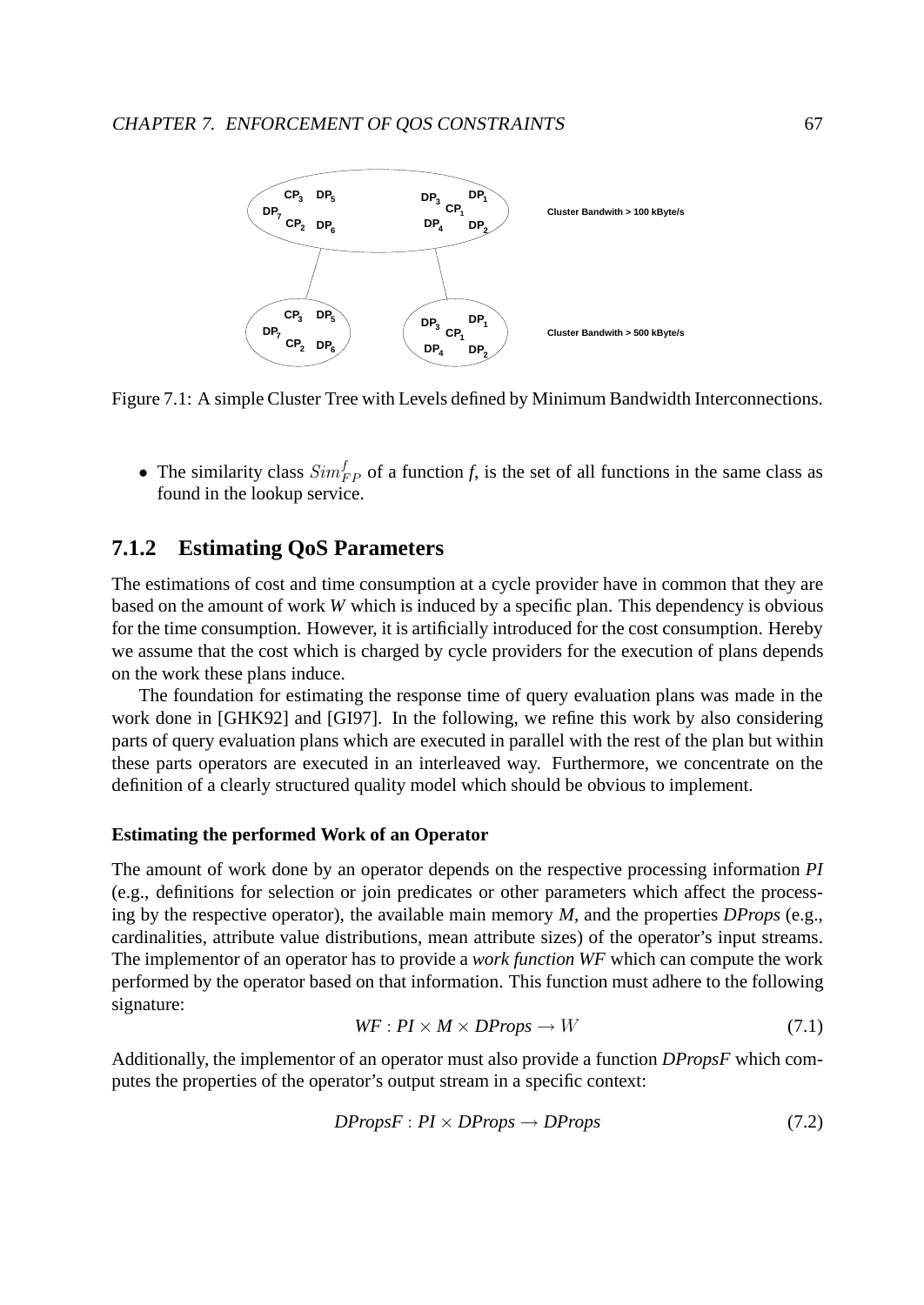Figure 7.1: A simple Cluster Tree with Levels defined by Minimum Bandwidth Interconnections.

- The similarity class $Sim_{FP}^{f}$ of a function *f*, is the set of all functions in the same class as found in the lookup service.

### 7.1.2 Estimating QoS Parameters

The estimations of cost and time consumption at a cycle provider have in common that they are based on the amount of work *W* which is induced by a specific plan. This dependency is obvious for the time consumption. However, it is artificially introduced for the cost consumption. Hereby we assume that the cost which is charged by cycle providers for the execution of plans depends on the work these plans induce.

The foundation for estimating the response time of query evaluation plans was made in the work done in [GHK92] and [GI97]. In the following, we refine this work by also considering parts of query evaluation plans which are executed in parallel with the rest of the plan but within these parts operators are executed in an interleaved way. Furthermore, we concentrate on the definition of a clearly structured quality model which should be obvious to implement.

#### Estimating the performed Work of an Operator

The amount of work done by an operator depends on the respective processing information *PI* (e.g., definitions for selection or join predicates or other parameters which affect the processing by the respective operator), the available main memory *M*, and the properties *DProps* (e.g., cardinalities, attribute value distributions, mean attribute sizes) of the operator's input streams. The implementor of an operator has to provide a *work function WF* which can compute the work performed by the operator based on that information. This function must adhere to the following signature:

$$WF : PI \times M \times DProps \rightarrow W \tag{7.1}$$

Additionally, the implementor of an operator must also provide a function *DPropsF* which computes the properties of the operator's output stream in a specific context:

$$DPropsF : PI \times DProps \rightarrow DProps \tag{7.2}$$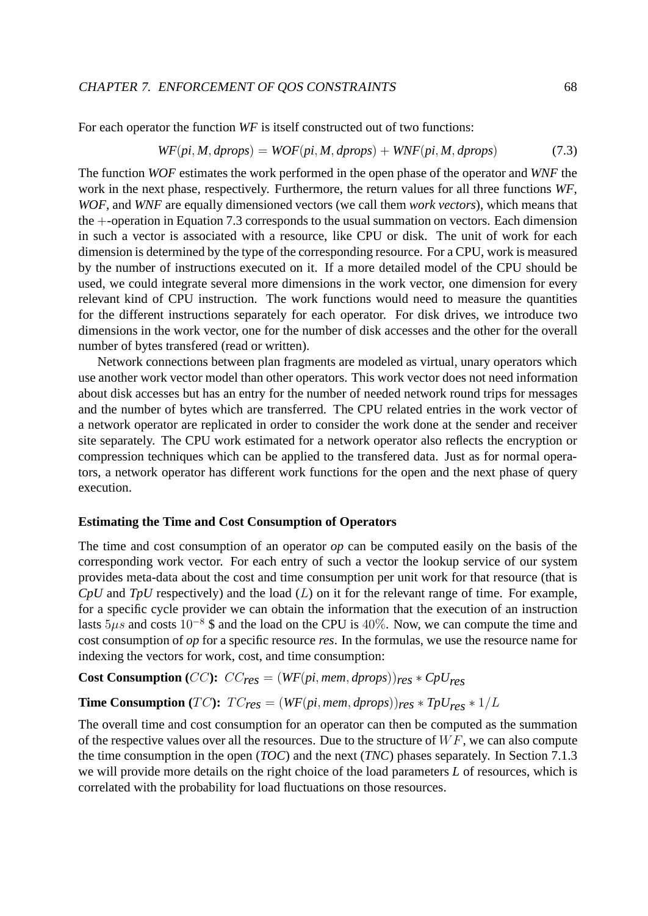For each operator the function *WF* is itself constructed out of two functions:

$$WF(pi, M, dprops) = WOF(pi, M, dprops) + WNF(pi, M, dprops) \tag{7.3}$$

The function *WOF* estimates the work performed in the open phase of the operator and *WNF* the work in the next phase, respectively. Furthermore, the return values for all three functions *WF*, *WOF*, and *WNF* are equally dimensioned vectors (we call them *work vectors*), which means that the $+$-operation in Equation 7.3 corresponds to the usual summation on vectors. Each dimension in such a vector is associated with a resource, like CPU or disk. The unit of work for each dimension is determined by the type of the corresponding resource. For a CPU, work is measured by the number of instructions executed on it. If a more detailed model of the CPU should be used, we could integrate several more dimensions in the work vector, one dimension for every relevant kind of CPU instruction. The work functions would need to measure the quantities for the different instructions separately for each operator. For disk drives, we introduce two dimensions in the work vector, one for the number of disk accesses and the other for the overall number of bytes transfered (read or written).

Network connections between plan fragments are modeled as virtual, unary operators which use another work vector model than other operators. This work vector does not need information about disk accesses but has an entry for the number of needed network round trips for messages and the number of bytes which are transferred. The CPU related entries in the work vector of a network operator are replicated in order to consider the work done at the sender and receiver site separately. The CPU work estimated for a network operator also reflects the encryption or compression techniques which can be applied to the transfered data. Just as for normal operators, a network operator has different work functions for the open and the next phase of query execution.

#### Estimating the Time and Cost Consumption of Operators

The time and cost consumption of an operator *op* can be computed easily on the basis of the corresponding work vector. For each entry of such a vector the lookup service of our system provides meta-data about the cost and time consumption per unit work for that resource (that is *CpU* and *TpU* respectively) and the load ($L$) on it for the relevant range of time. For example, for a specific cycle provider we can obtain the information that the execution of an instruction lasts $5\mu s$ and costs $10^{-8}$ \$ and the load on the CPU is $40\%$. Now, we can compute the time and cost consumption of *op* for a specific resource *res*. In the formulas, we use the resource name for indexing the vectors for work, cost, and time consumption:

**Cost Consumption ($CC$):** $CC_{res} = (WF(pi, mem, dprops))_{res} * CpU_{res}$

**Time Consumption ($TC$):** $TC_{res} = (WF(pi, mem, dprops))_{res} * TpU_{res} * 1/L$

The overall time and cost consumption for an operator can then be computed as the summation of the respective values over all the resources. Due to the structure of $WF$, we can also compute the time consumption in the open (*TOC*) and the next (*TNC*) phases separately. In Section 7.1.3 we will provide more details on the right choice of the load parameters *L* of resources, which is correlated with the probability for load fluctuations on those resources.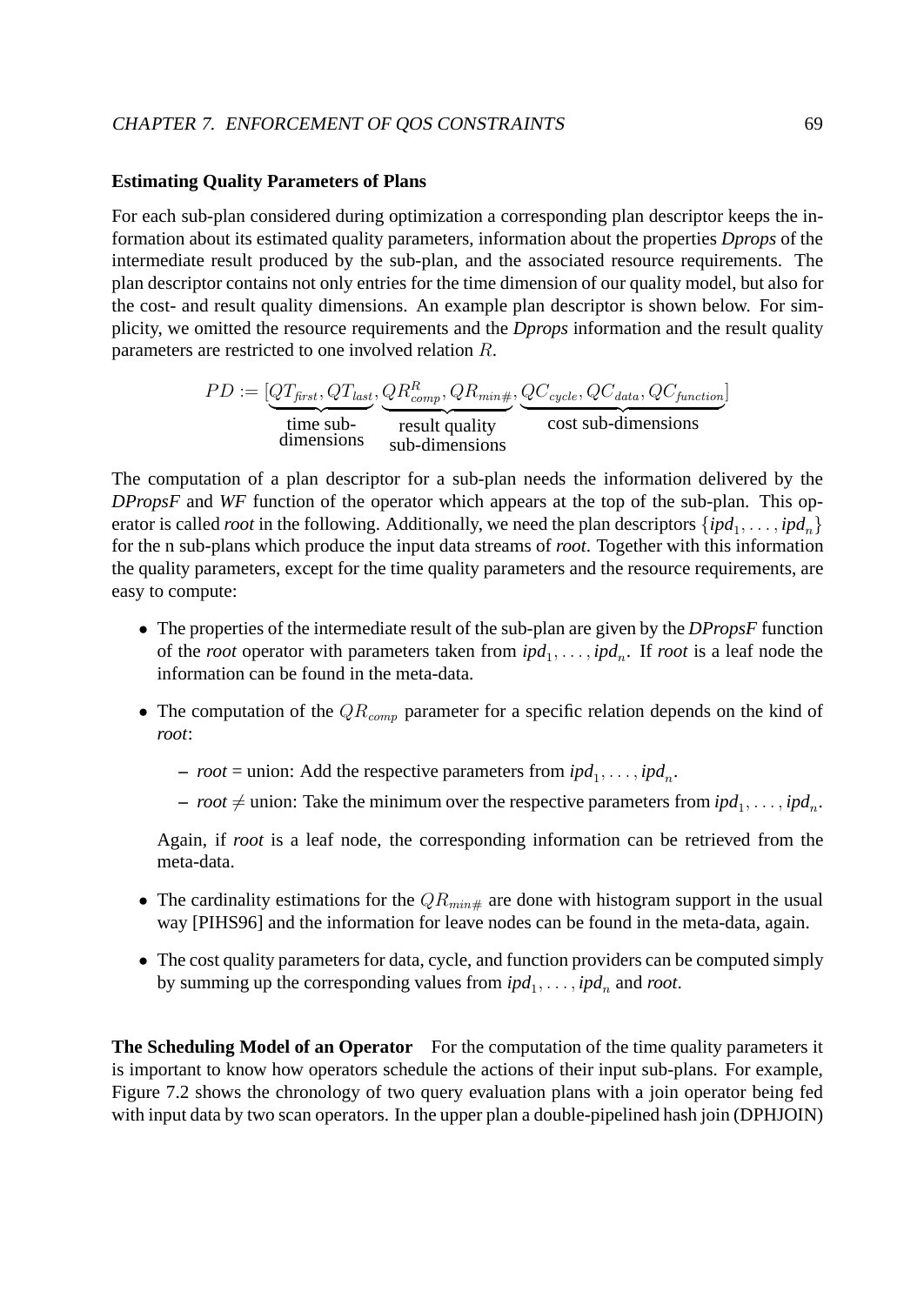### Estimating Quality Parameters of Plans

For each sub-plan considered during optimization a corresponding plan descriptor keeps the information about its estimated quality parameters, information about the properties *Dprops* of the intermediate result produced by the sub-plan, and the associated resource requirements. The plan descriptor contains not only entries for the time dimension of our quality model, but also for the cost- and result quality dimensions. An example plan descriptor is shown below. For simplicity, we omitted the resource requirements and the *Dprops* information and the result quality parameters are restricted to one involved relation $R$.

$$PD := [\underbrace{QT_{first}, QT_{last}}_{\text{time sub-dimensions}}, \underbrace{QR^R_{comp}, QR_{min\#}}_{\text{result quality sub-dimensions}}, \underbrace{QC_{cycle}, QC_{data}, QC_{function}}_{\text{cost sub-dimensions}}]$$

The computation of a plan descriptor for a sub-plan needs the information delivered by the *DPropsF* and *WF* function of the operator which appears at the top of the sub-plan. This operator is called *root* in the following. Additionally, we need the plan descriptors $\{ipd_1, \ldots, ipd_n\}$ for the n sub-plans which produce the input data streams of *root*. Together with this information the quality parameters, except for the time quality parameters and the resource requirements, are easy to compute:

- The properties of the intermediate result of the sub-plan are given by the *DPropsF* function of the *root* operator with parameters taken from $ipd_1, \ldots, ipd_n$. If *root* is a leaf node the information can be found in the meta-data.
- The computation of the $QR_{comp}$ parameter for a specific relation depends on the kind of *root*:
  - *root* = union: Add the respective parameters from $ipd_1, \ldots, ipd_n$.
  - *root* $\neq$ union: Take the minimum over the respective parameters from $ipd_1, \ldots, ipd_n$.

  Again, if *root* is a leaf node, the corresponding information can be retrieved from the meta-data.
- The cardinality estimations for the $QR_{min\#}$ are done with histogram support in the usual way [PIHS96] and the information for leave nodes can be found in the meta-data, again.
- The cost quality parameters for data, cycle, and function providers can be computed simply by summing up the corresponding values from $ipd_1, \ldots, ipd_n$ and *root*.

**The Scheduling Model of an Operator** For the computation of the time quality parameters it is important to know how operators schedule the actions of their input sub-plans. For example, Figure 7.2 shows the chronology of two query evaluation plans with a join operator being fed with input data by two scan operators. In the upper plan a double-pipelined hash join (DPHJOIN)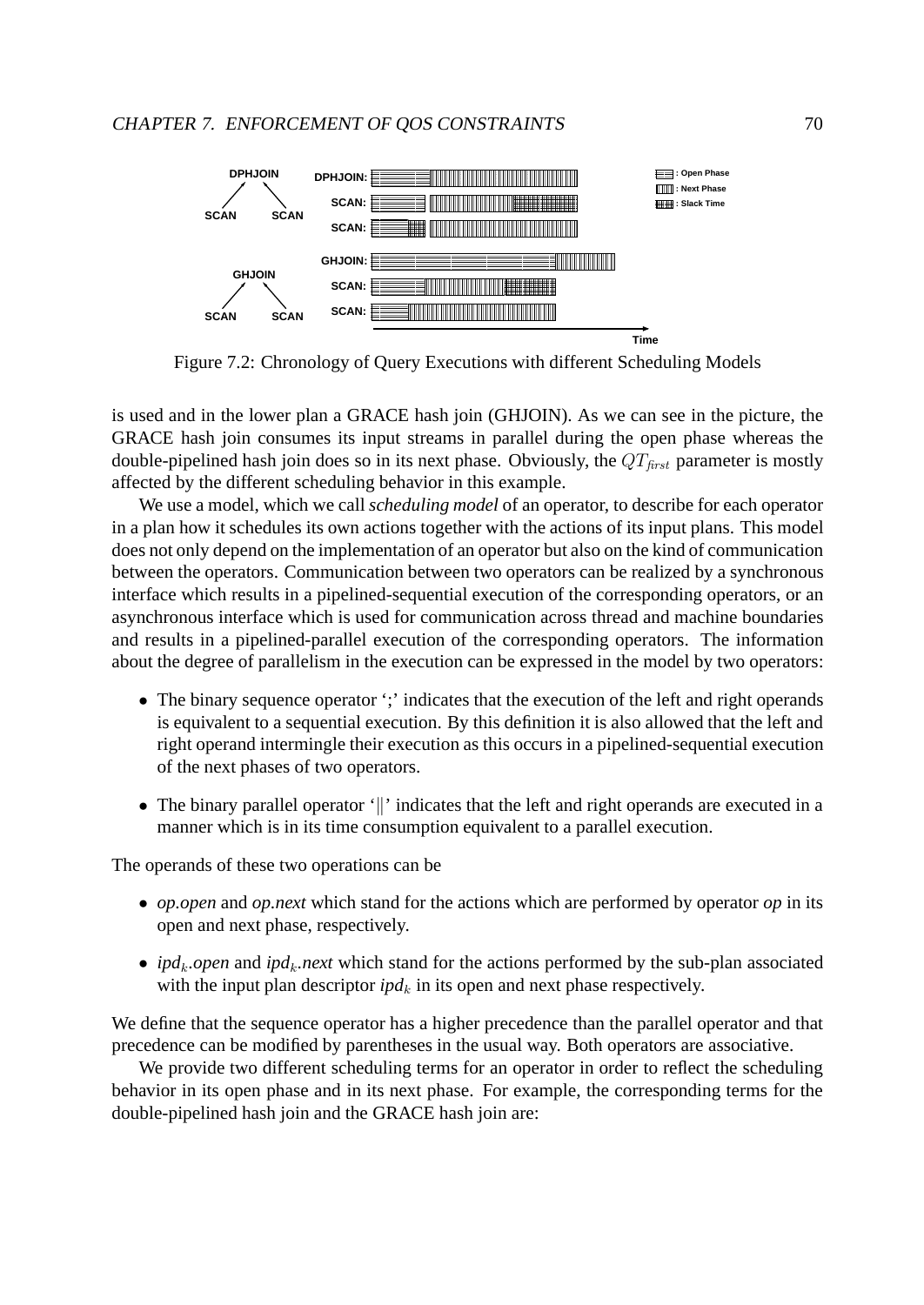Figure 7.2: Chronology of Query Executions with different Scheduling Models

is used and in the lower plan a GRACE hash join (GHJOIN). As we can see in the picture, the GRACE hash join consumes its input streams in parallel during the open phase whereas the double-pipelined hash join does so in its next phase. Obviously, the $QT_{first}$ parameter is mostly affected by the different scheduling behavior in this example.

We use a model, which we call *scheduling model* of an operator, to describe for each operator in a plan how it schedules its own actions together with the actions of its input plans. This model does not only depend on the implementation of an operator but also on the kind of communication between the operators. Communication between two operators can be realized by a synchronous interface which results in a pipelined-sequential execution of the corresponding operators, or an asynchronous interface which is used for communication across thread and machine boundaries and results in a pipelined-parallel execution of the corresponding operators. The information about the degree of parallelism in the execution can be expressed in the model by two operators:

- The binary sequence operator ';' indicates that the execution of the left and right operands is equivalent to a sequential execution. By this definition it is also allowed that the left and right operand intermingle their execution as this occurs in a pipelined-sequential execution of the next phases of two operators.
- The binary parallel operator '$\|$' indicates that the left and right operands are executed in a manner which is in its time consumption equivalent to a parallel execution.

The operands of these two operations can be

- *op.open* and *op.next* which stand for the actions which are performed by operator *op* in its open and next phase, respectively.
- *ipd*$_k$*.open* and *ipd*$_k$*.next* which stand for the actions performed by the sub-plan associated with the input plan descriptor *ipd*$_k$ in its open and next phase respectively.

We define that the sequence operator has a higher precedence than the parallel operator and that precedence can be modified by parentheses in the usual way. Both operators are associative.

We provide two different scheduling terms for an operator in order to reflect the scheduling behavior in its open phase and in its next phase. For example, the corresponding terms for the double-pipelined hash join and the GRACE hash join are: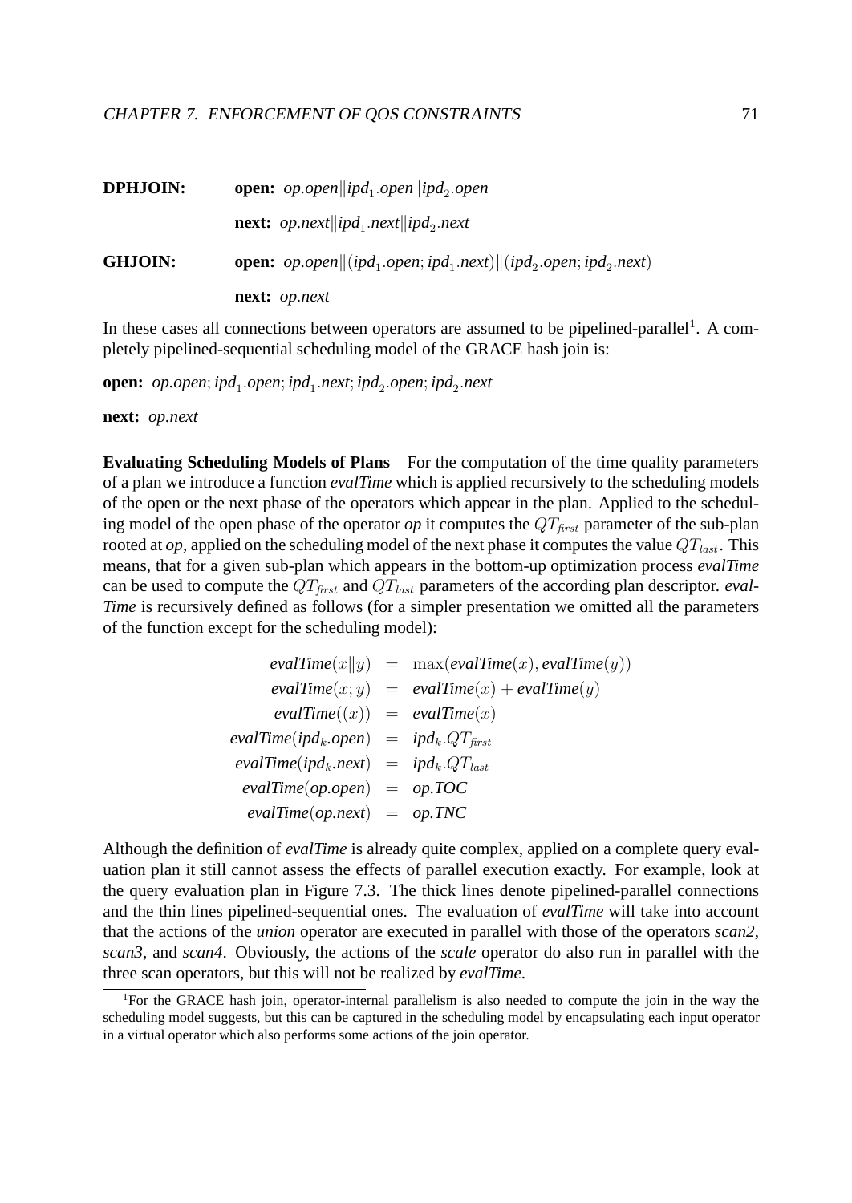**DPHJOIN:** **open:** $op.open \| ipd_1.open \| ipd_2.open$

**next:** $op.next \| ipd_1.next \| ipd_2.next$

**GHJOIN:** **open:** $op.open \| (ipd_1.open; ipd_1.next) \| (ipd_2.open; ipd_2.next)$

**next:** $op.next$

In these cases all connections between operators are assumed to be pipelined-parallel[1]. A completely pipelined-sequential scheduling model of the GRACE hash join is:

**open:** $op.open; ipd_1.open; ipd_1.next; ipd_2.open; ipd_2.next$

**next:** $op.next$

**Evaluating Scheduling Models of Plans** For the computation of the time quality parameters of a plan we introduce a function *evalTime* which is applied recursively to the scheduling models of the open or the next phase of the operators which appear in the plan. Applied to the scheduling model of the open phase of the operator *op* it computes the $QT_{first}$ parameter of the sub-plan rooted at *op*, applied on the scheduling model of the next phase it computes the value $QT_{last}$. This means, that for a given sub-plan which appears in the bottom-up optimization process *evalTime* can be used to compute the $QT_{first}$ and $QT_{last}$ parameters of the according plan descriptor. *evalTime* is recursively defined as follows (for a simpler presentation we omitted all the parameters of the function except for the scheduling model):

$$
\begin{aligned}
evalTime(x \| y) &= \max(evalTime(x), evalTime(y)) \\
evalTime(x; y) &= evalTime(x) + evalTime(y) \\
evalTime((x)) &= evalTime(x) \\
evalTime(ipd_k.open) &= ipd_k.QT_{first} \\
evalTime(ipd_k.next) &= ipd_k.QT_{last} \\
evalTime(op.open) &= op.TOC \\
evalTime(op.next) &= op.TNC
\end{aligned}
$$

Although the definition of *evalTime* is already quite complex, applied on a complete query evaluation plan it still cannot assess the effects of parallel execution exactly. For example, look at the query evaluation plan in Figure 7.3. The thick lines denote pipelined-parallel connections and the thin lines pipelined-sequential ones. The evaluation of *evalTime* will take into account that the actions of the *union* operator are executed in parallel with those of the operators *scan2*, *scan3*, and *scan4*. Obviously, the actions of the *scale* operator do also run in parallel with the three scan operators, but this will not be realized by *evalTime*.

[1] For the GRACE hash join, operator-internal parallelism is also needed to compute the join in the way the scheduling model suggests, but this can be captured in the scheduling model by encapsulating each input operator in a virtual operator which also performs some actions of the join operator.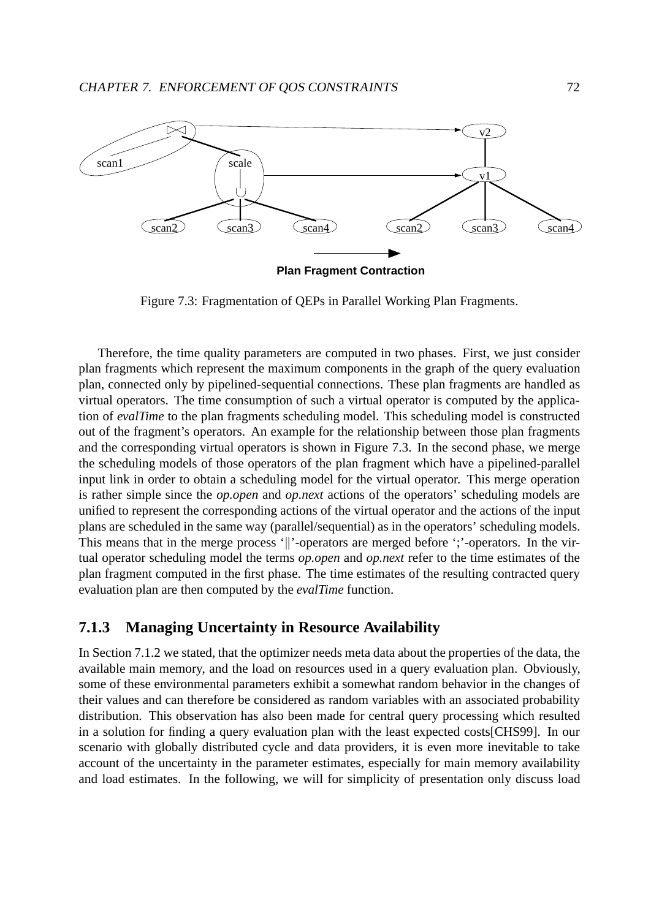Plan Fragment Contraction

Figure 7.3: Fragmentation of QEPs in Parallel Working Plan Fragments.

Therefore, the time quality parameters are computed in two phases. First, we just consider plan fragments which represent the maximum components in the graph of the query evaluation plan, connected only by pipelined-sequential connections. These plan fragments are handled as virtual operators. The time consumption of such a virtual operator is computed by the application of *evalTime* to the plan fragments scheduling model. This scheduling model is constructed out of the fragment's operators. An example for the relationship between those plan fragments and the corresponding virtual operators is shown in Figure 7.3. In the second phase, we merge the scheduling models of those operators of the plan fragment which have a pipelined-parallel input link in order to obtain a scheduling model for the virtual operator. This merge operation is rather simple since the *op.open* and *op.next* actions of the operators' scheduling models are unified to represent the corresponding actions of the virtual operator and the actions of the input plans are scheduled in the same way (parallel/sequential) as in the operators' scheduling models. This means that in the merge process '$\|$'-operators are merged before ';'-operators. In the virtual operator scheduling model the terms *op.open* and *op.next* refer to the time estimates of the plan fragment computed in the first phase. The time estimates of the resulting contracted query evaluation plan are then computed by the *evalTime* function.

### 7.1.3 Managing Uncertainty in Resource Availability

In Section 7.1.2 we stated, that the optimizer needs meta data about the properties of the data, the available main memory, and the load on resources used in a query evaluation plan. Obviously, some of these environmental parameters exhibit a somewhat random behavior in the changes of their values and can therefore be considered as random variables with an associated probability distribution. This observation has also been made for central query processing which resulted in a solution for finding a query evaluation plan with the least expected costs[CHS99]. In our scenario with globally distributed cycle and data providers, it is even more inevitable to take account of the uncertainty in the parameter estimates, especially for main memory availability and load estimates. In the following, we will for simplicity of presentation only discuss load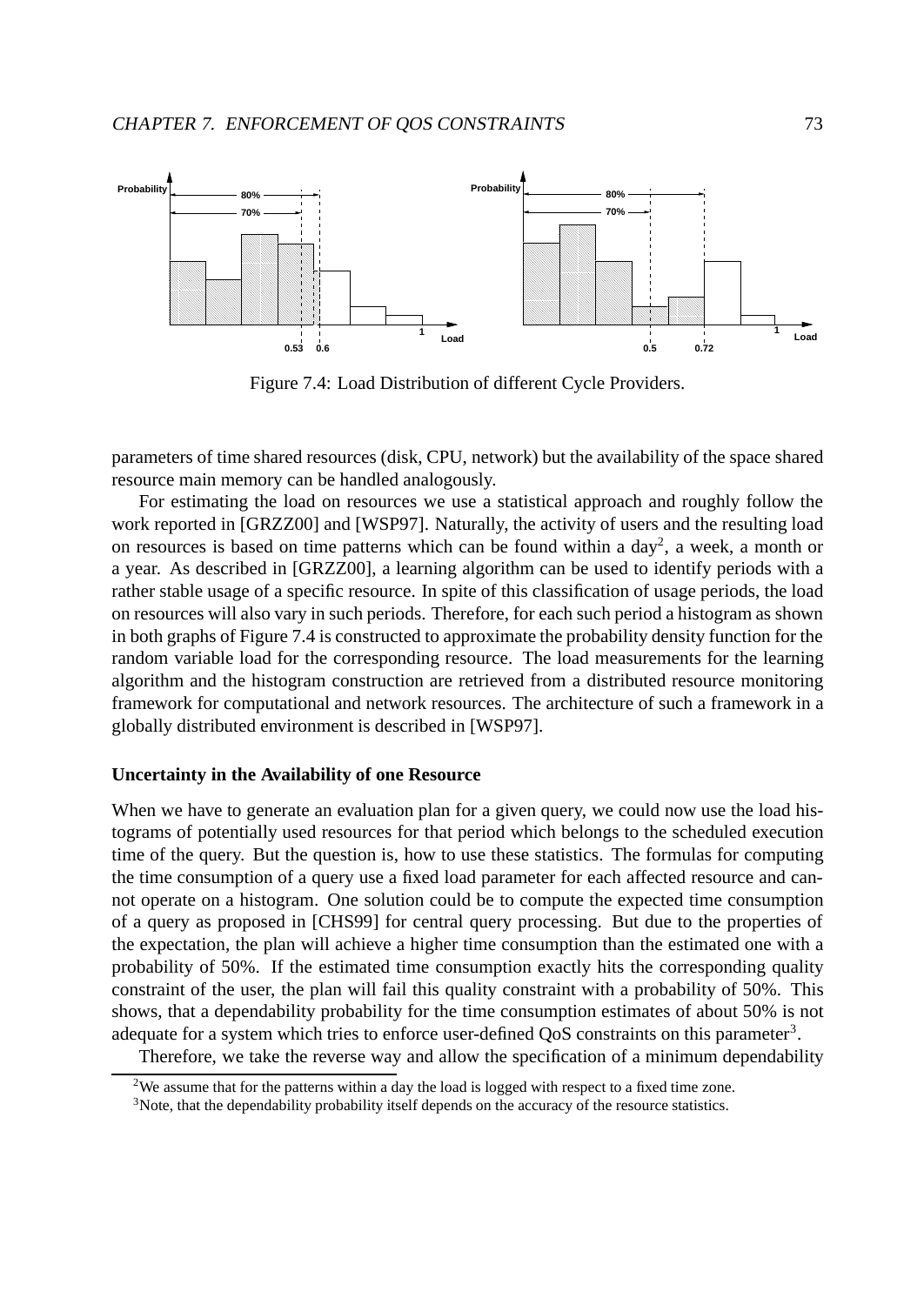Figure 7.4: Load Distribution of different Cycle Providers.

parameters of time shared resources (disk, CPU, network) but the availability of the space shared resource main memory can be handled analogously.

For estimating the load on resources we use a statistical approach and roughly follow the work reported in [GRZZ00] and [WSP97]. Naturally, the activity of users and the resulting load on resources is based on time patterns which can be found within a day[2], a week, a month or a year. As described in [GRZZ00], a learning algorithm can be used to identify periods with a rather stable usage of a specific resource. In spite of this classification of usage periods, the load on resources will also vary in such periods. Therefore, for each such period a histogram as shown in both graphs of Figure 7.4 is constructed to approximate the probability density function for the random variable load for the corresponding resource. The load measurements for the learning algorithm and the histogram construction are retrieved from a distributed resource monitoring framework for computational and network resources. The architecture of such a framework in a globally distributed environment is described in [WSP97].

### Uncertainty in the Availability of one Resource

When we have to generate an evaluation plan for a given query, we could now use the load histograms of potentially used resources for that period which belongs to the scheduled execution time of the query. But the question is, how to use these statistics. The formulas for computing the time consumption of a query use a fixed load parameter for each affected resource and cannot operate on a histogram. One solution could be to compute the expected time consumption of a query as proposed in [CHS99] for central query processing. But due to the properties of the expectation, the plan will achieve a higher time consumption than the estimated one with a probability of 50%. If the estimated time consumption exactly hits the corresponding quality constraint of the user, the plan will fail this quality constraint with a probability of 50%. This shows, that a dependability probability for the time consumption estimates of about 50% is not adequate for a system which tries to enforce user-defined QoS constraints on this parameter[3].

Therefore, we take the reverse way and allow the specification of a minimum dependability

[2] We assume that for the patterns within a day the load is logged with respect to a fixed time zone.

[3] Note, that the dependability probability itself depends on the accuracy of the resource statistics.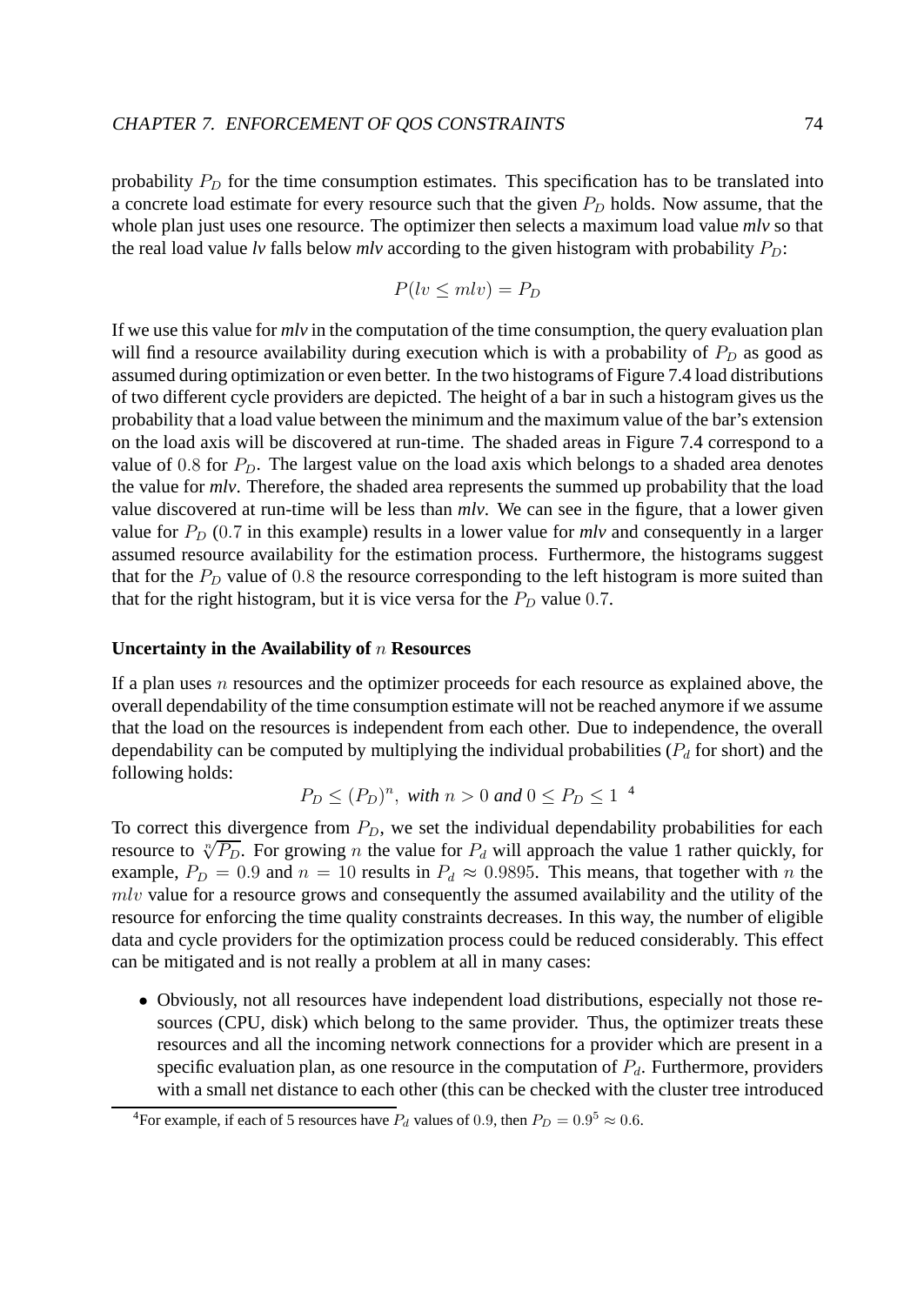probability $P_D$ for the time consumption estimates. This specification has to be translated into a concrete load estimate for every resource such that the given $P_D$ holds. Now assume, that the whole plan just uses one resource. The optimizer then selects a maximum load value ***mlv*** so that the real load value ***lv*** falls below ***mlv*** according to the given histogram with probability $P_D$:

$$P(lv \leq mlv) = P_D$$

If we use this value for ***mlv*** in the computation of the time consumption, the query evaluation plan will find a resource availability during execution which is with a probability of $P_D$ as good as assumed during optimization or even better. In the two histograms of Figure 7.4 load distributions of two different cycle providers are depicted. The height of a bar in such a histogram gives us the probability that a load value between the minimum and the maximum value of the bar's extension on the load axis will be discovered at run-time. The shaded areas in Figure 7.4 correspond to a value of $0.8$ for $P_D$. The largest value on the load axis which belongs to a shaded area denotes the value for ***mlv***. Therefore, the shaded area represents the summed up probability that the load value discovered at run-time will be less than ***mlv***. We can see in the figure, that a lower given value for $P_D$ ($0.7$ in this example) results in a lower value for ***mlv*** and consequently in a larger assumed resource availability for the estimation process. Furthermore, the histograms suggest that for the $P_D$ value of $0.8$ the resource corresponding to the left histogram is more suited than that for the right histogram, but it is vice versa for the $P_D$ value $0.7$.

**Uncertainty in the Availability of $n$ Resources**

If a plan uses $n$ resources and the optimizer proceeds for each resource as explained above, the overall dependability of the time consumption estimate will not be reached anymore if we assume that the load on the resources is independent from each other. Due to independence, the overall dependability can be computed by multiplying the individual probabilities ($P_d$ for short) and the following holds:

$$P_D \leq (P_D)^n, \textit{ with } n > 0 \textit{ and } 0 \leq P_D \leq 1 \quad [4]$$

To correct this divergence from $P_D$, we set the individual dependability probabilities for each resource to $\sqrt[n]{P_D}$. For growing $n$ the value for $P_d$ will approach the value 1 rather quickly, for example, $P_D = 0.9$ and $n = 10$ results in $P_d \approx 0.9895$. This means, that together with $n$ the $mlv$ value for a resource grows and consequently the assumed availability and the utility of the resource for enforcing the time quality constraints decreases. In this way, the number of eligible data and cycle providers for the optimization process could be reduced considerably. This effect can be mitigated and is not really a problem at all in many cases:

- Obviously, not all resources have independent load distributions, especially not those resources (CPU, disk) which belong to the same provider. Thus, the optimizer treats these resources and all the incoming network connections for a provider which are present in a specific evaluation plan, as one resource in the computation of $P_d$. Furthermore, providers with a small net distance to each other (this can be checked with the cluster tree introduced

[4] For example, if each of 5 resources have $P_d$ values of $0.9$, then $P_D = 0.9^5 \approx 0.6$.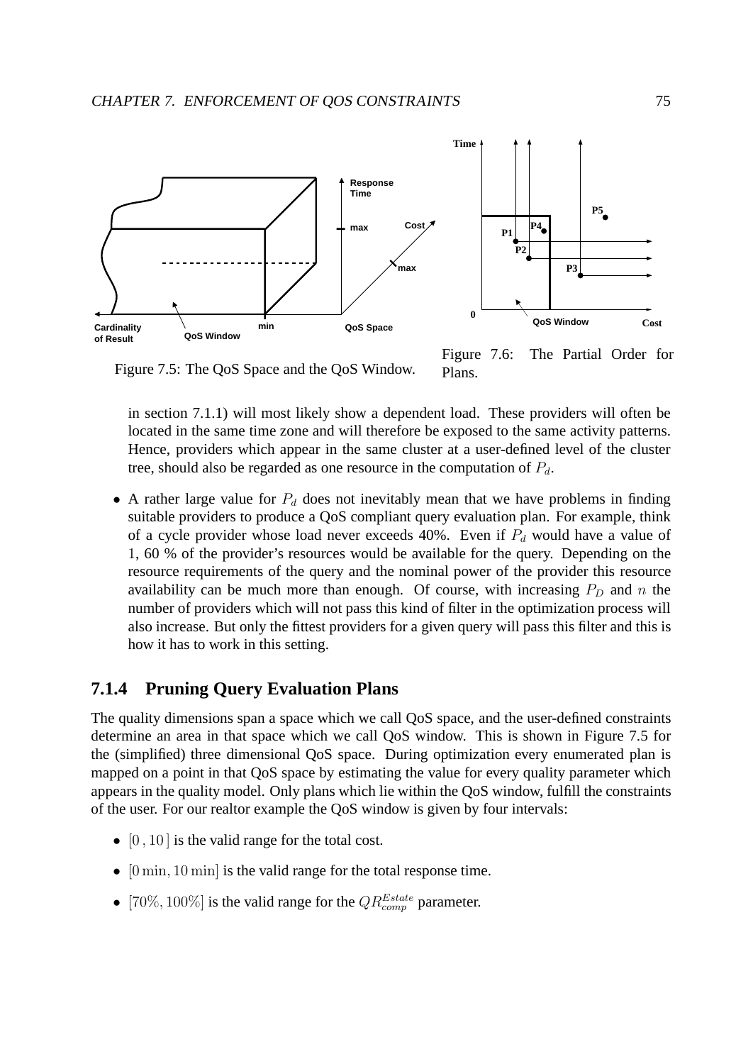Figure 7.5: The QoS Space and the QoS Window.

Figure 7.6: The Partial Order for Plans.

in section 7.1.1) will most likely show a dependent load. These providers will often be located in the same time zone and will therefore be exposed to the same activity patterns. Hence, providers which appear in the same cluster at a user-defined level of the cluster tree, should also be regarded as one resource in the computation of $P_d$.

- A rather large value for $P_d$ does not inevitably mean that we have problems in finding suitable providers to produce a QoS compliant query evaluation plan. For example, think of a cycle provider whose load never exceeds 40%. Even if $P_d$ would have a value of $1$, 60 % of the provider's resources would be available for the query. Depending on the resource requirements of the query and the nominal power of the provider this resource availability can be much more than enough. Of course, with increasing $P_D$ and $n$ the number of providers which will not pass this kind of filter in the optimization process will also increase. But only the fittest providers for a given query will pass this filter and this is how it has to work in this setting.

### 7.1.4 Pruning Query Evaluation Plans

The quality dimensions span a space which we call QoS space, and the user-defined constraints determine an area in that space which we call QoS window. This is shown in Figure 7.5 for the (simplified) three dimensional QoS space. During optimization every enumerated plan is mapped on a point in that QoS space by estimating the value for every quality parameter which appears in the quality model. Only plans which lie within the QoS window, fulfill the constraints of the user. For our realtor example the QoS window is given by four intervals:

- $[0\,,10\,]$ is the valid range for the total cost.
- $[0\,\text{min}, 10\,\text{min}]$ is the valid range for the total response time.
- $[70\%, 100\%]$ is the valid range for the $QR^{Estate}_{comp}$ parameter.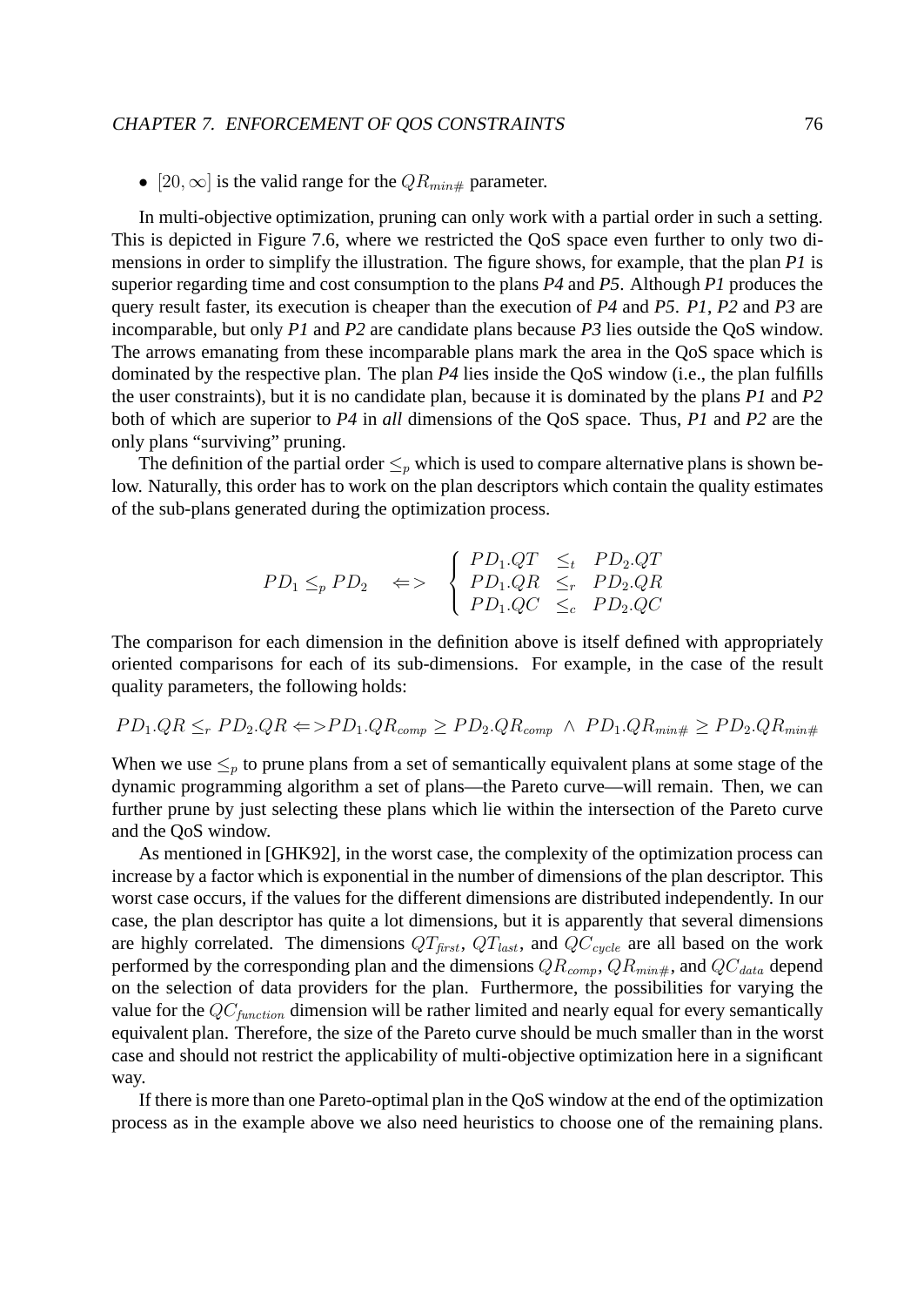- $[20, \infty]$ is the valid range for the $QR_{min\#}$ parameter.

In multi-objective optimization, pruning can only work with a partial order in such a setting. This is depicted in Figure 7.6, where we restricted the QoS space even further to only two dimensions in order to simplify the illustration. The figure shows, for example, that the plan *P1* is superior regarding time and cost consumption to the plans *P4* and *P5*. Although *P1* produces the query result faster, its execution is cheaper than the execution of *P4* and *P5*. *P1*, *P2* and *P3* are incomparable, but only *P1* and *P2* are candidate plans because *P3* lies outside the QoS window. The arrows emanating from these incomparable plans mark the area in the QoS space which is dominated by the respective plan. The plan *P4* lies inside the QoS window (i.e., the plan fulfills the user constraints), but it is no candidate plan, because it is dominated by the plans *P1* and *P2* both of which are superior to *P4* in *all* dimensions of the QoS space. Thus, *P1* and *P2* are the only plans "surviving" pruning.

The definition of the partial order $\leq_p$ which is used to compare alternative plans is shown below. Naturally, this order has to work on the plan descriptors which contain the quality estimates of the sub-plans generated during the optimization process.

$$PD_1 \leq_p PD_2 \quad <=> \quad \left\{ \begin{array}{lll} PD_1.QT & \leq_t & PD_2.QT \\ PD_1.QR & \leq_r & PD_2.QR \\ PD_1.QC & \leq_c & PD_2.QC \end{array} \right.$$

The comparison for each dimension in the definition above is itself defined with appropriately oriented comparisons for each of its sub-dimensions. For example, in the case of the result quality parameters, the following holds:

$$PD_1.QR \leq_r PD_2.QR <=> PD_1.QR_{comp} \geq PD_2.QR_{comp} \;\wedge\; PD_1.QR_{min\#} \geq PD_2.QR_{min\#}$$

When we use $\leq_p$ to prune plans from a set of semantically equivalent plans at some stage of the dynamic programming algorithm a set of plans—the Pareto curve—will remain. Then, we can further prune by just selecting these plans which lie within the intersection of the Pareto curve and the QoS window.

As mentioned in [GHK92], in the worst case, the complexity of the optimization process can increase by a factor which is exponential in the number of dimensions of the plan descriptor. This worst case occurs, if the values for the different dimensions are distributed independently. In our case, the plan descriptor has quite a lot dimensions, but it is apparently that several dimensions are highly correlated. The dimensions $QT_{first}$, $QT_{last}$, and $QC_{cycle}$ are all based on the work performed by the corresponding plan and the dimensions $QR_{comp}$, $QR_{min\#}$, and $QC_{data}$ depend on the selection of data providers for the plan. Furthermore, the possibilities for varying the value for the $QC_{function}$ dimension will be rather limited and nearly equal for every semantically equivalent plan. Therefore, the size of the Pareto curve should be much smaller than in the worst case and should not restrict the applicability of multi-objective optimization here in a significant way.

If there is more than one Pareto-optimal plan in the QoS window at the end of the optimization process as in the example above we also need heuristics to choose one of the remaining plans.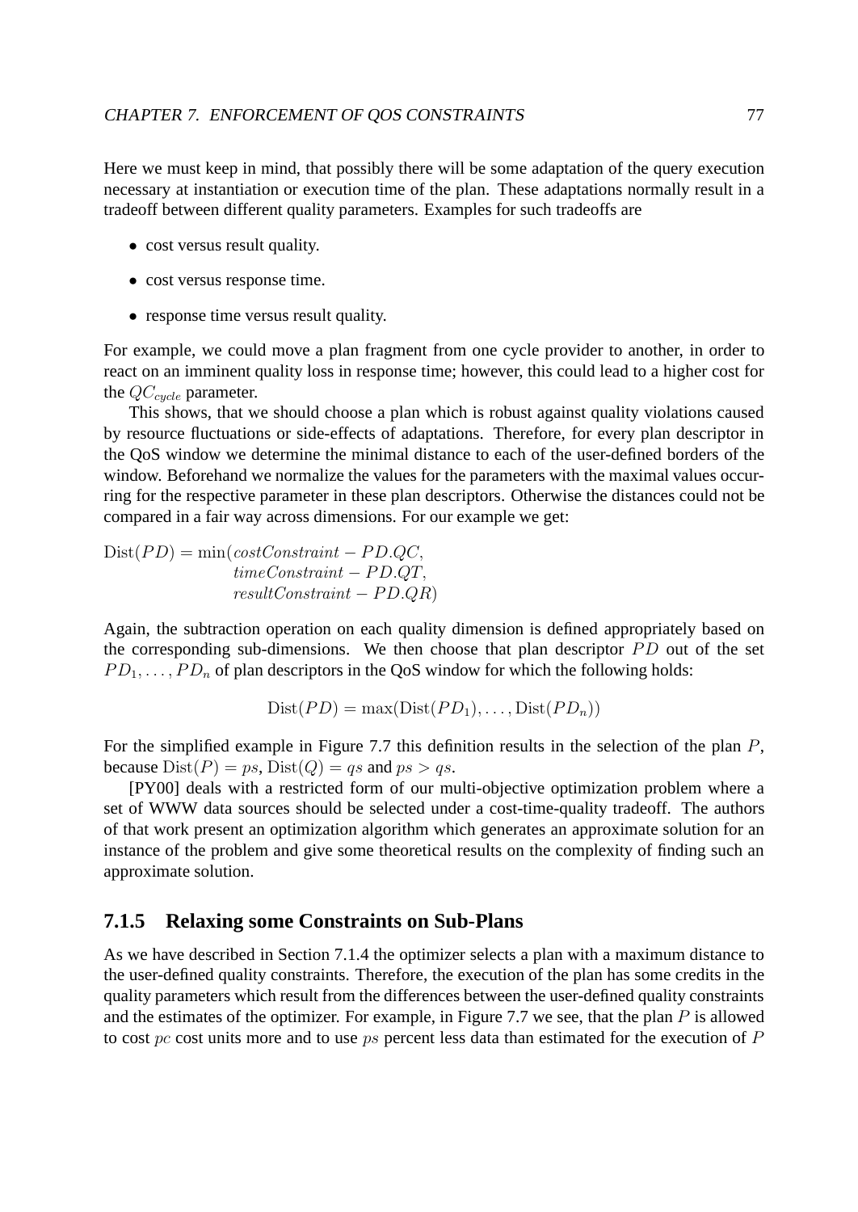Here we must keep in mind, that possibly there will be some adaptation of the query execution necessary at instantiation or execution time of the plan. These adaptations normally result in a tradeoff between different quality parameters. Examples for such tradeoffs are

- cost versus result quality.
- cost versus response time.
- response time versus result quality.

For example, we could move a plan fragment from one cycle provider to another, in order to react on an imminent quality loss in response time; however, this could lead to a higher cost for the $QC_{cycle}$ parameter.

This shows, that we should choose a plan which is robust against quality violations caused by resource fluctuations or side-effects of adaptations. Therefore, for every plan descriptor in the QoS window we determine the minimal distance to each of the user-defined borders of the window. Beforehand we normalize the values for the parameters with the maximal values occurring for the respective parameter in these plan descriptors. Otherwise the distances could not be compared in a fair way across dimensions. For our example we get:

$$\begin{aligned}\mathrm{Dist}(PD) = \min(&costConstraint - PD.QC,\\ &timeConstraint - PD.QT,\\ &resultConstraint - PD.QR)\end{aligned}$$

Again, the subtraction operation on each quality dimension is defined appropriately based on the corresponding sub-dimensions. We then choose that plan descriptor $PD$ out of the set $PD_1, \ldots, PD_n$ of plan descriptors in the QoS window for which the following holds:

$$\mathrm{Dist}(PD) = \max(\mathrm{Dist}(PD_1), \ldots, \mathrm{Dist}(PD_n))$$

For the simplified example in Figure 7.7 this definition results in the selection of the plan $P$, because $\mathrm{Dist}(P) = ps$, $\mathrm{Dist}(Q) = qs$ and $ps > qs$.

[PY00] deals with a restricted form of our multi-objective optimization problem where a set of WWW data sources should be selected under a cost-time-quality tradeoff. The authors of that work present an optimization algorithm which generates an approximate solution for an instance of the problem and give some theoretical results on the complexity of finding such an approximate solution.

### 7.1.5 Relaxing some Constraints on Sub-Plans

As we have described in Section 7.1.4 the optimizer selects a plan with a maximum distance to the user-defined quality constraints. Therefore, the execution of the plan has some credits in the quality parameters which result from the differences between the user-defined quality constraints and the estimates of the optimizer. For example, in Figure 7.7 we see, that the plan $P$ is allowed to cost $pc$ cost units more and to use $ps$ percent less data than estimated for the execution of $P$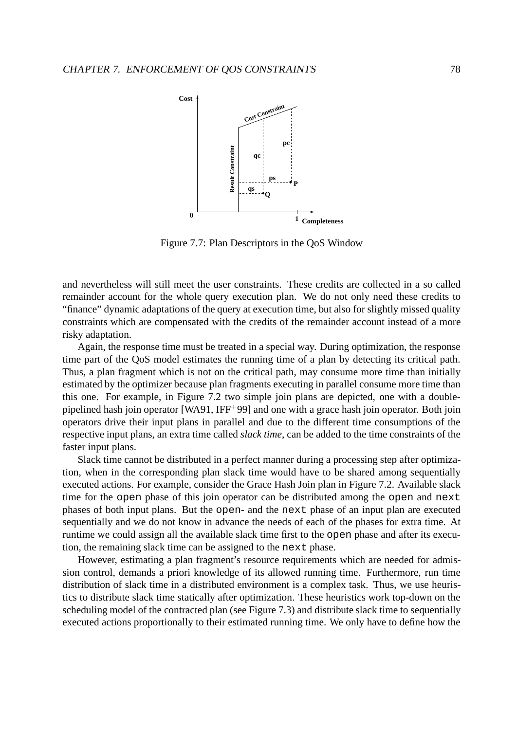Figure 7.7: Plan Descriptors in the QoS Window

and nevertheless will still meet the user constraints. These credits are collected in a so called remainder account for the whole query execution plan. We do not only need these credits to "finance" dynamic adaptations of the query at execution time, but also for slightly missed quality constraints which are compensated with the credits of the remainder account instead of a more risky adaptation.

Again, the response time must be treated in a special way. During optimization, the response time part of the QoS model estimates the running time of a plan by detecting its critical path. Thus, a plan fragment which is not on the critical path, may consume more time than initially estimated by the optimizer because plan fragments executing in parallel consume more time than this one. For example, in Figure 7.2 two simple join plans are depicted, one with a double-pipelined hash join operator [WA91, IFF$^{+}$99] and one with a grace hash join operator. Both join operators drive their input plans in parallel and due to the different time consumptions of the respective input plans, an extra time called *slack time*, can be added to the time constraints of the faster input plans.

Slack time cannot be distributed in a perfect manner during a processing step after optimization, when in the corresponding plan slack time would have to be shared among sequentially executed actions. For example, consider the Grace Hash Join plan in Figure 7.2. Available slack time for the `open` phase of this join operator can be distributed among the `open` and `next` phases of both input plans. But the `open`- and the `next` phase of an input plan are executed sequentially and we do not know in advance the needs of each of the phases for extra time. At runtime we could assign all the available slack time first to the `open` phase and after its execution, the remaining slack time can be assigned to the `next` phase.

However, estimating a plan fragment's resource requirements which are needed for admission control, demands a priori knowledge of its allowed running time. Furthermore, run time distribution of slack time in a distributed environment is a complex task. Thus, we use heuristics to distribute slack time statically after optimization. These heuristics work top-down on the scheduling model of the contracted plan (see Figure 7.3) and distribute slack time to sequentially executed actions proportionally to their estimated running time. We only have to define how the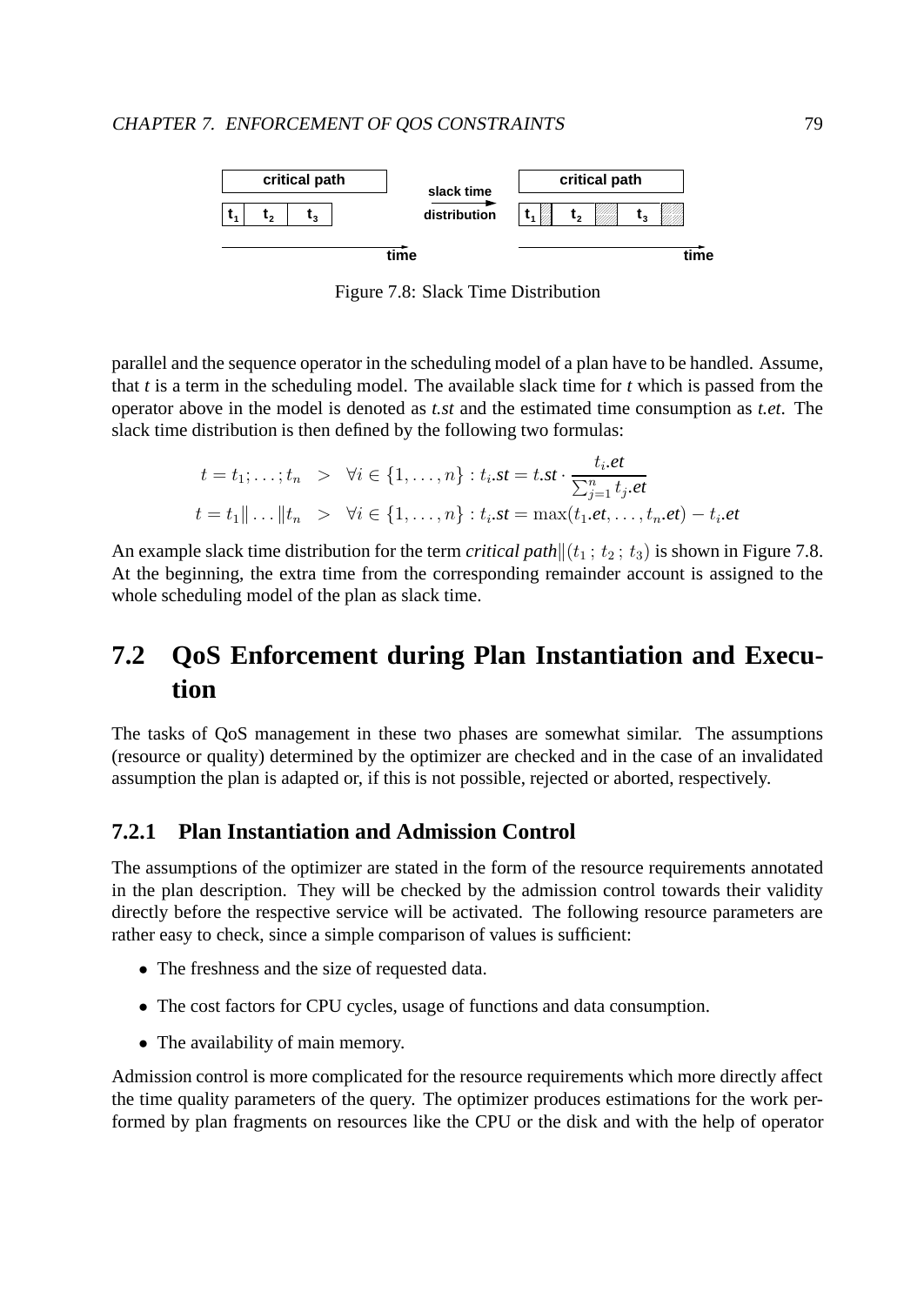Figure 7.8: Slack Time Distribution

parallel and the sequence operator in the scheduling model of a plan have to be handled. Assume, that *t* is a term in the scheduling model. The available slack time for *t* which is passed from the operator above in the model is denoted as *t.st* and the estimated time consumption as *t.et*. The slack time distribution is then defined by the following two formulas:

$$t = t_1; \ldots ; t_n \quad > \quad \forall i \in \{1, \ldots, n\} : t_i.st = t.st \cdot \frac{t_i.et}{\sum_{j=1}^{n} t_j.et}$$

$$t = t_1 \| \ldots \| t_n \quad > \quad \forall i \in \{1, \ldots, n\} : t_i.st = \max(t_1.et, \ldots, t_n.et) - t_i.et$$

An example slack time distribution for the term *critical path*$\|(t_1 \,;\, t_2 \,;\, t_3)$ is shown in Figure 7.8. At the beginning, the extra time from the corresponding remainder account is assigned to the whole scheduling model of the plan as slack time.

## 7.2 QoS Enforcement during Plan Instantiation and Execution

The tasks of QoS management in these two phases are somewhat similar. The assumptions (resource or quality) determined by the optimizer are checked and in the case of an invalidated assumption the plan is adapted or, if this is not possible, rejected or aborted, respectively.

### 7.2.1 Plan Instantiation and Admission Control

The assumptions of the optimizer are stated in the form of the resource requirements annotated in the plan description. They will be checked by the admission control towards their validity directly before the respective service will be activated. The following resource parameters are rather easy to check, since a simple comparison of values is sufficient:

- The freshness and the size of requested data.
- The cost factors for CPU cycles, usage of functions and data consumption.
- The availability of main memory.

Admission control is more complicated for the resource requirements which more directly affect the time quality parameters of the query. The optimizer produces estimations for the work performed by plan fragments on resources like the CPU or the disk and with the help of operator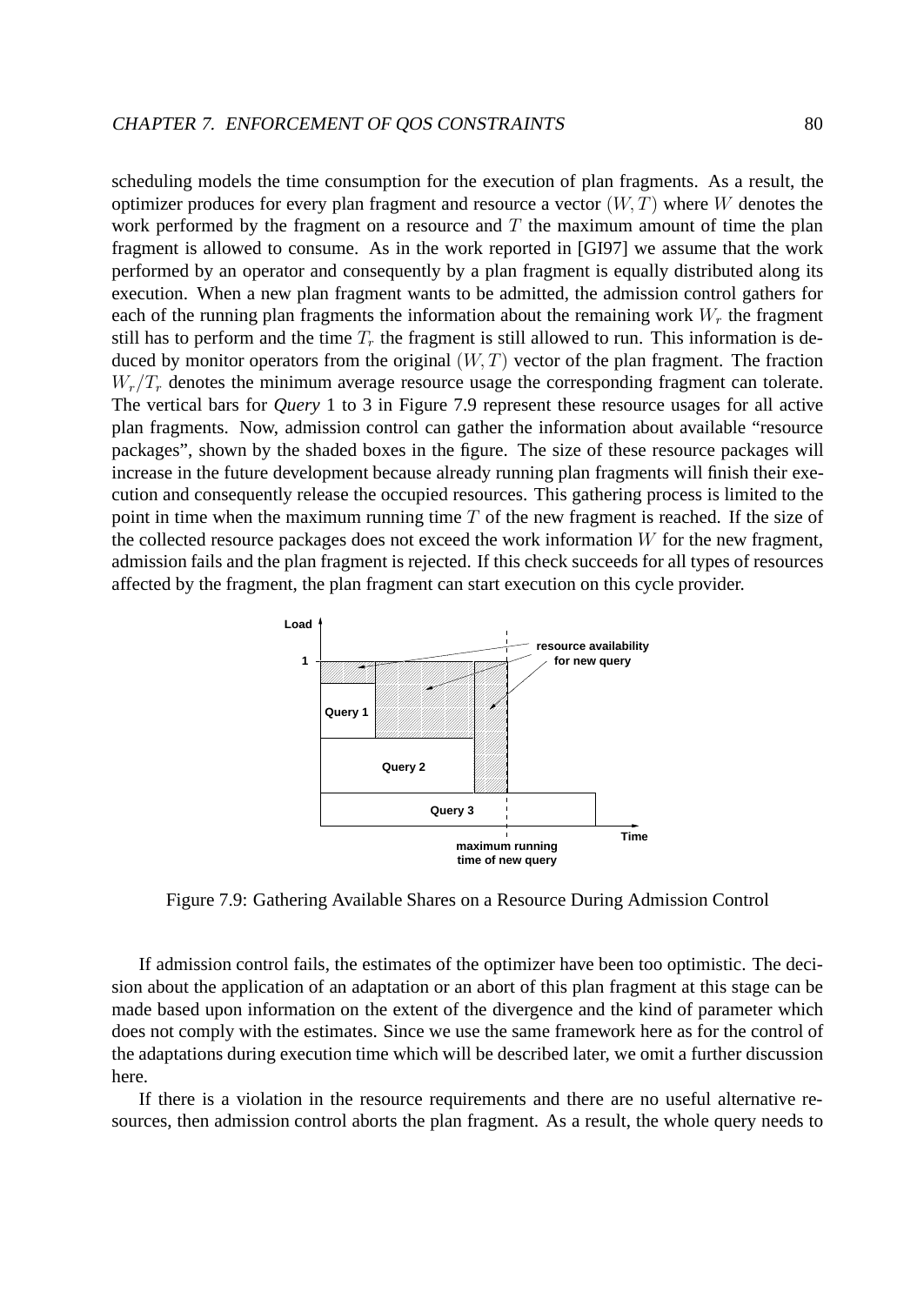scheduling models the time consumption for the execution of plan fragments. As a result, the optimizer produces for every plan fragment and resource a vector $(W, T)$ where $W$ denotes the work performed by the fragment on a resource and $T$ the maximum amount of time the plan fragment is allowed to consume. As in the work reported in [GI97] we assume that the work performed by an operator and consequently by a plan fragment is equally distributed along its execution. When a new plan fragment wants to be admitted, the admission control gathers for each of the running plan fragments the information about the remaining work $W_r$ the fragment still has to perform and the time $T_r$ the fragment is still allowed to run. This information is deduced by monitor operators from the original $(W, T)$ vector of the plan fragment. The fraction $W_r/T_r$ denotes the minimum average resource usage the corresponding fragment can tolerate. The vertical bars for *Query* 1 to 3 in Figure 7.9 represent these resource usages for all active plan fragments. Now, admission control can gather the information about available "resource packages", shown by the shaded boxes in the figure. The size of these resource packages will increase in the future development because already running plan fragments will finish their execution and consequently release the occupied resources. This gathering process is limited to the point in time when the maximum running time $T$ of the new fragment is reached. If the size of the collected resource packages does not exceed the work information $W$ for the new fragment, admission fails and the plan fragment is rejected. If this check succeeds for all types of resources affected by the fragment, the plan fragment can start execution on this cycle provider.

Figure 7.9: Gathering Available Shares on a Resource During Admission Control

If admission control fails, the estimates of the optimizer have been too optimistic. The decision about the application of an adaptation or an abort of this plan fragment at this stage can be made based upon information on the extent of the divergence and the kind of parameter which does not comply with the estimates. Since we use the same framework here as for the control of the adaptations during execution time which will be described later, we omit a further discussion here.

If there is a violation in the resource requirements and there are no useful alternative resources, then admission control aborts the plan fragment. As a result, the whole query needs to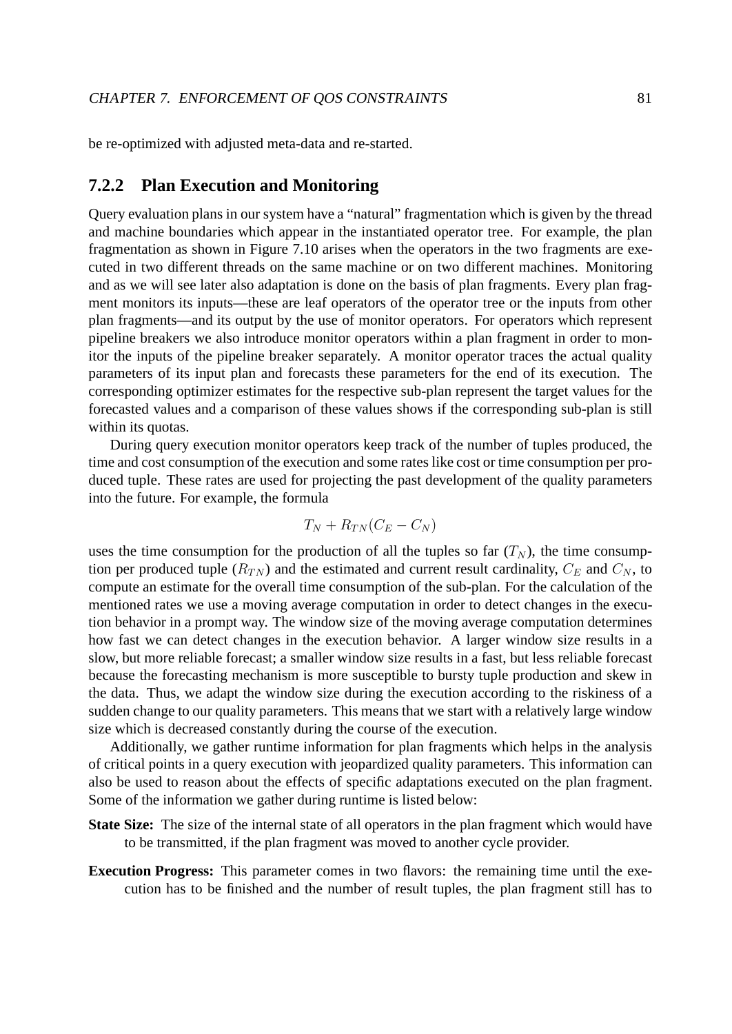be re-optimized with adjusted meta-data and re-started.

### 7.2.2 Plan Execution and Monitoring

Query evaluation plans in our system have a "natural" fragmentation which is given by the thread and machine boundaries which appear in the instantiated operator tree. For example, the plan fragmentation as shown in Figure 7.10 arises when the operators in the two fragments are executed in two different threads on the same machine or on two different machines. Monitoring and as we will see later also adaptation is done on the basis of plan fragments. Every plan fragment monitors its inputs—these are leaf operators of the operator tree or the inputs from other plan fragments—and its output by the use of monitor operators. For operators which represent pipeline breakers we also introduce monitor operators within a plan fragment in order to monitor the inputs of the pipeline breaker separately. A monitor operator traces the actual quality parameters of its input plan and forecasts these parameters for the end of its execution. The corresponding optimizer estimates for the respective sub-plan represent the target values for the forecasted values and a comparison of these values shows if the corresponding sub-plan is still within its quotas.

During query execution monitor operators keep track of the number of tuples produced, the time and cost consumption of the execution and some rates like cost or time consumption per produced tuple. These rates are used for projecting the past development of the quality parameters into the future. For example, the formula

$$T_N + R_{TN}(C_E - C_N)$$

uses the time consumption for the production of all the tuples so far ($T_N$), the time consumption per produced tuple ($R_{TN}$) and the estimated and current result cardinality, $C_E$ and $C_N$, to compute an estimate for the overall time consumption of the sub-plan. For the calculation of the mentioned rates we use a moving average computation in order to detect changes in the execution behavior in a prompt way. The window size of the moving average computation determines how fast we can detect changes in the execution behavior. A larger window size results in a slow, but more reliable forecast; a smaller window size results in a fast, but less reliable forecast because the forecasting mechanism is more susceptible to bursty tuple production and skew in the data. Thus, we adapt the window size during the execution according to the riskiness of a sudden change to our quality parameters. This means that we start with a relatively large window size which is decreased constantly during the course of the execution.

Additionally, we gather runtime information for plan fragments which helps in the analysis of critical points in a query execution with jeopardized quality parameters. This information can also be used to reason about the effects of specific adaptations executed on the plan fragment. Some of the information we gather during runtime is listed below:

**State Size:** The size of the internal state of all operators in the plan fragment which would have to be transmitted, if the plan fragment was moved to another cycle provider.

**Execution Progress:** This parameter comes in two flavors: the remaining time until the execution has to be finished and the number of result tuples, the plan fragment still has to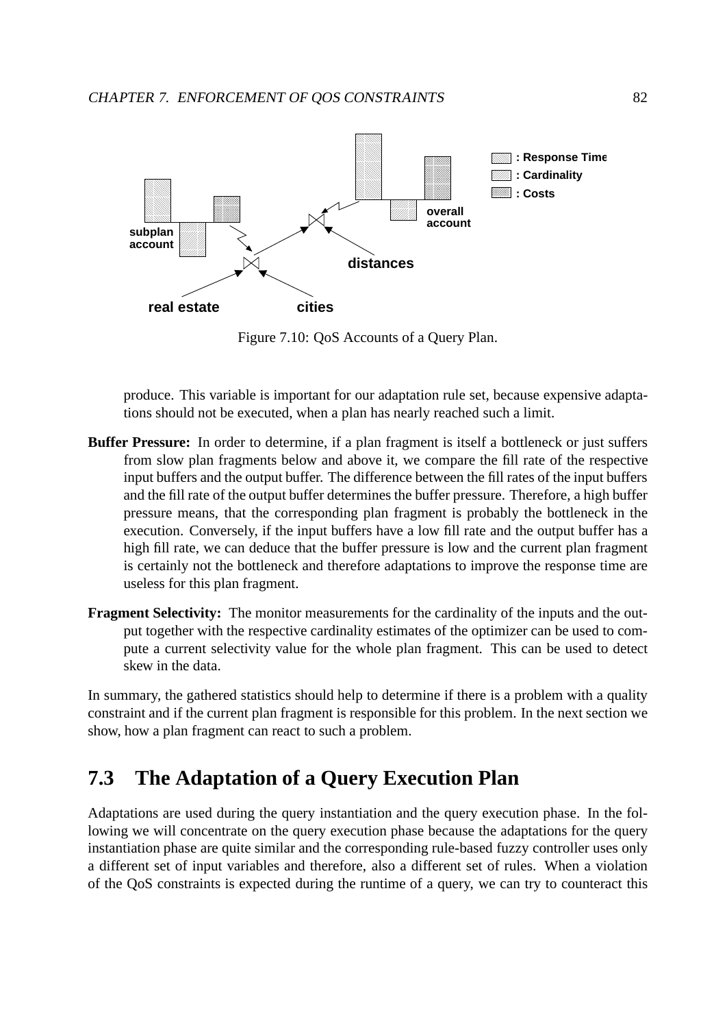Figure 7.10: QoS Accounts of a Query Plan.

produce. This variable is important for our adaptation rule set, because expensive adaptations should not be executed, when a plan has nearly reached such a limit.

**Buffer Pressure:** In order to determine, if a plan fragment is itself a bottleneck or just suffers from slow plan fragments below and above it, we compare the fill rate of the respective input buffers and the output buffer. The difference between the fill rates of the input buffers and the fill rate of the output buffer determines the buffer pressure. Therefore, a high buffer pressure means, that the corresponding plan fragment is probably the bottleneck in the execution. Conversely, if the input buffers have a low fill rate and the output buffer has a high fill rate, we can deduce that the buffer pressure is low and the current plan fragment is certainly not the bottleneck and therefore adaptations to improve the response time are useless for this plan fragment.

**Fragment Selectivity:** The monitor measurements for the cardinality of the inputs and the output together with the respective cardinality estimates of the optimizer can be used to compute a current selectivity value for the whole plan fragment. This can be used to detect skew in the data.

In summary, the gathered statistics should help to determine if there is a problem with a quality constraint and if the current plan fragment is responsible for this problem. In the next section we show, how a plan fragment can react to such a problem.

## 7.3 The Adaptation of a Query Execution Plan

Adaptations are used during the query instantiation and the query execution phase. In the following we will concentrate on the query execution phase because the adaptations for the query instantiation phase are quite similar and the corresponding rule-based fuzzy controller uses only a different set of input variables and therefore, also a different set of rules. When a violation of the QoS constraints is expected during the runtime of a query, we can try to counteract this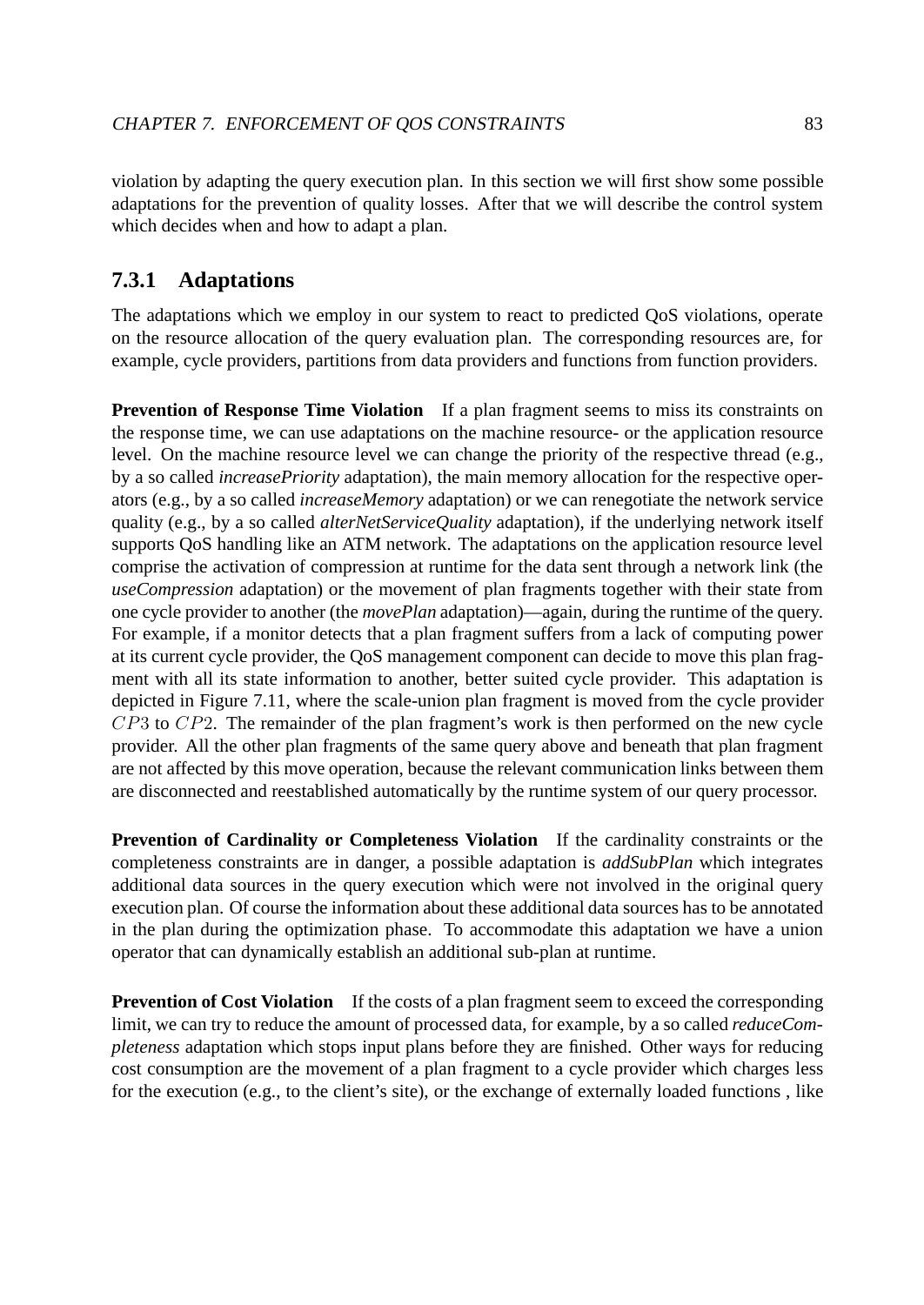violation by adapting the query execution plan. In this section we will first show some possible adaptations for the prevention of quality losses. After that we will describe the control system which decides when and how to adapt a plan.

### 7.3.1 Adaptations

The adaptations which we employ in our system to react to predicted QoS violations, operate on the resource allocation of the query evaluation plan. The corresponding resources are, for example, cycle providers, partitions from data providers and functions from function providers.

**Prevention of Response Time Violation** If a plan fragment seems to miss its constraints on the response time, we can use adaptations on the machine resource- or the application resource level. On the machine resource level we can change the priority of the respective thread (e.g., by a so called *increasePriority* adaptation), the main memory allocation for the respective operators (e.g., by a so called *increaseMemory* adaptation) or we can renegotiate the network service quality (e.g., by a so called *alterNetServiceQuality* adaptation), if the underlying network itself supports QoS handling like an ATM network. The adaptations on the application resource level comprise the activation of compression at runtime for the data sent through a network link (the *useCompression* adaptation) or the movement of plan fragments together with their state from one cycle provider to another (the *movePlan* adaptation)—again, during the runtime of the query. For example, if a monitor detects that a plan fragment suffers from a lack of computing power at its current cycle provider, the QoS management component can decide to move this plan fragment with all its state information to another, better suited cycle provider. This adaptation is depicted in Figure 7.11, where the scale-union plan fragment is moved from the cycle provider $CP3$ to $CP2$. The remainder of the plan fragment's work is then performed on the new cycle provider. All the other plan fragments of the same query above and beneath that plan fragment are not affected by this move operation, because the relevant communication links between them are disconnected and reestablished automatically by the runtime system of our query processor.

**Prevention of Cardinality or Completeness Violation** If the cardinality constraints or the completeness constraints are in danger, a possible adaptation is *addSubPlan* which integrates additional data sources in the query execution which were not involved in the original query execution plan. Of course the information about these additional data sources has to be annotated in the plan during the optimization phase. To accommodate this adaptation we have a union operator that can dynamically establish an additional sub-plan at runtime.

**Prevention of Cost Violation** If the costs of a plan fragment seem to exceed the corresponding limit, we can try to reduce the amount of processed data, for example, by a so called *reduceCompleteness* adaptation which stops input plans before they are finished. Other ways for reducing cost consumption are the movement of a plan fragment to a cycle provider which charges less for the execution (e.g., to the client's site), or the exchange of externally loaded functions , like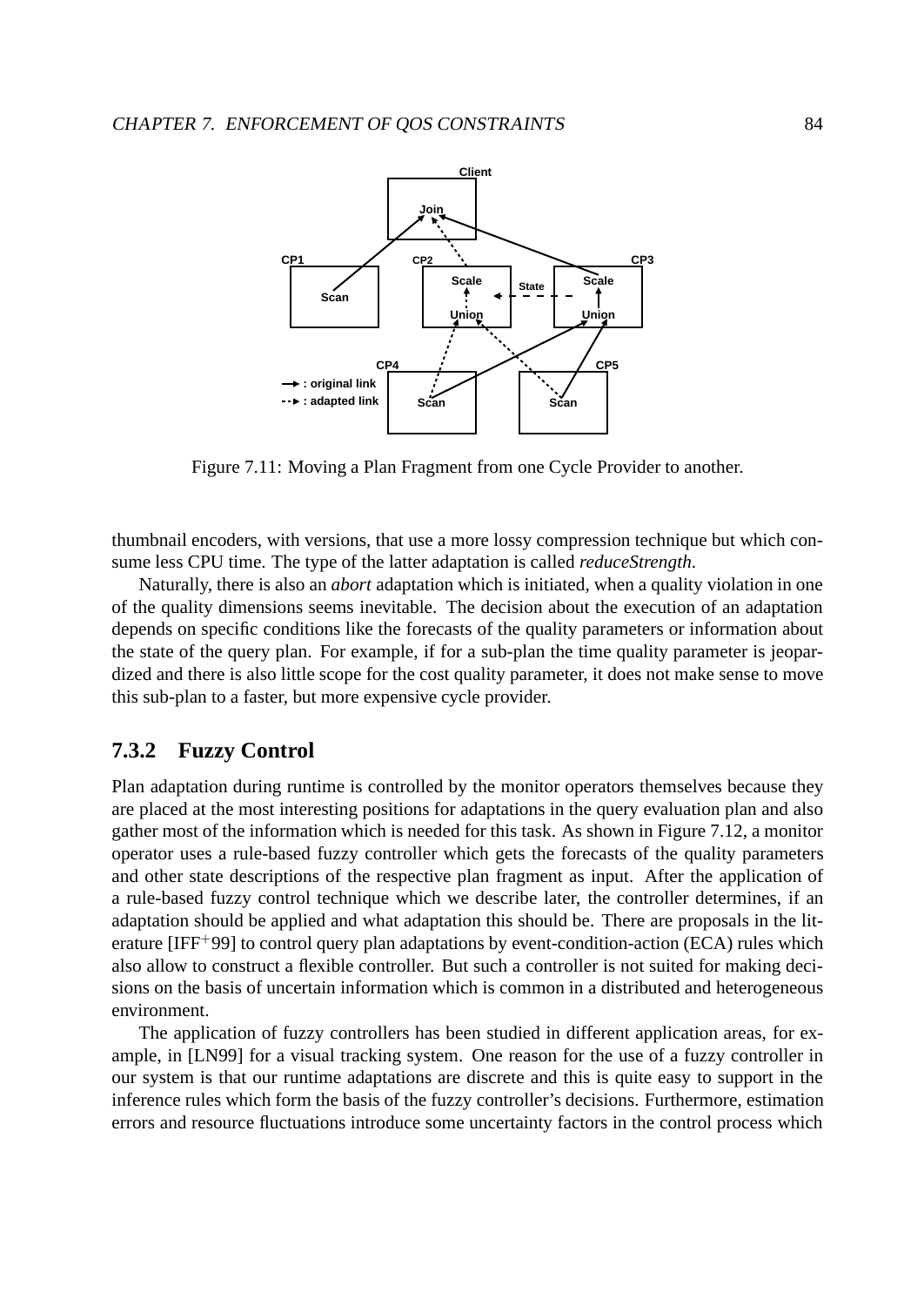Figure 7.11: Moving a Plan Fragment from one Cycle Provider to another.

thumbnail encoders, with versions, that use a more lossy compression technique but which consume less CPU time. The type of the latter adaptation is called *reduceStrength*.

Naturally, there is also an *abort* adaptation which is initiated, when a quality violation in one of the quality dimensions seems inevitable. The decision about the execution of an adaptation depends on specific conditions like the forecasts of the quality parameters or information about the state of the query plan. For example, if for a sub-plan the time quality parameter is jeopardized and there is also little scope for the cost quality parameter, it does not make sense to move this sub-plan to a faster, but more expensive cycle provider.

### 7.3.2 Fuzzy Control

Plan adaptation during runtime is controlled by the monitor operators themselves because they are placed at the most interesting positions for adaptations in the query evaluation plan and also gather most of the information which is needed for this task. As shown in Figure 7.12, a monitor operator uses a rule-based fuzzy controller which gets the forecasts of the quality parameters and other state descriptions of the respective plan fragment as input. After the application of a rule-based fuzzy control technique which we describe later, the controller determines, if an adaptation should be applied and what adaptation this should be. There are proposals in the literature [IFF$^+$99] to control query plan adaptations by event-condition-action (ECA) rules which also allow to construct a flexible controller. But such a controller is not suited for making decisions on the basis of uncertain information which is common in a distributed and heterogeneous environment.

The application of fuzzy controllers has been studied in different application areas, for example, in [LN99] for a visual tracking system. One reason for the use of a fuzzy controller in our system is that our runtime adaptations are discrete and this is quite easy to support in the inference rules which form the basis of the fuzzy controller's decisions. Furthermore, estimation errors and resource fluctuations introduce some uncertainty factors in the control process which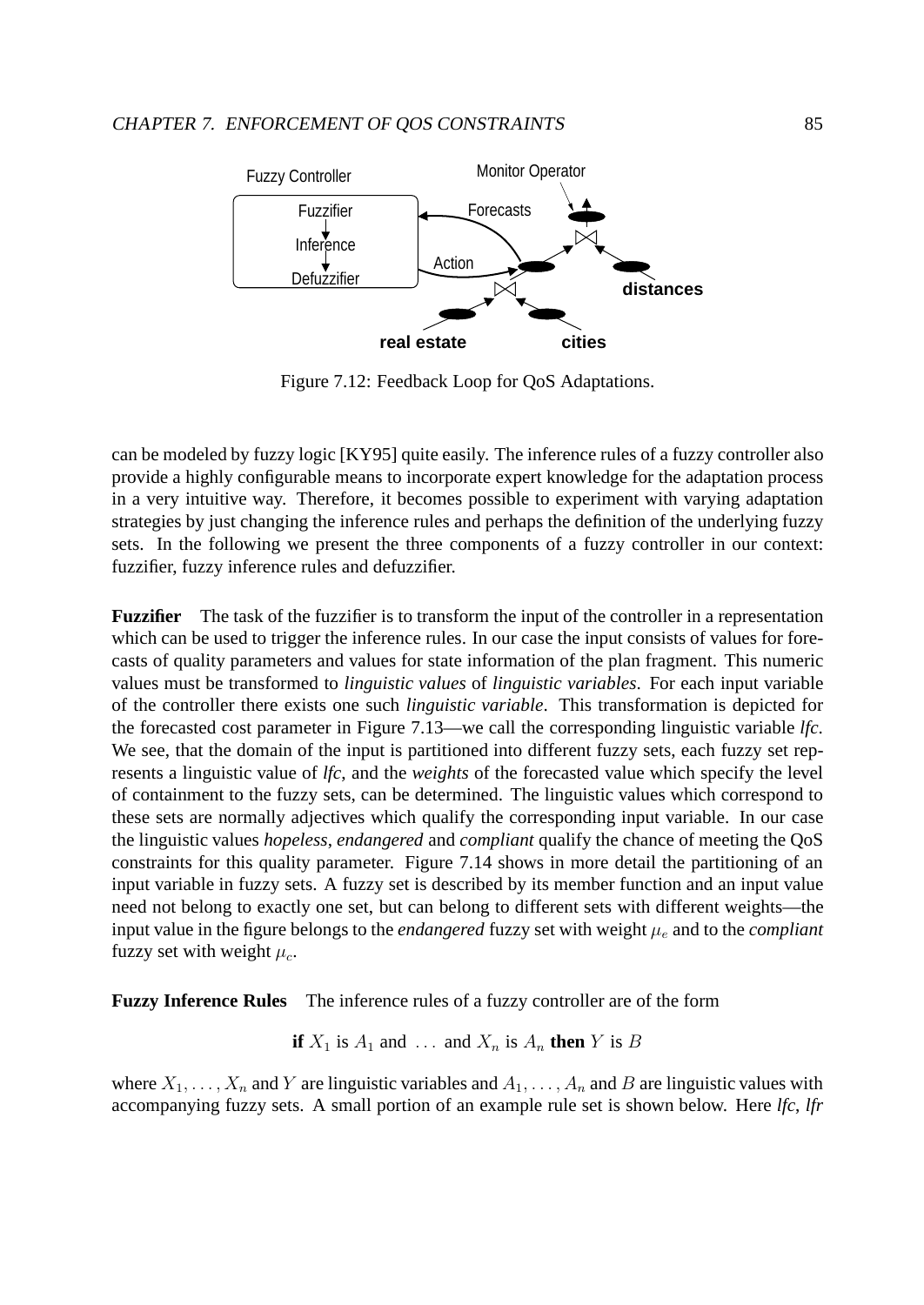Figure 7.12: Feedback Loop for QoS Adaptations.

can be modeled by fuzzy logic [KY95] quite easily. The inference rules of a fuzzy controller also provide a highly configurable means to incorporate expert knowledge for the adaptation process in a very intuitive way. Therefore, it becomes possible to experiment with varying adaptation strategies by just changing the inference rules and perhaps the definition of the underlying fuzzy sets. In the following we present the three components of a fuzzy controller in our context: fuzzifier, fuzzy inference rules and defuzzifier.

**Fuzzifier** The task of the fuzzifier is to transform the input of the controller in a representation which can be used to trigger the inference rules. In our case the input consists of values for forecasts of quality parameters and values for state information of the plan fragment. This numeric values must be transformed to *linguistic values* of *linguistic variables*. For each input variable of the controller there exists one such *linguistic variable*. This transformation is depicted for the forecasted cost parameter in Figure 7.13—we call the corresponding linguistic variable *lfc*. We see, that the domain of the input is partitioned into different fuzzy sets, each fuzzy set represents a linguistic value of *lfc*, and the *weights* of the forecasted value which specify the level of containment to the fuzzy sets, can be determined. The linguistic values which correspond to these sets are normally adjectives which qualify the corresponding input variable. In our case the linguistic values *hopeless*, *endangered* and *compliant* qualify the chance of meeting the QoS constraints for this quality parameter. Figure 7.14 shows in more detail the partitioning of an input variable in fuzzy sets. A fuzzy set is described by its member function and an input value need not belong to exactly one set, but can belong to different sets with different weights—the input value in the figure belongs to the *endangered* fuzzy set with weight $\mu_e$ and to the *compliant* fuzzy set with weight $\mu_c$.

**Fuzzy Inference Rules** The inference rules of a fuzzy controller are of the form

$$\textbf{if } X_1 \text{ is } A_1 \text{ and } \ldots \text{ and } X_n \text{ is } A_n \textbf{ then } Y \text{ is } B$$

where $X_1, \ldots, X_n$ and $Y$ are linguistic variables and $A_1, \ldots, A_n$ and $B$ are linguistic values with accompanying fuzzy sets. A small portion of an example rule set is shown below. Here *lfc*, *lfr*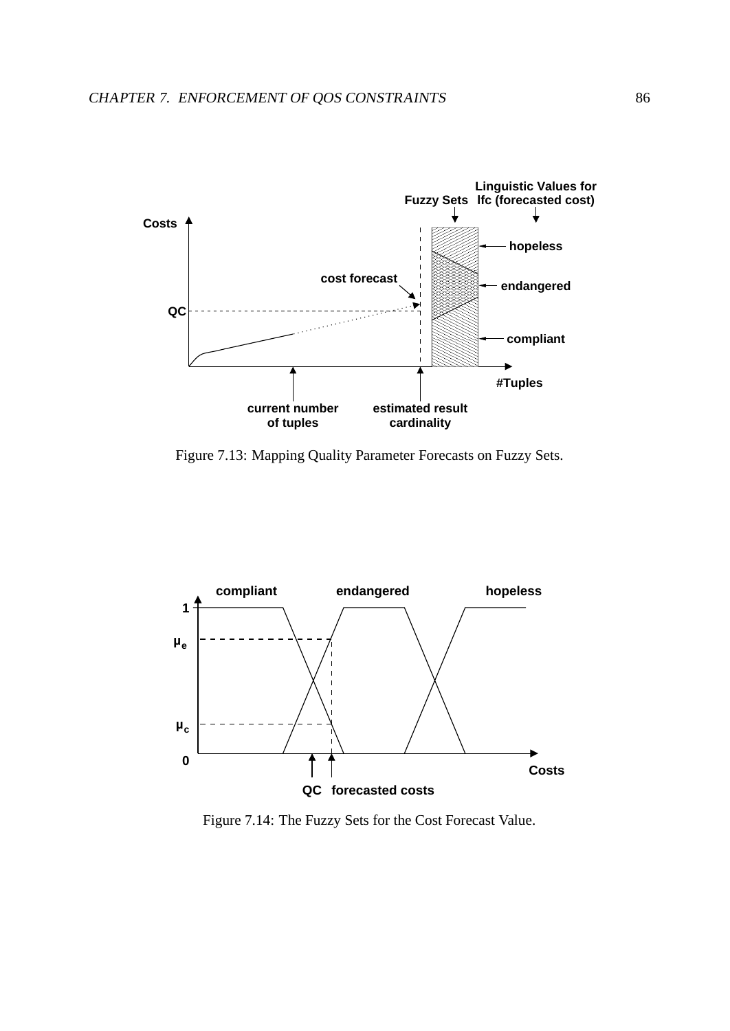Figure 7.13: Mapping Quality Parameter Forecasts on Fuzzy Sets.

Figure 7.14: The Fuzzy Sets for the Cost Forecast Value.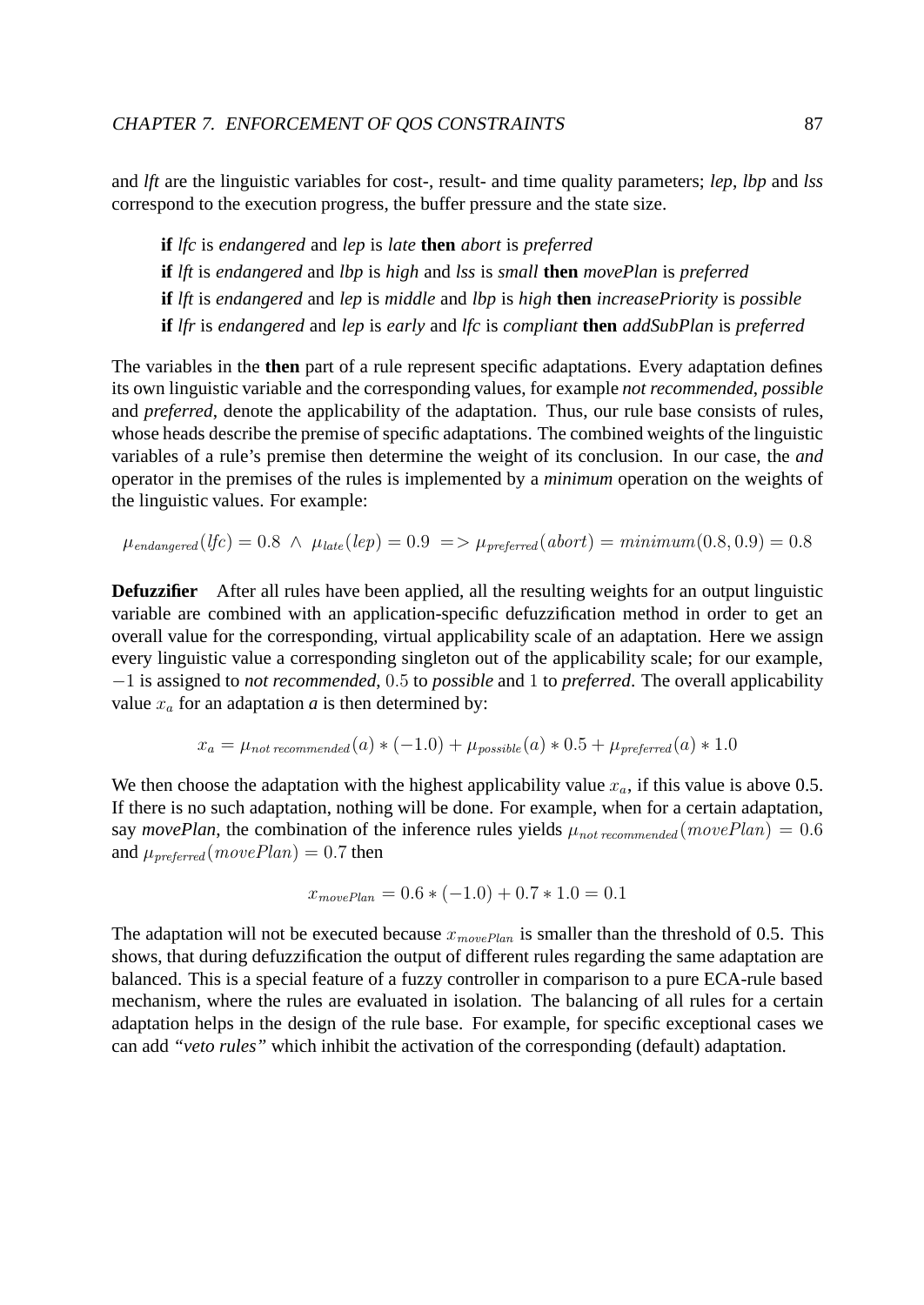and *lft* are the linguistic variables for cost-, result- and time quality parameters; *lep*, *lbp* and *lss* correspond to the execution progress, the buffer pressure and the state size.

> **if** *lfc* is *endangered* and *lep* is *late* **then** *abort* is *preferred*
> **if** *lft* is *endangered* and *lbp* is *high* and *lss* is *small* **then** *movePlan* is *preferred*
> **if** *lft* is *endangered* and *lep* is *middle* and *lbp* is *high* **then** *increasePriority* is *possible*
> **if** *lfr* is *endangered* and *lep* is *early* and *lfc* is *compliant* **then** *addSubPlan* is *preferred*

The variables in the **then** part of a rule represent specific adaptations. Every adaptation defines its own linguistic variable and the corresponding values, for example *not recommended*, *possible* and *preferred*, denote the applicability of the adaptation. Thus, our rule base consists of rules, whose heads describe the premise of specific adaptations. The combined weights of the linguistic variables of a rule's premise then determine the weight of its conclusion. In our case, the *and* operator in the premises of the rules is implemented by a *minimum* operation on the weights of the linguistic values. For example:

$$\mu_{endangered}(lfc) = 0.8 \ \wedge \ \mu_{late}(lep) = 0.9 \ => \mu_{preferred}(abort) = minimum(0.8, 0.9) = 0.8$$

**Defuzzifier** After all rules have been applied, all the resulting weights for an output linguistic variable are combined with an application-specific defuzzification method in order to get an overall value for the corresponding, virtual applicability scale of an adaptation. Here we assign every linguistic value a corresponding singleton out of the applicability scale; for our example, $-1$ is assigned to *not recommended*, $0.5$ to *possible* and $1$ to *preferred*. The overall applicability value $x_a$ for an adaptation *a* is then determined by:

$$x_a = \mu_{not\ recommended}(a) * (-1.0) + \mu_{possible}(a) * 0.5 + \mu_{preferred}(a) * 1.0$$

We then choose the adaptation with the highest applicability value $x_a$, if this value is above 0.5. If there is no such adaptation, nothing will be done. For example, when for a certain adaptation, say ***movePlan***, the combination of the inference rules yields $\mu_{not\ recommended}(movePlan) = 0.6$ and $\mu_{preferred}(movePlan) = 0.7$ then

$$x_{movePlan} = 0.6 * (-1.0) + 0.7 * 1.0 = 0.1$$

The adaptation will not be executed because $x_{movePlan}$ is smaller than the threshold of 0.5. This shows, that during defuzzification the output of different rules regarding the same adaptation are balanced. This is a special feature of a fuzzy controller in comparison to a pure ECA-rule based mechanism, where the rules are evaluated in isolation. The balancing of all rules for a certain adaptation helps in the design of the rule base. For example, for specific exceptional cases we can add *"veto rules"* which inhibit the activation of the corresponding (default) adaptation.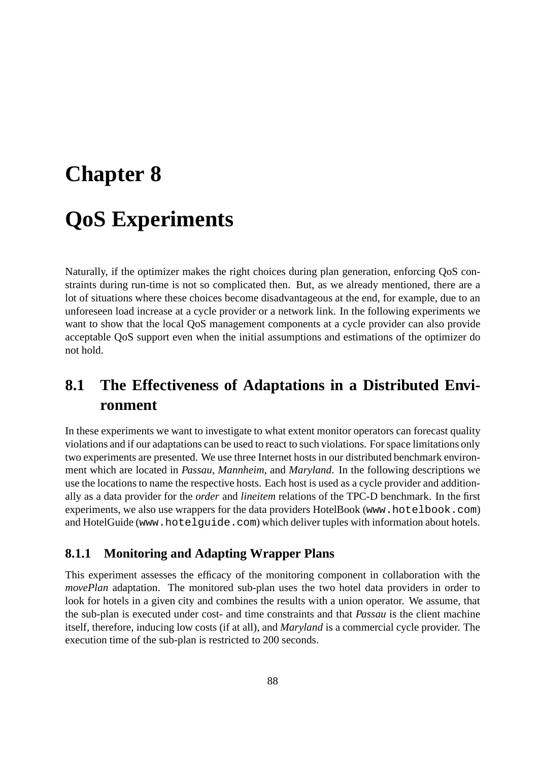# Chapter 8

# QoS Experiments

Naturally, if the optimizer makes the right choices during plan generation, enforcing QoS constraints during run-time is not so complicated then. But, as we already mentioned, there are a lot of situations where these choices become disadvantageous at the end, for example, due to an unforeseen load increase at a cycle provider or a network link. In the following experiments we want to show that the local QoS management components at a cycle provider can also provide acceptable QoS support even when the initial assumptions and estimations of the optimizer do not hold.

## 8.1 The Effectiveness of Adaptations in a Distributed Environment

In these experiments we want to investigate to what extent monitor operators can forecast quality violations and if our adaptations can be used to react to such violations. For space limitations only two experiments are presented. We use three Internet hosts in our distributed benchmark environment which are located in *Passau*, *Mannheim*, and *Maryland*. In the following descriptions we use the locations to name the respective hosts. Each host is used as a cycle provider and additionally as a data provider for the *order* and *lineitem* relations of the TPC-D benchmark. In the first experiments, we also use wrappers for the data providers HotelBook (`www.hotelbook.com`) and HotelGuide (`www.hotelguide.com`) which deliver tuples with information about hotels.

### 8.1.1 Monitoring and Adapting Wrapper Plans

This experiment assesses the efficacy of the monitoring component in collaboration with the *movePlan* adaptation. The monitored sub-plan uses the two hotel data providers in order to look for hotels in a given city and combines the results with a union operator. We assume, that the sub-plan is executed under cost- and time constraints and that *Passau* is the client machine itself, therefore, inducing low costs (if at all), and *Maryland* is a commercial cycle provider. The execution time of the sub-plan is restricted to 200 seconds.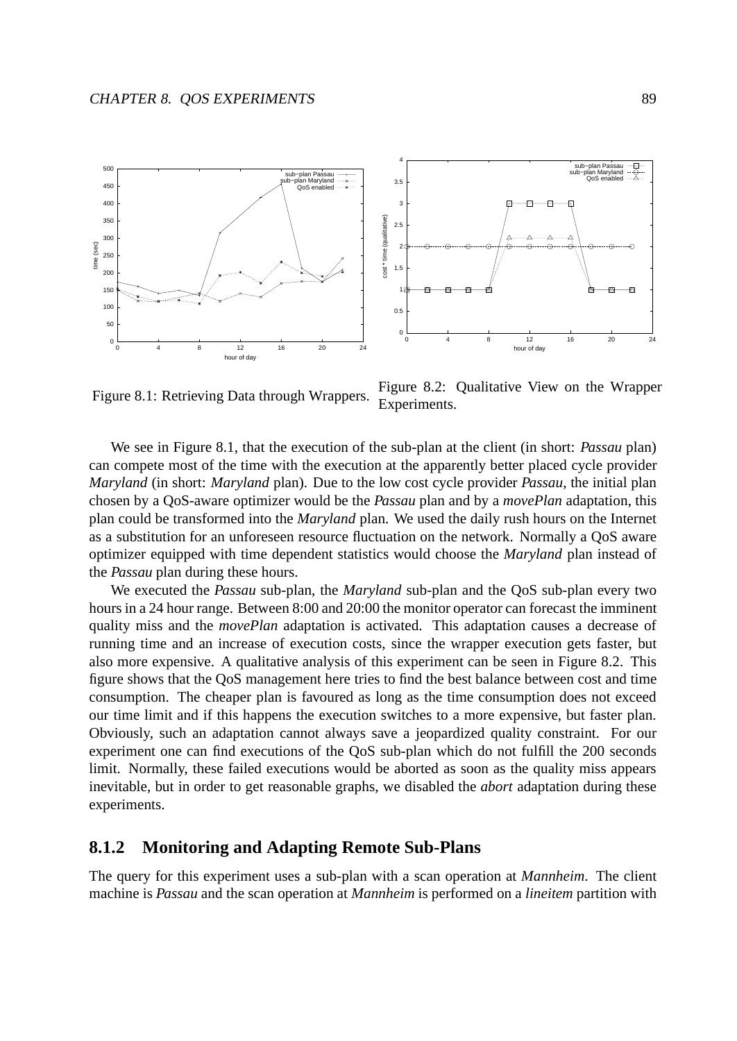Figure 8.1: Retrieving Data through Wrappers.

Figure 8.2: Qualitative View on the Wrapper Experiments.

We see in Figure 8.1, that the execution of the sub-plan at the client (in short: *Passau* plan) can compete most of the time with the execution at the apparently better placed cycle provider *Maryland* (in short: *Maryland* plan). Due to the low cost cycle provider *Passau*, the initial plan chosen by a QoS-aware optimizer would be the *Passau* plan and by a *movePlan* adaptation, this plan could be transformed into the *Maryland* plan. We used the daily rush hours on the Internet as a substitution for an unforeseen resource fluctuation on the network. Normally a QoS aware optimizer equipped with time dependent statistics would choose the *Maryland* plan instead of the *Passau* plan during these hours.

We executed the *Passau* sub-plan, the *Maryland* sub-plan and the QoS sub-plan every two hours in a 24 hour range. Between 8:00 and 20:00 the monitor operator can forecast the imminent quality miss and the *movePlan* adaptation is activated. This adaptation causes a decrease of running time and an increase of execution costs, since the wrapper execution gets faster, but also more expensive. A qualitative analysis of this experiment can be seen in Figure 8.2. This figure shows that the QoS management here tries to find the best balance between cost and time consumption. The cheaper plan is favoured as long as the time consumption does not exceed our time limit and if this happens the execution switches to a more expensive, but faster plan. Obviously, such an adaptation cannot always save a jeopardized quality constraint. For our experiment one can find executions of the QoS sub-plan which do not fulfill the 200 seconds limit. Normally, these failed executions would be aborted as soon as the quality miss appears inevitable, but in order to get reasonable graphs, we disabled the *abort* adaptation during these experiments.

### 8.1.2 Monitoring and Adapting Remote Sub-Plans

The query for this experiment uses a sub-plan with a scan operation at *Mannheim*. The client machine is *Passau* and the scan operation at *Mannheim* is performed on a *lineitem* partition with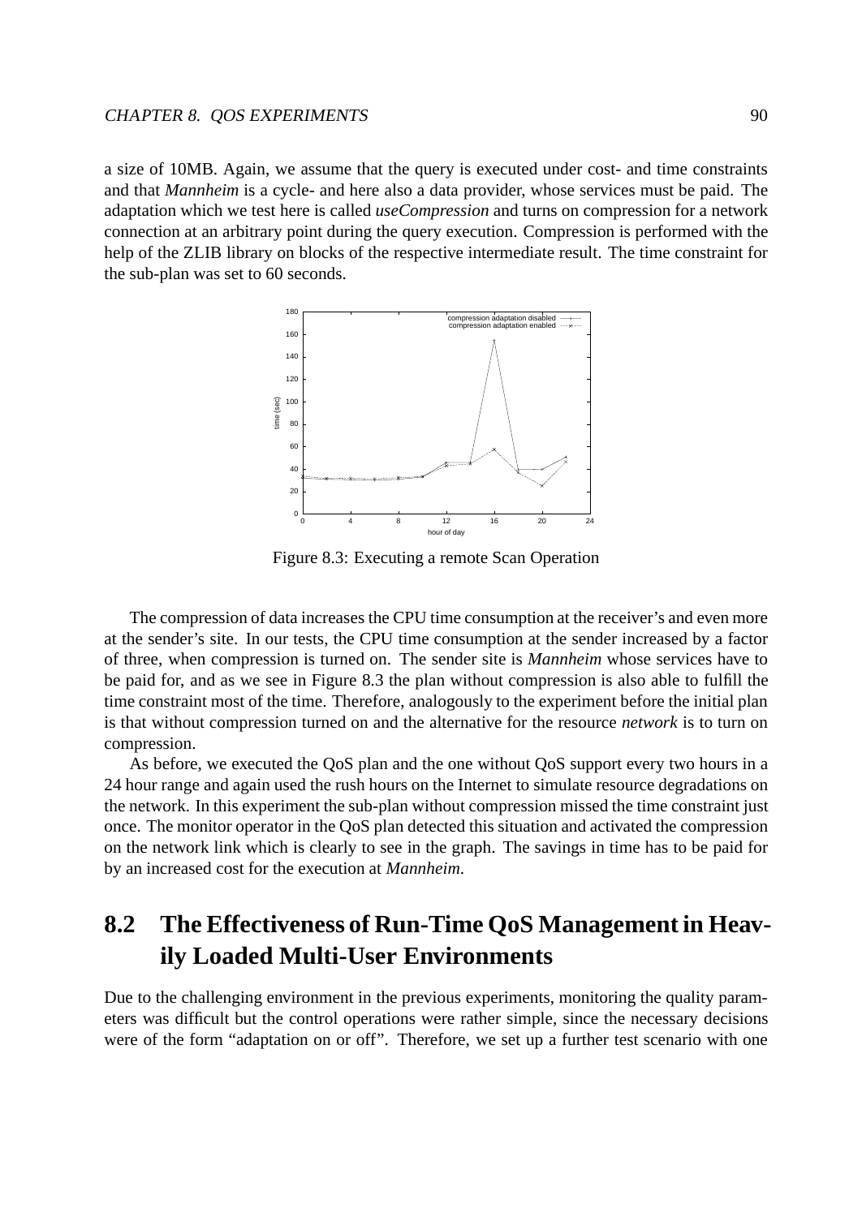a size of 10MB. Again, we assume that the query is executed under cost- and time constraints and that *Mannheim* is a cycle- and here also a data provider, whose services must be paid. The adaptation which we test here is called *useCompression* and turns on compression for a network connection at an arbitrary point during the query execution. Compression is performed with the help of the ZLIB library on blocks of the respective intermediate result. The time constraint for the sub-plan was set to 60 seconds.

Figure 8.3: Executing a remote Scan Operation

The compression of data increases the CPU time consumption at the receiver's and even more at the sender's site. In our tests, the CPU time consumption at the sender increased by a factor of three, when compression is turned on. The sender site is *Mannheim* whose services have to be paid for, and as we see in Figure 8.3 the plan without compression is also able to fulfill the time constraint most of the time. Therefore, analogously to the experiment before the initial plan is that without compression turned on and the alternative for the resource *network* is to turn on compression.

As before, we executed the QoS plan and the one without QoS support every two hours in a 24 hour range and again used the rush hours on the Internet to simulate resource degradations on the network. In this experiment the sub-plan without compression missed the time constraint just once. The monitor operator in the QoS plan detected this situation and activated the compression on the network link which is clearly to see in the graph. The savings in time has to be paid for by an increased cost for the execution at *Mannheim*.

## 8.2 The Effectiveness of Run-Time QoS Management in Heavily Loaded Multi-User Environments

Due to the challenging environment in the previous experiments, monitoring the quality parameters was difficult but the control operations were rather simple, since the necessary decisions were of the form "adaptation on or off". Therefore, we set up a further test scenario with one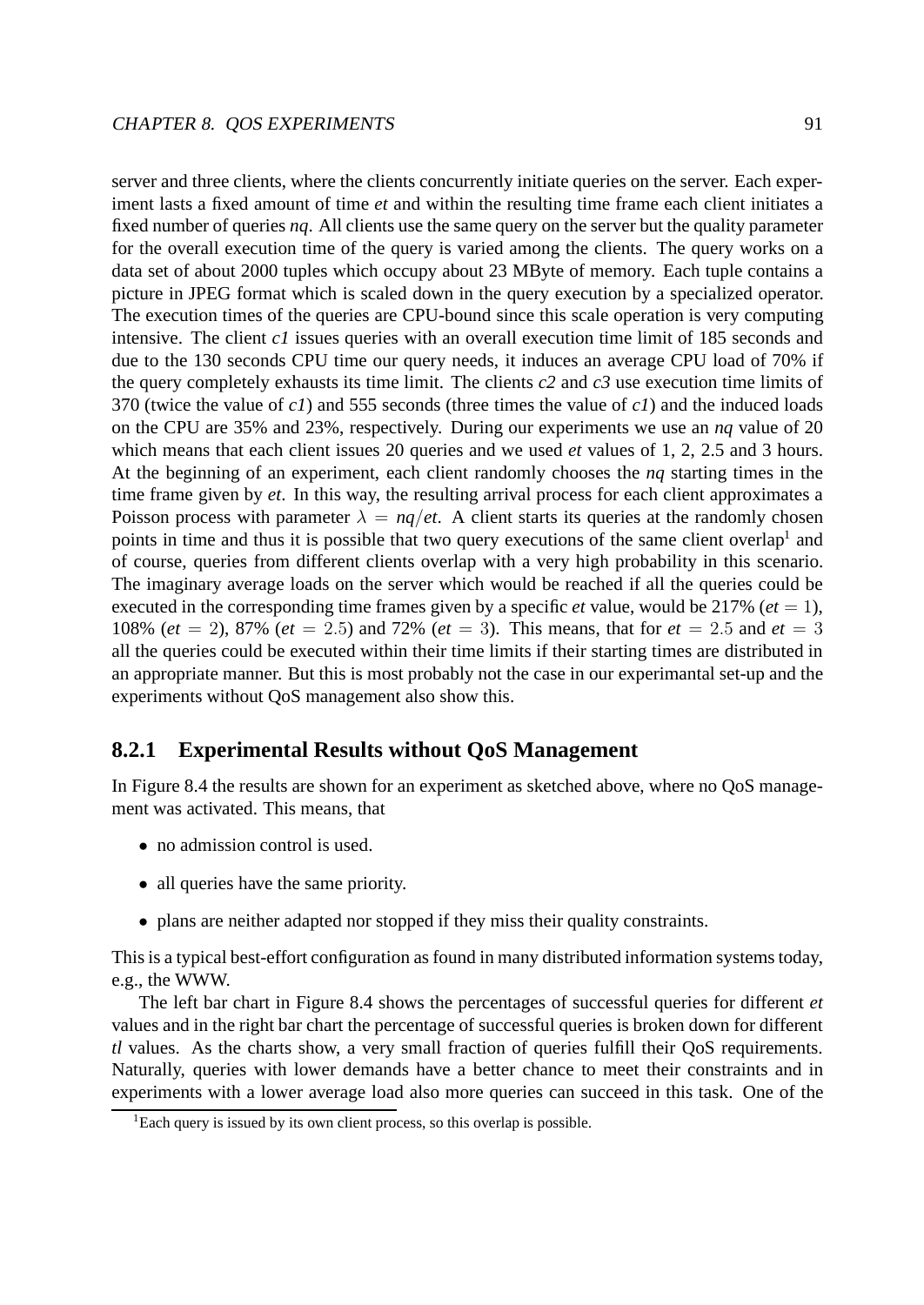server and three clients, where the clients concurrently initiate queries on the server. Each experiment lasts a fixed amount of time *et* and within the resulting time frame each client initiates a fixed number of queries *nq*. All clients use the same query on the server but the quality parameter for the overall execution time of the query is varied among the clients. The query works on a data set of about 2000 tuples which occupy about 23 MByte of memory. Each tuple contains a picture in JPEG format which is scaled down in the query execution by a specialized operator. The execution times of the queries are CPU-bound since this scale operation is very computing intensive. The client *c1* issues queries with an overall execution time limit of 185 seconds and due to the 130 seconds CPU time our query needs, it induces an average CPU load of 70% if the query completely exhausts its time limit. The clients *c2* and *c3* use execution time limits of 370 (twice the value of *c1*) and 555 seconds (three times the value of *c1*) and the induced loads on the CPU are 35% and 23%, respectively. During our experiments we use an *nq* value of 20 which means that each client issues 20 queries and we used *et* values of 1, 2, 2.5 and 3 hours. At the beginning of an experiment, each client randomly chooses the *nq* starting times in the time frame given by *et*. In this way, the resulting arrival process for each client approximates a Poisson process with parameter $\lambda = nq/et$. A client starts its queries at the randomly chosen points in time and thus it is possible that two query executions of the same client overlap[1] and of course, queries from different clients overlap with a very high probability in this scenario. The imaginary average loads on the server which would be reached if all the queries could be executed in the corresponding time frames given by a specific *et* value, would be 217% ($et = 1$), 108% ($et = 2$), 87% ($et = 2.5$) and 72% ($et = 3$). This means, that for $et = 2.5$ and $et = 3$ all the queries could be executed within their time limits if their starting times are distributed in an appropriate manner. But this is most probably not the case in our experimantal set-up and the experiments without QoS management also show this.

### 8.2.1 Experimental Results without QoS Management

In Figure 8.4 the results are shown for an experiment as sketched above, where no QoS management was activated. This means, that

- no admission control is used.
- all queries have the same priority.
- plans are neither adapted nor stopped if they miss their quality constraints.

This is a typical best-effort configuration as found in many distributed information systems today, e.g., the WWW.

The left bar chart in Figure 8.4 shows the percentages of successful queries for different *et* values and in the right bar chart the percentage of successful queries is broken down for different *tl* values. As the charts show, a very small fraction of queries fulfill their QoS requirements. Naturally, queries with lower demands have a better chance to meet their constraints and in experiments with a lower average load also more queries can succeed in this task. One of the

[1] Each query is issued by its own client process, so this overlap is possible.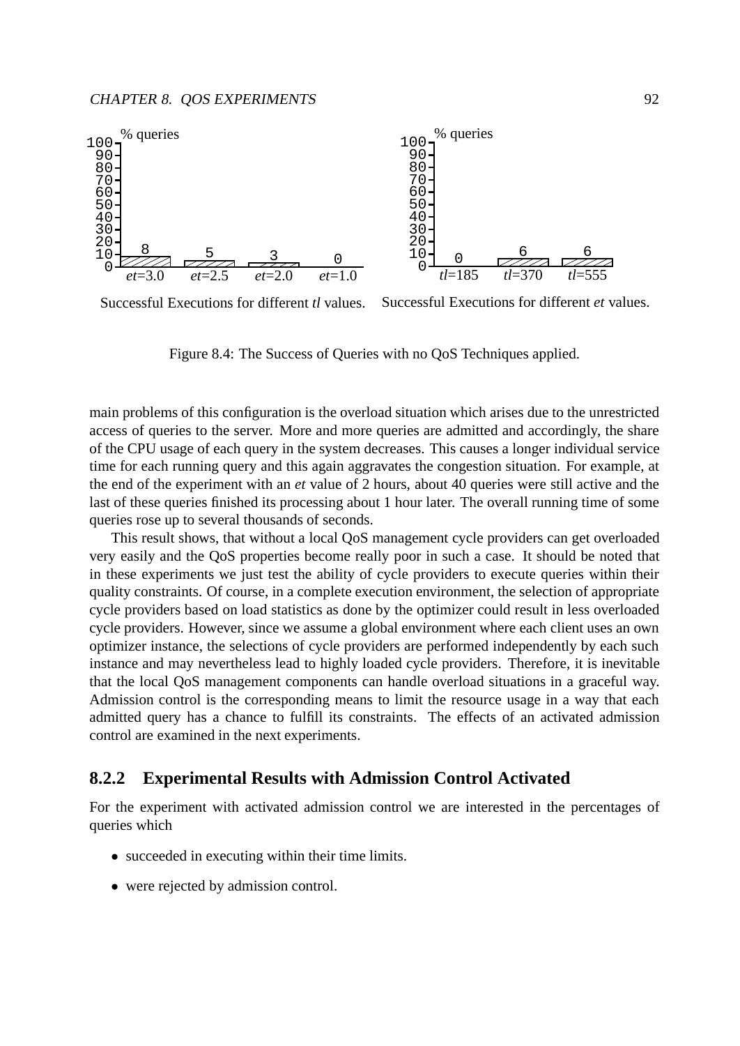Successful Executions for different *tl* values.

Successful Executions for different *et* values.

Figure 8.4: The Success of Queries with no QoS Techniques applied.

main problems of this configuration is the overload situation which arises due to the unrestricted access of queries to the server. More and more queries are admitted and accordingly, the share of the CPU usage of each query in the system decreases. This causes a longer individual service time for each running query and this again aggravates the congestion situation. For example, at the end of the experiment with an *et* value of 2 hours, about 40 queries were still active and the last of these queries finished its processing about 1 hour later. The overall running time of some queries rose up to several thousands of seconds.

This result shows, that without a local QoS management cycle providers can get overloaded very easily and the QoS properties become really poor in such a case. It should be noted that in these experiments we just test the ability of cycle providers to execute queries within their quality constraints. Of course, in a complete execution environment, the selection of appropriate cycle providers based on load statistics as done by the optimizer could result in less overloaded cycle providers. However, since we assume a global environment where each client uses an own optimizer instance, the selections of cycle providers are performed independently by each such instance and may nevertheless lead to highly loaded cycle providers. Therefore, it is inevitable that the local QoS management components can handle overload situations in a graceful way. Admission control is the corresponding means to limit the resource usage in a way that each admitted query has a chance to fulfill its constraints. The effects of an activated admission control are examined in the next experiments.

### 8.2.2 Experimental Results with Admission Control Activated

For the experiment with activated admission control we are interested in the percentages of queries which

- succeeded in executing within their time limits.
- were rejected by admission control.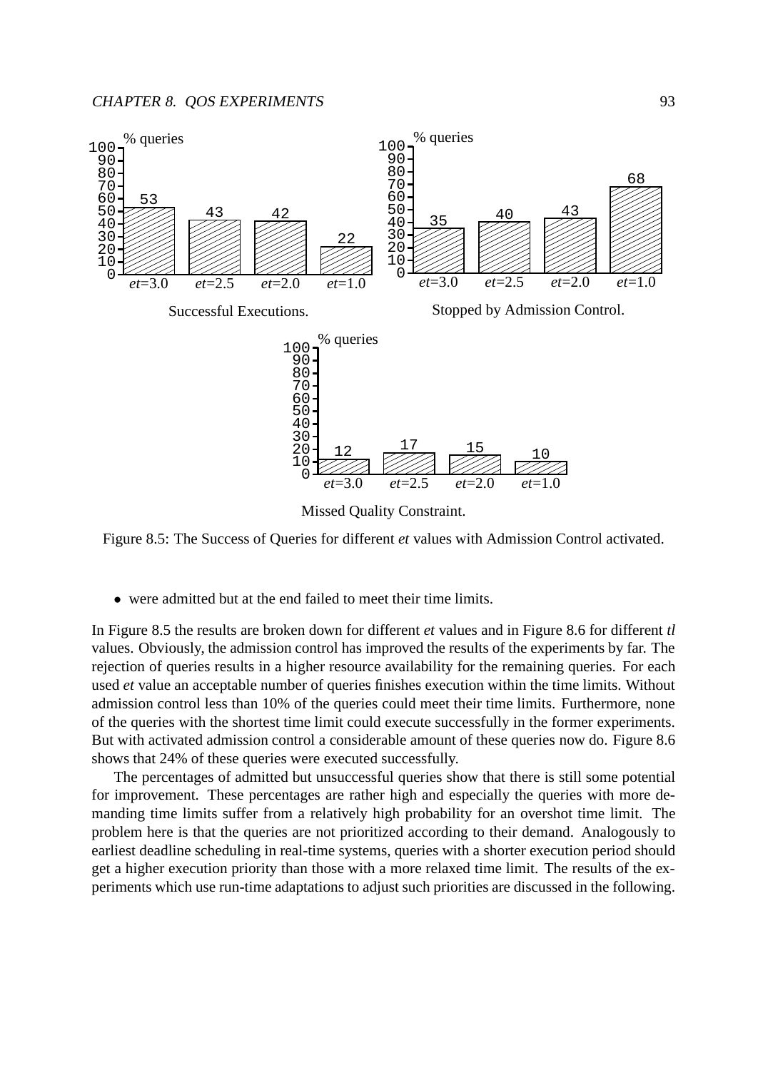% queries

| | et=3.0 | et=2.5 | et=2.0 | et=1.0 |
|---|---|---|---|---|
| Successful Executions. | 53 | 43 | 42 | 22 |
| Stopped by Admission Control. | 35 | 40 | 43 | 68 |
| Missed Quality Constraint. | 12 | 17 | 15 | 10 |

Figure 8.5: The Success of Queries for different *et* values with Admission Control activated.

- were admitted but at the end failed to meet their time limits.

In Figure 8.5 the results are broken down for different *et* values and in Figure 8.6 for different *tl* values. Obviously, the admission control has improved the results of the experiments by far. The rejection of queries results in a higher resource availability for the remaining queries. For each used *et* value an acceptable number of queries finishes execution within the time limits. Without admission control less than 10% of the queries could meet their time limits. Furthermore, none of the queries with the shortest time limit could execute successfully in the former experiments. But with activated admission control a considerable amount of these queries now do. Figure 8.6 shows that 24% of these queries were executed successfully.

The percentages of admitted but unsuccessful queries show that there is still some potential for improvement. These percentages are rather high and especially the queries with more demanding time limits suffer from a relatively high probability for an overshot time limit. The problem here is that the queries are not prioritized according to their demand. Analogously to earliest deadline scheduling in real-time systems, queries with a shorter execution period should get a higher execution priority than those with a more relaxed time limit. The results of the experiments which use run-time adaptations to adjust such priorities are discussed in the following.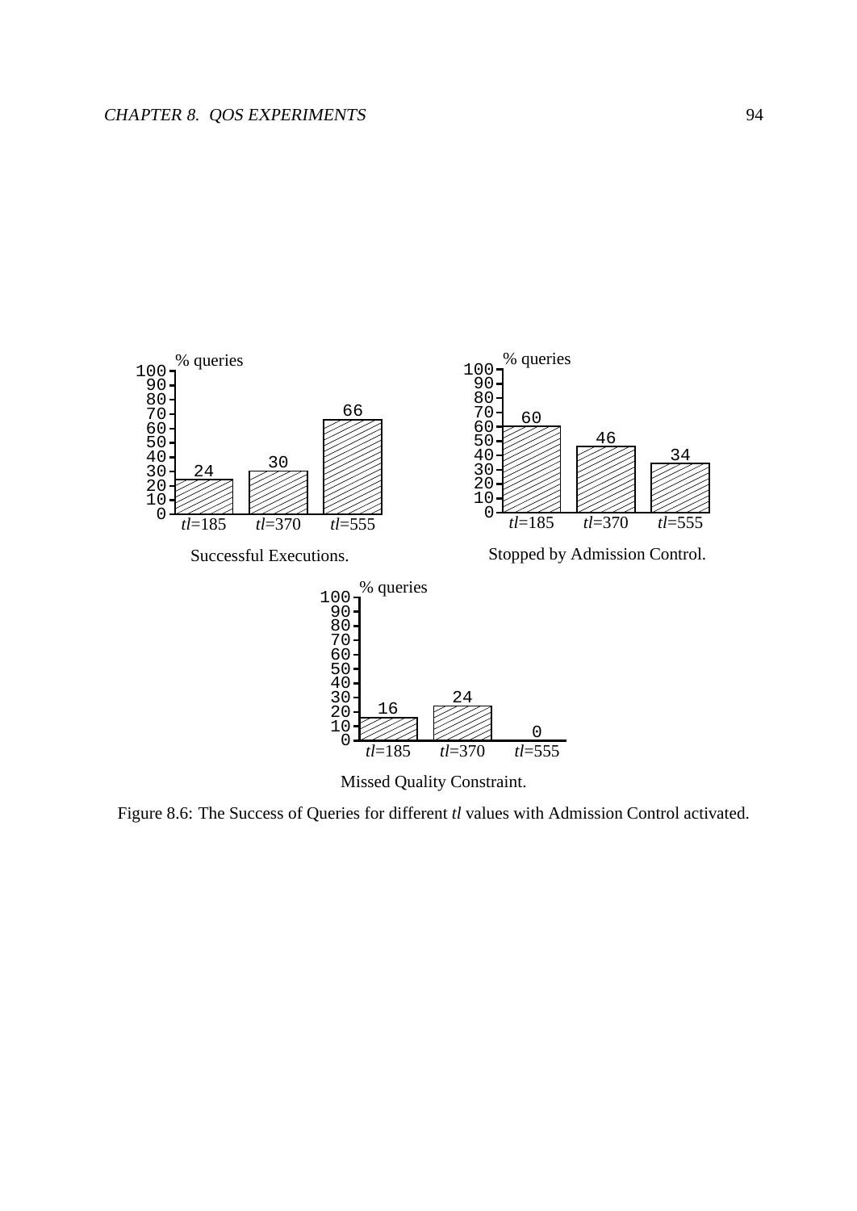% queries

| | tl=185 | tl=370 | tl=555 |
|---|---|---|---|
| Successful Executions. | 24 | 30 | 66 |
| Stopped by Admission Control. | 60 | 46 | 34 |
| Missed Quality Constraint. | 16 | 24 | 0 |

Figure 8.6: The Success of Queries for different *tl* values with Admission Control activated.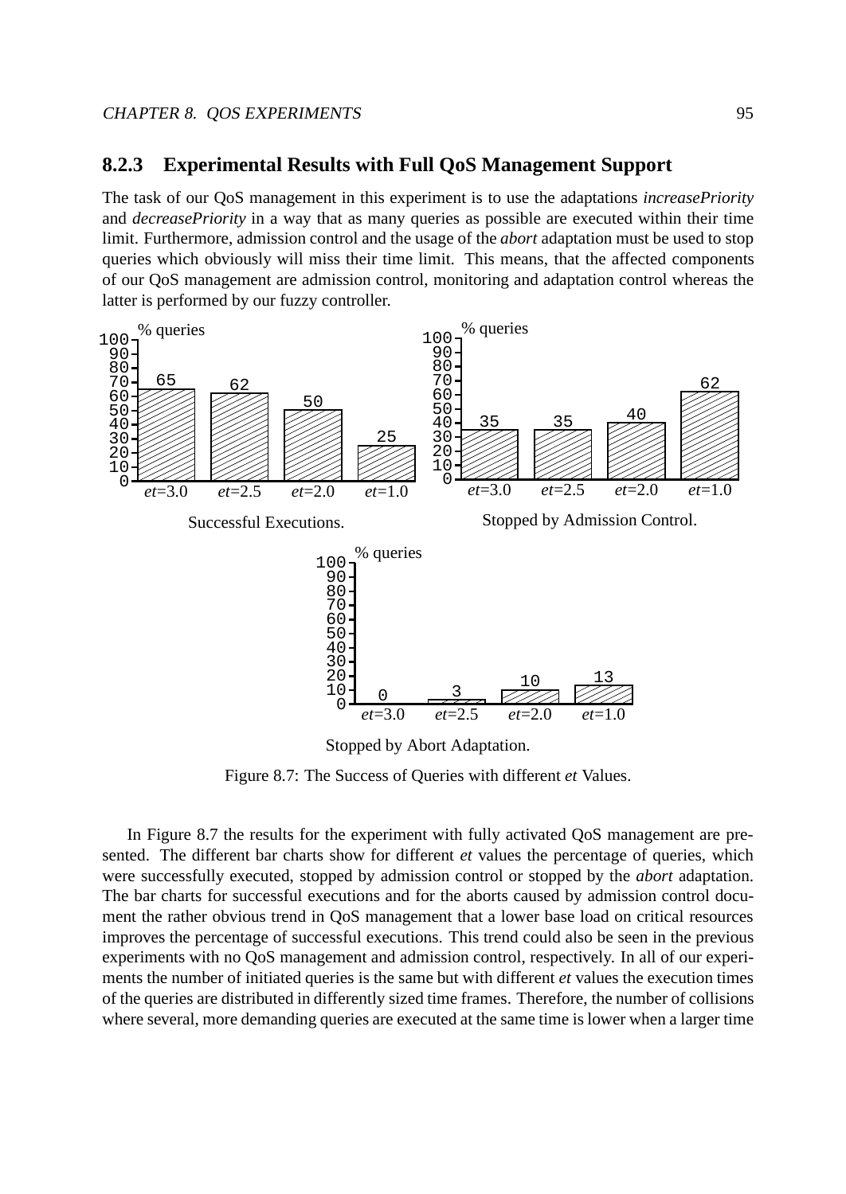### 8.2.3 Experimental Results with Full QoS Management Support

The task of our QoS management in this experiment is to use the adaptations *increasePriority* and *decreasePriority* in a way that as many queries as possible are executed within their time limit. Furthermore, admission control and the usage of the *abort* adaptation must be used to stop queries which obviously will miss their time limit. This means, that the affected components of our QoS management are admission control, monitoring and adaptation control whereas the latter is performed by our fuzzy controller.

| % queries | *et*=3.0 | *et*=2.5 | *et*=2.0 | *et*=1.0 |
|---|---|---|---|---|
| Successful Executions. | 65 | 62 | 50 | 25 |
| Stopped by Admission Control. | 35 | 35 | 40 | 62 |
| Stopped by Abort Adaptation. | 0 | 3 | 10 | 13 |

Figure 8.7: The Success of Queries with different *et* Values.

In Figure 8.7 the results for the experiment with fully activated QoS management are presented. The different bar charts show for different *et* values the percentage of queries, which were successfully executed, stopped by admission control or stopped by the *abort* adaptation. The bar charts for successful executions and for the aborts caused by admission control document the rather obvious trend in QoS management that a lower base load on critical resources improves the percentage of successful executions. This trend could also be seen in the previous experiments with no QoS management and admission control, respectively. In all of our experiments the number of initiated queries is the same but with different *et* values the execution times of the queries are distributed in differently sized time frames. Therefore, the number of collisions where several, more demanding queries are executed at the same time is lower when a larger time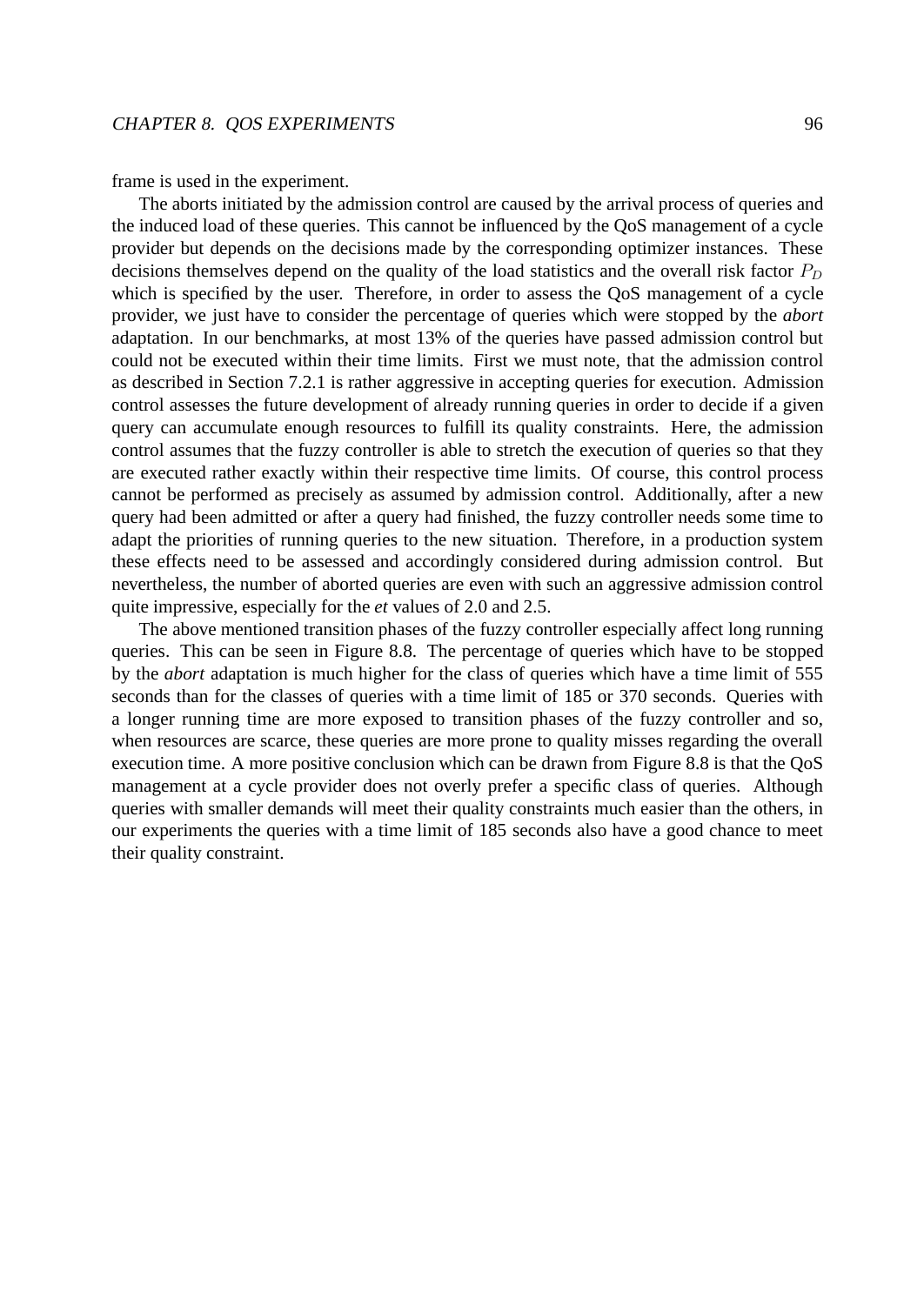frame is used in the experiment.

The aborts initiated by the admission control are caused by the arrival process of queries and the induced load of these queries. This cannot be influenced by the QoS management of a cycle provider but depends on the decisions made by the corresponding optimizer instances. These decisions themselves depend on the quality of the load statistics and the overall risk factor $P_D$ which is specified by the user. Therefore, in order to assess the QoS management of a cycle provider, we just have to consider the percentage of queries which were stopped by the *abort* adaptation. In our benchmarks, at most 13% of the queries have passed admission control but could not be executed within their time limits. First we must note, that the admission control as described in Section 7.2.1 is rather aggressive in accepting queries for execution. Admission control assesses the future development of already running queries in order to decide if a given query can accumulate enough resources to fulfill its quality constraints. Here, the admission control assumes that the fuzzy controller is able to stretch the execution of queries so that they are executed rather exactly within their respective time limits. Of course, this control process cannot be performed as precisely as assumed by admission control. Additionally, after a new query had been admitted or after a query had finished, the fuzzy controller needs some time to adapt the priorities of running queries to the new situation. Therefore, in a production system these effects need to be assessed and accordingly considered during admission control. But nevertheless, the number of aborted queries are even with such an aggressive admission control quite impressive, especially for the *et* values of 2.0 and 2.5.

The above mentioned transition phases of the fuzzy controller especially affect long running queries. This can be seen in Figure 8.8. The percentage of queries which have to be stopped by the *abort* adaptation is much higher for the class of queries which have a time limit of 555 seconds than for the classes of queries with a time limit of 185 or 370 seconds. Queries with a longer running time are more exposed to transition phases of the fuzzy controller and so, when resources are scarce, these queries are more prone to quality misses regarding the overall execution time. A more positive conclusion which can be drawn from Figure 8.8 is that the QoS management at a cycle provider does not overly prefer a specific class of queries. Although queries with smaller demands will meet their quality constraints much easier than the others, in our experiments the queries with a time limit of 185 seconds also have a good chance to meet their quality constraint.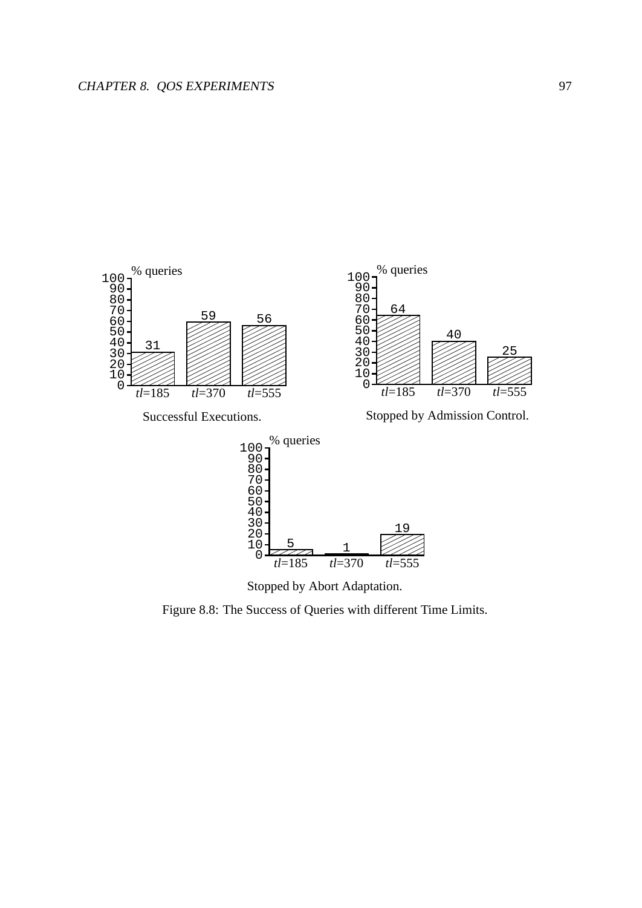% queries

| | $tl$=185 | $tl$=370 | $tl$=555 |
|---|---|---|---|
| Successful Executions. | 31 | 59 | 56 |
| Stopped by Admission Control. | 64 | 40 | 25 |
| Stopped by Abort Adaptation. | 5 | 1 | 19 |

Figure 8.8: The Success of Queries with different Time Limits.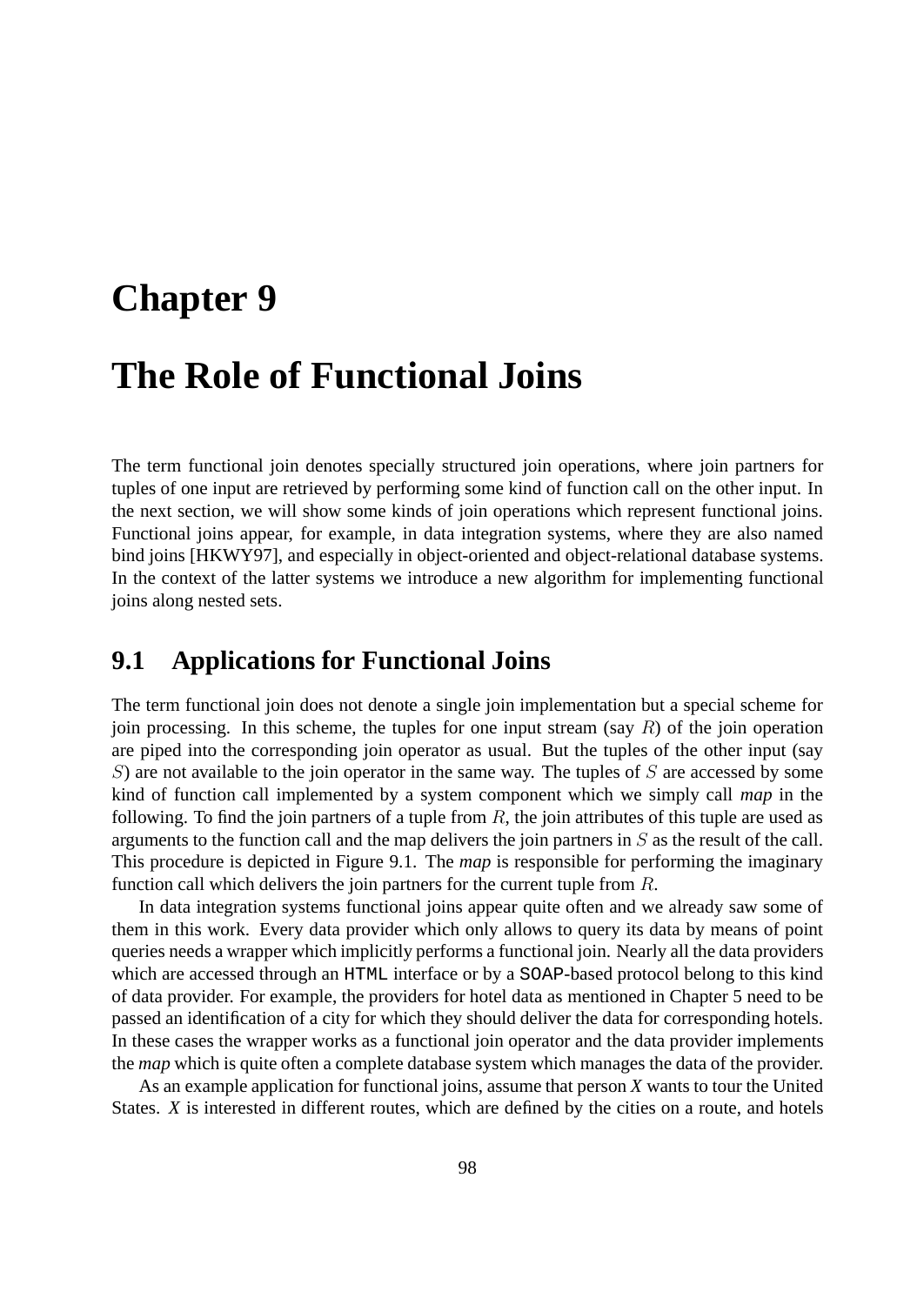# Chapter 9

# The Role of Functional Joins

The term functional join denotes specially structured join operations, where join partners for tuples of one input are retrieved by performing some kind of function call on the other input. In the next section, we will show some kinds of join operations which represent functional joins. Functional joins appear, for example, in data integration systems, where they are also named bind joins [HKWY97], and especially in object-oriented and object-relational database systems. In the context of the latter systems we introduce a new algorithm for implementing functional joins along nested sets.

## 9.1 Applications for Functional Joins

The term functional join does not denote a single join implementation but a special scheme for join processing. In this scheme, the tuples for one input stream (say $R$) of the join operation are piped into the corresponding join operator as usual. But the tuples of the other input (say $S$) are not available to the join operator in the same way. The tuples of $S$ are accessed by some kind of function call implemented by a system component which we simply call *map* in the following. To find the join partners of a tuple from $R$, the join attributes of this tuple are used as arguments to the function call and the map delivers the join partners in $S$ as the result of the call. This procedure is depicted in Figure 9.1. The *map* is responsible for performing the imaginary function call which delivers the join partners for the current tuple from $R$.

In data integration systems functional joins appear quite often and we already saw some of them in this work. Every data provider which only allows to query its data by means of point queries needs a wrapper which implicitly performs a functional join. Nearly all the data providers which are accessed through an `HTML` interface or by a `SOAP`-based protocol belong to this kind of data provider. For example, the providers for hotel data as mentioned in Chapter 5 need to be passed an identification of a city for which they should deliver the data for corresponding hotels. In these cases the wrapper works as a functional join operator and the data provider implements the *map* which is quite often a complete database system which manages the data of the provider.

As an example application for functional joins, assume that person *X* wants to tour the United States. *X* is interested in different routes, which are defined by the cities on a route, and hotels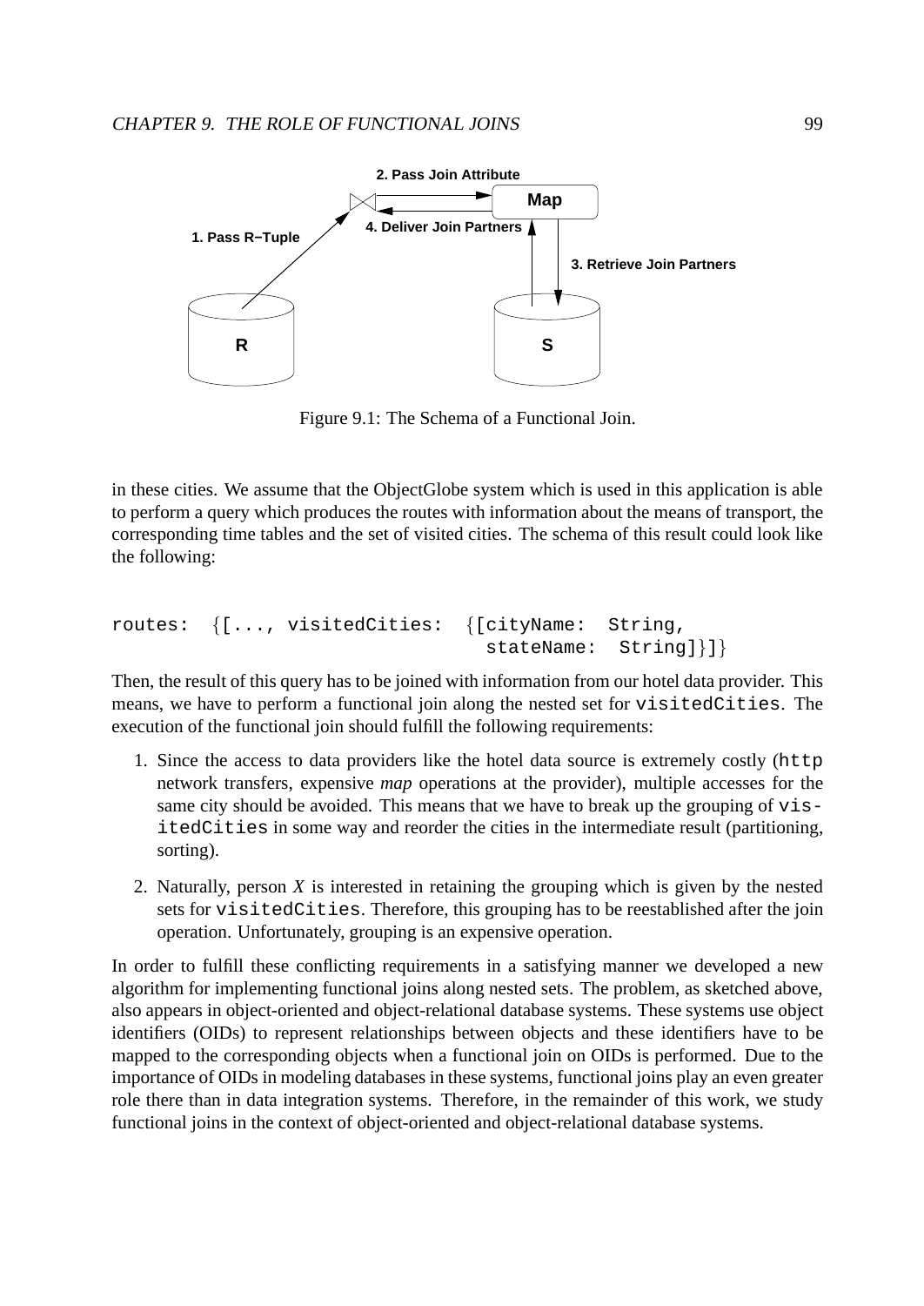Figure 9.1: The Schema of a Functional Join.

in these cities. We assume that the ObjectGlobe system which is used in this application is able to perform a query which produces the routes with information about the means of transport, the corresponding time tables and the set of visited cities. The schema of this result could look like the following:

```
routes:  {[..., visitedCities:  {[cityName:  String,
                                  stateName:  String]}]}
```

Then, the result of this query has to be joined with information from our hotel data provider. This means, we have to perform a functional join along the nested set for `visitedCities`. The execution of the functional join should fulfill the following requirements:

1. Since the access to data providers like the hotel data source is extremely costly (`http` network transfers, expensive *map* operations at the provider), multiple accesses for the same city should be avoided. This means that we have to break up the grouping of `visitedCities` in some way and reorder the cities in the intermediate result (partitioning, sorting).
2. Naturally, person *X* is interested in retaining the grouping which is given by the nested sets for `visitedCities`. Therefore, this grouping has to be reestablished after the join operation. Unfortunately, grouping is an expensive operation.

In order to fulfill these conflicting requirements in a satisfying manner we developed a new algorithm for implementing functional joins along nested sets. The problem, as sketched above, also appears in object-oriented and object-relational database systems. These systems use object identifiers (OIDs) to represent relationships between objects and these identifiers have to be mapped to the corresponding objects when a functional join on OIDs is performed. Due to the importance of OIDs in modeling databases in these systems, functional joins play an even greater role there than in data integration systems. Therefore, in the remainder of this work, we study functional joins in the context of object-oriented and object-relational database systems.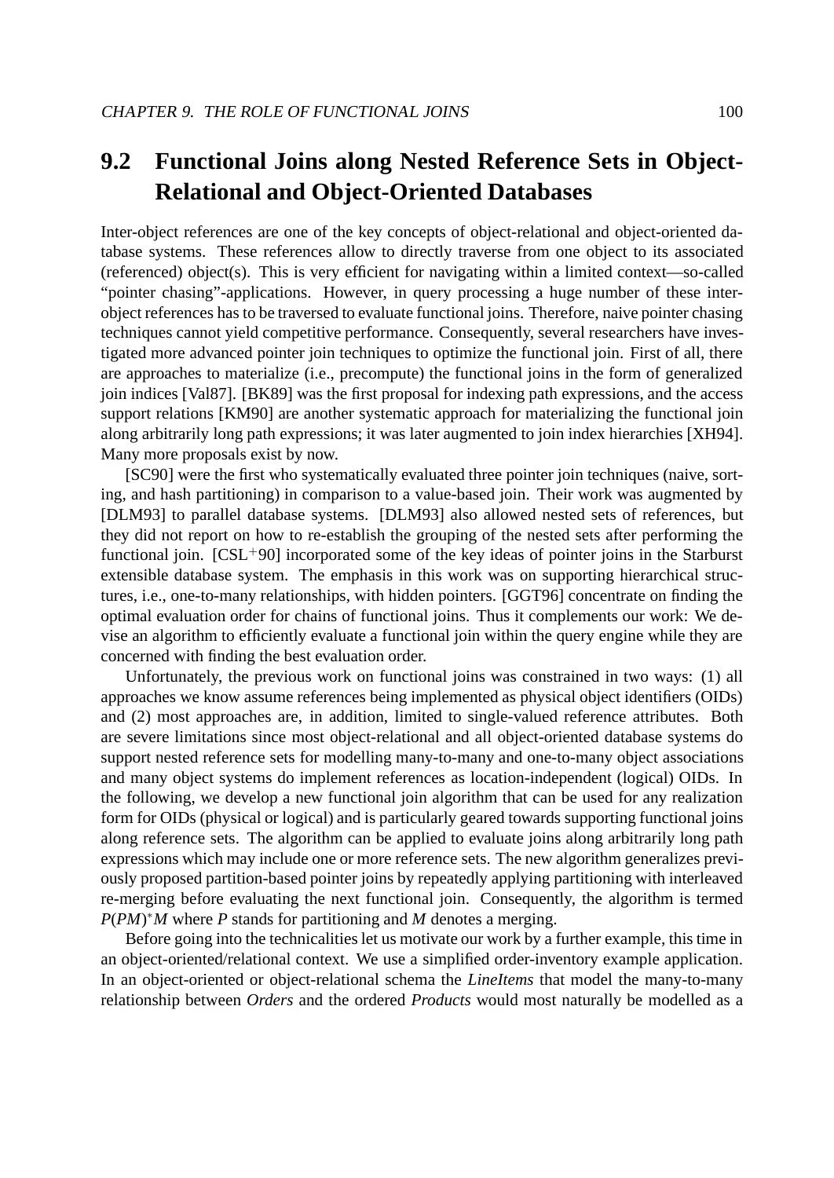## 9.2 Functional Joins along Nested Reference Sets in Object-Relational and Object-Oriented Databases

Inter-object references are one of the key concepts of object-relational and object-oriented database systems. These references allow to directly traverse from one object to its associated (referenced) object(s). This is very efficient for navigating within a limited context—so-called "pointer chasing"-applications. However, in query processing a huge number of these inter-object references has to be traversed to evaluate functional joins. Therefore, naive pointer chasing techniques cannot yield competitive performance. Consequently, several researchers have investigated more advanced pointer join techniques to optimize the functional join. First of all, there are approaches to materialize (i.e., precompute) the functional joins in the form of generalized join indices [Val87]. [BK89] was the first proposal for indexing path expressions, and the access support relations [KM90] are another systematic approach for materializing the functional join along arbitrarily long path expressions; it was later augmented to join index hierarchies [XH94]. Many more proposals exist by now.

[SC90] were the first who systematically evaluated three pointer join techniques (naive, sorting, and hash partitioning) in comparison to a value-based join. Their work was augmented by [DLM93] to parallel database systems. [DLM93] also allowed nested sets of references, but they did not report on how to re-establish the grouping of the nested sets after performing the functional join. [CSL+90] incorporated some of the key ideas of pointer joins in the Starburst extensible database system. The emphasis in this work was on supporting hierarchical structures, i.e., one-to-many relationships, with hidden pointers. [GGT96] concentrate on finding the optimal evaluation order for chains of functional joins. Thus it complements our work: We devise an algorithm to efficiently evaluate a functional join within the query engine while they are concerned with finding the best evaluation order.

Unfortunately, the previous work on functional joins was constrained in two ways: (1) all approaches we know assume references being implemented as physical object identifiers (OIDs) and (2) most approaches are, in addition, limited to single-valued reference attributes. Both are severe limitations since most object-relational and all object-oriented database systems do support nested reference sets for modelling many-to-many and one-to-many object associations and many object systems do implement references as location-independent (logical) OIDs. In the following, we develop a new functional join algorithm that can be used for any realization form for OIDs (physical or logical) and is particularly geared towards supporting functional joins along reference sets. The algorithm can be applied to evaluate joins along arbitrarily long path expressions which may include one or more reference sets. The new algorithm generalizes previously proposed partition-based pointer joins by repeatedly applying partitioning with interleaved re-merging before evaluating the next functional join. Consequently, the algorithm is termed $P(PM)^*M$ where $P$ stands for partitioning and $M$ denotes a merging.

Before going into the technicalities let us motivate our work by a further example, this time in an object-oriented/relational context. We use a simplified order-inventory example application. In an object-oriented or object-relational schema the *LineItems* that model the many-to-many relationship between *Orders* and the ordered *Products* would most naturally be modelled as a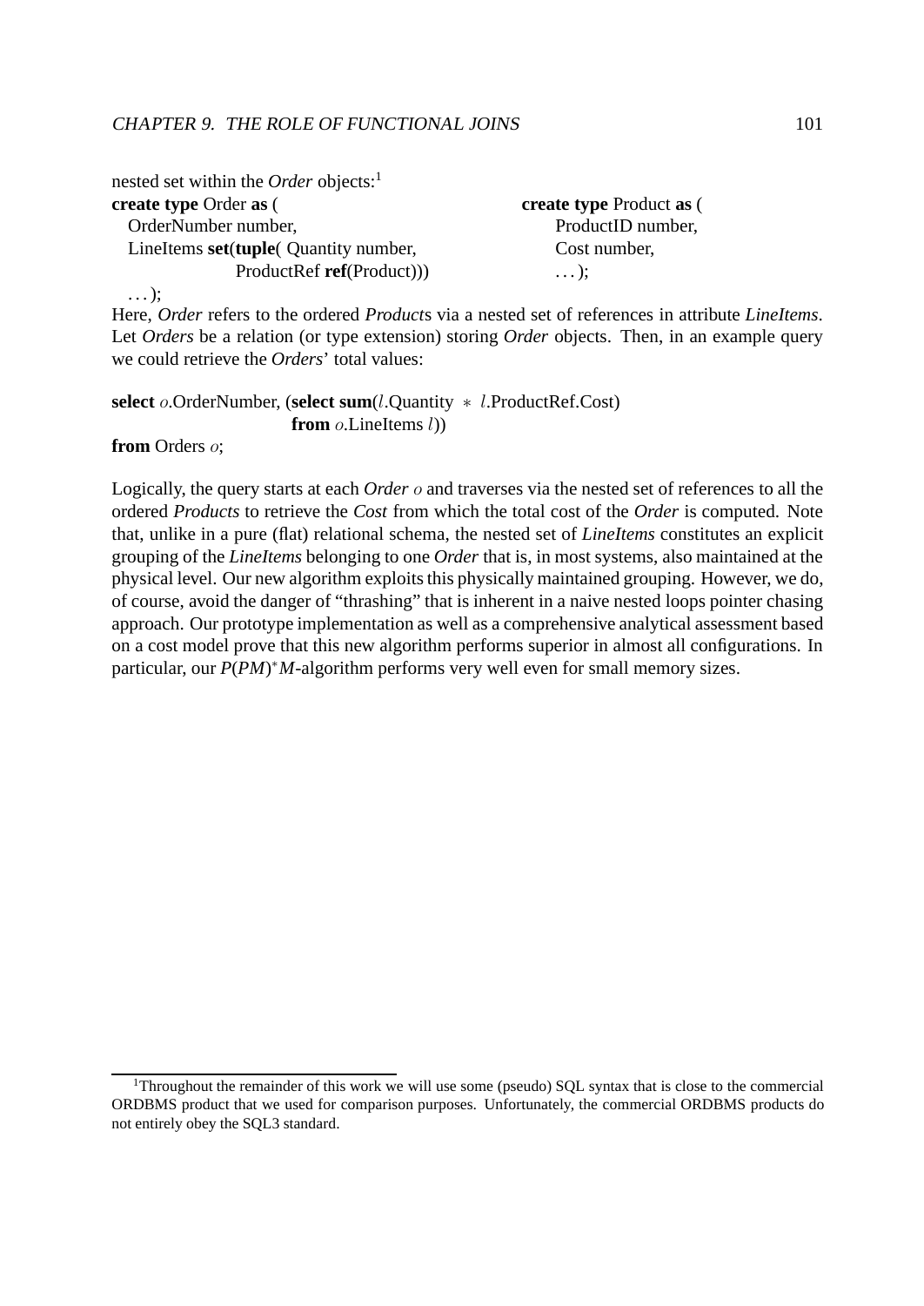nested set within the *Order* objects:[1]

```
create type Order as (                          create type Product as (
  OrderNumber number,                                 ProductID number,
  LineItems set(tuple( Quantity number,               Cost number,
               ProductRef ref(Product)))              ...);
  ...);
```

Here, *Order* refers to the ordered *Product*s via a nested set of references in attribute *LineItems*. Let *Orders* be a relation (or type extension) storing *Order* objects. Then, in an example query we could retrieve the *Orders*' total values:

```
select o.OrderNumber, (select sum(l.Quantity * l.ProductRef.Cost)
                       from o.LineItems l))
from Orders o;
```

Logically, the query starts at each *Order* $o$ and traverses via the nested set of references to all the ordered *Products* to retrieve the *Cost* from which the total cost of the *Order* is computed. Note that, unlike in a pure (flat) relational schema, the nested set of *LineItems* constitutes an explicit grouping of the *LineItems* belonging to one *Order* that is, in most systems, also maintained at the physical level. Our new algorithm exploits this physically maintained grouping. However, we do, of course, avoid the danger of "thrashing" that is inherent in a naive nested loops pointer chasing approach. Our prototype implementation as well as a comprehensive analytical assessment based on a cost model prove that this new algorithm performs superior in almost all configurations. In particular, our $P(PM)^*M$-algorithm performs very well even for small memory sizes.

[1] Throughout the remainder of this work we will use some (pseudo) SQL syntax that is close to the commercial ORDBMS product that we used for comparison purposes. Unfortunately, the commercial ORDBMS products do not entirely obey the SQL3 standard.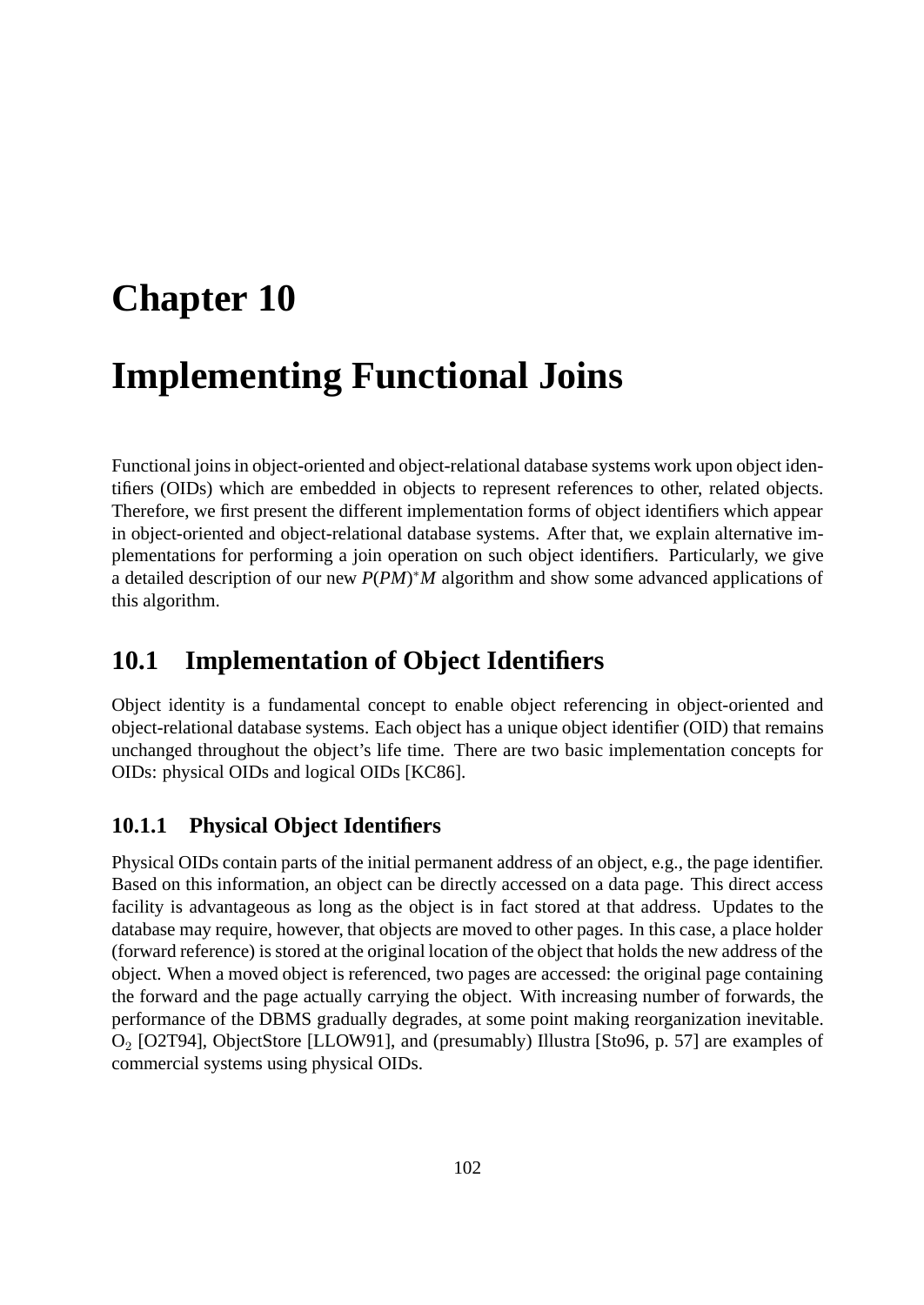# Chapter 10

# Implementing Functional Joins

Functional joins in object-oriented and object-relational database systems work upon object identifiers (OIDs) which are embedded in objects to represent references to other, related objects. Therefore, we first present the different implementation forms of object identifiers which appear in object-oriented and object-relational database systems. After that, we explain alternative implementations for performing a join operation on such object identifiers. Particularly, we give a detailed description of our new $P(PM)^*M$ algorithm and show some advanced applications of this algorithm.

## 10.1 Implementation of Object Identifiers

Object identity is a fundamental concept to enable object referencing in object-oriented and object-relational database systems. Each object has a unique object identifier (OID) that remains unchanged throughout the object's life time. There are two basic implementation concepts for OIDs: physical OIDs and logical OIDs [KC86].

### 10.1.1 Physical Object Identifiers

Physical OIDs contain parts of the initial permanent address of an object, e.g., the page identifier. Based on this information, an object can be directly accessed on a data page. This direct access facility is advantageous as long as the object is in fact stored at that address. Updates to the database may require, however, that objects are moved to other pages. In this case, a place holder (forward reference) is stored at the original location of the object that holds the new address of the object. When a moved object is referenced, two pages are accessed: the original page containing the forward and the page actually carrying the object. With increasing number of forwards, the performance of the DBMS gradually degrades, at some point making reorganization inevitable. $O_2$ [O2T94], ObjectStore [LLOW91], and (presumably) Illustra [Sto96, p. 57] are examples of commercial systems using physical OIDs.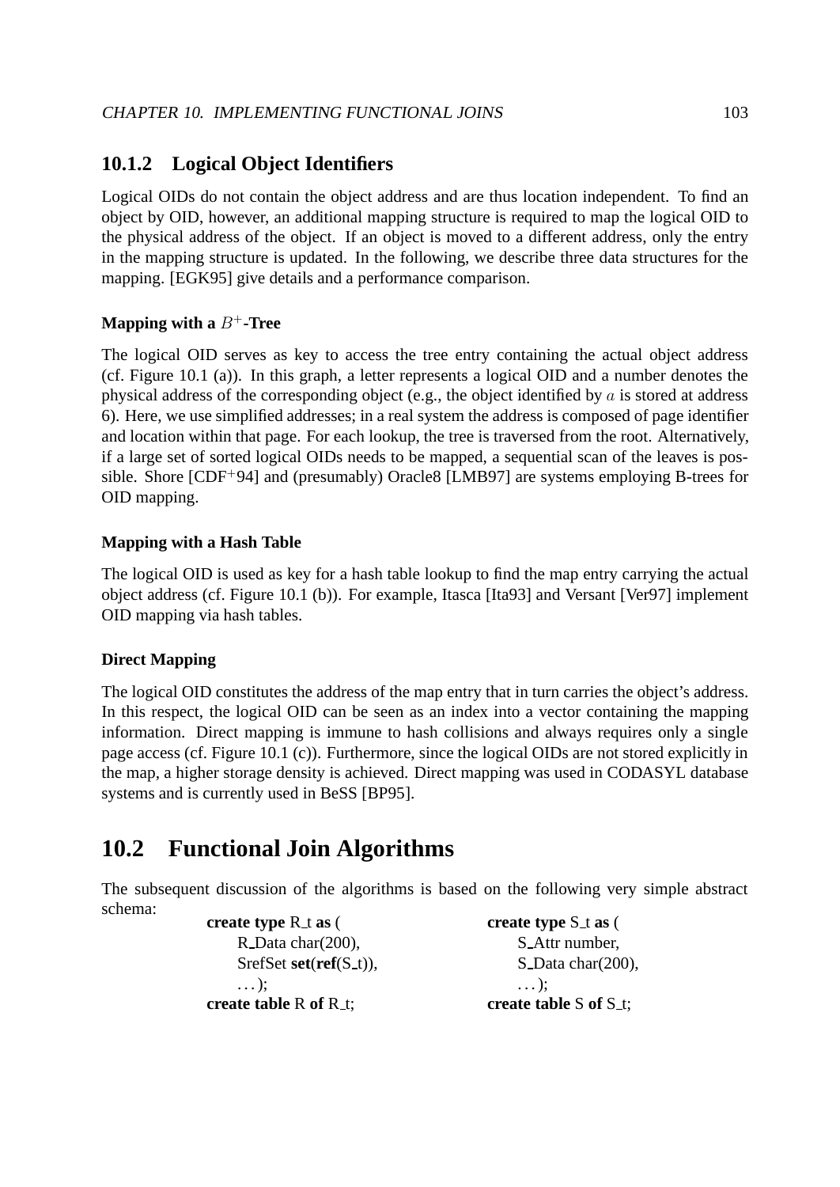### 10.1.2 Logical Object Identifiers

Logical OIDs do not contain the object address and are thus location independent. To find an object by OID, however, an additional mapping structure is required to map the logical OID to the physical address of the object. If an object is moved to a different address, only the entry in the mapping structure is updated. In the following, we describe three data structures for the mapping. [EGK95] give details and a performance comparison.

#### Mapping with a $B^+$-Tree

The logical OID serves as key to access the tree entry containing the actual object address (cf. Figure 10.1 (a)). In this graph, a letter represents a logical OID and a number denotes the physical address of the corresponding object (e.g., the object identified by $a$ is stored at address 6). Here, we use simplified addresses; in a real system the address is composed of page identifier and location within that page. For each lookup, the tree is traversed from the root. Alternatively, if a large set of sorted logical OIDs needs to be mapped, a sequential scan of the leaves is possible. Shore [CDF$^+$94] and (presumably) Oracle8 [LMB97] are systems employing B-trees for OID mapping.

#### Mapping with a Hash Table

The logical OID is used as key for a hash table lookup to find the map entry carrying the actual object address (cf. Figure 10.1 (b)). For example, Itasca [Ita93] and Versant [Ver97] implement OID mapping via hash tables.

#### Direct Mapping

The logical OID constitutes the address of the map entry that in turn carries the object's address. In this respect, the logical OID can be seen as an index into a vector containing the mapping information. Direct mapping is immune to hash collisions and always requires only a single page access (cf. Figure 10.1 (c)). Furthermore, since the logical OIDs are not stored explicitly in the map, a higher storage density is achieved. Direct mapping was used in CODASYL database systems and is currently used in BeSS [BP95].

## 10.2 Functional Join Algorithms

The subsequent discussion of the algorithms is based on the following very simple abstract schema:

```
create type R_t as (                create type S_t as (
    R_Data char(200),                   S_Attr number,
    SrefSet set(ref(S_t)),              S_Data char(200),
    ...);                               ...);
create table R of R_t;              create table S of S_t;
```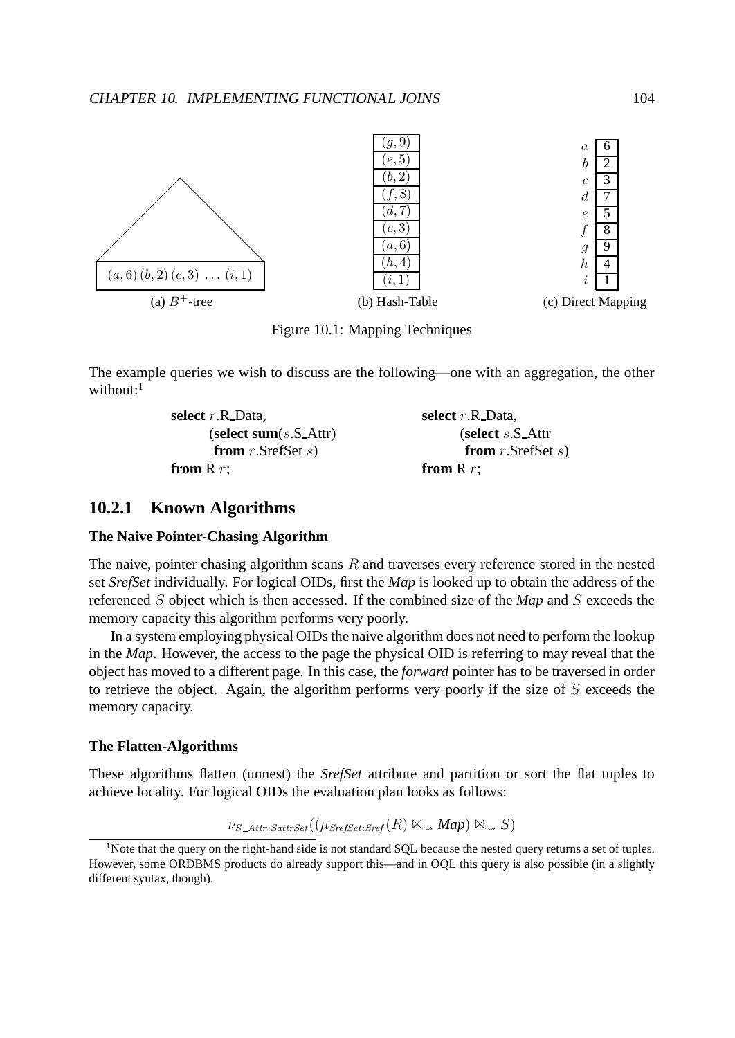(a) $B^+$-tree (b) Hash-Table (c) Direct Mapping

Figure 10.1: Mapping Techniques

The example queries we wish to discuss are the following—one with an aggregation, the other without:[1]

```
select r.R_Data,                         select r.R_Data,
       (select sum(s.S_Attr)                    (select s.S_Attr
        from r.SrefSet s)                        from r.SrefSet s)
from R r;                                from R r;
```

### 10.2.1 Known Algorithms

#### The Naive Pointer-Chasing Algorithm

The naive, pointer chasing algorithm scans $R$ and traverses every reference stored in the nested set *SrefSet* individually. For logical OIDs, first the *Map* is looked up to obtain the address of the referenced $S$ object which is then accessed. If the combined size of the *Map* and $S$ exceeds the memory capacity this algorithm performs very poorly.

In a system employing physical OIDs the naive algorithm does not need to perform the lookup in the *Map*. However, the access to the page the physical OID is referring to may reveal that the object has moved to a different page. In this case, the *forward* pointer has to be traversed in order to retrieve the object. Again, the algorithm performs very poorly if the size of $S$ exceeds the memory capacity.

#### The Flatten-Algorithms

These algorithms flatten (unnest) the *SrefSet* attribute and partition or sort the flat tuples to achieve locality. For logical OIDs the evaluation plan looks as follows:

$$\nu_{S\_Attr:SattrSet}((\mu_{SrefSet:Sref}(R) \bowtie_{\leadsto} \textit{Map}) \bowtie_{\leadsto} S)$$

[1] Note that the query on the right-hand side is not standard SQL because the nested query returns a set of tuples. However, some ORDBMS products do already support this—and in OQL this query is also possible (in a slightly different syntax, though).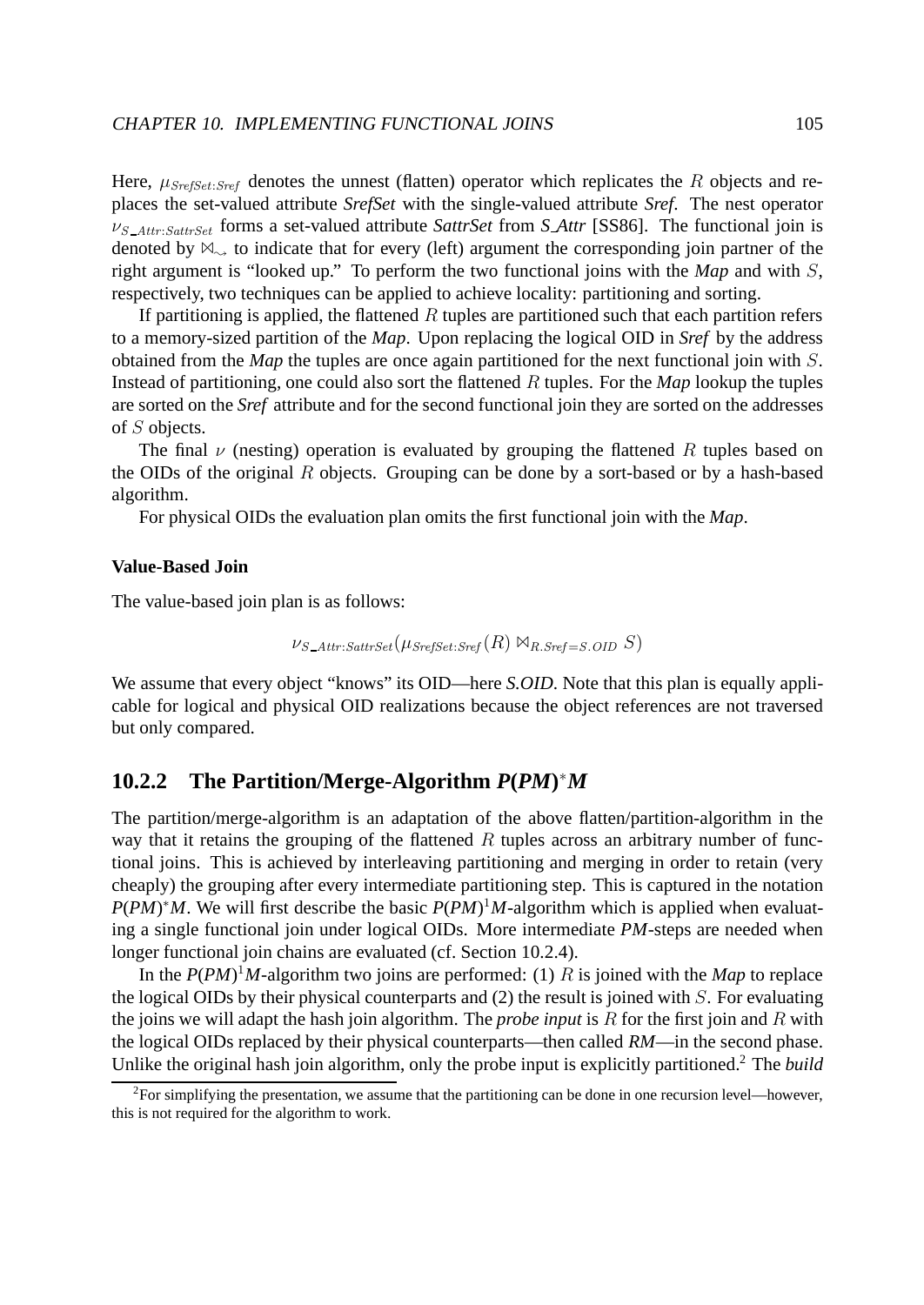Here, $\mu_{SrefSet:Sref}$ denotes the unnest (flatten) operator which replicates the $R$ objects and replaces the set-valued attribute *SrefSet* with the single-valued attribute *Sref*. The nest operator $\nu_{S\_Attr:SattrSet}$ forms a set-valued attribute *SattrSet* from *S_Attr* [SS86]. The functional join is denoted by $\bowtie_{\smile}$ to indicate that for every (left) argument the corresponding join partner of the right argument is "looked up." To perform the two functional joins with the *Map* and with $S$, respectively, two techniques can be applied to achieve locality: partitioning and sorting.

If partitioning is applied, the flattened $R$ tuples are partitioned such that each partition refers to a memory-sized partition of the *Map*. Upon replacing the logical OID in *Sref* by the address obtained from the *Map* the tuples are once again partitioned for the next functional join with $S$. Instead of partitioning, one could also sort the flattened $R$ tuples. For the *Map* lookup the tuples are sorted on the *Sref* attribute and for the second functional join they are sorted on the addresses of $S$ objects.

The final $\nu$ (nesting) operation is evaluated by grouping the flattened $R$ tuples based on the OIDs of the original $R$ objects. Grouping can be done by a sort-based or by a hash-based algorithm.

For physical OIDs the evaluation plan omits the first functional join with the *Map*.

**Value-Based Join**

The value-based join plan is as follows:

$$\nu_{S\_Attr:SattrSet}(\mu_{SrefSet:Sref}(R) \bowtie_{R.Sref=S.OID} S)$$

We assume that every object "knows" its OID—here *S.OID*. Note that this plan is equally applicable for logical and physical OID realizations because the object references are not traversed but only compared.

### 10.2.2 The Partition/Merge-Algorithm $P(PM)^*M$

The partition/merge-algorithm is an adaptation of the above flatten/partition-algorithm in the way that it retains the grouping of the flattened $R$ tuples across an arbitrary number of functional joins. This is achieved by interleaving partitioning and merging in order to retain (very cheaply) the grouping after every intermediate partitioning step. This is captured in the notation $P(PM)^*M$. We will first describe the basic $P(PM)^1M$-algorithm which is applied when evaluating a single functional join under logical OIDs. More intermediate *PM*-steps are needed when longer functional join chains are evaluated (cf. Section 10.2.4).

In the $P(PM)^1M$-algorithm two joins are performed: (1) $R$ is joined with the *Map* to replace the logical OIDs by their physical counterparts and (2) the result is joined with $S$. For evaluating the joins we will adapt the hash join algorithm. The *probe input* is $R$ for the first join and $R$ with the logical OIDs replaced by their physical counterparts—then called *RM*—in the second phase. Unlike the original hash join algorithm, only the probe input is explicitly partitioned.[2] The *build*

[2] For simplifying the presentation, we assume that the partitioning can be done in one recursion level—however, this is not required for the algorithm to work.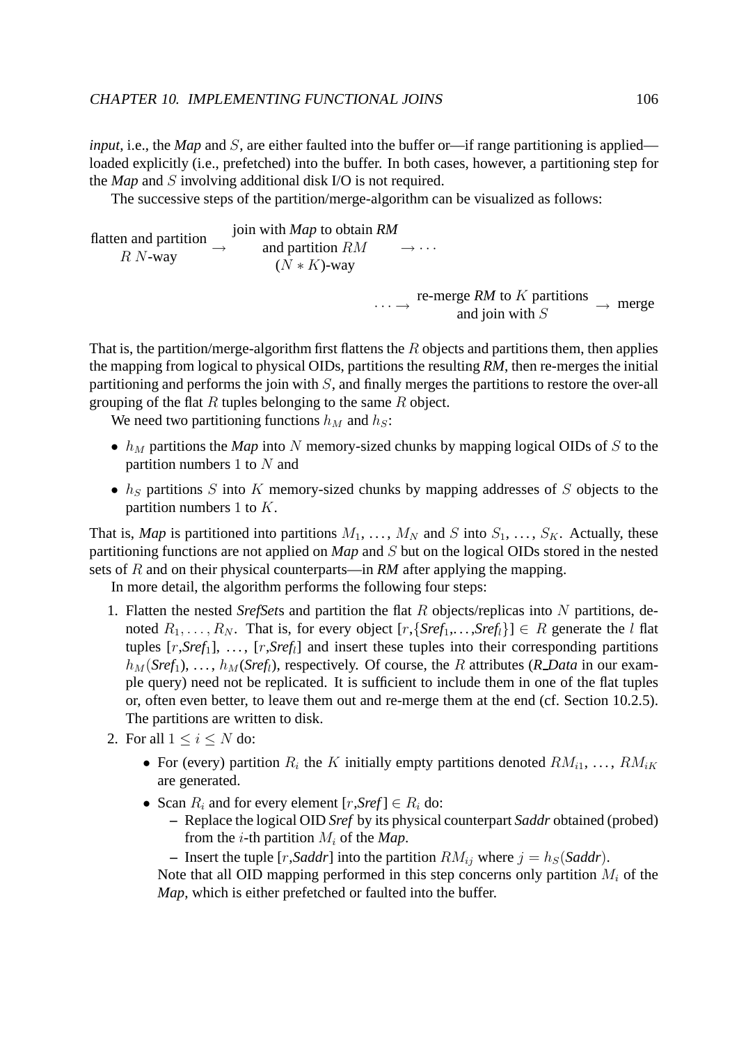*input*, i.e., the ***Map*** and $S$, are either faulted into the buffer or—if range partitioning is applied—loaded explicitly (i.e., prefetched) into the buffer. In both cases, however, a partitioning step for the ***Map*** and $S$ involving additional disk I/O is not required.

The successive steps of the partition/merge-algorithm can be visualized as follows:

flatten and partition $R$ $N$-way $\rightarrow$ join with ***Map*** to obtain ***RM*** and partition $RM$ $(N * K)$-way $\rightarrow \cdots$

$\cdots \rightarrow$ re-merge ***RM*** to $K$ partitions and join with $S$ $\rightarrow$ merge

That is, the partition/merge-algorithm first flattens the $R$ objects and partitions them, then applies the mapping from logical to physical OIDs, partitions the resulting ***RM***, then re-merges the initial partitioning and performs the join with $S$, and finally merges the partitions to restore the over-all grouping of the flat $R$ tuples belonging to the same $R$ object.

We need two partitioning functions $h_M$ and $h_S$:

- $h_M$ partitions the ***Map*** into $N$ memory-sized chunks by mapping logical OIDs of $S$ to the partition numbers 1 to $N$ and
- $h_S$ partitions $S$ into $K$ memory-sized chunks by mapping addresses of $S$ objects to the partition numbers 1 to $K$.

That is, ***Map*** is partitioned into partitions $M_1, \ldots, M_N$ and $S$ into $S_1, \ldots, S_K$. Actually, these partitioning functions are not applied on ***Map*** and $S$ but on the logical OIDs stored in the nested sets of $R$ and on their physical counterparts—in ***RM*** after applying the mapping.

In more detail, the algorithm performs the following four steps:

1. Flatten the nested ***SrefSet***s and partition the flat $R$ objects/replicas into $N$ partitions, denoted $R_1, \ldots, R_N$. That is, for every object $[r, \{$***Sref***$_1, \ldots,$***Sref***$_l\}] \in R$ generate the $l$ flat tuples $[r,$***Sref***$_1]$, …, $[r,$***Sref***$_l]$ and insert these tuples into their corresponding partitions $h_M($***Sref***$_1)$, …, $h_M($***Sref***$_l)$, respectively. Of course, the $R$ attributes (***R_Data*** in our example query) need not be replicated. It is sufficient to include them in one of the flat tuples or, often even better, to leave them out and re-merge them at the end (cf. Section 10.2.5). The partitions are written to disk.
2. For all $1 \leq i \leq N$ do:
   - For (every) partition $R_i$ the $K$ initially empty partitions denoted $RM_{i1}, \ldots, RM_{iK}$ are generated.
   - Scan $R_i$ and for every element $[r,$***Sref***$] \in R_i$ do:
     - Replace the logical OID ***Sref*** by its physical counterpart ***Saddr*** obtained (probed) from the $i$-th partition $M_i$ of the ***Map***.
     - Insert the tuple $[r,$***Saddr***$]$ into the partition $RM_{ij}$ where $j = h_S($***Saddr***$)$.

     Note that all OID mapping performed in this step concerns only partition $M_i$ of the ***Map***, which is either prefetched or faulted into the buffer.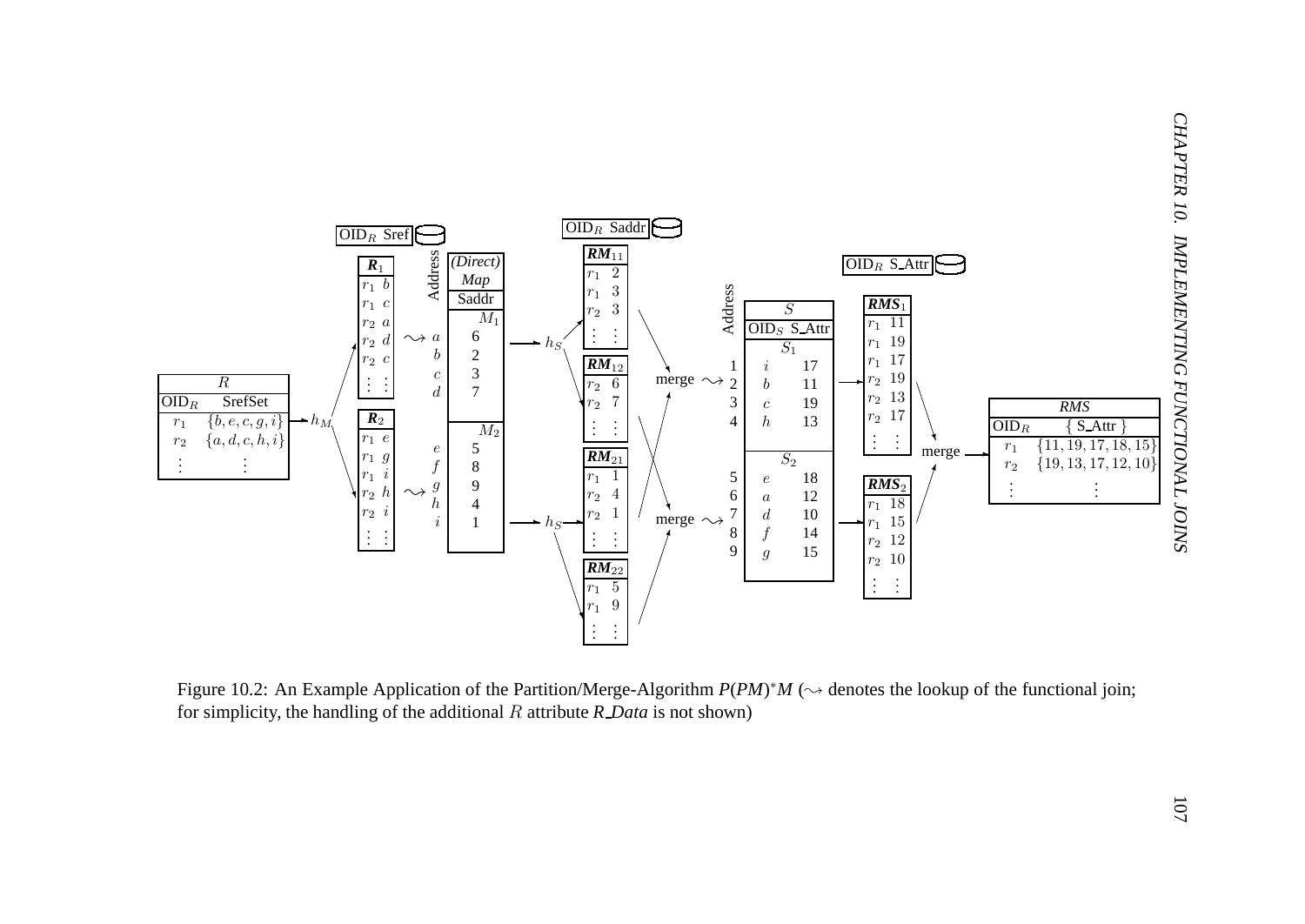Figure 10.2: An Example Application of the Partition/Merge-Algorithm $P(PM)^*M$ ($\rightsquigarrow$ denotes the lookup of the functional join; for simplicity, the handling of the additional $R$ attribute *R_Data* is not shown)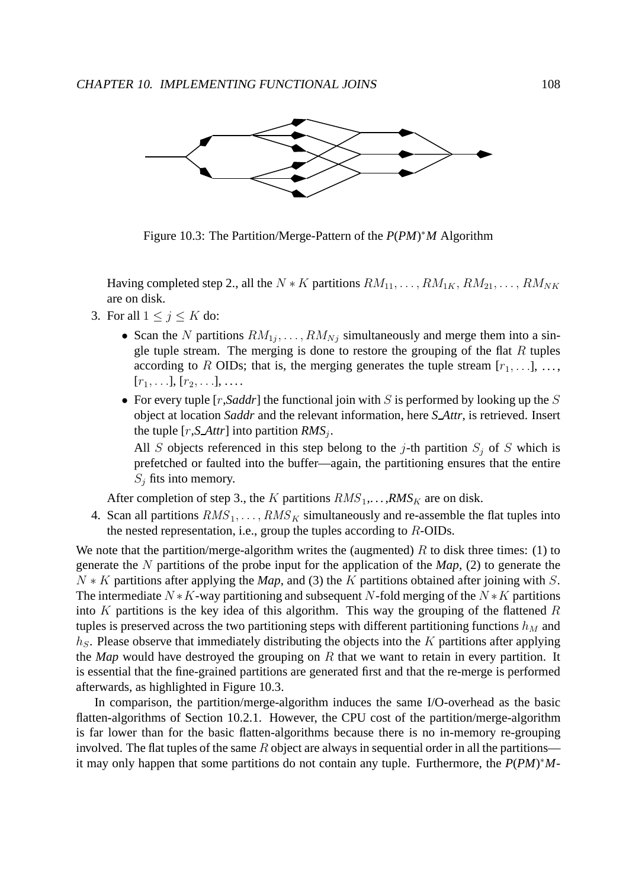Figure 10.3: The Partition/Merge-Pattern of the ***P*(*PM*)$^*$*M*** Algorithm

Having completed step 2., all the $N * K$ partitions $RM_{11}, \ldots, RM_{1K}, RM_{21}, \ldots, RM_{NK}$ are on disk.

3. For all $1 \leq j \leq K$ do:
   - Scan the $N$ partitions $RM_{1j}, \ldots, RM_{Nj}$ simultaneously and merge them into a single tuple stream. The merging is done to restore the grouping of the flat $R$ tuples according to $R$ OIDs; that is, the merging generates the tuple stream $[r_1, \ldots]$, $\ldots$, $[r_1, \ldots]$, $[r_2, \ldots]$, $\ldots$.
   - For every tuple $[r$,***Saddr***$]$ the functional join with $S$ is performed by looking up the $S$ object at location ***Saddr*** and the relevant information, here ***S_Attr***, is retrieved. Insert the tuple $[r$,***S_Attr***$]$ into partition ***RMS***$_j$.

     All $S$ objects referenced in this step belong to the $j$-th partition $S_j$ of $S$ which is prefetched or faulted into the buffer—again, the partitioning ensures that the entire $S_j$ fits into memory.

   After completion of step 3., the $K$ partitions $RMS_1, \ldots,$***RMS***$_K$ are on disk.
4. Scan all partitions $RMS_1, \ldots, RMS_K$ simultaneously and re-assemble the flat tuples into the nested representation, i.e., group the tuples according to $R$-OIDs.

We note that the partition/merge-algorithm writes the (augmented) $R$ to disk three times: (1) to generate the $N$ partitions of the probe input for the application of the ***Map***, (2) to generate the $N * K$ partitions after applying the ***Map***, and (3) the $K$ partitions obtained after joining with $S$. The intermediate $N * K$-way partitioning and subsequent $N$-fold merging of the $N * K$ partitions into $K$ partitions is the key idea of this algorithm. This way the grouping of the flattened $R$ tuples is preserved across the two partitioning steps with different partitioning functions $h_M$ and $h_S$. Please observe that immediately distributing the objects into the $K$ partitions after applying the ***Map*** would have destroyed the grouping on $R$ that we want to retain in every partition. It is essential that the fine-grained partitions are generated first and that the re-merge is performed afterwards, as highlighted in Figure 10.3.

In comparison, the partition/merge-algorithm induces the same I/O-overhead as the basic flatten-algorithms of Section 10.2.1. However, the CPU cost of the partition/merge-algorithm is far lower than for the basic flatten-algorithms because there is no in-memory re-grouping involved. The flat tuples of the same $R$ object are always in sequential order in all the partitions—it may only happen that some partitions do not contain any tuple. Furthermore, the ***P*(*PM*)$^*$*M***-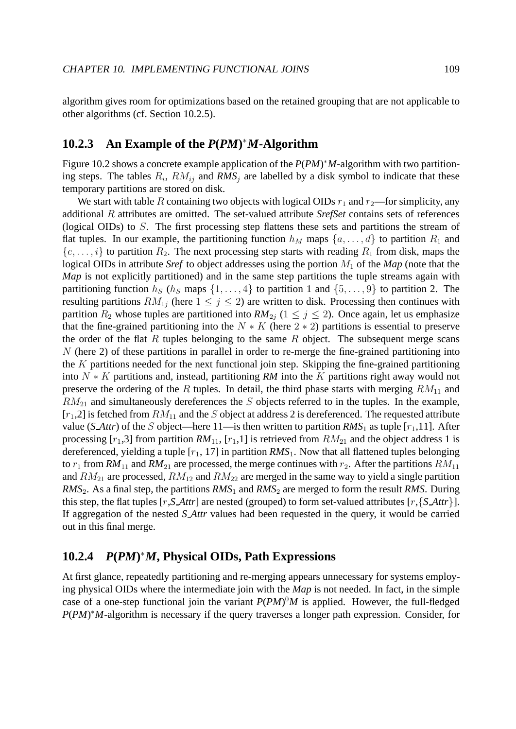algorithm gives room for optimizations based on the retained grouping that are not applicable to other algorithms (cf. Section 10.2.5).

### 10.2.3 An Example of the *P*(*PM*)$^*$*M*-Algorithm

Figure 10.2 shows a concrete example application of the *P*(*PM*)$^*$*M*-algorithm with two partitioning steps. The tables $R_i$, $RM_{ij}$ and ***RMS***$_j$ are labelled by a disk symbol to indicate that these temporary partitions are stored on disk.

We start with table $R$ containing two objects with logical OIDs $r_1$ and $r_2$—for simplicity, any additional $R$ attributes are omitted. The set-valued attribute ***SrefSet*** contains sets of references (logical OIDs) to $S$. The first processing step flattens these sets and partitions the stream of flat tuples. In our example, the partitioning function $h_M$ maps $\{a, \ldots, d\}$ to partition $R_1$ and $\{e, \ldots, i\}$ to partition $R_2$. The next processing step starts with reading $R_1$ from disk, maps the logical OIDs in attribute ***Sref*** to object addresses using the portion $M_1$ of the ***Map*** (note that the ***Map*** is not explicitly partitioned) and in the same step partitions the tuple streams again with partitioning function $h_S$ ($h_S$ maps $\{1, \ldots, 4\}$ to partition 1 and $\{5, \ldots, 9\}$ to partition 2. The resulting partitions $RM_{1j}$ (here $1 \leq j \leq 2$) are written to disk. Processing then continues with partition $R_2$ whose tuples are partitioned into ***RM***$_{2j}$ ($1 \leq j \leq 2$). Once again, let us emphasize that the fine-grained partitioning into the $N * K$ (here $2 * 2$) partitions is essential to preserve the order of the flat $R$ tuples belonging to the same $R$ object. The subsequent merge scans $N$ (here 2) of these partitions in parallel in order to re-merge the fine-grained partitioning into the $K$ partitions needed for the next functional join step. Skipping the fine-grained partitioning into $N * K$ partitions and, instead, partitioning ***RM*** into the $K$ partitions right away would not preserve the ordering of the $R$ tuples. In detail, the third phase starts with merging $RM_{11}$ and $RM_{21}$ and simultaneously dereferences the $S$ objects referred to in the tuples. In the example, [$r_1$,2] is fetched from $RM_{11}$ and the $S$ object at address 2 is dereferenced. The requested attribute value (***S_Attr***) of the $S$ object—here 11—is then written to partition ***RMS***$_1$ as tuple [$r_1$,11]. After processing [$r_1$,3] from partition ***RM***$_{11}$, [$r_1$,1] is retrieved from $RM_{21}$ and the object address 1 is dereferenced, yielding a tuple [$r_1$, 17] in partition ***RMS***$_1$. Now that all flattened tuples belonging to $r_1$ from ***RM***$_{11}$ and ***RM***$_{21}$ are processed, the merge continues with $r_2$. After the partitions $RM_{11}$ and $RM_{21}$ are processed, $RM_{12}$ and $RM_{22}$ are merged in the same way to yield a single partition ***RMS***$_2$. As a final step, the partitions ***RMS***$_1$ and ***RMS***$_2$ are merged to form the result ***RMS***. During this step, the flat tuples [$r$,***S_Attr***] are nested (grouped) to form set-valued attributes [$r$,{***S_Attr***}]. If aggregation of the nested ***S_Attr*** values had been requested in the query, it would be carried out in this final merge.

### 10.2.4 *P*(*PM*)$^*$*M*, Physical OIDs, Path Expressions

At first glance, repeatedly partitioning and re-merging appears unnecessary for systems employing physical OIDs where the intermediate join with the ***Map*** is not needed. In fact, in the simple case of a one-step functional join the variant *P*(*PM*)$^0$*M* is applied. However, the full-fledged *P*(*PM*)$^*$*M*-algorithm is necessary if the query traverses a longer path expression. Consider, for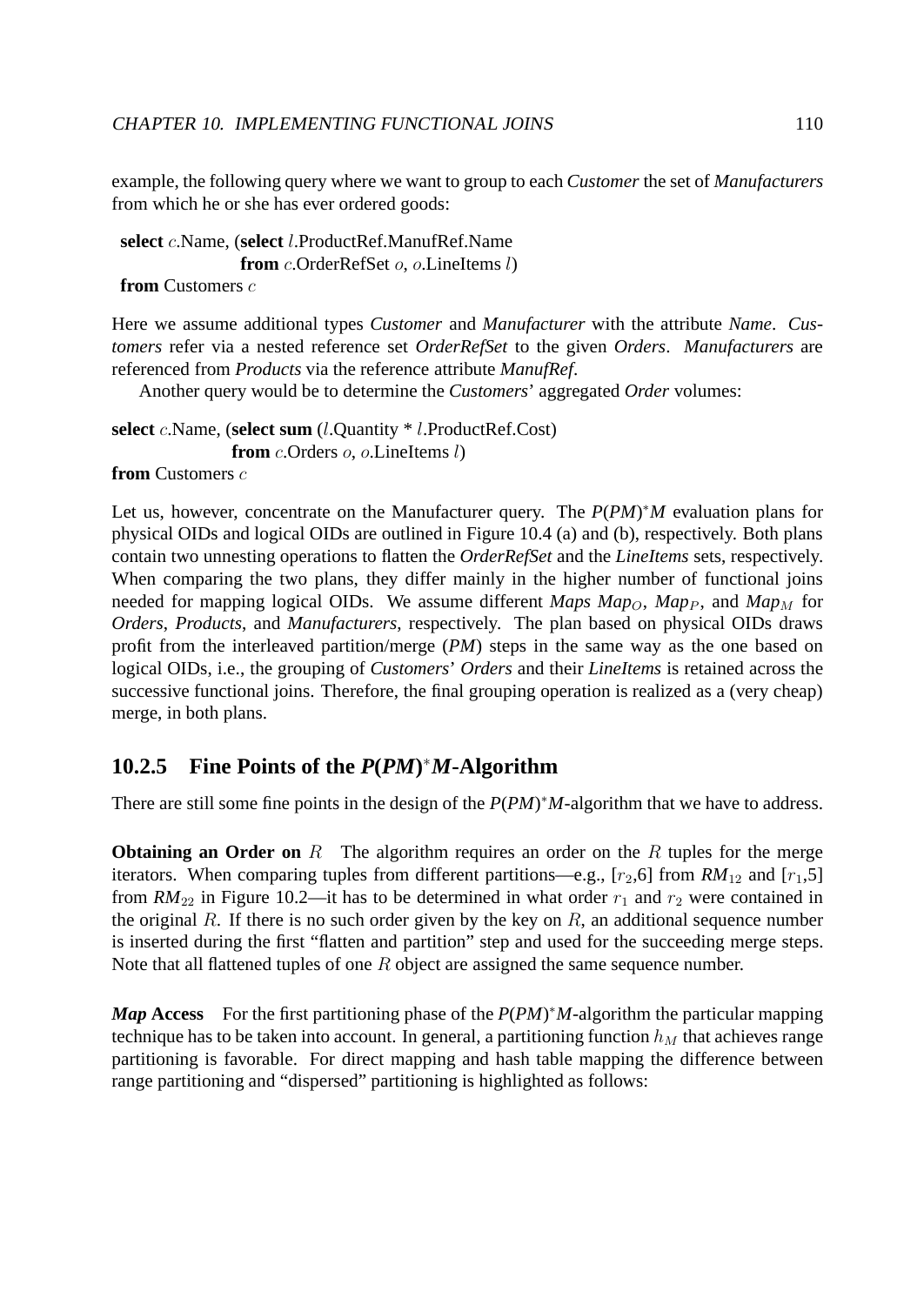example, the following query where we want to group to each *Customer* the set of *Manufacturers* from which he or she has ever ordered goods:

**select** $c$.Name, (**select** $l$.ProductRef.ManufRef.Name
**from** $c$.OrderRefSet $o$, $o$.LineItems $l$)
**from** Customers $c$

Here we assume additional types *Customer* and *Manufacturer* with the attribute *Name*. *Customers* refer via a nested reference set *OrderRefSet* to the given *Orders*. *Manufacturers* are referenced from *Products* via the reference attribute *ManufRef*.

Another query would be to determine the *Customers*' aggregated *Order* volumes:

**select** $c$.Name, (**select sum** ($l$.Quantity * $l$.ProductRef.Cost)
**from** $c$.Orders $o$, $o$.LineItems $l$)
**from** Customers $c$

Let us, however, concentrate on the Manufacturer query. The *P*(*PM*)$^*$*M* evaluation plans for physical OIDs and logical OIDs are outlined in Figure 10.4 (a) and (b), respectively. Both plans contain two unnesting operations to flatten the *OrderRefSet* and the *LineItems* sets, respectively. When comparing the two plans, they differ mainly in the higher number of functional joins needed for mapping logical OIDs. We assume different *Maps* *Map*$_O$, *Map*$_P$, and *Map*$_M$ for *Orders*, *Products*, and *Manufacturers*, respectively. The plan based on physical OIDs draws profit from the interleaved partition/merge (*PM*) steps in the same way as the one based on logical OIDs, i.e., the grouping of *Customers*' *Orders* and their *LineItems* is retained across the successive functional joins. Therefore, the final grouping operation is realized as a (very cheap) merge, in both plans.

### 10.2.5 Fine Points of the *P*(*PM*)$^*$*M*-Algorithm

There are still some fine points in the design of the *P*(*PM*)$^*$*M*-algorithm that we have to address.

**Obtaining an Order on** $R$ The algorithm requires an order on the $R$ tuples for the merge iterators. When comparing tuples from different partitions—e.g., [$r_2$,6] from *RM*$_{12}$ and [$r_1$,5] from *RM*$_{22}$ in Figure 10.2—it has to be determined in what order $r_1$ and $r_2$ were contained in the original $R$. If there is no such order given by the key on $R$, an additional sequence number is inserted during the first "flatten and partition" step and used for the succeeding merge steps. Note that all flattened tuples of one $R$ object are assigned the same sequence number.

***Map* Access** For the first partitioning phase of the *P*(*PM*)$^*$*M*-algorithm the particular mapping technique has to be taken into account. In general, a partitioning function $h_M$ that achieves range partitioning is favorable. For direct mapping and hash table mapping the difference between range partitioning and "dispersed" partitioning is highlighted as follows: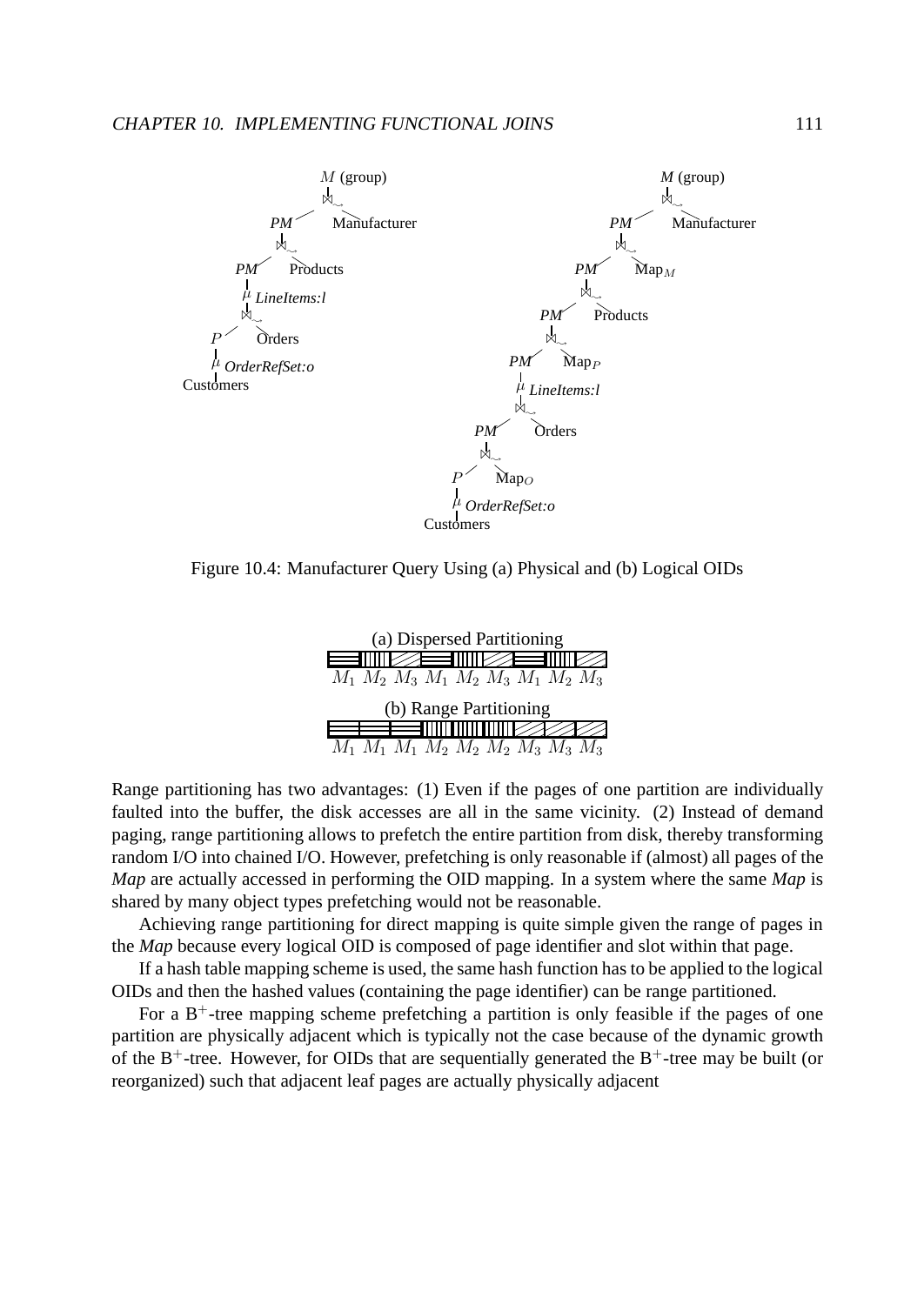Figure 10.4: Manufacturer Query Using (a) Physical and (b) Logical OIDs

(a) Dispersed Partitioning

$M_1$ $M_2$ $M_3$ $M_1$ $M_2$ $M_3$ $M_1$ $M_2$ $M_3$

(b) Range Partitioning

$M_1$ $M_1$ $M_1$ $M_2$ $M_2$ $M_2$ $M_3$ $M_3$ $M_3$

Range partitioning has two advantages: (1) Even if the pages of one partition are individually faulted into the buffer, the disk accesses are all in the same vicinity. (2) Instead of demand paging, range partitioning allows to prefetch the entire partition from disk, thereby transforming random I/O into chained I/O. However, prefetching is only reasonable if (almost) all pages of the *Map* are actually accessed in performing the OID mapping. In a system where the same *Map* is shared by many object types prefetching would not be reasonable.

Achieving range partitioning for direct mapping is quite simple given the range of pages in the *Map* because every logical OID is composed of page identifier and slot within that page.

If a hash table mapping scheme is used, the same hash function has to be applied to the logical OIDs and then the hashed values (containing the page identifier) can be range partitioned.

For a $B^+$-tree mapping scheme prefetching a partition is only feasible if the pages of one partition are physically adjacent which is typically not the case because of the dynamic growth of the $B^+$-tree. However, for OIDs that are sequentially generated the $B^+$-tree may be built (or reorganized) such that adjacent leaf pages are actually physically adjacent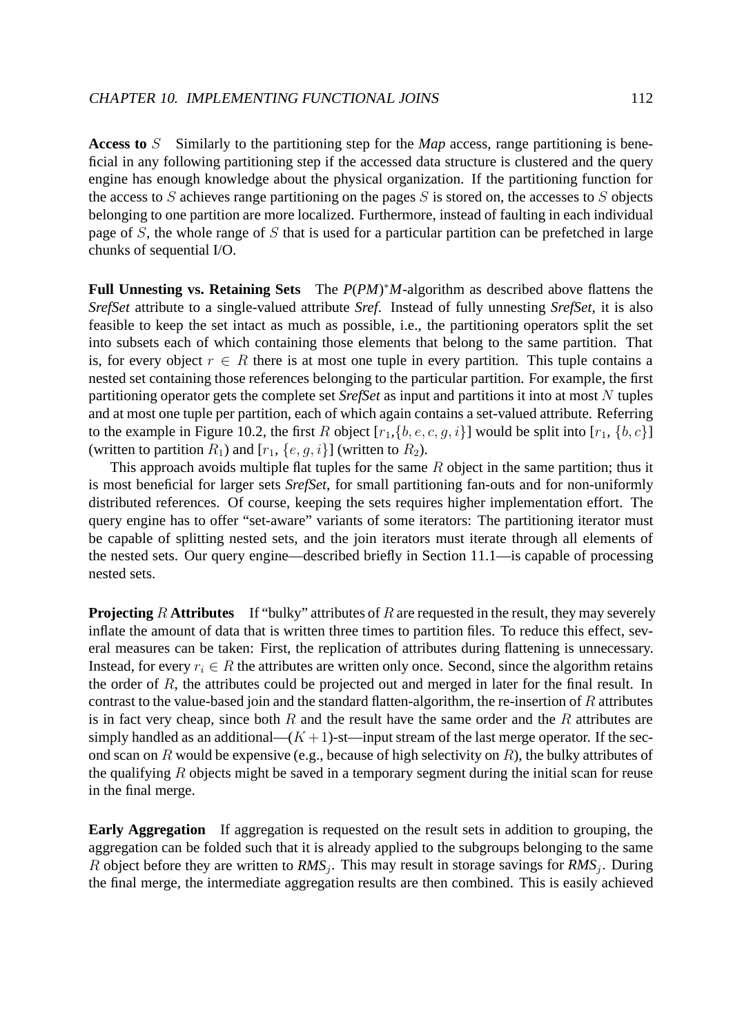**Access to $S$** Similarly to the partitioning step for the *Map* access, range partitioning is beneficial in any following partitioning step if the accessed data structure is clustered and the query engine has enough knowledge about the physical organization. If the partitioning function for the access to $S$ achieves range partitioning on the pages $S$ is stored on, the accesses to $S$ objects belonging to one partition are more localized. Furthermore, instead of faulting in each individual page of $S$, the whole range of $S$ that is used for a particular partition can be prefetched in large chunks of sequential I/O.

**Full Unnesting vs. Retaining Sets** The *P*(*PM*)$^*$*M*-algorithm as described above flattens the *SrefSet* attribute to a single-valued attribute *Sref*. Instead of fully unnesting *SrefSet*, it is also feasible to keep the set intact as much as possible, i.e., the partitioning operators split the set into subsets each of which containing those elements that belong to the same partition. That is, for every object $r \in R$ there is at most one tuple in every partition. This tuple contains a nested set containing those references belonging to the particular partition. For example, the first partitioning operator gets the complete set *SrefSet* as input and partitions it into at most $N$ tuples and at most one tuple per partition, each of which again contains a set-valued attribute. Referring to the example in Figure 10.2, the first $R$ object $[r_1, \{b, e, c, g, i\}]$ would be split into $[r_1, \{b, c\}]$ (written to partition $R_1$) and $[r_1, \{e, g, i\}]$ (written to $R_2$).

This approach avoids multiple flat tuples for the same $R$ object in the same partition; thus it is most beneficial for larger sets *SrefSet*, for small partitioning fan-outs and for non-uniformly distributed references. Of course, keeping the sets requires higher implementation effort. The query engine has to offer "set-aware" variants of some iterators: The partitioning iterator must be capable of splitting nested sets, and the join iterators must iterate through all elements of the nested sets. Our query engine—described briefly in Section 11.1—is capable of processing nested sets.

**Projecting $R$ Attributes** If "bulky" attributes of $R$ are requested in the result, they may severely inflate the amount of data that is written three times to partition files. To reduce this effect, several measures can be taken: First, the replication of attributes during flattening is unnecessary. Instead, for every $r_i \in R$ the attributes are written only once. Second, since the algorithm retains the order of $R$, the attributes could be projected out and merged in later for the final result. In contrast to the value-based join and the standard flatten-algorithm, the re-insertion of $R$ attributes is in fact very cheap, since both $R$ and the result have the same order and the $R$ attributes are simply handled as an additional—$(K+1)$-st—input stream of the last merge operator. If the second scan on $R$ would be expensive (e.g., because of high selectivity on $R$), the bulky attributes of the qualifying $R$ objects might be saved in a temporary segment during the initial scan for reuse in the final merge.

**Early Aggregation** If aggregation is requested on the result sets in addition to grouping, the aggregation can be folded such that it is already applied to the subgroups belonging to the same $R$ object before they are written to *RMS*$_j$. This may result in storage savings for *RMS*$_j$. During the final merge, the intermediate aggregation results are then combined. This is easily achieved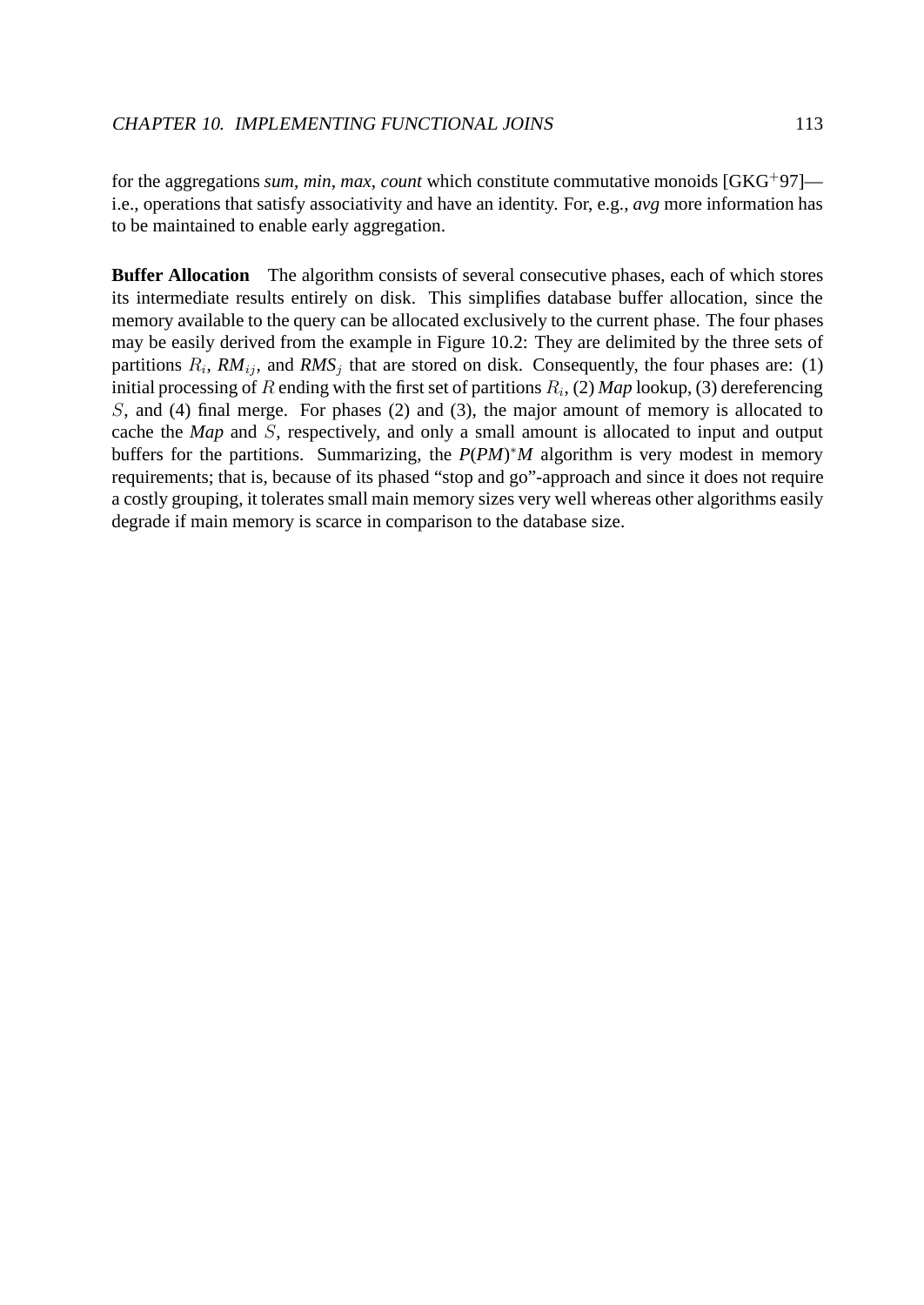for the aggregations *sum*, *min*, *max*, *count* which constitute commutative monoids [GKG[+]97]—i.e., operations that satisfy associativity and have an identity. For, e.g., *avg* more information has to be maintained to enable early aggregation.

**Buffer Allocation** The algorithm consists of several consecutive phases, each of which stores its intermediate results entirely on disk. This simplifies database buffer allocation, since the memory available to the query can be allocated exclusively to the current phase. The four phases may be easily derived from the example in Figure 10.2: They are delimited by the three sets of partitions $R_i$, $\mathit{RM}_{ij}$, and $\mathit{RMS}_j$ that are stored on disk. Consequently, the four phases are: (1) initial processing of $R$ ending with the first set of partitions $R_i$, (2) *Map* lookup, (3) dereferencing $S$, and (4) final merge. For phases (2) and (3), the major amount of memory is allocated to cache the *Map* and $S$, respectively, and only a small amount is allocated to input and output buffers for the partitions. Summarizing, the $P(PM)^*M$ algorithm is very modest in memory requirements; that is, because of its phased "stop and go"-approach and since it does not require a costly grouping, it tolerates small main memory sizes very well whereas other algorithms easily degrade if main memory is scarce in comparison to the database size.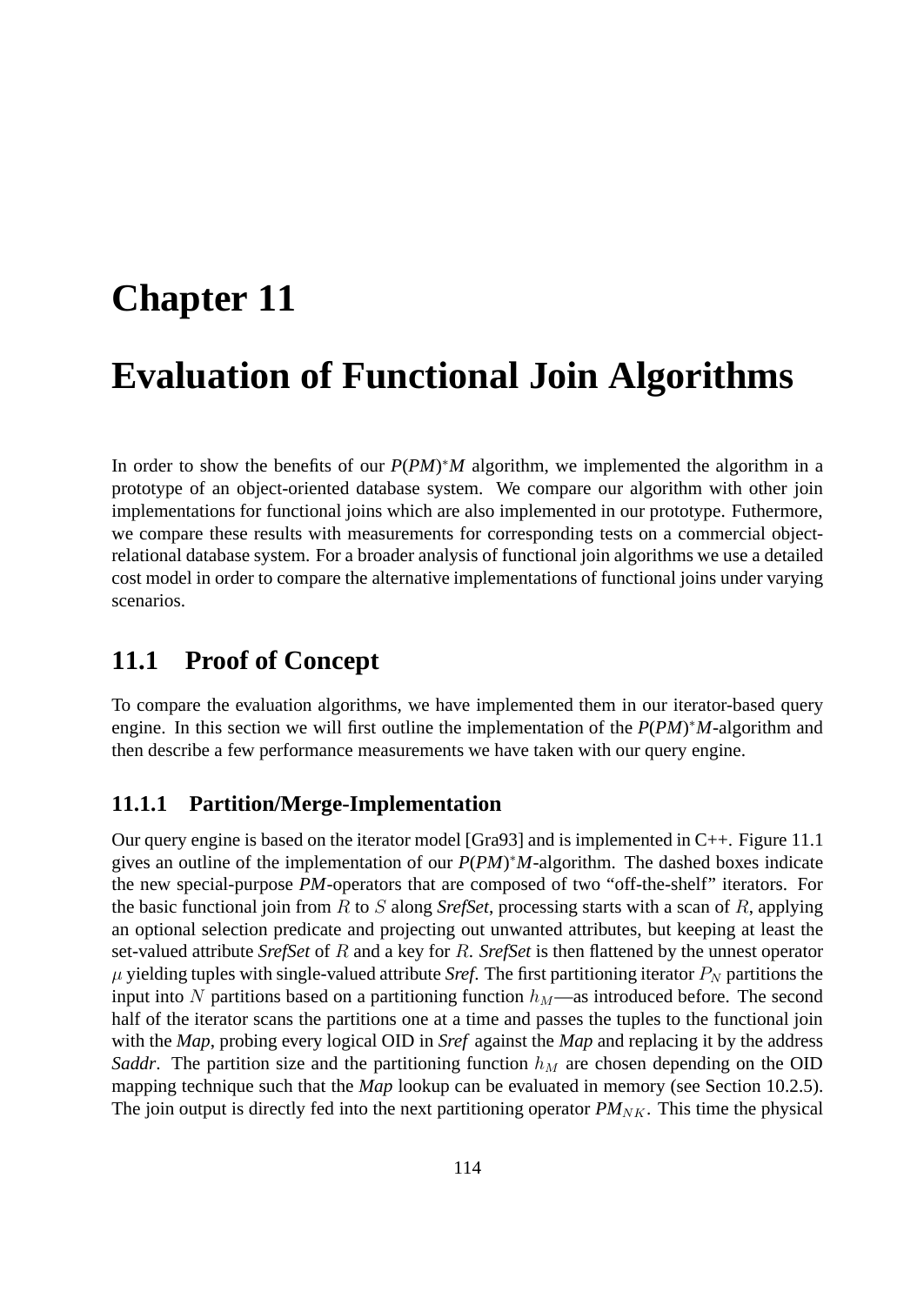# Chapter 11

# Evaluation of Functional Join Algorithms

In order to show the benefits of our *P*(*PM*)$^*$*M* algorithm, we implemented the algorithm in a prototype of an object-oriented database system. We compare our algorithm with other join implementations for functional joins which are also implemented in our prototype. Futhermore, we compare these results with measurements for corresponding tests on a commercial object-relational database system. For a broader analysis of functional join algorithms we use a detailed cost model in order to compare the alternative implementations of functional joins under varying scenarios.

## 11.1 Proof of Concept

To compare the evaluation algorithms, we have implemented them in our iterator-based query engine. In this section we will first outline the implementation of the *P*(*PM*)$^*$*M*-algorithm and then describe a few performance measurements we have taken with our query engine.

### 11.1.1 Partition/Merge-Implementation

Our query engine is based on the iterator model [Gra93] and is implemented in C++. Figure 11.1 gives an outline of the implementation of our *P*(*PM*)$^*$*M*-algorithm. The dashed boxes indicate the new special-purpose *PM*-operators that are composed of two "off-the-shelf" iterators. For the basic functional join from $R$ to $S$ along *SrefSet*, processing starts with a scan of $R$, applying an optional selection predicate and projecting out unwanted attributes, but keeping at least the set-valued attribute *SrefSet* of $R$ and a key for $R$. *SrefSet* is then flattened by the unnest operator $\mu$ yielding tuples with single-valued attribute *Sref*. The first partitioning iterator $P_N$ partitions the input into $N$ partitions based on a partitioning function $h_M$—as introduced before. The second half of the iterator scans the partitions one at a time and passes the tuples to the functional join with the *Map*, probing every logical OID in *Sref* against the *Map* and replacing it by the address *Saddr*. The partition size and the partitioning function $h_M$ are chosen depending on the OID mapping technique such that the *Map* lookup can be evaluated in memory (see Section 10.2.5). The join output is directly fed into the next partitioning operator *PM*$_{NK}$. This time the physical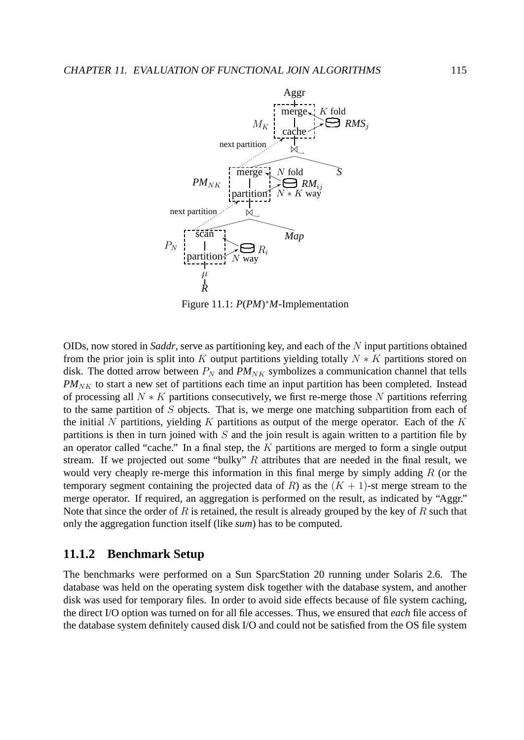Figure 11.1: $P(PM)^*M$-Implementation

OIDs, now stored in *Saddr*, serve as partitioning key, and each of the $N$ input partitions obtained from the prior join is split into $K$ output partitions yielding totally $N * K$ partitions stored on disk. The dotted arrow between $P_N$ and $PM_{NK}$ symbolizes a communication channel that tells $PM_{NK}$ to start a new set of partitions each time an input partition has been completed. Instead of processing all $N * K$ partitions consecutively, we first re-merge those $N$ partitions referring to the same partition of $S$ objects. That is, we merge one matching subpartition from each of the initial $N$ partitions, yielding $K$ partitions as output of the merge operator. Each of the $K$ partitions is then in turn joined with $S$ and the join result is again written to a partition file by an operator called "cache." In a final step, the $K$ partitions are merged to form a single output stream. If we projected out some "bulky" $R$ attributes that are needed in the final result, we would very cheaply re-merge this information in this final merge by simply adding $R$ (or the temporary segment containing the projected data of $R$) as the $(K + 1)$-st merge stream to the merge operator. If required, an aggregation is performed on the result, as indicated by "Aggr." Note that since the order of $R$ is retained, the result is already grouped by the key of $R$ such that only the aggregation function itself (like *sum*) has to be computed.

### 11.1.2 Benchmark Setup

The benchmarks were performed on a Sun SparcStation 20 running under Solaris 2.6. The database was held on the operating system disk together with the database system, and another disk was used for temporary files. In order to avoid side effects because of file system caching, the direct I/O option was turned on for all file accesses. Thus, we ensured that *each* file access of the database system definitely caused disk I/O and could not be satisfied from the OS file system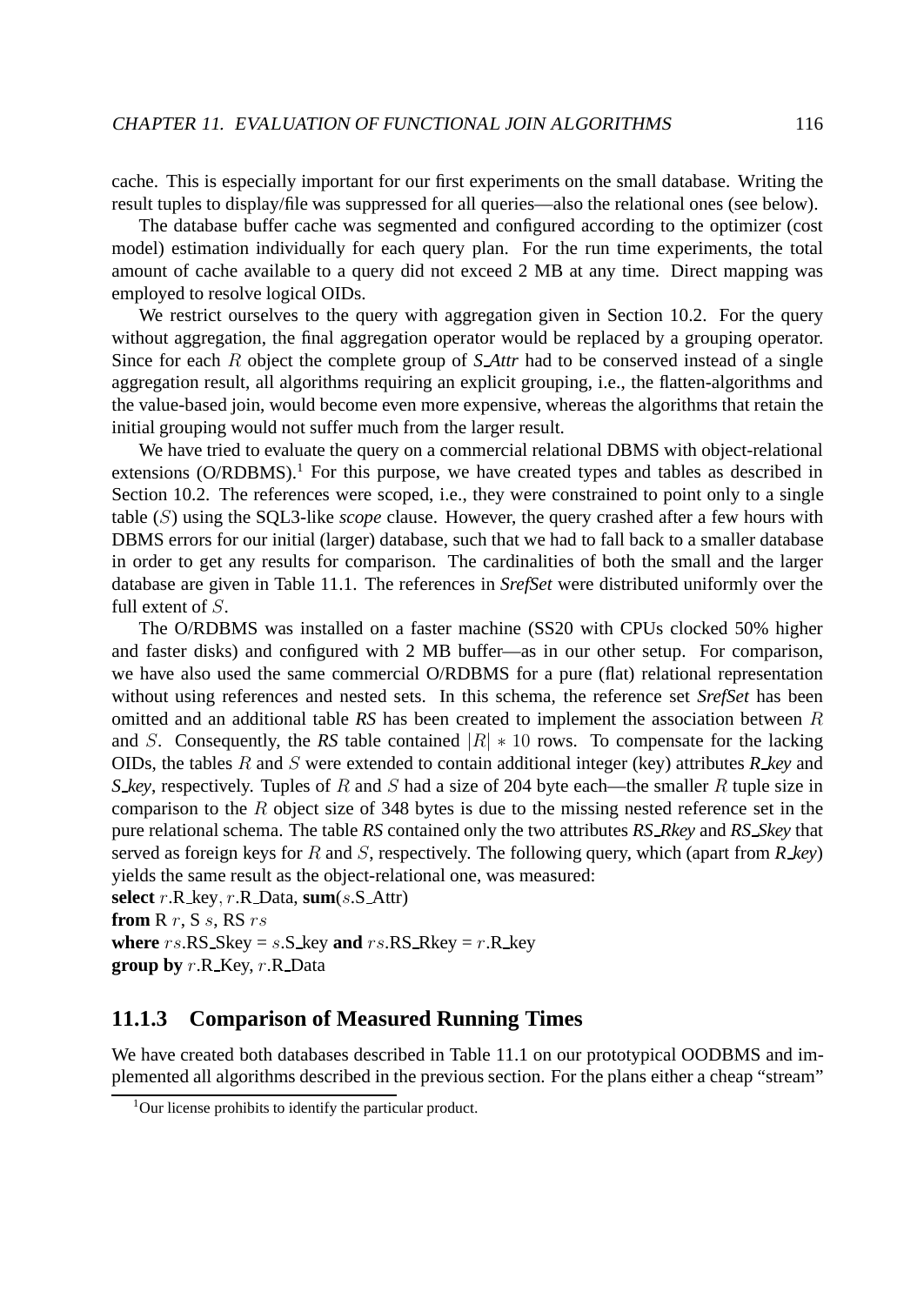cache. This is especially important for our first experiments on the small database. Writing the result tuples to display/file was suppressed for all queries—also the relational ones (see below).

The database buffer cache was segmented and configured according to the optimizer (cost model) estimation individually for each query plan. For the run time experiments, the total amount of cache available to a query did not exceed 2 MB at any time. Direct mapping was employed to resolve logical OIDs.

We restrict ourselves to the query with aggregation given in Section 10.2. For the query without aggregation, the final aggregation operator would be replaced by a grouping operator. Since for each $R$ object the complete group of *S_Attr* had to be conserved instead of a single aggregation result, all algorithms requiring an explicit grouping, i.e., the flatten-algorithms and the value-based join, would become even more expensive, whereas the algorithms that retain the initial grouping would not suffer much from the larger result.

We have tried to evaluate the query on a commercial relational DBMS with object-relational extensions (O/RDBMS).[1] For this purpose, we have created types and tables as described in Section 10.2. The references were scoped, i.e., they were constrained to point only to a single table ($S$) using the SQL3-like *scope* clause. However, the query crashed after a few hours with DBMS errors for our initial (larger) database, such that we had to fall back to a smaller database in order to get any results for comparison. The cardinalities of both the small and the larger database are given in Table 11.1. The references in *SrefSet* were distributed uniformly over the full extent of $S$.

The O/RDBMS was installed on a faster machine (SS20 with CPUs clocked 50% higher and faster disks) and configured with 2 MB buffer—as in our other setup. For comparison, we have also used the same commercial O/RDBMS for a pure (flat) relational representation without using references and nested sets. In this schema, the reference set *SrefSet* has been omitted and an additional table ***RS*** has been created to implement the association between $R$ and $S$. Consequently, the ***RS*** table contained $|R| * 10$ rows. To compensate for the lacking OIDs, the tables $R$ and $S$ were extended to contain additional integer (key) attributes ***R_key*** and ***S_key***, respectively. Tuples of $R$ and $S$ had a size of 204 byte each—the smaller $R$ tuple size in comparison to the $R$ object size of 348 bytes is due to the missing nested reference set in the pure relational schema. The table ***RS*** contained only the two attributes ***RS_Rkey*** and ***RS_Skey*** that served as foreign keys for $R$ and $S$, respectively. The following query, which (apart from ***R_key***) yields the same result as the object-relational one, was measured:

**select** $r$.R_key, $r$.R_Data, **sum**($s$.S_Attr)
**from** R $r$, S $s$, RS $rs$
**where** $rs$.RS_Skey = $s$.S_key **and** $rs$.RS_Rkey = $r$.R_key
**group by** $r$.R_Key, $r$.R_Data

### 11.1.3 Comparison of Measured Running Times

We have created both databases described in Table 11.1 on our prototypical OODBMS and implemented all algorithms described in the previous section. For the plans either a cheap "stream"

[1] Our license prohibits to identify the particular product.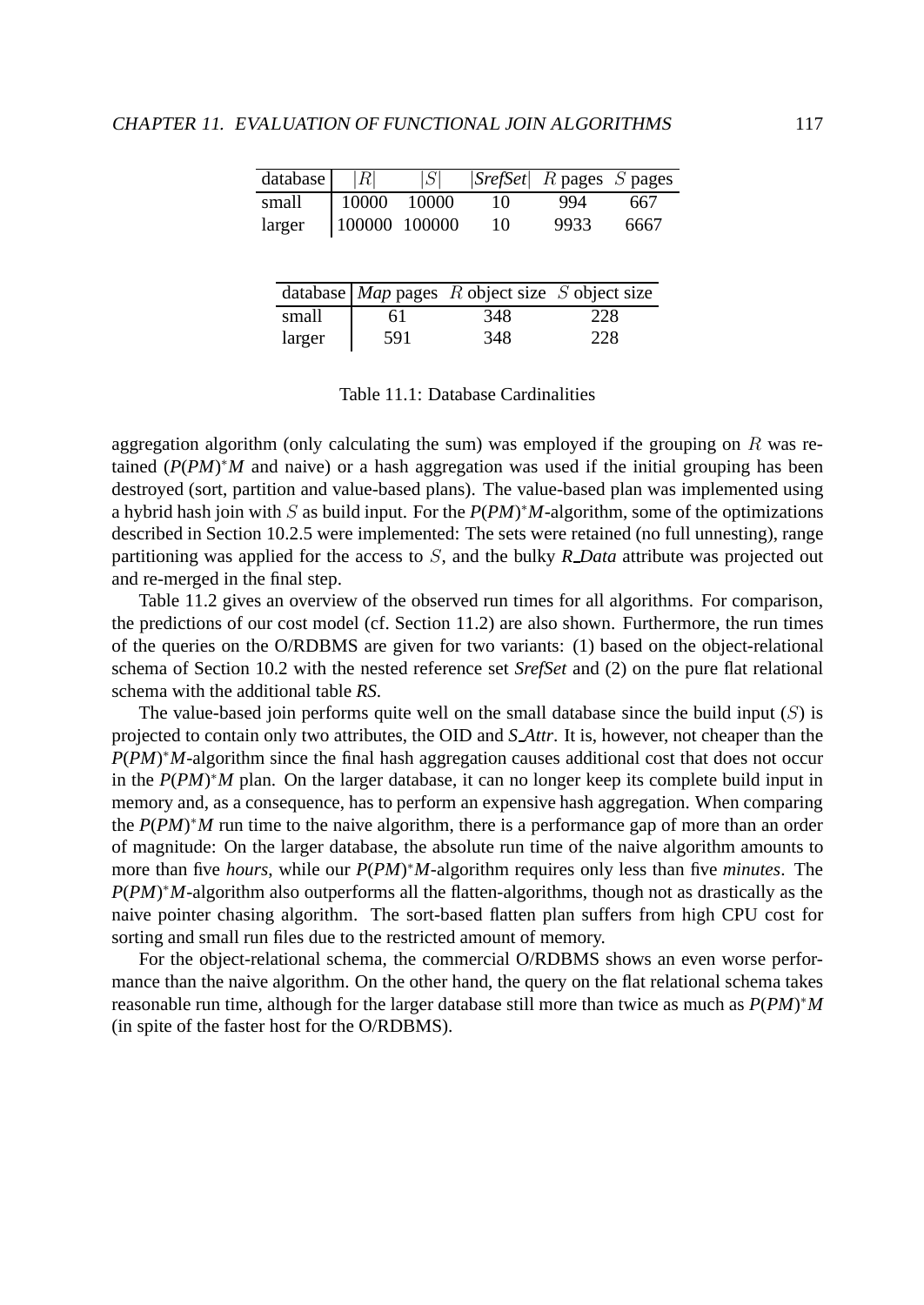| database | $\|R\|$ | $\|S\|$ | $\|$*SrefSet*$\|$ | $R$ pages | $S$ pages |
|---|---|---|---|---|---|
| small | 10000 | 10000 | 10 | 994 | 667 |
| larger | 100000 | 100000 | 10 | 9933 | 6667 |

| database | *Map* pages | $R$ object size | $S$ object size |
|---|---|---|---|
| small | 61 | 348 | 228 |
| larger | 591 | 348 | 228 |

Table 11.1: Database Cardinalities

aggregation algorithm (only calculating the sum) was employed if the grouping on $R$ was retained (*P*(*PM*)$^*$*M* and naive) or a hash aggregation was used if the initial grouping has been destroyed (sort, partition and value-based plans). The value-based plan was implemented using a hybrid hash join with $S$ as build input. For the *P*(*PM*)$^*$*M*-algorithm, some of the optimizations described in Section 10.2.5 were implemented: The sets were retained (no full unnesting), range partitioning was applied for the access to $S$, and the bulky *R_Data* attribute was projected out and re-merged in the final step.

Table 11.2 gives an overview of the observed run times for all algorithms. For comparison, the predictions of our cost model (cf. Section 11.2) are also shown. Furthermore, the run times of the queries on the O/RDBMS are given for two variants: (1) based on the object-relational schema of Section 10.2 with the nested reference set *SrefSet* and (2) on the pure flat relational schema with the additional table *RS*.

The value-based join performs quite well on the small database since the build input ($S$) is projected to contain only two attributes, the OID and *S_Attr*. It is, however, not cheaper than the *P*(*PM*)$^*$*M*-algorithm since the final hash aggregation causes additional cost that does not occur in the *P*(*PM*)$^*$*M* plan. On the larger database, it can no longer keep its complete build input in memory and, as a consequence, has to perform an expensive hash aggregation. When comparing the *P*(*PM*)$^*$*M* run time to the naive algorithm, there is a performance gap of more than an order of magnitude: On the larger database, the absolute run time of the naive algorithm amounts to more than five *hours*, while our *P*(*PM*)$^*$*M*-algorithm requires only less than five *minutes*. The *P*(*PM*)$^*$*M*-algorithm also outperforms all the flatten-algorithms, though not as drastically as the naive pointer chasing algorithm. The sort-based flatten plan suffers from high CPU cost for sorting and small run files due to the restricted amount of memory.

For the object-relational schema, the commercial O/RDBMS shows an even worse performance than the naive algorithm. On the other hand, the query on the flat relational schema takes reasonable run time, although for the larger database still more than twice as much as *P*(*PM*)$^*$*M* (in spite of the faster host for the O/RDBMS).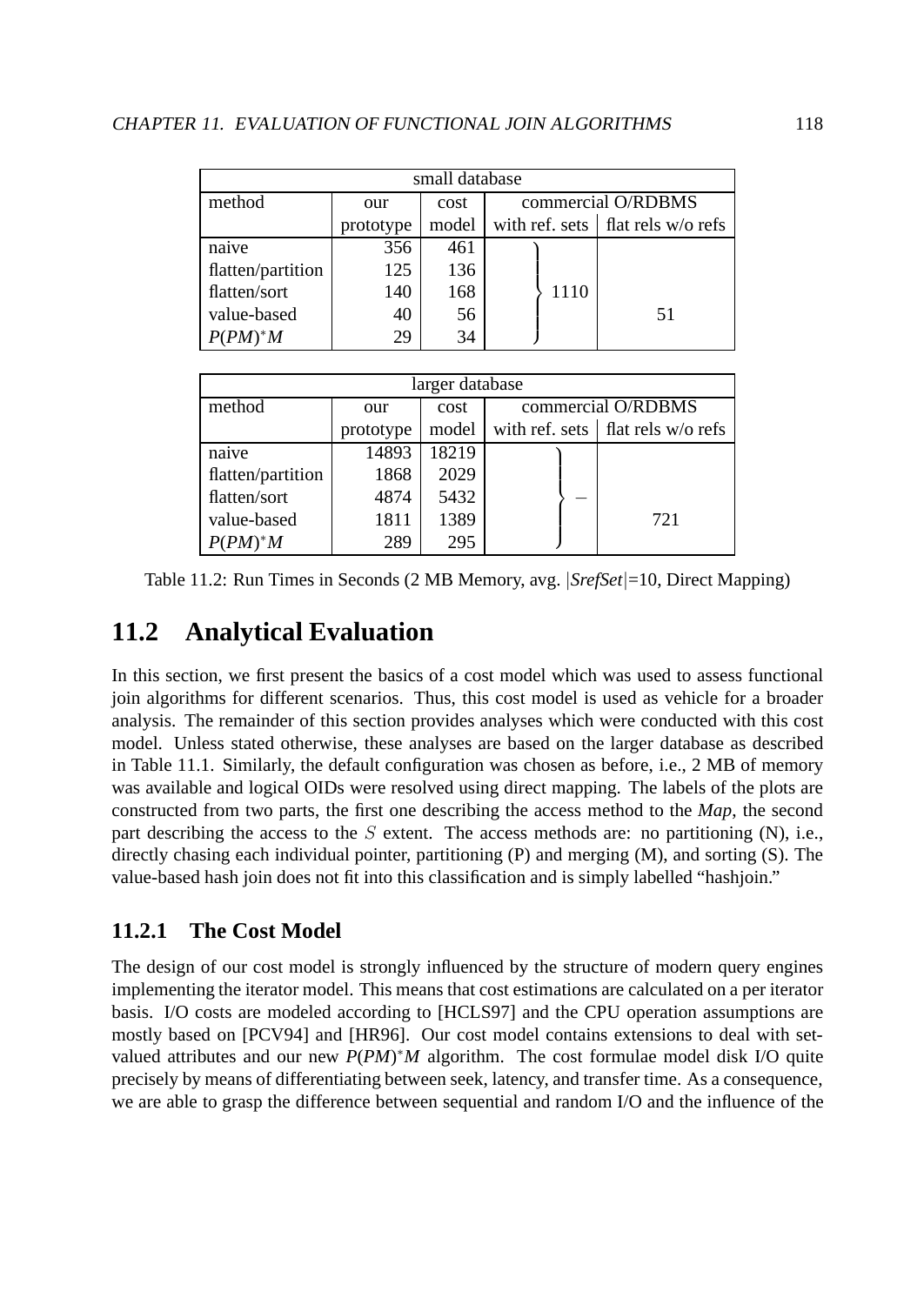| small database | | | | |
|---|---|---|---|---|
| method | our prototype | cost model | commercial O/RDBMS with ref. sets | commercial O/RDBMS flat rels w/o refs |
| naive | 356 | 461 | 1110 | |
| flatten/partition | 125 | 136 | | |
| flatten/sort | 140 | 168 | | |
| value-based | 40 | 56 | | 51 |
| $P(PM)^*M$ | 29 | 34 | | |

| larger database | | | | |
|---|---|---|---|---|
| method | our prototype | cost model | commercial O/RDBMS with ref. sets | commercial O/RDBMS flat rels w/o refs |
| naive | 14893 | 18219 | – | |
| flatten/partition | 1868 | 2029 | | |
| flatten/sort | 4874 | 5432 | | |
| value-based | 1811 | 1389 | | 721 |
| $P(PM)^*M$ | 289 | 295 | | |

Table 11.2: Run Times in Seconds (2 MB Memory, avg. $|SrefSet|$=10, Direct Mapping)

## 11.2 Analytical Evaluation

In this section, we first present the basics of a cost model which was used to assess functional join algorithms for different scenarios. Thus, this cost model is used as vehicle for a broader analysis. The remainder of this section provides analyses which were conducted with this cost model. Unless stated otherwise, these analyses are based on the larger database as described in Table 11.1. Similarly, the default configuration was chosen as before, i.e., 2 MB of memory was available and logical OIDs were resolved using direct mapping. The labels of the plots are constructed from two parts, the first one describing the access method to the *Map*, the second part describing the access to the $S$ extent. The access methods are: no partitioning (N), i.e., directly chasing each individual pointer, partitioning (P) and merging (M), and sorting (S). The value-based hash join does not fit into this classification and is simply labelled "hashjoin."

### 11.2.1 The Cost Model

The design of our cost model is strongly influenced by the structure of modern query engines implementing the iterator model. This means that cost estimations are calculated on a per iterator basis. I/O costs are modeled according to [HCLS97] and the CPU operation assumptions are mostly based on [PCV94] and [HR96]. Our cost model contains extensions to deal with set-valued attributes and our new $P(PM)^*M$ algorithm. The cost formulae model disk I/O quite precisely by means of differentiating between seek, latency, and transfer time. As a consequence, we are able to grasp the difference between sequential and random I/O and the influence of the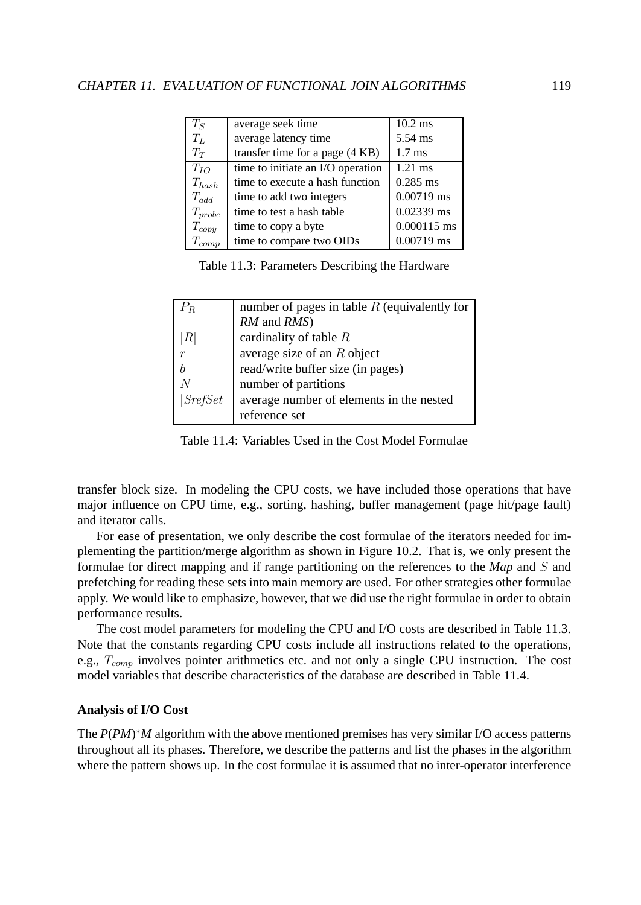| | | |
|---|---|---|
| $T_S$ | average seek time | 10.2 ms |
| $T_L$ | average latency time | 5.54 ms |
| $T_T$ | transfer time for a page (4 KB) | 1.7 ms |
| $T_{IO}$ | time to initiate an I/O operation | 1.21 ms |
| $T_{hash}$ | time to execute a hash function | 0.285 ms |
| $T_{add}$ | time to add two integers | 0.00719 ms |
| $T_{probe}$ | time to test a hash table | 0.02339 ms |
| $T_{copy}$ | time to copy a byte | 0.000115 ms |
| $T_{comp}$ | time to compare two OIDs | 0.00719 ms |

Table 11.3: Parameters Describing the Hardware

| | |
|---|---|
| $P_R$ | number of pages in table $R$ (equivalently for *RM* and *RMS*) |
| $\|R\|$ | cardinality of table $R$ |
| $r$ | average size of an $R$ object |
| $b$ | read/write buffer size (in pages) |
| $N$ | number of partitions |
| $\|SrefSet\|$ | average number of elements in the nested reference set |

Table 11.4: Variables Used in the Cost Model Formulae

transfer block size. In modeling the CPU costs, we have included those operations that have major influence on CPU time, e.g., sorting, hashing, buffer management (page hit/page fault) and iterator calls.

For ease of presentation, we only describe the cost formulae of the iterators needed for implementing the partition/merge algorithm as shown in Figure 10.2. That is, we only present the formulae for direct mapping and if range partitioning on the references to the ***Map*** and $S$ and prefetching for reading these sets into main memory are used. For other strategies other formulae apply. We would like to emphasize, however, that we did use the right formulae in order to obtain performance results.

The cost model parameters for modeling the CPU and I/O costs are described in Table 11.3. Note that the constants regarding CPU costs include all instructions related to the operations, e.g., $T_{comp}$ involves pointer arithmetics etc. and not only a single CPU instruction. The cost model variables that describe characteristics of the database are described in Table 11.4.

**Analysis of I/O Cost**

The *P*(*PM*)$^*$*M* algorithm with the above mentioned premises has very similar I/O access patterns throughout all its phases. Therefore, we describe the patterns and list the phases in the algorithm where the pattern shows up. In the cost formulae it is assumed that no inter-operator interference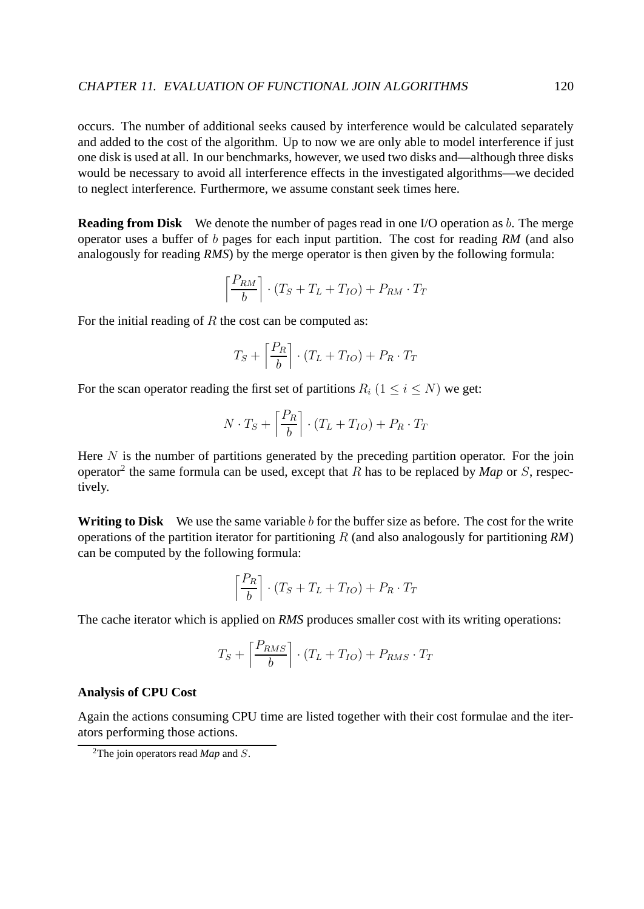occurs. The number of additional seeks caused by interference would be calculated separately and added to the cost of the algorithm. Up to now we are only able to model interference if just one disk is used at all. In our benchmarks, however, we used two disks and—although three disks would be necessary to avoid all interference effects in the investigated algorithms—we decided to neglect interference. Furthermore, we assume constant seek times here.

**Reading from Disk** We denote the number of pages read in one I/O operation as $b$. The merge operator uses a buffer of $b$ pages for each input partition. The cost for reading ***RM*** (and also analogously for reading ***RMS***) by the merge operator is then given by the following formula:

$$\left\lceil \frac{P_{RM}}{b} \right\rceil \cdot (T_S + T_L + T_{IO}) + P_{RM} \cdot T_T$$

For the initial reading of $R$ the cost can be computed as:

$$T_S + \left\lceil \frac{P_R}{b} \right\rceil \cdot (T_L + T_{IO}) + P_R \cdot T_T$$

For the scan operator reading the first set of partitions $R_i$ $(1 \leq i \leq N)$ we get:

$$N \cdot T_S + \left\lceil \frac{P_R}{b} \right\rceil \cdot (T_L + T_{IO}) + P_R \cdot T_T$$

Here $N$ is the number of partitions generated by the preceding partition operator. For the join operator[2] the same formula can be used, except that $R$ has to be replaced by ***Map*** or $S$, respectively.

**Writing to Disk** We use the same variable $b$ for the buffer size as before. The cost for the write operations of the partition iterator for partitioning $R$ (and also analogously for partitioning ***RM***) can be computed by the following formula:

$$\left\lceil \frac{P_R}{b} \right\rceil \cdot (T_S + T_L + T_{IO}) + P_R \cdot T_T$$

The cache iterator which is applied on ***RMS*** produces smaller cost with its writing operations:

$$T_S + \left\lceil \frac{P_{RMS}}{b} \right\rceil \cdot (T_L + T_{IO}) + P_{RMS} \cdot T_T$$

**Analysis of CPU Cost**

Again the actions consuming CPU time are listed together with their cost formulae and the iterators performing those actions.

[2] The join operators read ***Map*** and $S$.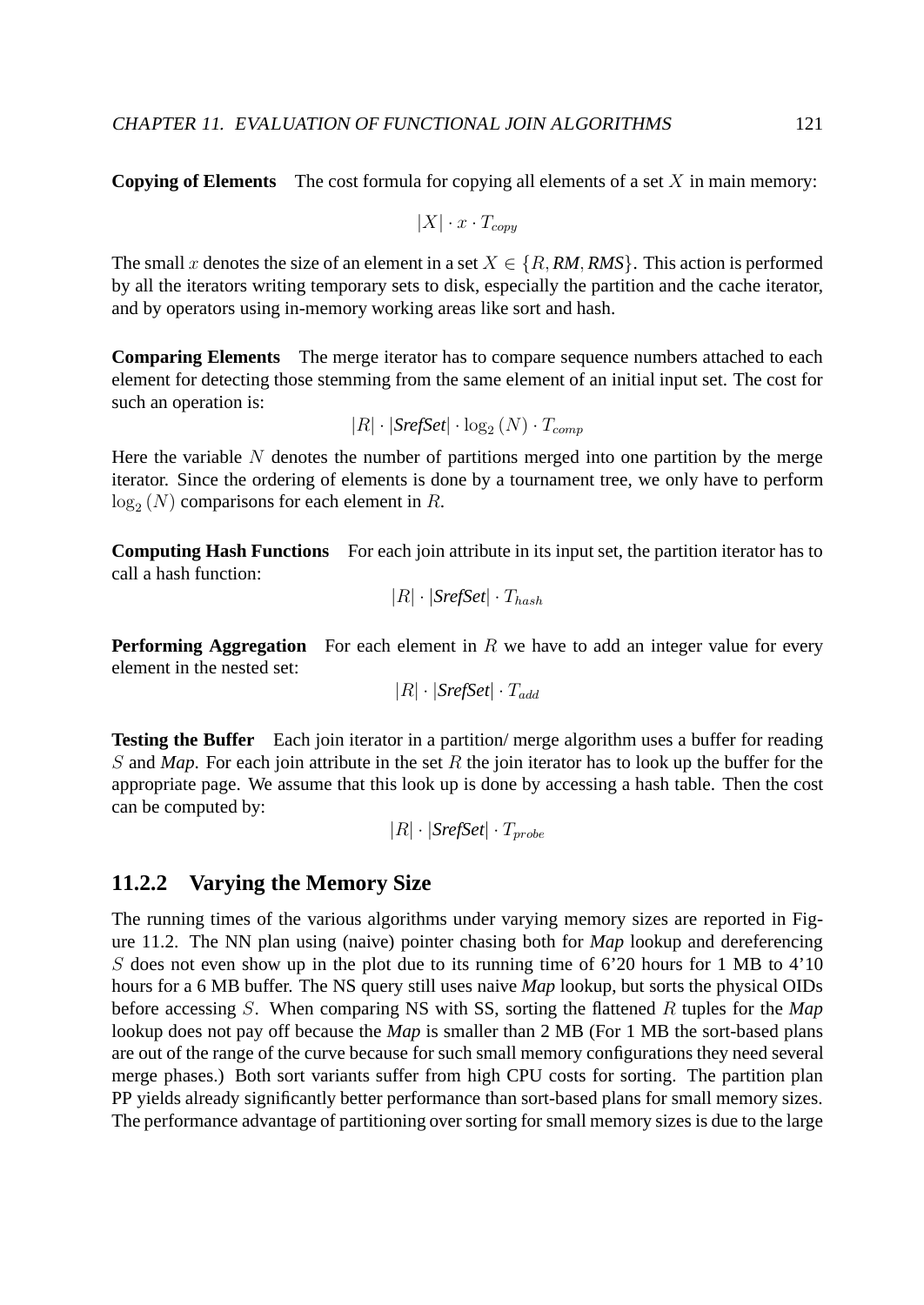**Copying of Elements** The cost formula for copying all elements of a set $X$ in main memory:

$$|X| \cdot x \cdot T_{copy}$$

The small $x$ denotes the size of an element in a set $X \in \{R, \textit{RM}, \textit{RMS}\}$. This action is performed by all the iterators writing temporary sets to disk, especially the partition and the cache iterator, and by operators using in-memory working areas like sort and hash.

**Comparing Elements** The merge iterator has to compare sequence numbers attached to each element for detecting those stemming from the same element of an initial input set. The cost for such an operation is:

$$|R| \cdot |\textit{SrefSet}| \cdot \log_2(N) \cdot T_{comp}$$

Here the variable $N$ denotes the number of partitions merged into one partition by the merge iterator. Since the ordering of elements is done by a tournament tree, we only have to perform $\log_2(N)$ comparisons for each element in $R$.

**Computing Hash Functions** For each join attribute in its input set, the partition iterator has to call a hash function:

$$|R| \cdot |\textit{SrefSet}| \cdot T_{hash}$$

**Performing Aggregation** For each element in $R$ we have to add an integer value for every element in the nested set:

$$|R| \cdot |\textit{SrefSet}| \cdot T_{add}$$

**Testing the Buffer** Each join iterator in a partition/ merge algorithm uses a buffer for reading $S$ and *Map*. For each join attribute in the set $R$ the join iterator has to look up the buffer for the appropriate page. We assume that this look up is done by accessing a hash table. Then the cost can be computed by:

$$|R| \cdot |\textit{SrefSet}| \cdot T_{probe}$$

### 11.2.2 Varying the Memory Size

The running times of the various algorithms under varying memory sizes are reported in Figure 11.2. The NN plan using (naive) pointer chasing both for *Map* lookup and dereferencing $S$ does not even show up in the plot due to its running time of 6'20 hours for 1 MB to 4'10 hours for a 6 MB buffer. The NS query still uses naive *Map* lookup, but sorts the physical OIDs before accessing $S$. When comparing NS with SS, sorting the flattened $R$ tuples for the *Map* lookup does not pay off because the *Map* is smaller than 2 MB (For 1 MB the sort-based plans are out of the range of the curve because for such small memory configurations they need several merge phases.) Both sort variants suffer from high CPU costs for sorting. The partition plan PP yields already significantly better performance than sort-based plans for small memory sizes. The performance advantage of partitioning over sorting for small memory sizes is due to the large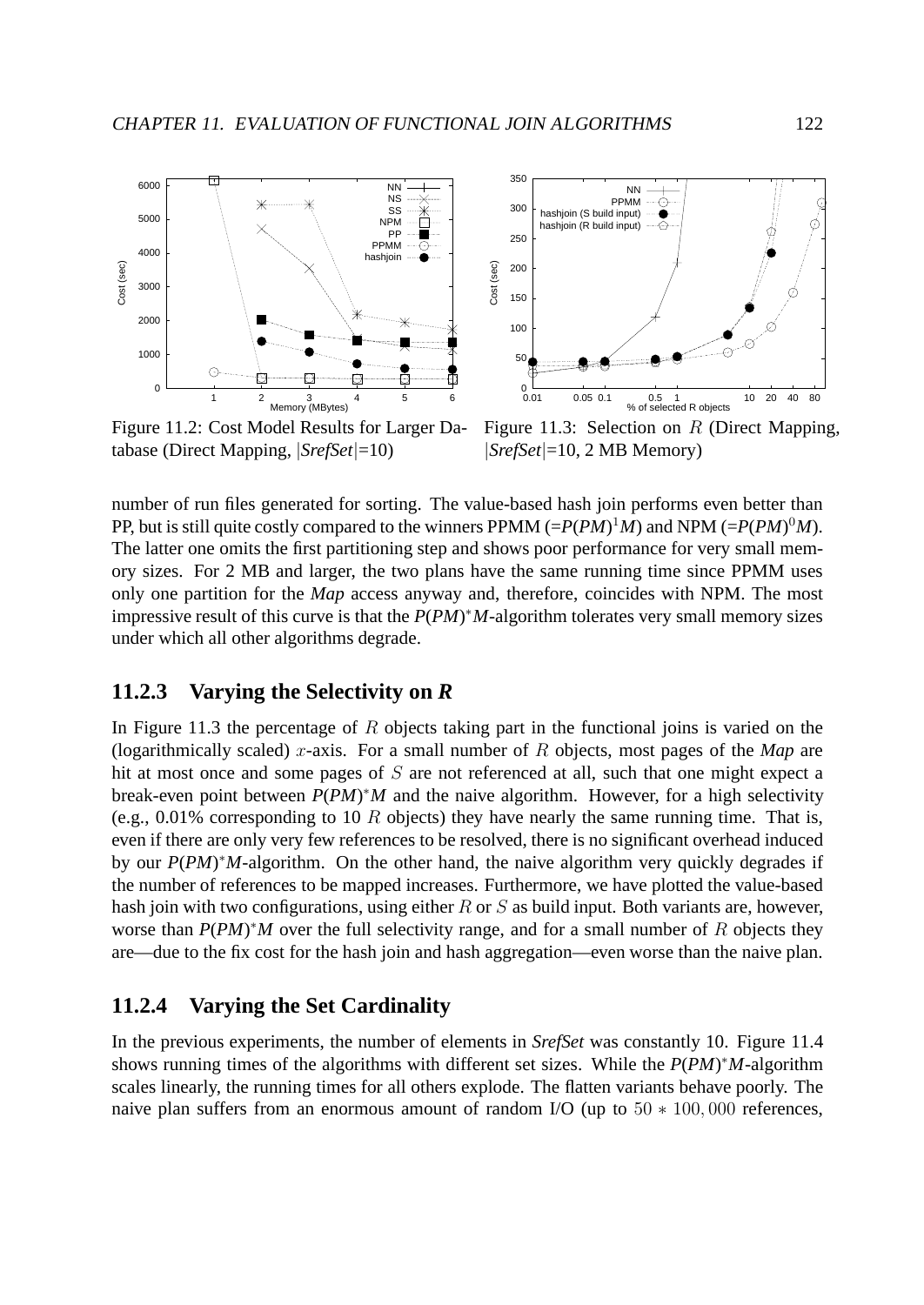Figure 11.2: Cost Model Results for Larger Database (Direct Mapping, $|SrefSet|$=10)

Figure 11.3: Selection on $R$ (Direct Mapping, $|SrefSet|$=10, 2 MB Memory)

number of run files generated for sorting. The value-based hash join performs even better than PP, but is still quite costly compared to the winners PPMM (=$P(PM)^1M$) and NPM (=$P(PM)^0M$). The latter one omits the first partitioning step and shows poor performance for very small memory sizes. For 2 MB and larger, the two plans have the same running time since PPMM uses only one partition for the *Map* access anyway and, therefore, coincides with NPM. The most impressive result of this curve is that the $P(PM)^*M$-algorithm tolerates very small memory sizes under which all other algorithms degrade.

### 11.2.3 Varying the Selectivity on *R*

In Figure 11.3 the percentage of $R$ objects taking part in the functional joins is varied on the (logarithmically scaled) $x$-axis. For a small number of $R$ objects, most pages of the *Map* are hit at most once and some pages of $S$ are not referenced at all, such that one might expect a break-even point between $P(PM)^*M$ and the naive algorithm. However, for a high selectivity (e.g., 0.01% corresponding to 10 $R$ objects) they have nearly the same running time. That is, even if there are only very few references to be resolved, there is no significant overhead induced by our $P(PM)^*M$-algorithm. On the other hand, the naive algorithm very quickly degrades if the number of references to be mapped increases. Furthermore, we have plotted the value-based hash join with two configurations, using either $R$ or $S$ as build input. Both variants are, however, worse than $P(PM)^*M$ over the full selectivity range, and for a small number of $R$ objects they are—due to the fix cost for the hash join and hash aggregation—even worse than the naive plan.

### 11.2.4 Varying the Set Cardinality

In the previous experiments, the number of elements in *SrefSet* was constantly 10. Figure 11.4 shows running times of the algorithms with different set sizes. While the $P(PM)^*M$-algorithm scales linearly, the running times for all others explode. The flatten variants behave poorly. The naive plan suffers from an enormous amount of random I/O (up to $50 * 100,000$ references,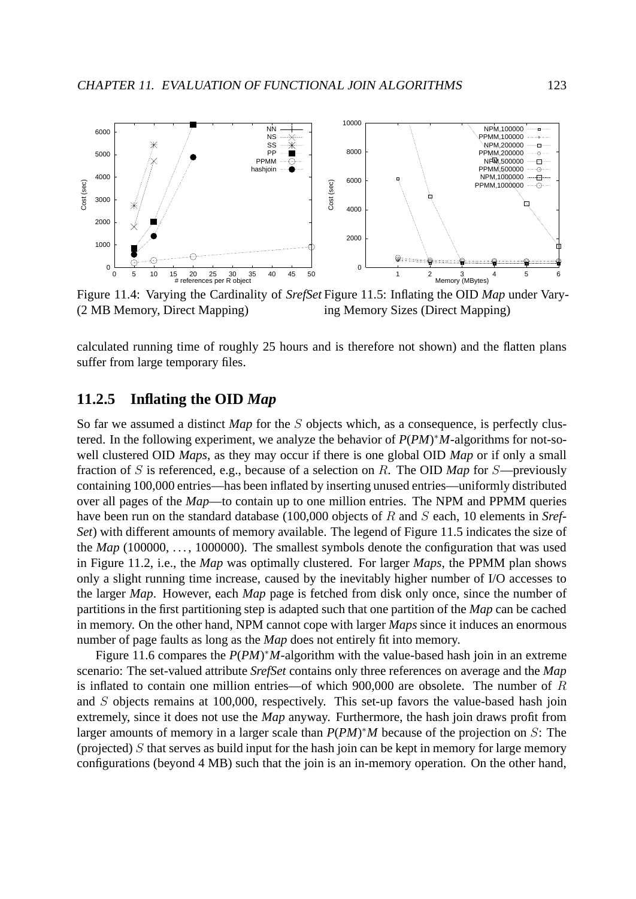Figure 11.4: Varying the Cardinality of *SrefSet* (2 MB Memory, Direct Mapping)

Figure 11.5: Inflating the OID *Map* under Varying Memory Sizes (Direct Mapping)

calculated running time of roughly 25 hours and is therefore not shown) and the flatten plans suffer from large temporary files.

### 11.2.5 Inflating the OID *Map*

So far we assumed a distinct *Map* for the $S$ objects which, as a consequence, is perfectly clustered. In the following experiment, we analyze the behavior of *P*(*PM*)$^*$*M*-algorithms for not-so-well clustered OID *Maps*, as they may occur if there is one global OID *Map* or if only a small fraction of $S$ is referenced, e.g., because of a selection on $R$. The OID *Map* for $S$—previously containing 100,000 entries—has been inflated by inserting unused entries—uniformly distributed over all pages of the *Map*—to contain up to one million entries. The NPM and PPMM queries have been run on the standard database (100,000 objects of $R$ and $S$ each, 10 elements in *SrefSet*) with different amounts of memory available. The legend of Figure 11.5 indicates the size of the *Map* (100000, ..., 1000000). The smallest symbols denote the configuration that was used in Figure 11.2, i.e., the *Map* was optimally clustered. For larger *Maps*, the PPMM plan shows only a slight running time increase, caused by the inevitably higher number of I/O accesses to the larger *Map*. However, each *Map* page is fetched from disk only once, since the number of partitions in the first partitioning step is adapted such that one partition of the *Map* can be cached in memory. On the other hand, NPM cannot cope with larger *Maps* since it induces an enormous number of page faults as long as the *Map* does not entirely fit into memory.

Figure 11.6 compares the *P*(*PM*)$^*$*M*-algorithm with the value-based hash join in an extreme scenario: The set-valued attribute *SrefSet* contains only three references on average and the *Map* is inflated to contain one million entries—of which 900,000 are obsolete. The number of $R$ and $S$ objects remains at 100,000, respectively. This set-up favors the value-based hash join extremely, since it does not use the *Map* anyway. Furthermore, the hash join draws profit from larger amounts of memory in a larger scale than *P*(*PM*)$^*$*M* because of the projection on $S$: The (projected) $S$ that serves as build input for the hash join can be kept in memory for large memory configurations (beyond 4 MB) such that the join is an in-memory operation. On the other hand,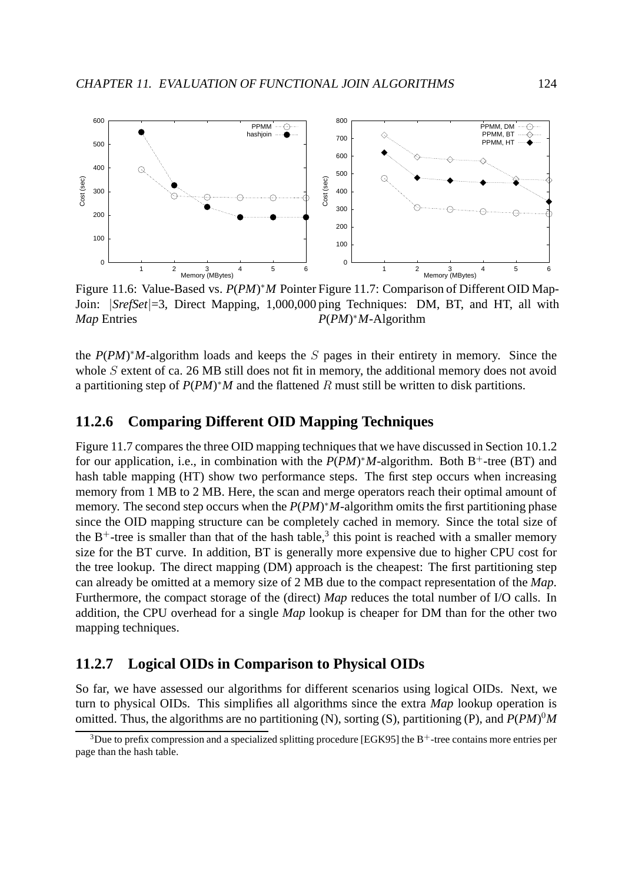Figure 11.6: Value-Based vs. $P(PM)^*M$ Pointer Join: $|SrefSet|$=3, Direct Mapping, 1,000,000 *Map* Entries

Figure 11.7: Comparison of Different OID Mapping Techniques: DM, BT, and HT, all with $P(PM)^*M$-Algorithm

the $P(PM)^*M$-algorithm loads and keeps the $S$ pages in their entirety in memory. Since the whole $S$ extent of ca. 26 MB still does not fit in memory, the additional memory does not avoid a partitioning step of $P(PM)^*M$ and the flattened $R$ must still be written to disk partitions.

### 11.2.6 Comparing Different OID Mapping Techniques

Figure 11.7 compares the three OID mapping techniques that we have discussed in Section 10.1.2 for our application, i.e., in combination with the $P(PM)^*M$-algorithm. Both $B^+$-tree (BT) and hash table mapping (HT) show two performance steps. The first step occurs when increasing memory from 1 MB to 2 MB. Here, the scan and merge operators reach their optimal amount of memory. The second step occurs when the $P(PM)^*M$-algorithm omits the first partitioning phase since the OID mapping structure can be completely cached in memory. Since the total size of the $B^+$-tree is smaller than that of the hash table,[3] this point is reached with a smaller memory size for the BT curve. In addition, BT is generally more expensive due to higher CPU cost for the tree lookup. The direct mapping (DM) approach is the cheapest: The first partitioning step can already be omitted at a memory size of 2 MB due to the compact representation of the *Map*. Furthermore, the compact storage of the (direct) *Map* reduces the total number of I/O calls. In addition, the CPU overhead for a single *Map* lookup is cheaper for DM than for the other two mapping techniques.

### 11.2.7 Logical OIDs in Comparison to Physical OIDs

So far, we have assessed our algorithms for different scenarios using logical OIDs. Next, we turn to physical OIDs. This simplifies all algorithms since the extra *Map* lookup operation is omitted. Thus, the algorithms are no partitioning (N), sorting (S), partitioning (P), and $P(PM)^0M$

[3] Due to prefix compression and a specialized splitting procedure [EGK95] the $B^+$-tree contains more entries per page than the hash table.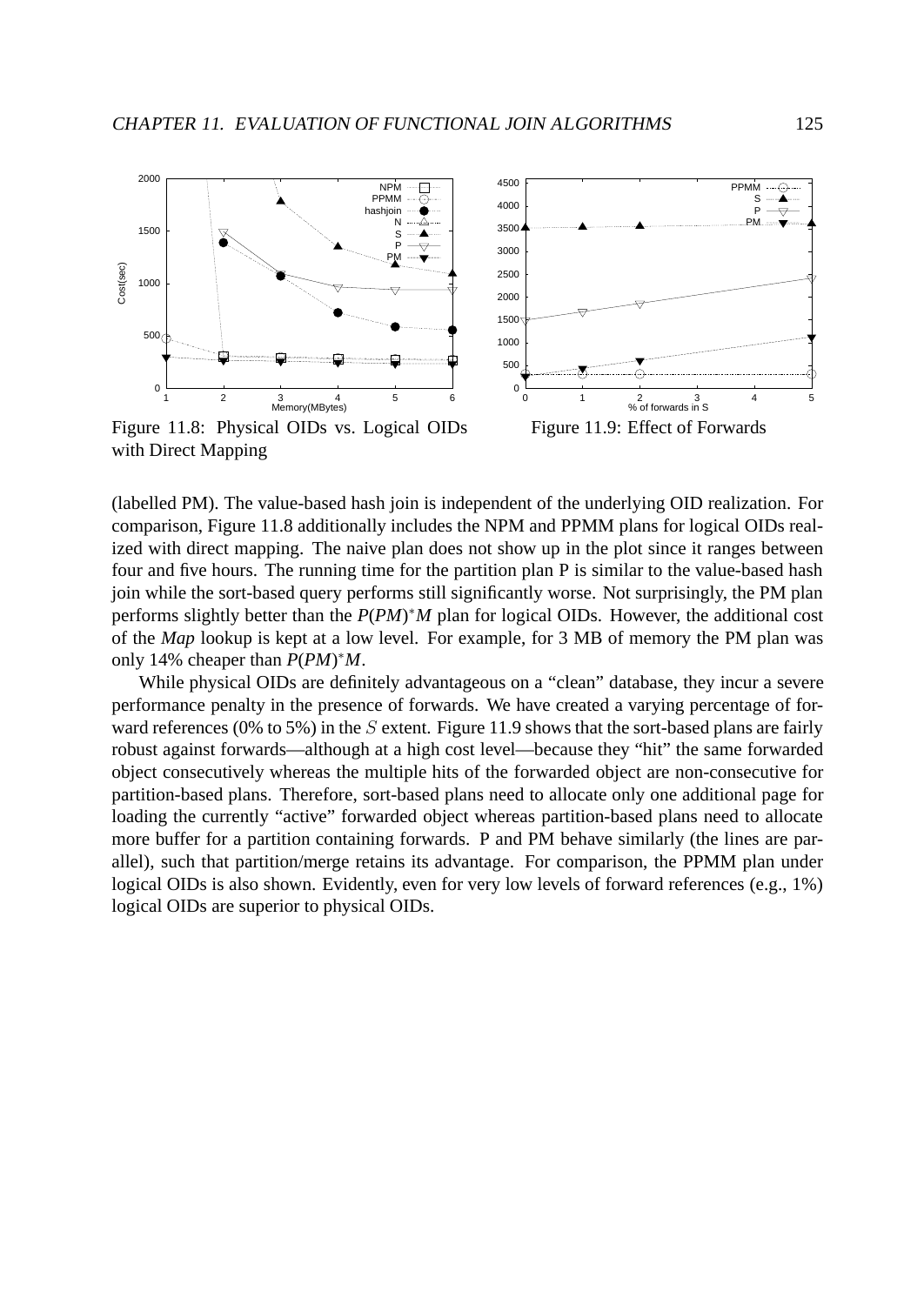Figure 11.8: Physical OIDs vs. Logical OIDs with Direct Mapping

Figure 11.9: Effect of Forwards

(labelled PM). The value-based hash join is independent of the underlying OID realization. For comparison, Figure 11.8 additionally includes the NPM and PPMM plans for logical OIDs realized with direct mapping. The naive plan does not show up in the plot since it ranges between four and five hours. The running time for the partition plan P is similar to the value-based hash join while the sort-based query performs still significantly worse. Not surprisingly, the PM plan performs slightly better than the $P(PM)^*M$ plan for logical OIDs. However, the additional cost of the *Map* lookup is kept at a low level. For example, for 3 MB of memory the PM plan was only 14% cheaper than $P(PM)^*M$.

While physical OIDs are definitely advantageous on a "clean" database, they incur a severe performance penalty in the presence of forwards. We have created a varying percentage of forward references (0% to 5%) in the $S$ extent. Figure 11.9 shows that the sort-based plans are fairly robust against forwards—although at a high cost level—because they "hit" the same forwarded object consecutively whereas the multiple hits of the forwarded object are non-consecutive for partition-based plans. Therefore, sort-based plans need to allocate only one additional page for loading the currently "active" forwarded object whereas partition-based plans need to allocate more buffer for a partition containing forwards. P and PM behave similarly (the lines are parallel), such that partition/merge retains its advantage. For comparison, the PPMM plan under logical OIDs is also shown. Evidently, even for very low levels of forward references (e.g., 1%) logical OIDs are superior to physical OIDs.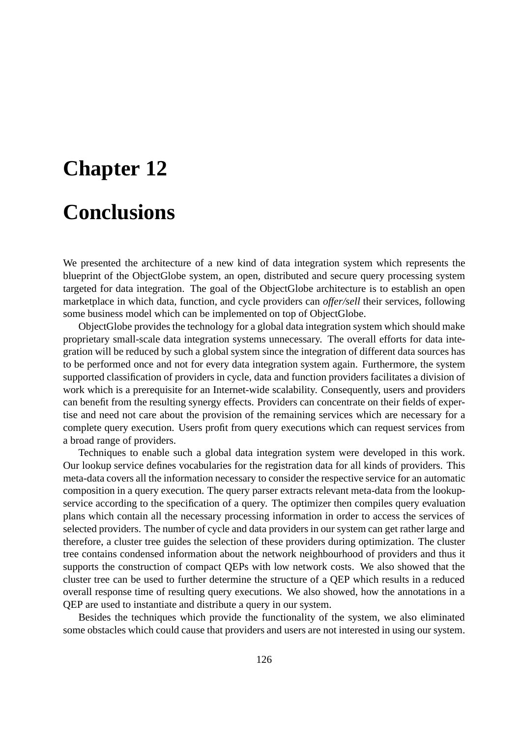# Chapter 12

# Conclusions

We presented the architecture of a new kind of data integration system which represents the blueprint of the ObjectGlobe system, an open, distributed and secure query processing system targeted for data integration. The goal of the ObjectGlobe architecture is to establish an open marketplace in which data, function, and cycle providers can *offer/sell* their services, following some business model which can be implemented on top of ObjectGlobe.

ObjectGlobe provides the technology for a global data integration system which should make proprietary small-scale data integration systems unnecessary. The overall efforts for data integration will be reduced by such a global system since the integration of different data sources has to be performed once and not for every data integration system again. Furthermore, the system supported classification of providers in cycle, data and function providers facilitates a division of work which is a prerequisite for an Internet-wide scalability. Consequently, users and providers can benefit from the resulting synergy effects. Providers can concentrate on their fields of expertise and need not care about the provision of the remaining services which are necessary for a complete query execution. Users profit from query executions which can request services from a broad range of providers.

Techniques to enable such a global data integration system were developed in this work. Our lookup service defines vocabularies for the registration data for all kinds of providers. This meta-data covers all the information necessary to consider the respective service for an automatic composition in a query execution. The query parser extracts relevant meta-data from the lookup-service according to the specification of a query. The optimizer then compiles query evaluation plans which contain all the necessary processing information in order to access the services of selected providers. The number of cycle and data providers in our system can get rather large and therefore, a cluster tree guides the selection of these providers during optimization. The cluster tree contains condensed information about the network neighbourhood of providers and thus it supports the construction of compact QEPs with low network costs. We also showed that the cluster tree can be used to further determine the structure of a QEP which results in a reduced overall response time of resulting query executions. We also showed, how the annotations in a QEP are used to instantiate and distribute a query in our system.

Besides the techniques which provide the functionality of the system, we also eliminated some obstacles which could cause that providers and users are not interested in using our system.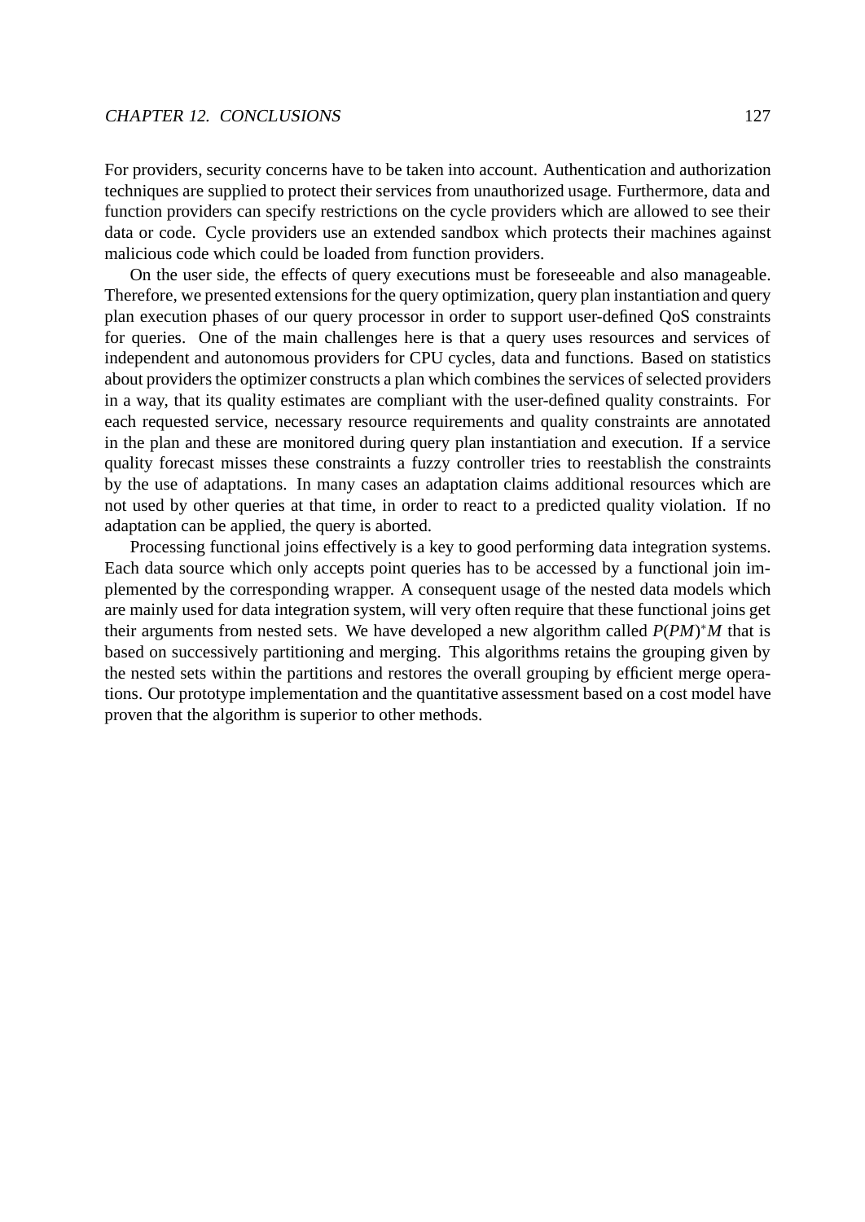For providers, security concerns have to be taken into account. Authentication and authorization techniques are supplied to protect their services from unauthorized usage. Furthermore, data and function providers can specify restrictions on the cycle providers which are allowed to see their data or code. Cycle providers use an extended sandbox which protects their machines against malicious code which could be loaded from function providers.

On the user side, the effects of query executions must be foreseeable and also manageable. Therefore, we presented extensions for the query optimization, query plan instantiation and query plan execution phases of our query processor in order to support user-defined QoS constraints for queries. One of the main challenges here is that a query uses resources and services of independent and autonomous providers for CPU cycles, data and functions. Based on statistics about providers the optimizer constructs a plan which combines the services of selected providers in a way, that its quality estimates are compliant with the user-defined quality constraints. For each requested service, necessary resource requirements and quality constraints are annotated in the plan and these are monitored during query plan instantiation and execution. If a service quality forecast misses these constraints a fuzzy controller tries to reestablish the constraints by the use of adaptations. In many cases an adaptation claims additional resources which are not used by other queries at that time, in order to react to a predicted quality violation. If no adaptation can be applied, the query is aborted.

Processing functional joins effectively is a key to good performing data integration systems. Each data source which only accepts point queries has to be accessed by a functional join implemented by the corresponding wrapper. A consequent usage of the nested data models which are mainly used for data integration system, will very often require that these functional joins get their arguments from nested sets. We have developed a new algorithm called $P(PM)^{*}M$ that is based on successively partitioning and merging. This algorithms retains the grouping given by the nested sets within the partitions and restores the overall grouping by efficient merge operations. Our prototype implementation and the quantitative assessment based on a cost model have proven that the algorithm is superior to other methods.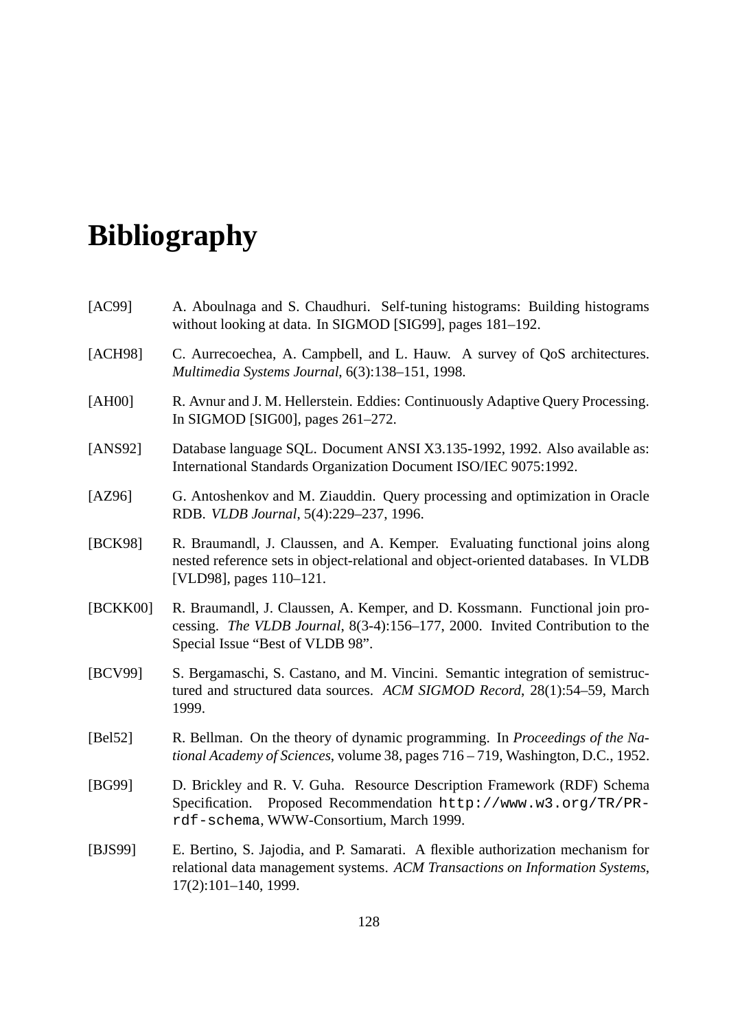# Bibliography

[AC99] A. Aboulnaga and S. Chaudhuri. Self-tuning histograms: Building histograms without looking at data. In SIGMOD [SIG99], pages 181–192.

[ACH98] C. Aurrecoechea, A. Campbell, and L. Hauw. A survey of QoS architectures. *Multimedia Systems Journal*, 6(3):138–151, 1998.

[AH00] R. Avnur and J. M. Hellerstein. Eddies: Continuously Adaptive Query Processing. In SIGMOD [SIG00], pages 261–272.

[ANS92] Database language SQL. Document ANSI X3.135-1992, 1992. Also available as: International Standards Organization Document ISO/IEC 9075:1992.

[AZ96] G. Antoshenkov and M. Ziauddin. Query processing and optimization in Oracle RDB. *VLDB Journal*, 5(4):229–237, 1996.

[BCK98] R. Braumandl, J. Claussen, and A. Kemper. Evaluating functional joins along nested reference sets in object-relational and object-oriented databases. In VLDB [VLD98], pages 110–121.

[BCKK00] R. Braumandl, J. Claussen, A. Kemper, and D. Kossmann. Functional join processing. *The VLDB Journal*, 8(3-4):156–177, 2000. Invited Contribution to the Special Issue "Best of VLDB 98".

[BCV99] S. Bergamaschi, S. Castano, and M. Vincini. Semantic integration of semistructured and structured data sources. *ACM SIGMOD Record*, 28(1):54–59, March 1999.

[Bel52] R. Bellman. On the theory of dynamic programming. In *Proceedings of the National Academy of Sciences*, volume 38, pages 716 – 719, Washington, D.C., 1952.

[BG99] D. Brickley and R. V. Guha. Resource Description Framework (RDF) Schema Specification. Proposed Recommendation `http://www.w3.org/TR/PR-rdf-schema`, WWW-Consortium, March 1999.

[BJS99] E. Bertino, S. Jajodia, and P. Samarati. A flexible authorization mechanism for relational data management systems. *ACM Transactions on Information Systems*, 17(2):101–140, 1999.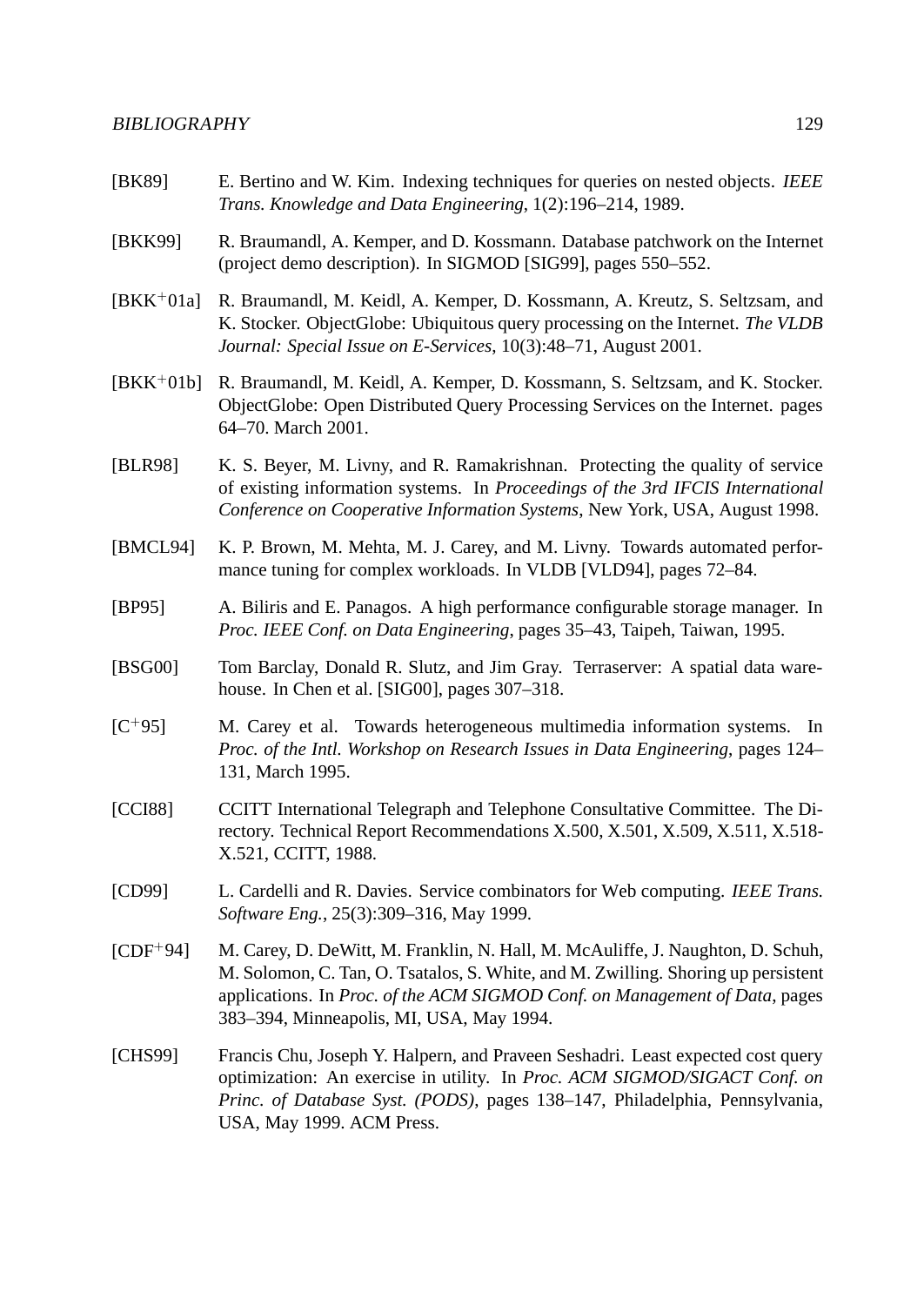[BK89] E. Bertino and W. Kim. Indexing techniques for queries on nested objects. *IEEE Trans. Knowledge and Data Engineering*, 1(2):196–214, 1989.

[BKK99] R. Braumandl, A. Kemper, and D. Kossmann. Database patchwork on the Internet (project demo description). In SIGMOD [SIG99], pages 550–552.

[BKK+01a] R. Braumandl, M. Keidl, A. Kemper, D. Kossmann, A. Kreutz, S. Seltzsam, and K. Stocker. ObjectGlobe: Ubiquitous query processing on the Internet. *The VLDB Journal: Special Issue on E-Services*, 10(3):48–71, August 2001.

[BKK+01b] R. Braumandl, M. Keidl, A. Kemper, D. Kossmann, S. Seltzsam, and K. Stocker. ObjectGlobe: Open Distributed Query Processing Services on the Internet. pages 64–70. March 2001.

[BLR98] K. S. Beyer, M. Livny, and R. Ramakrishnan. Protecting the quality of service of existing information systems. In *Proceedings of the 3rd IFCIS International Conference on Cooperative Information Systems*, New York, USA, August 1998.

[BMCL94] K. P. Brown, M. Mehta, M. J. Carey, and M. Livny. Towards automated performance tuning for complex workloads. In VLDB [VLD94], pages 72–84.

[BP95] A. Biliris and E. Panagos. A high performance configurable storage manager. In *Proc. IEEE Conf. on Data Engineering*, pages 35–43, Taipeh, Taiwan, 1995.

[BSG00] Tom Barclay, Donald R. Slutz, and Jim Gray. Terraserver: A spatial data warehouse. In Chen et al. [SIG00], pages 307–318.

[C+95] M. Carey et al. Towards heterogeneous multimedia information systems. In *Proc. of the Intl. Workshop on Research Issues in Data Engineering*, pages 124–131, March 1995.

[CCI88] CCITT International Telegraph and Telephone Consultative Committee. The Directory. Technical Report Recommendations X.500, X.501, X.509, X.511, X.518-X.521, CCITT, 1988.

[CD99] L. Cardelli and R. Davies. Service combinators for Web computing. *IEEE Trans. Software Eng.*, 25(3):309–316, May 1999.

[CDF+94] M. Carey, D. DeWitt, M. Franklin, N. Hall, M. McAuliffe, J. Naughton, D. Schuh, M. Solomon, C. Tan, O. Tsatalos, S. White, and M. Zwilling. Shoring up persistent applications. In *Proc. of the ACM SIGMOD Conf. on Management of Data*, pages 383–394, Minneapolis, MI, USA, May 1994.

[CHS99] Francis Chu, Joseph Y. Halpern, and Praveen Seshadri. Least expected cost query optimization: An exercise in utility. In *Proc. ACM SIGMOD/SIGACT Conf. on Princ. of Database Syst. (PODS)*, pages 138–147, Philadelphia, Pennsylvania, USA, May 1999. ACM Press.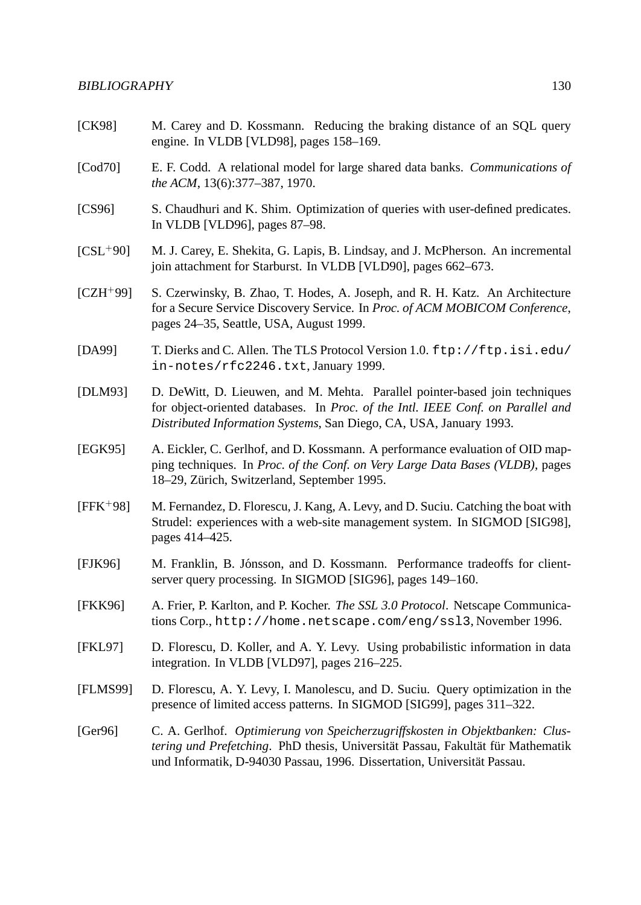[CK98] M. Carey and D. Kossmann. Reducing the braking distance of an SQL query engine. In VLDB [VLD98], pages 158–169.

[Cod70] E. F. Codd. A relational model for large shared data banks. *Communications of the ACM*, 13(6):377–387, 1970.

[CS96] S. Chaudhuri and K. Shim. Optimization of queries with user-defined predicates. In VLDB [VLD96], pages 87–98.

[CSL+90] M. J. Carey, E. Shekita, G. Lapis, B. Lindsay, and J. McPherson. An incremental join attachment for Starburst. In VLDB [VLD90], pages 662–673.

[CZH+99] S. Czerwinsky, B. Zhao, T. Hodes, A. Joseph, and R. H. Katz. An Architecture for a Secure Service Discovery Service. In *Proc. of ACM MOBICOM Conference*, pages 24–35, Seattle, USA, August 1999.

[DA99] T. Dierks and C. Allen. The TLS Protocol Version 1.0. `ftp://ftp.isi.edu/in-notes/rfc2246.txt`, January 1999.

[DLM93] D. DeWitt, D. Lieuwen, and M. Mehta. Parallel pointer-based join techniques for object-oriented databases. In *Proc. of the Intl. IEEE Conf. on Parallel and Distributed Information Systems*, San Diego, CA, USA, January 1993.

[EGK95] A. Eickler, C. Gerlhof, and D. Kossmann. A performance evaluation of OID mapping techniques. In *Proc. of the Conf. on Very Large Data Bases (VLDB)*, pages 18–29, Zürich, Switzerland, September 1995.

[FFK+98] M. Fernandez, D. Florescu, J. Kang, A. Levy, and D. Suciu. Catching the boat with Strudel: experiences with a web-site management system. In SIGMOD [SIG98], pages 414–425.

[FJK96] M. Franklin, B. Jónsson, and D. Kossmann. Performance tradeoffs for client-server query processing. In SIGMOD [SIG96], pages 149–160.

[FKK96] A. Frier, P. Karlton, and P. Kocher. *The SSL 3.0 Protocol*. Netscape Communications Corp., `http://home.netscape.com/eng/ssl3`, November 1996.

[FKL97] D. Florescu, D. Koller, and A. Y. Levy. Using probabilistic information in data integration. In VLDB [VLD97], pages 216–225.

[FLMS99] D. Florescu, A. Y. Levy, I. Manolescu, and D. Suciu. Query optimization in the presence of limited access patterns. In SIGMOD [SIG99], pages 311–322.

[Ger96] C. A. Gerlhof. *Optimierung von Speicherzugriffskosten in Objektbanken: Clustering und Prefetching*. PhD thesis, Universität Passau, Fakultät für Mathematik und Informatik, D-94030 Passau, 1996. Dissertation, Universität Passau.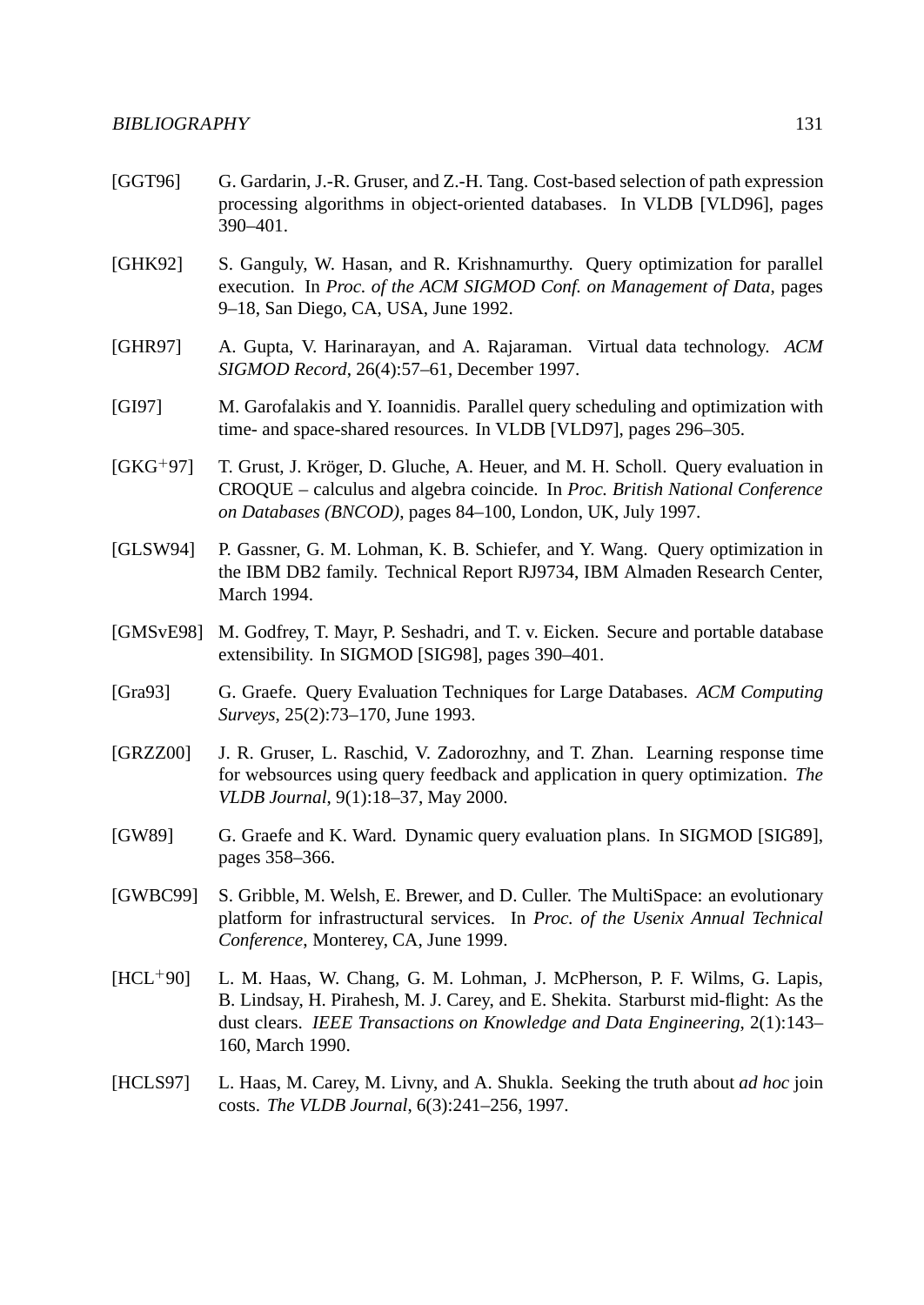[GGT96] G. Gardarin, J.-R. Gruser, and Z.-H. Tang. Cost-based selection of path expression processing algorithms in object-oriented databases. In VLDB [VLD96], pages 390–401.

[GHK92] S. Ganguly, W. Hasan, and R. Krishnamurthy. Query optimization for parallel execution. In *Proc. of the ACM SIGMOD Conf. on Management of Data*, pages 9–18, San Diego, CA, USA, June 1992.

[GHR97] A. Gupta, V. Harinarayan, and A. Rajaraman. Virtual data technology. *ACM SIGMOD Record*, 26(4):57–61, December 1997.

[GI97] M. Garofalakis and Y. Ioannidis. Parallel query scheduling and optimization with time- and space-shared resources. In VLDB [VLD97], pages 296–305.

[GKG+97] T. Grust, J. Kröger, D. Gluche, A. Heuer, and M. H. Scholl. Query evaluation in CROQUE – calculus and algebra coincide. In *Proc. British National Conference on Databases (BNCOD)*, pages 84–100, London, UK, July 1997.

[GLSW94] P. Gassner, G. M. Lohman, K. B. Schiefer, and Y. Wang. Query optimization in the IBM DB2 family. Technical Report RJ9734, IBM Almaden Research Center, March 1994.

[GMSvE98] M. Godfrey, T. Mayr, P. Seshadri, and T. v. Eicken. Secure and portable database extensibility. In SIGMOD [SIG98], pages 390–401.

[Gra93] G. Graefe. Query Evaluation Techniques for Large Databases. *ACM Computing Surveys*, 25(2):73–170, June 1993.

[GRZZ00] J. R. Gruser, L. Raschid, V. Zadorozhny, and T. Zhan. Learning response time for websources using query feedback and application in query optimization. *The VLDB Journal*, 9(1):18–37, May 2000.

[GW89] G. Graefe and K. Ward. Dynamic query evaluation plans. In SIGMOD [SIG89], pages 358–366.

[GWBC99] S. Gribble, M. Welsh, E. Brewer, and D. Culler. The MultiSpace: an evolutionary platform for infrastructural services. In *Proc. of the Usenix Annual Technical Conference*, Monterey, CA, June 1999.

[HCL+90] L. M. Haas, W. Chang, G. M. Lohman, J. McPherson, P. F. Wilms, G. Lapis, B. Lindsay, H. Pirahesh, M. J. Carey, and E. Shekita. Starburst mid-flight: As the dust clears. *IEEE Transactions on Knowledge and Data Engineering*, 2(1):143–160, March 1990.

[HCLS97] L. Haas, M. Carey, M. Livny, and A. Shukla. Seeking the truth about *ad hoc* join costs. *The VLDB Journal*, 6(3):241–256, 1997.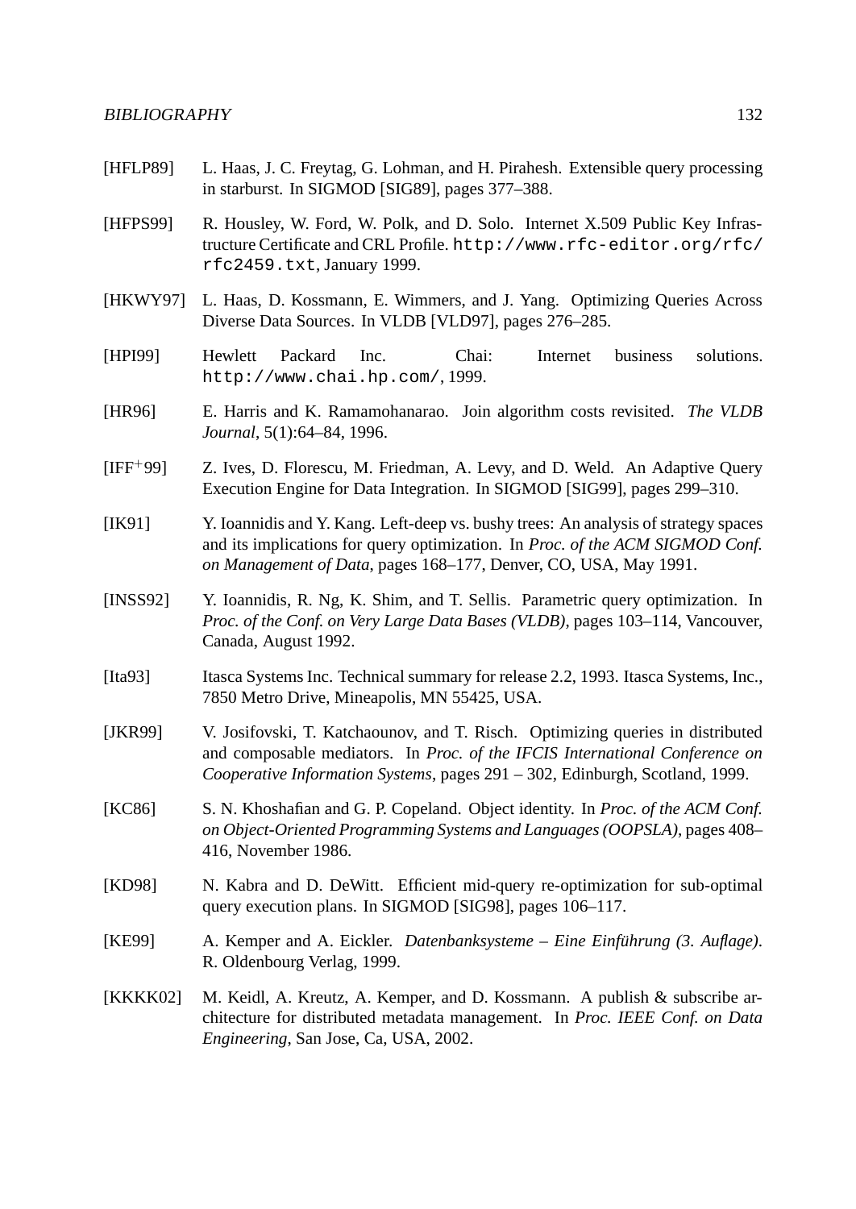[HFLP89] L. Haas, J. C. Freytag, G. Lohman, and H. Pirahesh. Extensible query processing in starburst. In SIGMOD [SIG89], pages 377–388.

[HFPS99] R. Housley, W. Ford, W. Polk, and D. Solo. Internet X.509 Public Key Infrastructure Certificate and CRL Profile. `http://www.rfc-editor.org/rfc/rfc2459.txt`, January 1999.

[HKWY97] L. Haas, D. Kossmann, E. Wimmers, and J. Yang. Optimizing Queries Across Diverse Data Sources. In VLDB [VLD97], pages 276–285.

[HPI99] Hewlett Packard Inc. Chai: Internet business solutions. `http://www.chai.hp.com/`, 1999.

[HR96] E. Harris and K. Ramamohanarao. Join algorithm costs revisited. *The VLDB Journal*, 5(1):64–84, 1996.

[IFF$^+$99] Z. Ives, D. Florescu, M. Friedman, A. Levy, and D. Weld. An Adaptive Query Execution Engine for Data Integration. In SIGMOD [SIG99], pages 299–310.

[IK91] Y. Ioannidis and Y. Kang. Left-deep vs. bushy trees: An analysis of strategy spaces and its implications for query optimization. In *Proc. of the ACM SIGMOD Conf. on Management of Data*, pages 168–177, Denver, CO, USA, May 1991.

[INSS92] Y. Ioannidis, R. Ng, K. Shim, and T. Sellis. Parametric query optimization. In *Proc. of the Conf. on Very Large Data Bases (VLDB)*, pages 103–114, Vancouver, Canada, August 1992.

[Ita93] Itasca Systems Inc. Technical summary for release 2.2, 1993. Itasca Systems, Inc., 7850 Metro Drive, Mineapolis, MN 55425, USA.

[JKR99] V. Josifovski, T. Katchaounov, and T. Risch. Optimizing queries in distributed and composable mediators. In *Proc. of the IFCIS International Conference on Cooperative Information Systems*, pages 291 – 302, Edinburgh, Scotland, 1999.

[KC86] S. N. Khoshafian and G. P. Copeland. Object identity. In *Proc. of the ACM Conf. on Object-Oriented Programming Systems and Languages (OOPSLA)*, pages 408–416, November 1986.

[KD98] N. Kabra and D. DeWitt. Efficient mid-query re-optimization for sub-optimal query execution plans. In SIGMOD [SIG98], pages 106–117.

[KE99] A. Kemper and A. Eickler. *Datenbanksysteme – Eine Einführung (3. Auflage)*. R. Oldenbourg Verlag, 1999.

[KKKK02] M. Keidl, A. Kreutz, A. Kemper, and D. Kossmann. A publish & subscribe architecture for distributed metadata management. In *Proc. IEEE Conf. on Data Engineering*, San Jose, Ca, USA, 2002.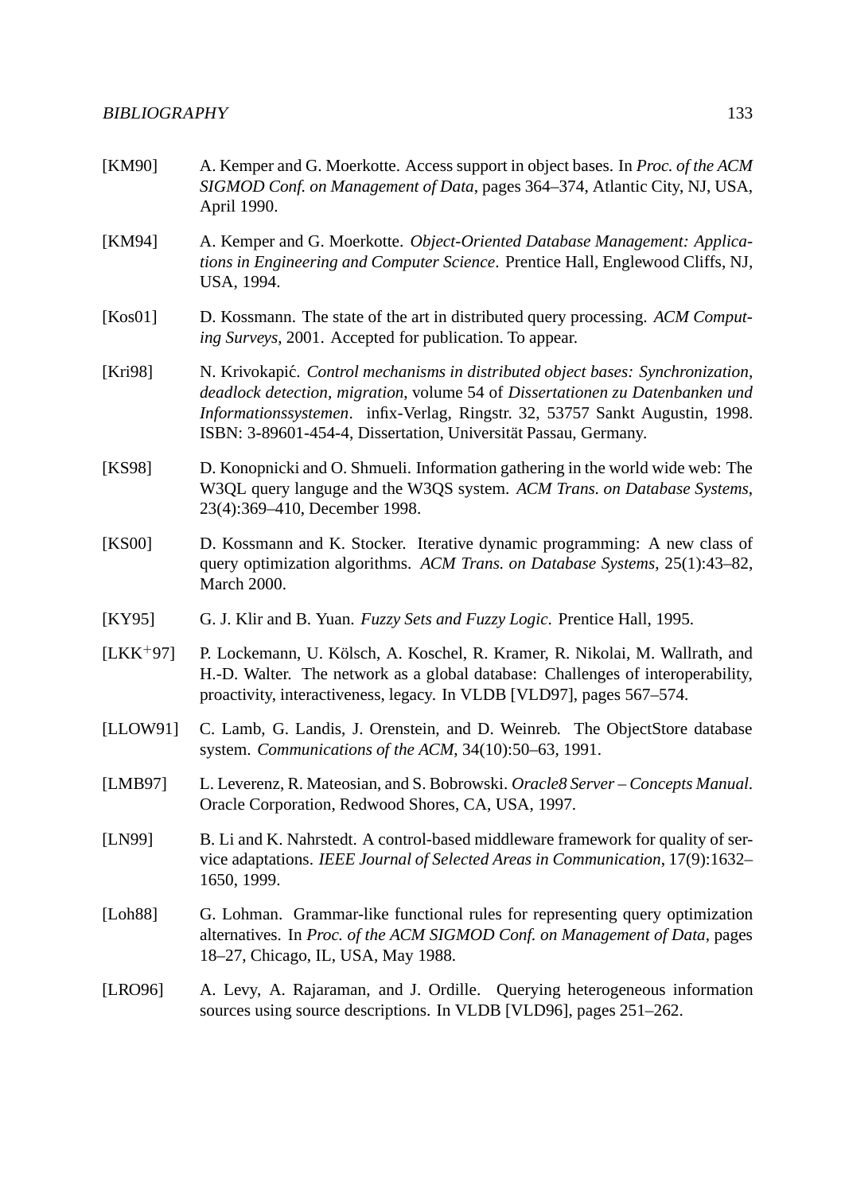[KM90] A. Kemper and G. Moerkotte. Access support in object bases. In *Proc. of the ACM SIGMOD Conf. on Management of Data*, pages 364–374, Atlantic City, NJ, USA, April 1990.

[KM94] A. Kemper and G. Moerkotte. *Object-Oriented Database Management: Applications in Engineering and Computer Science*. Prentice Hall, Englewood Cliffs, NJ, USA, 1994.

[Kos01] D. Kossmann. The state of the art in distributed query processing. *ACM Computing Surveys*, 2001. Accepted for publication. To appear.

[Kri98] N. Krivokapić. *Control mechanisms in distributed object bases: Synchronization, deadlock detection, migration*, volume 54 of *Dissertationen zu Datenbanken und Informationssystemen*. infix-Verlag, Ringstr. 32, 53757 Sankt Augustin, 1998. ISBN: 3-89601-454-4, Dissertation, Universität Passau, Germany.

[KS98] D. Konopnicki and O. Shmueli. Information gathering in the world wide web: The W3QL query languge and the W3QS system. *ACM Trans. on Database Systems*, 23(4):369–410, December 1998.

[KS00] D. Kossmann and K. Stocker. Iterative dynamic programming: A new class of query optimization algorithms. *ACM Trans. on Database Systems*, 25(1):43–82, March 2000.

[KY95] G. J. Klir and B. Yuan. *Fuzzy Sets and Fuzzy Logic*. Prentice Hall, 1995.

[LKK+97] P. Lockemann, U. Kölsch, A. Koschel, R. Kramer, R. Nikolai, M. Wallrath, and H.-D. Walter. The network as a global database: Challenges of interoperability, proactivity, interactiveness, legacy. In VLDB [VLD97], pages 567–574.

[LLOW91] C. Lamb, G. Landis, J. Orenstein, and D. Weinreb. The ObjectStore database system. *Communications of the ACM*, 34(10):50–63, 1991.

[LMB97] L. Leverenz, R. Mateosian, and S. Bobrowski. *Oracle8 Server – Concepts Manual*. Oracle Corporation, Redwood Shores, CA, USA, 1997.

[LN99] B. Li and K. Nahrstedt. A control-based middleware framework for quality of service adaptations. *IEEE Journal of Selected Areas in Communication*, 17(9):1632–1650, 1999.

[Loh88] G. Lohman. Grammar-like functional rules for representing query optimization alternatives. In *Proc. of the ACM SIGMOD Conf. on Management of Data*, pages 18–27, Chicago, IL, USA, May 1988.

[LRO96] A. Levy, A. Rajaraman, and J. Ordille. Querying heterogeneous information sources using source descriptions. In VLDB [VLD96], pages 251–262.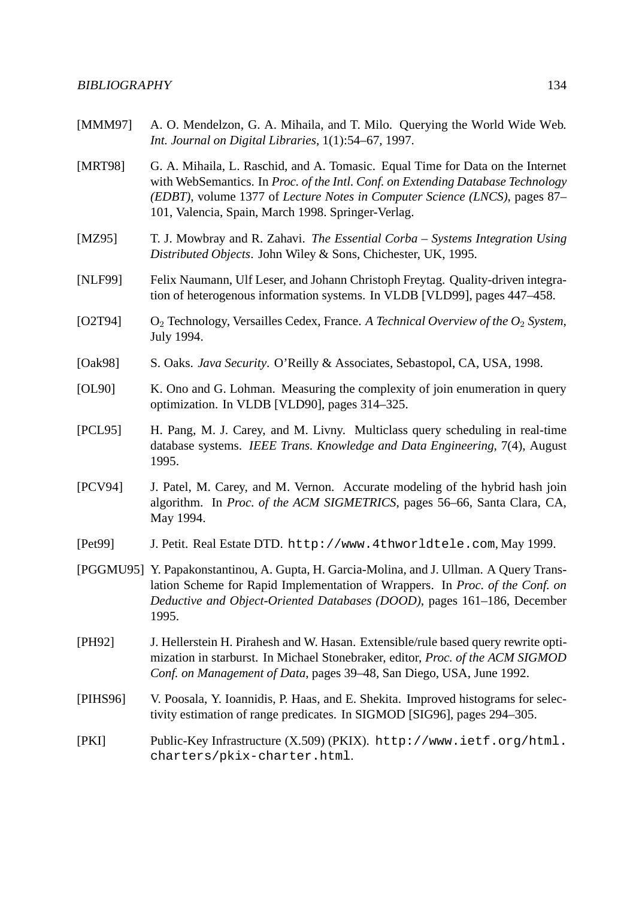[MMM97] A. O. Mendelzon, G. A. Mihaila, and T. Milo. Querying the World Wide Web. *Int. Journal on Digital Libraries*, 1(1):54–67, 1997.

[MRT98] G. A. Mihaila, L. Raschid, and A. Tomasic. Equal Time for Data on the Internet with WebSemantics. In *Proc. of the Intl. Conf. on Extending Database Technology (EDBT)*, volume 1377 of *Lecture Notes in Computer Science (LNCS)*, pages 87–101, Valencia, Spain, March 1998. Springer-Verlag.

[MZ95] T. J. Mowbray and R. Zahavi. *The Essential Corba – Systems Integration Using Distributed Objects*. John Wiley & Sons, Chichester, UK, 1995.

[NLF99] Felix Naumann, Ulf Leser, and Johann Christoph Freytag. Quality-driven integration of heterogenous information systems. In VLDB [VLD99], pages 447–458.

[O2T94] $O_2$ Technology, Versailles Cedex, France. *A Technical Overview of the $O_2$ System*, July 1994.

[Oak98] S. Oaks. *Java Security*. O'Reilly & Associates, Sebastopol, CA, USA, 1998.

[OL90] K. Ono and G. Lohman. Measuring the complexity of join enumeration in query optimization. In VLDB [VLD90], pages 314–325.

[PCL95] H. Pang, M. J. Carey, and M. Livny. Multiclass query scheduling in real-time database systems. *IEEE Trans. Knowledge and Data Engineering*, 7(4), August 1995.

[PCV94] J. Patel, M. Carey, and M. Vernon. Accurate modeling of the hybrid hash join algorithm. In *Proc. of the ACM SIGMETRICS*, pages 56–66, Santa Clara, CA, May 1994.

[Pet99] J. Petit. Real Estate DTD. `http://www.4thworldtele.com`, May 1999.

[PGGMU95] Y. Papakonstantinou, A. Gupta, H. Garcia-Molina, and J. Ullman. A Query Translation Scheme for Rapid Implementation of Wrappers. In *Proc. of the Conf. on Deductive and Object-Oriented Databases (DOOD)*, pages 161–186, December 1995.

[PH92] J. Hellerstein H. Pirahesh and W. Hasan. Extensible/rule based query rewrite optimization in starburst. In Michael Stonebraker, editor, *Proc. of the ACM SIGMOD Conf. on Management of Data*, pages 39–48, San Diego, USA, June 1992.

[PIHS96] V. Poosala, Y. Ioannidis, P. Haas, and E. Shekita. Improved histograms for selectivity estimation of range predicates. In SIGMOD [SIG96], pages 294–305.

[PKI] Public-Key Infrastructure (X.509) (PKIX). `http://www.ietf.org/html.charters/pkix-charter.html`.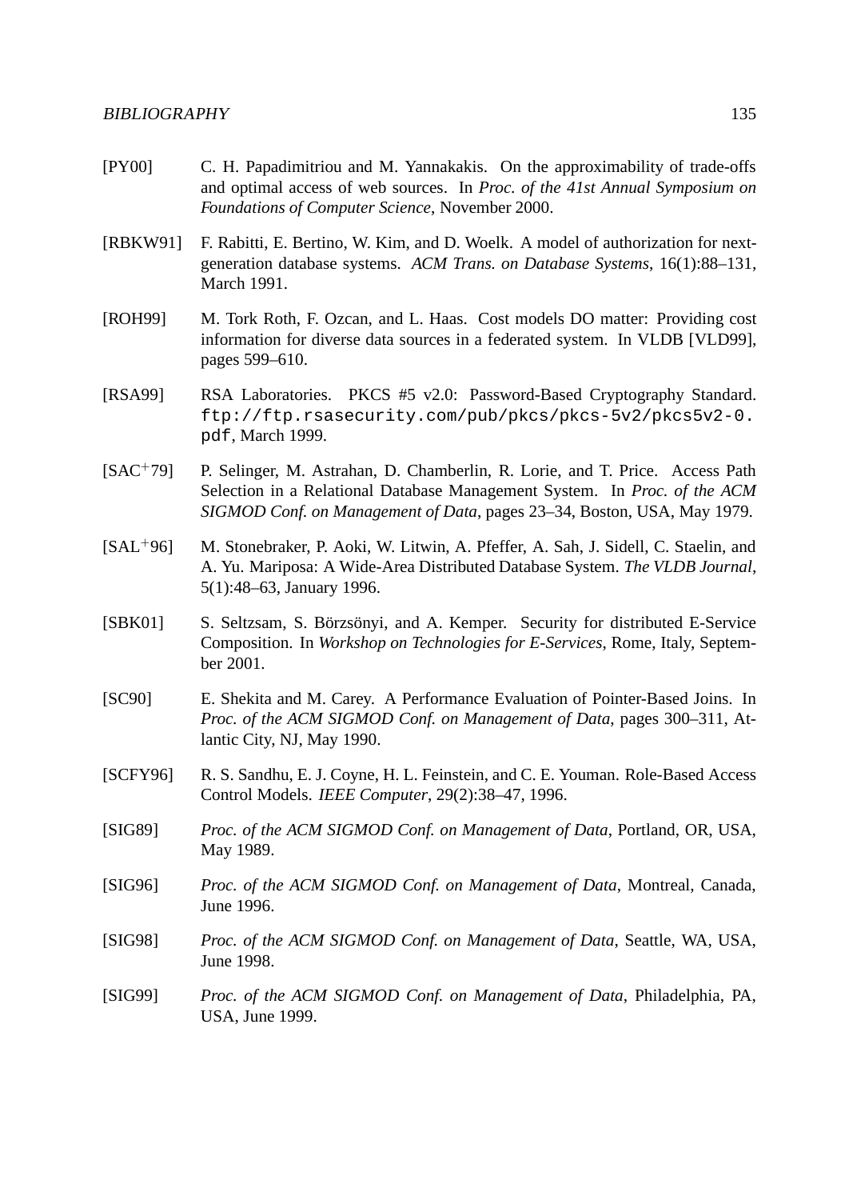[PY00] C. H. Papadimitriou and M. Yannakakis. On the approximability of trade-offs and optimal access of web sources. In *Proc. of the 41st Annual Symposium on Foundations of Computer Science*, November 2000.

[RBKW91] F. Rabitti, E. Bertino, W. Kim, and D. Woelk. A model of authorization for next-generation database systems. *ACM Trans. on Database Systems*, 16(1):88–131, March 1991.

[ROH99] M. Tork Roth, F. Ozcan, and L. Haas. Cost models DO matter: Providing cost information for diverse data sources in a federated system. In VLDB [VLD99], pages 599–610.

[RSA99] RSA Laboratories. PKCS #5 v2.0: Password-Based Cryptography Standard. `ftp://ftp.rsasecurity.com/pub/pkcs/pkcs-5v2/pkcs5v2-0.pdf`, March 1999.

[SAC+79] P. Selinger, M. Astrahan, D. Chamberlin, R. Lorie, and T. Price. Access Path Selection in a Relational Database Management System. In *Proc. of the ACM SIGMOD Conf. on Management of Data*, pages 23–34, Boston, USA, May 1979.

[SAL+96] M. Stonebraker, P. Aoki, W. Litwin, A. Pfeffer, A. Sah, J. Sidell, C. Staelin, and A. Yu. Mariposa: A Wide-Area Distributed Database System. *The VLDB Journal*, 5(1):48–63, January 1996.

[SBK01] S. Seltzsam, S. Börzsönyi, and A. Kemper. Security for distributed E-Service Composition. In *Workshop on Technologies for E-Services*, Rome, Italy, September 2001.

[SC90] E. Shekita and M. Carey. A Performance Evaluation of Pointer-Based Joins. In *Proc. of the ACM SIGMOD Conf. on Management of Data*, pages 300–311, Atlantic City, NJ, May 1990.

[SCFY96] R. S. Sandhu, E. J. Coyne, H. L. Feinstein, and C. E. Youman. Role-Based Access Control Models. *IEEE Computer*, 29(2):38–47, 1996.

[SIG89] *Proc. of the ACM SIGMOD Conf. on Management of Data*, Portland, OR, USA, May 1989.

[SIG96] *Proc. of the ACM SIGMOD Conf. on Management of Data*, Montreal, Canada, June 1996.

[SIG98] *Proc. of the ACM SIGMOD Conf. on Management of Data*, Seattle, WA, USA, June 1998.

[SIG99] *Proc. of the ACM SIGMOD Conf. on Management of Data*, Philadelphia, PA, USA, June 1999.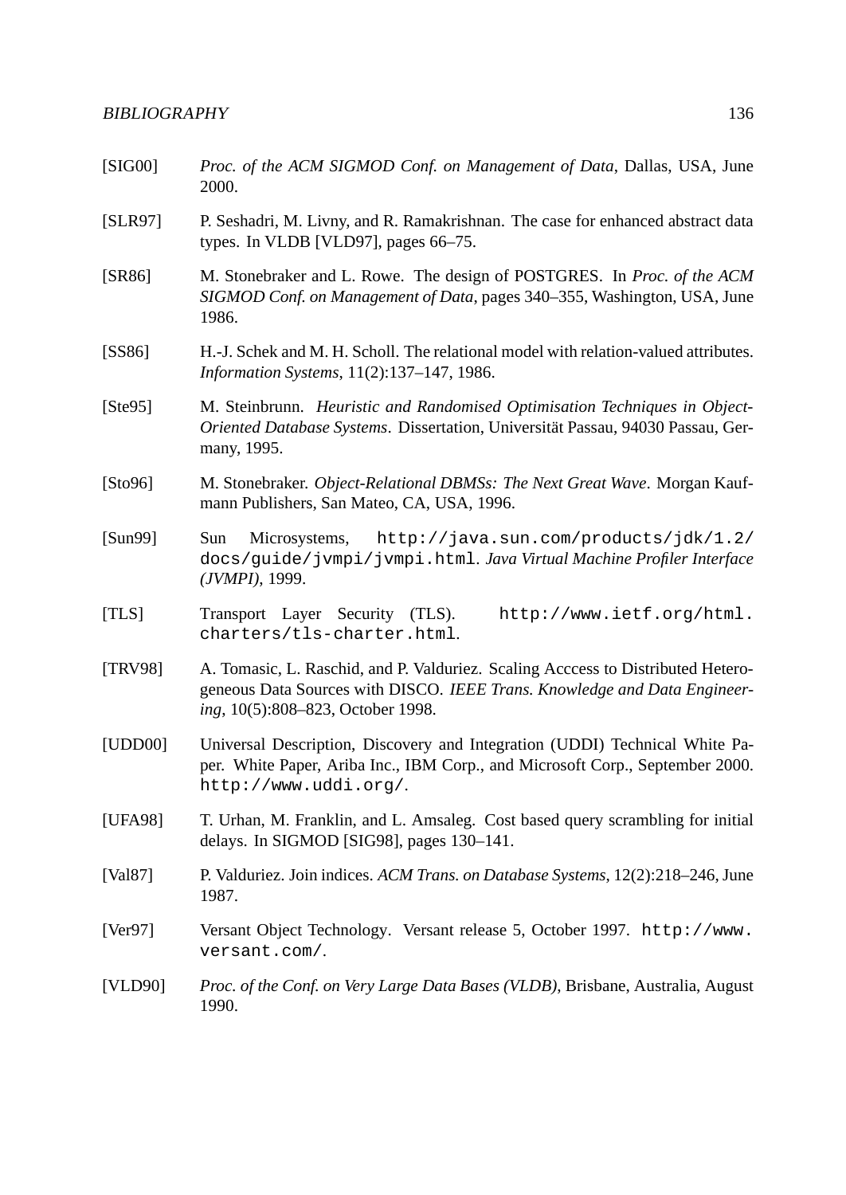[SIG00] *Proc. of the ACM SIGMOD Conf. on Management of Data*, Dallas, USA, June 2000.

[SLR97] P. Seshadri, M. Livny, and R. Ramakrishnan. The case for enhanced abstract data types. In VLDB [VLD97], pages 66–75.

[SR86] M. Stonebraker and L. Rowe. The design of POSTGRES. In *Proc. of the ACM SIGMOD Conf. on Management of Data*, pages 340–355, Washington, USA, June 1986.

[SS86] H.-J. Schek and M. H. Scholl. The relational model with relation-valued attributes. *Information Systems*, 11(2):137–147, 1986.

[Ste95] M. Steinbrunn. *Heuristic and Randomised Optimisation Techniques in Object-Oriented Database Systems*. Dissertation, Universität Passau, 94030 Passau, Germany, 1995.

[Sto96] M. Stonebraker. *Object-Relational DBMSs: The Next Great Wave*. Morgan Kaufmann Publishers, San Mateo, CA, USA, 1996.

[Sun99] Sun Microsystems, `http://java.sun.com/products/jdk/1.2/docs/guide/jvmpi/jvmpi.html`. *Java Virtual Machine Profiler Interface (JVMPI)*, 1999.

[TLS] Transport Layer Security (TLS). `http://www.ietf.org/html.charters/tls-charter.html`.

[TRV98] A. Tomasic, L. Raschid, and P. Valduriez. Scaling Acccess to Distributed Heterogeneous Data Sources with DISCO. *IEEE Trans. Knowledge and Data Engineering*, 10(5):808–823, October 1998.

[UDD00] Universal Description, Discovery and Integration (UDDI) Technical White Paper. White Paper, Ariba Inc., IBM Corp., and Microsoft Corp., September 2000. `http://www.uddi.org/`.

[UFA98] T. Urhan, M. Franklin, and L. Amsaleg. Cost based query scrambling for initial delays. In SIGMOD [SIG98], pages 130–141.

[Val87] P. Valduriez. Join indices. *ACM Trans. on Database Systems*, 12(2):218–246, June 1987.

[Ver97] Versant Object Technology. Versant release 5, October 1997. `http://www.versant.com/`.

[VLD90] *Proc. of the Conf. on Very Large Data Bases (VLDB)*, Brisbane, Australia, August 1990.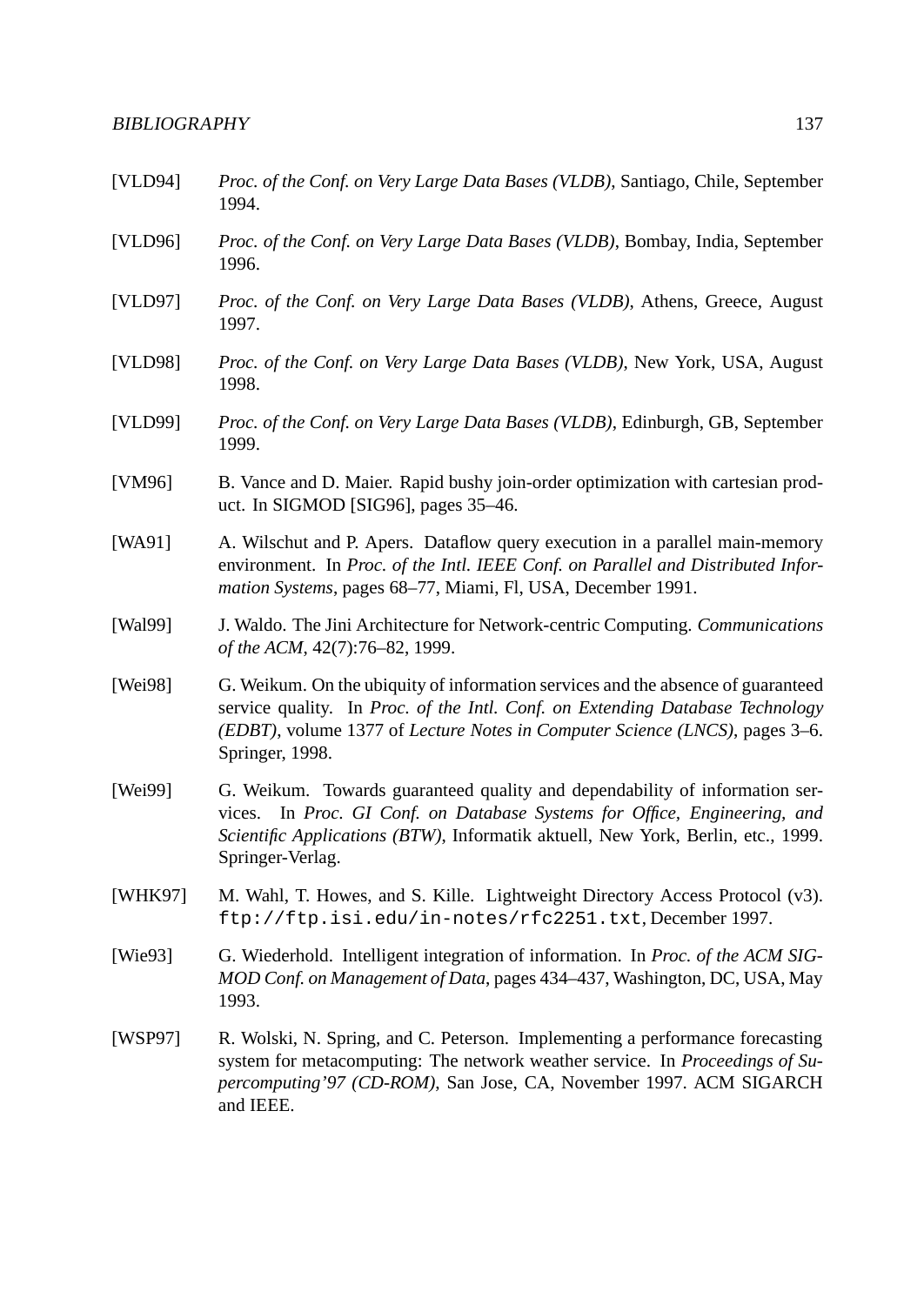[VLD94] *Proc. of the Conf. on Very Large Data Bases (VLDB)*, Santiago, Chile, September 1994.

[VLD96] *Proc. of the Conf. on Very Large Data Bases (VLDB)*, Bombay, India, September 1996.

[VLD97] *Proc. of the Conf. on Very Large Data Bases (VLDB)*, Athens, Greece, August 1997.

[VLD98] *Proc. of the Conf. on Very Large Data Bases (VLDB)*, New York, USA, August 1998.

[VLD99] *Proc. of the Conf. on Very Large Data Bases (VLDB)*, Edinburgh, GB, September 1999.

[VM96] B. Vance and D. Maier. Rapid bushy join-order optimization with cartesian product. In SIGMOD [SIG96], pages 35–46.

[WA91] A. Wilschut and P. Apers. Dataflow query execution in a parallel main-memory environment. In *Proc. of the Intl. IEEE Conf. on Parallel and Distributed Information Systems*, pages 68–77, Miami, Fl, USA, December 1991.

[Wal99] J. Waldo. The Jini Architecture for Network-centric Computing. *Communications of the ACM*, 42(7):76–82, 1999.

[Wei98] G. Weikum. On the ubiquity of information services and the absence of guaranteed service quality. In *Proc. of the Intl. Conf. on Extending Database Technology (EDBT)*, volume 1377 of *Lecture Notes in Computer Science (LNCS)*, pages 3–6. Springer, 1998.

[Wei99] G. Weikum. Towards guaranteed quality and dependability of information services. In *Proc. GI Conf. on Database Systems for Office, Engineering, and Scientific Applications (BTW)*, Informatik aktuell, New York, Berlin, etc., 1999. Springer-Verlag.

[WHK97] M. Wahl, T. Howes, and S. Kille. Lightweight Directory Access Protocol (v3). `ftp://ftp.isi.edu/in-notes/rfc2251.txt`, December 1997.

[Wie93] G. Wiederhold. Intelligent integration of information. In *Proc. of the ACM SIGMOD Conf. on Management of Data*, pages 434–437, Washington, DC, USA, May 1993.

[WSP97] R. Wolski, N. Spring, and C. Peterson. Implementing a performance forecasting system for metacomputing: The network weather service. In *Proceedings of Supercomputing'97 (CD-ROM)*, San Jose, CA, November 1997. ACM SIGARCH and IEEE.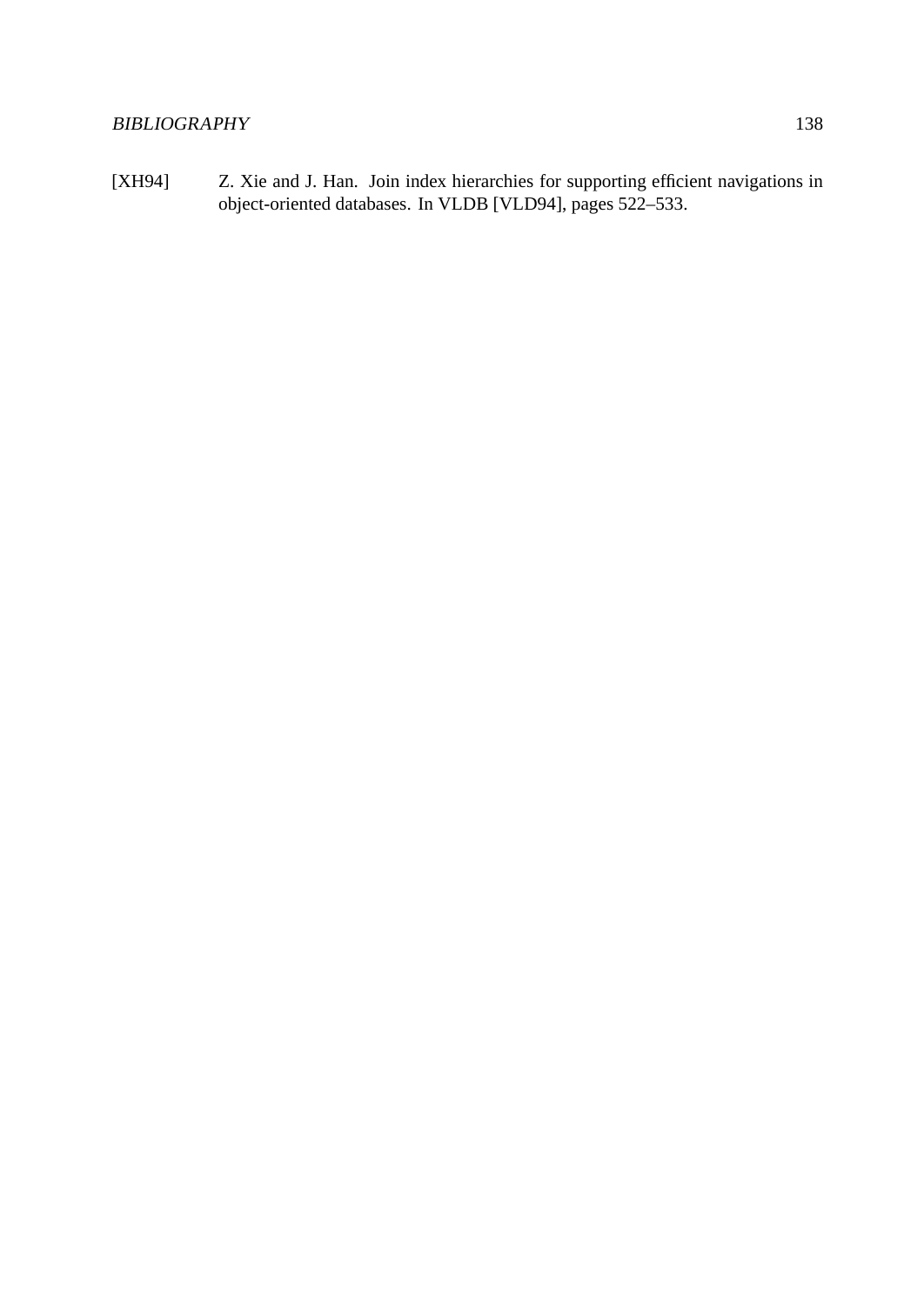[XH94] Z. Xie and J. Han. Join index hierarchies for supporting efficient navigations in object-oriented databases. In VLDB [VLD94], pages 522–533.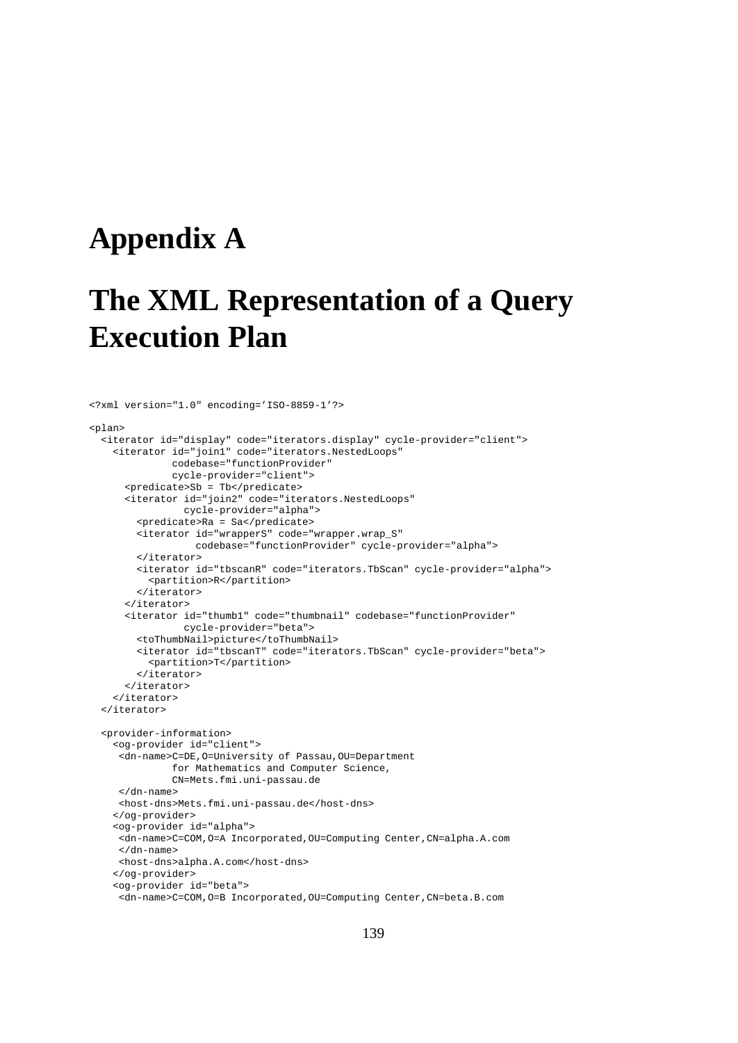# Appendix A

# The XML Representation of a Query Execution Plan

```
<?xml version="1.0" encoding='ISO-8859-1'?>

<plan>
  <iterator id="display" code="iterators.display" cycle-provider="client">
    <iterator id="join1" code="iterators.NestedLoops"
              codebase="functionProvider"
              cycle-provider="client">
      <predicate>Sb = Tb</predicate>
      <iterator id="join2" code="iterators.NestedLoops"
                cycle-provider="alpha">
        <predicate>Ra = Sa</predicate>
        <iterator id="wrapperS" code="wrapper.wrap_S"
                  codebase="functionProvider" cycle-provider="alpha">
        </iterator>
        <iterator id="tbscanR" code="iterators.TbScan" cycle-provider="alpha">
          <partition>R</partition>
        </iterator>
      </iterator>
      <iterator id="thumb1" code="thumbnail" codebase="functionProvider"
                cycle-provider="beta">
        <toThumbNail>picture</toThumbNail>
        <iterator id="tbscanT" code="iterators.TbScan" cycle-provider="beta">
          <partition>T</partition>
        </iterator>
      </iterator>
    </iterator>
  </iterator>

  <provider-information>
    <og-provider id="client">
     <dn-name>C=DE,O=University of Passau,OU=Department
              for Mathematics and Computer Science,
              CN=Mets.fmi.uni-passau.de
     </dn-name>
     <host-dns>Mets.fmi.uni-passau.de</host-dns>
    </og-provider>
    <og-provider id="alpha">
     <dn-name>C=COM,O=A Incorporated,OU=Computing Center,CN=alpha.A.com
     </dn-name>
     <host-dns>alpha.A.com</host-dns>
    </og-provider>
    <og-provider id="beta">
     <dn-name>C=COM,O=B Incorporated,OU=Computing Center,CN=beta.B.com
```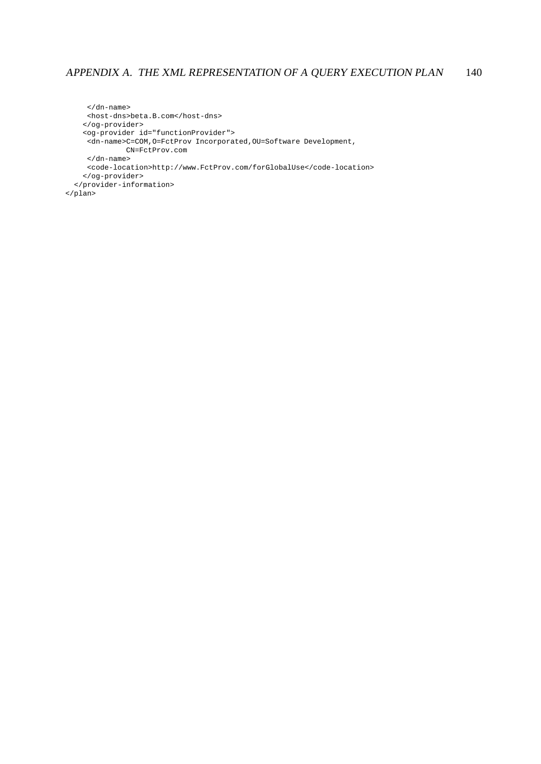```
     </dn-name>
     <host-dns>beta.B.com</host-dns>
    </og-provider>
    <og-provider id="functionProvider">
     <dn-name>C=COM,O=FctProv Incorporated,OU=Software Development,
             CN=FctProv.com
     </dn-name>
     <code-location>http://www.FctProv.com/forGlobalUse</code-location>
    </og-provider>
  </provider-information>
</plan>
```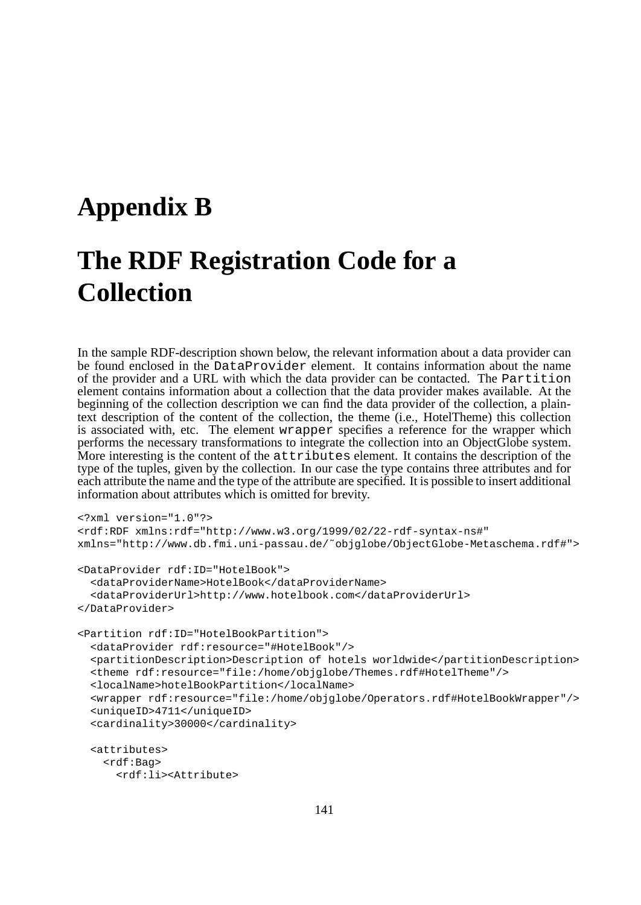# Appendix B

# The RDF Registration Code for a Collection

In the sample RDF-description shown below, the relevant information about a data provider can be found enclosed in the `DataProvider` element. It contains information about the name of the provider and a URL with which the data provider can be contacted. The `Partition` element contains information about a collection that the data provider makes available. At the beginning of the collection description we can find the data provider of the collection, a plain-text description of the content of the collection, the theme (i.e., HotelTheme) this collection is associated with, etc. The element `wrapper` specifies a reference for the wrapper which performs the necessary transformations to integrate the collection into an ObjectGlobe system. More interesting is the content of the `attributes` element. It contains the description of the type of the tuples, given by the collection. In our case the type contains three attributes and for each attribute the name and the type of the attribute are specified. It is possible to insert additional information about attributes which is omitted for brevity.

```
<?xml version="1.0"?>
<rdf:RDF xmlns:rdf="http://www.w3.org/1999/02/22-rdf-syntax-ns#"
xmlns="http://www.db.fmi.uni-passau.de/˜objglobe/ObjectGlobe-Metaschema.rdf#">

<DataProvider rdf:ID="HotelBook">
  <dataProviderName>HotelBook</dataProviderName>
  <dataProviderUrl>http://www.hotelbook.com</dataProviderUrl>
</DataProvider>

<Partition rdf:ID="HotelBookPartition">
  <dataProvider rdf:resource="#HotelBook"/>
  <partitionDescription>Description of hotels worldwide</partitionDescription>
  <theme rdf:resource="file:/home/objglobe/Themes.rdf#HotelTheme"/>
  <localName>hotelBookPartition</localName>
  <wrapper rdf:resource="file:/home/objglobe/Operators.rdf#HotelBookWrapper"/>
  <uniqueID>4711</uniqueID>
  <cardinality>30000</cardinality>

  <attributes>
    <rdf:Bag>
      <rdf:li><Attribute>
```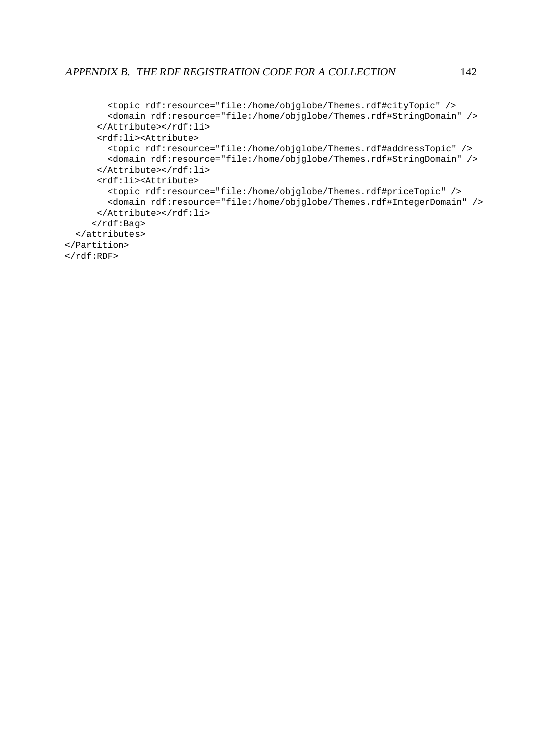```
        <topic rdf:resource="file:/home/objglobe/Themes.rdf#cityTopic" />
        <domain rdf:resource="file:/home/objglobe/Themes.rdf#StringDomain" />
      </Attribute></rdf:li>
      <rdf:li><Attribute>
        <topic rdf:resource="file:/home/objglobe/Themes.rdf#addressTopic" />
        <domain rdf:resource="file:/home/objglobe/Themes.rdf#StringDomain" />
      </Attribute></rdf:li>
      <rdf:li><Attribute>
        <topic rdf:resource="file:/home/objglobe/Themes.rdf#priceTopic" />
        <domain rdf:resource="file:/home/objglobe/Themes.rdf#IntegerDomain" />
      </Attribute></rdf:li>
     </rdf:Bag>
  </attributes>
</Partition>
</rdf:RDF>
```